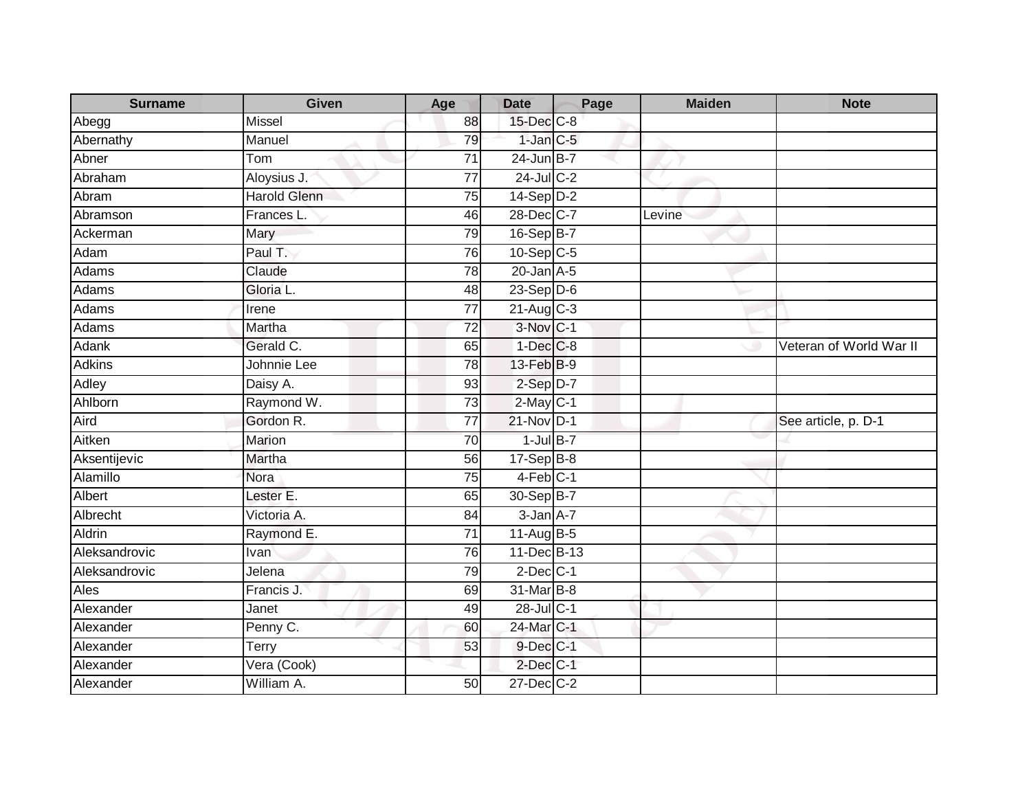| Surname | Given | Age | Date | Page | Maiden | Note |
|---|---|---|---|---|---|---|
| Abegg | Missel | 88 | 15-Dec | C-8 | | |
| Abernathy | Manuel | 79 | 1-Jan | C-5 | | |
| Abner | Tom | 71 | 24-Jun | B-7 | | |
| Abraham | Aloysius J. | 77 | 24-Jul | C-2 | | |
| Abram | Harold Glenn | 75 | 14-Sep | D-2 | | |
| Abramson | Frances L. | 46 | 28-Dec | C-7 | Levine | |
| Ackerman | Mary | 79 | 16-Sep | B-7 | | |
| Adam | Paul T. | 76 | 10-Sep | C-5 | | |
| Adams | Claude | 78 | 20-Jan | A-5 | | |
| Adams | Gloria L. | 48 | 23-Sep | D-6 | | |
| Adams | Irene | 77 | 21-Aug | C-3 | | |
| Adams | Martha | 72 | 3-Nov | C-1 | | |
| Adank | Gerald C. | 65 | 1-Dec | C-8 | | Veteran of World War II |
| Adkins | Johnnie Lee | 78 | 13-Feb | B-9 | | |
| Adley | Daisy A. | 93 | 2-Sep | D-7 | | |
| Ahlborn | Raymond W. | 73 | 2-May | C-1 | | |
| Aird | Gordon R. | 77 | 21-Nov | D-1 | | See article, p. D-1 |
| Aitken | Marion | 70 | 1-Jul | B-7 | | |
| Aksentijevic | Martha | 56 | 17-Sep | B-8 | | |
| Alamillo | Nora | 75 | 4-Feb | C-1 | | |
| Albert | Lester E. | 65 | 30-Sep | B-7 | | |
| Albrecht | Victoria A. | 84 | 3-Jan | A-7 | | |
| Aldrin | Raymond E. | 71 | 11-Aug | B-5 | | |
| Aleksandrovic | Ivan | 76 | 11-Dec | B-13 | | |
| Aleksandrovic | Jelena | 79 | 2-Dec | C-1 | | |
| Ales | Francis J. | 69 | 31-Mar | B-8 | | |
| Alexander | Janet | 49 | 28-Jul | C-1 | | |
| Alexander | Penny C. | 60 | 24-Mar | C-1 | | |
| Alexander | Terry | 53 | 9-Dec | C-1 | | |
| Alexander | Vera (Cook) | | 2-Dec | C-1 | | |
| Alexander | William A. | 50 | 27-Dec | C-2 | | |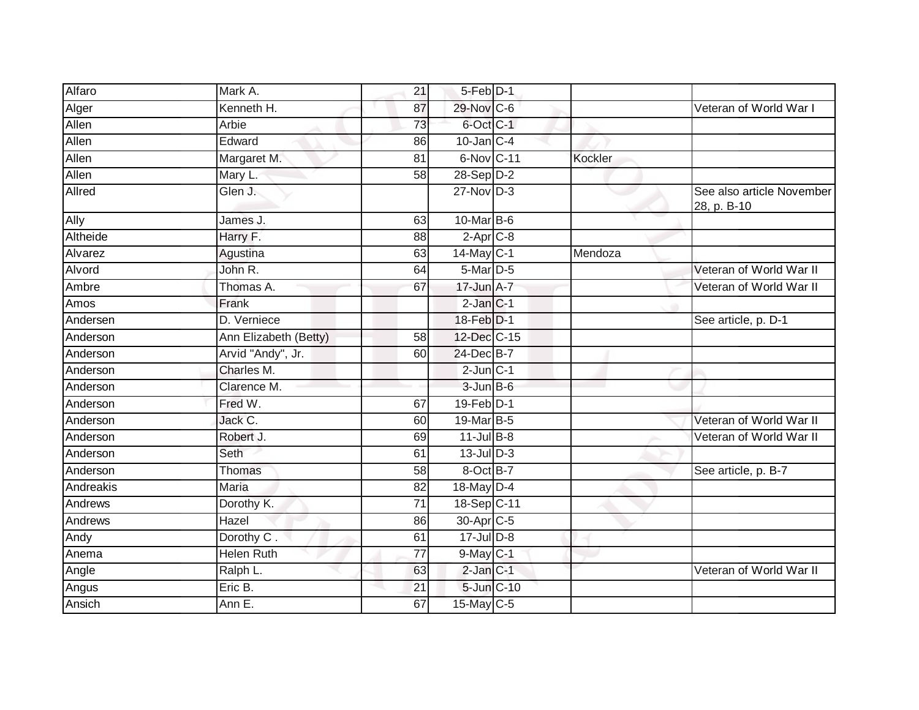| | | | | | | |
|---|---|---|---|---|---|---|
| Alfaro | Mark A. | 21 | 5-Feb | D-1 | | |
| Alger | Kenneth H. | 87 | 29-Nov | C-6 | | Veteran of World War I |
| Allen | Arbie | 73 | 6-Oct | C-1 | | |
| Allen | Edward | 86 | 10-Jan | C-4 | | |
| Allen | Margaret M. | 81 | 6-Nov | C-11 | Kockler | |
| Allen | Mary L. | 58 | 28-Sep | D-2 | | |
| Allred | Glen J. | | 27-Nov | D-3 | | See also article November 28, p. B-10 |
| Ally | James J. | 63 | 10-Mar | B-6 | | |
| Altheide | Harry F. | 88 | 2-Apr | C-8 | | |
| Alvarez | Agustina | 63 | 14-May | C-1 | Mendoza | |
| Alvord | John R. | 64 | 5-Mar | D-5 | | Veteran of World War II |
| Ambre | Thomas A. | 67 | 17-Jun | A-7 | | Veteran of World War II |
| Amos | Frank | | 2-Jan | C-1 | | |
| Andersen | D. Verniece | | 18-Feb | D-1 | | See article, p. D-1 |
| Anderson | Ann Elizabeth (Betty) | 58 | 12-Dec | C-15 | | |
| Anderson | Arvid "Andy", Jr. | 60 | 24-Dec | B-7 | | |
| Anderson | Charles M. | | 2-Jun | C-1 | | |
| Anderson | Clarence M. | | 3-Jun | B-6 | | |
| Anderson | Fred W. | 67 | 19-Feb | D-1 | | |
| Anderson | Jack C. | 60 | 19-Mar | B-5 | | Veteran of World War II |
| Anderson | Robert J. | 69 | 11-Jul | B-8 | | Veteran of World War II |
| Anderson | Seth | 61 | 13-Jul | D-3 | | |
| Anderson | Thomas | 58 | 8-Oct | B-7 | | See article, p. B-7 |
| Andreakis | Maria | 82 | 18-May | D-4 | | |
| Andrews | Dorothy K. | 71 | 18-Sep | C-11 | | |
| Andrews | Hazel | 86 | 30-Apr | C-5 | | |
| Andy | Dorothy C . | 61 | 17-Jul | D-8 | | |
| Anema | Helen Ruth | 77 | 9-May | C-1 | | |
| Angle | Ralph L. | 63 | 2-Jan | C-1 | | Veteran of World War II |
| Angus | Eric B. | 21 | 5-Jun | C-10 | | |
| Ansich | Ann E. | 67 | 15-May | C-5 | | |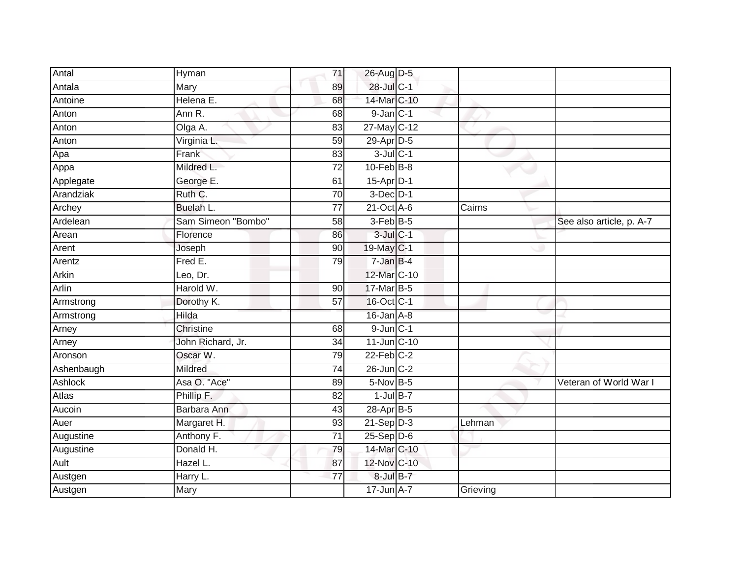| | | | | | | |
|---|---|---|---|---|---|---|
| Antal | Hyman | 71 | 26-Aug | D-5 | | |
| Antala | Mary | 89 | 28-Jul | C-1 | | |
| Antoine | Helena E. | 68 | 14-Mar | C-10 | | |
| Anton | Ann R. | 68 | 9-Jan | C-1 | | |
| Anton | Olga A. | 83 | 27-May | C-12 | | |
| Anton | Virginia L. | 59 | 29-Apr | D-5 | | |
| Apa | Frank | 83 | 3-Jul | C-1 | | |
| Appa | Mildred L. | 72 | 10-Feb | B-8 | | |
| Applegate | George E. | 61 | 15-Apr | D-1 | | |
| Arandziak | Ruth C. | 70 | 3-Dec | D-1 | | |
| Archey | Buelah L. | 77 | 21-Oct | A-6 | Cairns | |
| Ardelean | Sam Simeon "Bombo" | 58 | 3-Feb | B-5 | | See also article, p. A-7 |
| Arean | Florence | 86 | 3-Jul | C-1 | | |
| Arent | Joseph | 90 | 19-May | C-1 | | |
| Arentz | Fred E. | 79 | 7-Jan | B-4 | | |
| Arkin | Leo, Dr. | | 12-Mar | C-10 | | |
| Arlin | Harold W. | 90 | 17-Mar | B-5 | | |
| Armstrong | Dorothy K. | 57 | 16-Oct | C-1 | | |
| Armstrong | Hilda | | 16-Jan | A-8 | | |
| Arney | Christine | 68 | 9-Jun | C-1 | | |
| Arney | John Richard, Jr. | 34 | 11-Jun | C-10 | | |
| Aronson | Oscar W. | 79 | 22-Feb | C-2 | | |
| Ashenbaugh | Mildred | 74 | 26-Jun | C-2 | | |
| Ashlock | Asa O. "Ace" | 89 | 5-Nov | B-5 | | Veteran of World War I |
| Atlas | Phillip F. | 82 | 1-Jul | B-7 | | |
| Aucoin | Barbara Ann | 43 | 28-Apr | B-5 | | |
| Auer | Margaret H. | 93 | 21-Sep | D-3 | Lehman | |
| Augustine | Anthony F. | 71 | 25-Sep | D-6 | | |
| Augustine | Donald H. | 79 | 14-Mar | C-10 | | |
| Ault | Hazel L. | 87 | 12-Nov | C-10 | | |
| Austgen | Harry L. | 77 | 8-Jul | B-7 | | |
| Austgen | Mary | | 17-Jun | A-7 | Grieving | |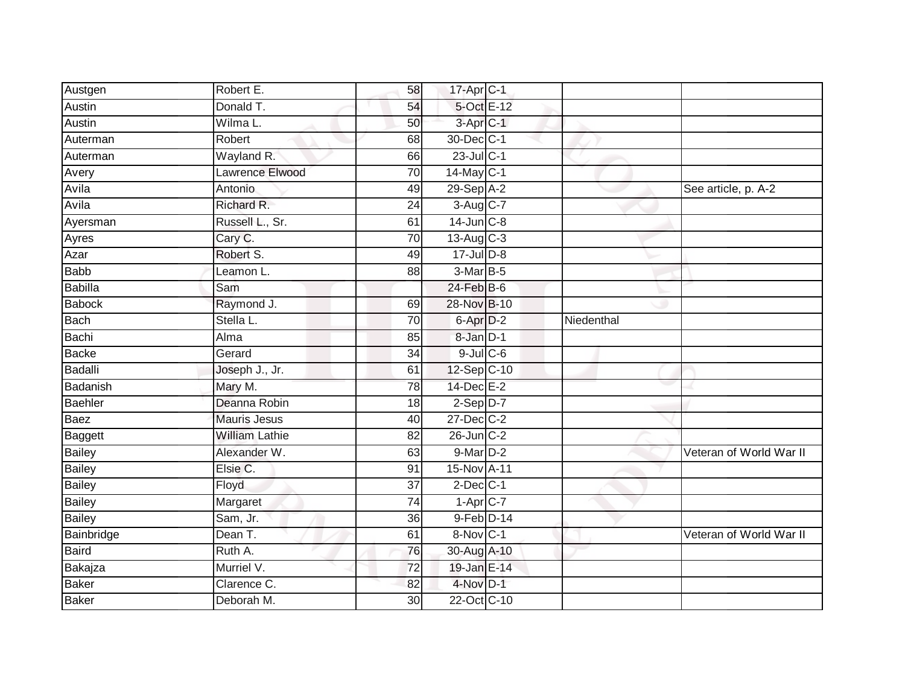| Austgen | Robert E. | 58 | 17-Apr | C-1 | | |
|---|---|---|---|---|---|---|
| Austin | Donald T. | 54 | 5-Oct | E-12 | | |
| Austin | Wilma L. | 50 | 3-Apr | C-1 | | |
| Auterman | Robert | 68 | 30-Dec | C-1 | | |
| Auterman | Wayland R. | 66 | 23-Jul | C-1 | | |
| Avery | Lawrence Elwood | 70 | 14-May | C-1 | | |
| Avila | Antonio | 49 | 29-Sep | A-2 | | See article, p. A-2 |
| Avila | Richard R. | 24 | 3-Aug | C-7 | | |
| Ayersman | Russell L., Sr. | 61 | 14-Jun | C-8 | | |
| Ayres | Cary C. | 70 | 13-Aug | C-3 | | |
| Azar | Robert S. | 49 | 17-Jul | D-8 | | |
| Babb | Leamon L. | 88 | 3-Mar | B-5 | | |
| Babilla | Sam | | 24-Feb | B-6 | | |
| Babock | Raymond J. | 69 | 28-Nov | B-10 | | |
| Bach | Stella L. | 70 | 6-Apr | D-2 | Niedenthal | |
| Bachi | Alma | 85 | 8-Jan | D-1 | | |
| Backe | Gerard | 34 | 9-Jul | C-6 | | |
| Badalli | Joseph J., Jr. | 61 | 12-Sep | C-10 | | |
| Badanish | Mary M. | 78 | 14-Dec | E-2 | | |
| Baehler | Deanna Robin | 18 | 2-Sep | D-7 | | |
| Baez | Mauris Jesus | 40 | 27-Dec | C-2 | | |
| Baggett | William Lathie | 82 | 26-Jun | C-2 | | |
| Bailey | Alexander W. | 63 | 9-Mar | D-2 | | Veteran of World War II |
| Bailey | Elsie C. | 91 | 15-Nov | A-11 | | |
| Bailey | Floyd | 37 | 2-Dec | C-1 | | |
| Bailey | Margaret | 74 | 1-Apr | C-7 | | |
| Bailey | Sam, Jr. | 36 | 9-Feb | D-14 | | |
| Bainbridge | Dean T. | 61 | 8-Nov | C-1 | | Veteran of World War II |
| Baird | Ruth A. | 76 | 30-Aug | A-10 | | |
| Bakajza | Murriel V. | 72 | 19-Jan | E-14 | | |
| Baker | Clarence C. | 82 | 4-Nov | D-1 | | |
| Baker | Deborah M. | 30 | 22-Oct | C-10 | | |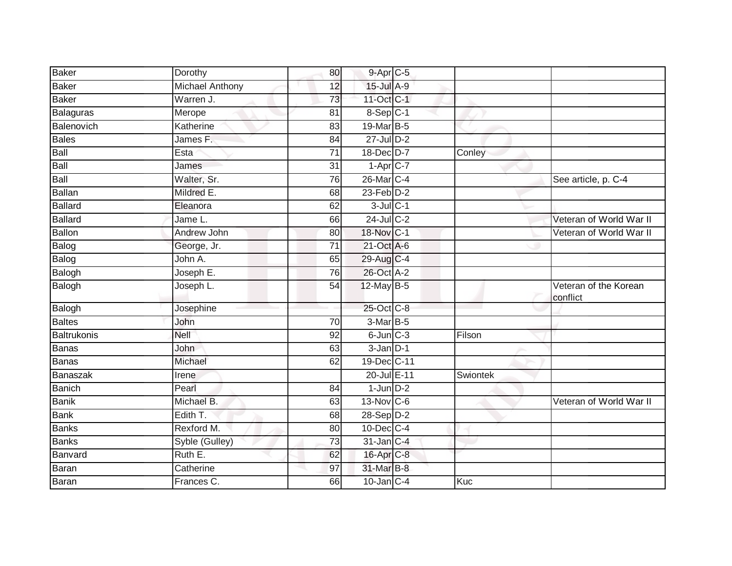| | | | | | | |
|---|---|---|---|---|---|---|
| Baker | Dorothy | 80 | 9-Apr | C-5 | | |
| Baker | Michael Anthony | 12 | 15-Jul | A-9 | | |
| Baker | Warren J. | 73 | 11-Oct | C-1 | | |
| Balaguras | Merope | 81 | 8-Sep | C-1 | | |
| Balenovich | Katherine | 83 | 19-Mar | B-5 | | |
| Bales | James F. | 84 | 27-Jul | D-2 | | |
| Ball | Esta | 71 | 18-Dec | D-7 | Conley | |
| Ball | James | 31 | 1-Apr | C-7 | | |
| Ball | Walter, Sr. | 76 | 26-Mar | C-4 | | See article, p. C-4 |
| Ballan | Mildred E. | 68 | 23-Feb | D-2 | | |
| Ballard | Eleanora | 62 | 3-Jul | C-1 | | |
| Ballard | Jame L. | 66 | 24-Jul | C-2 | | Veteran of World War II |
| Ballon | Andrew John | 80 | 18-Nov | C-1 | | Veteran of World War II |
| Balog | George, Jr. | 71 | 21-Oct | A-6 | | |
| Balog | John A. | 65 | 29-Aug | C-4 | | |
| Balogh | Joseph E. | 76 | 26-Oct | A-2 | | |
| Balogh | Joseph L. | 54 | 12-May | B-5 | | Veteran of the Korean conflict |
| Balogh | Josephine | | 25-Oct | C-8 | | |
| Baltes | John | 70 | 3-Mar | B-5 | | |
| Baltrukonis | Nell | 92 | 6-Jun | C-3 | Filson | |
| Banas | John | 63 | 3-Jan | D-1 | | |
| Banas | Michael | 62 | 19-Dec | C-11 | | |
| Banaszak | Irene | | 20-Jul | E-11 | Swiontek | |
| Banich | Pearl | 84 | 1-Jun | D-2 | | |
| Banik | Michael B. | 63 | 13-Nov | C-6 | | Veteran of World War II |
| Bank | Edith T. | 68 | 28-Sep | D-2 | | |
| Banks | Rexford M. | 80 | 10-Dec | C-4 | | |
| Banks | Syble (Gulley) | 73 | 31-Jan | C-4 | | |
| Banvard | Ruth E. | 62 | 16-Apr | C-8 | | |
| Baran | Catherine | 97 | 31-Mar | B-8 | | |
| Baran | Frances C. | 66 | 10-Jan | C-4 | Kuc | |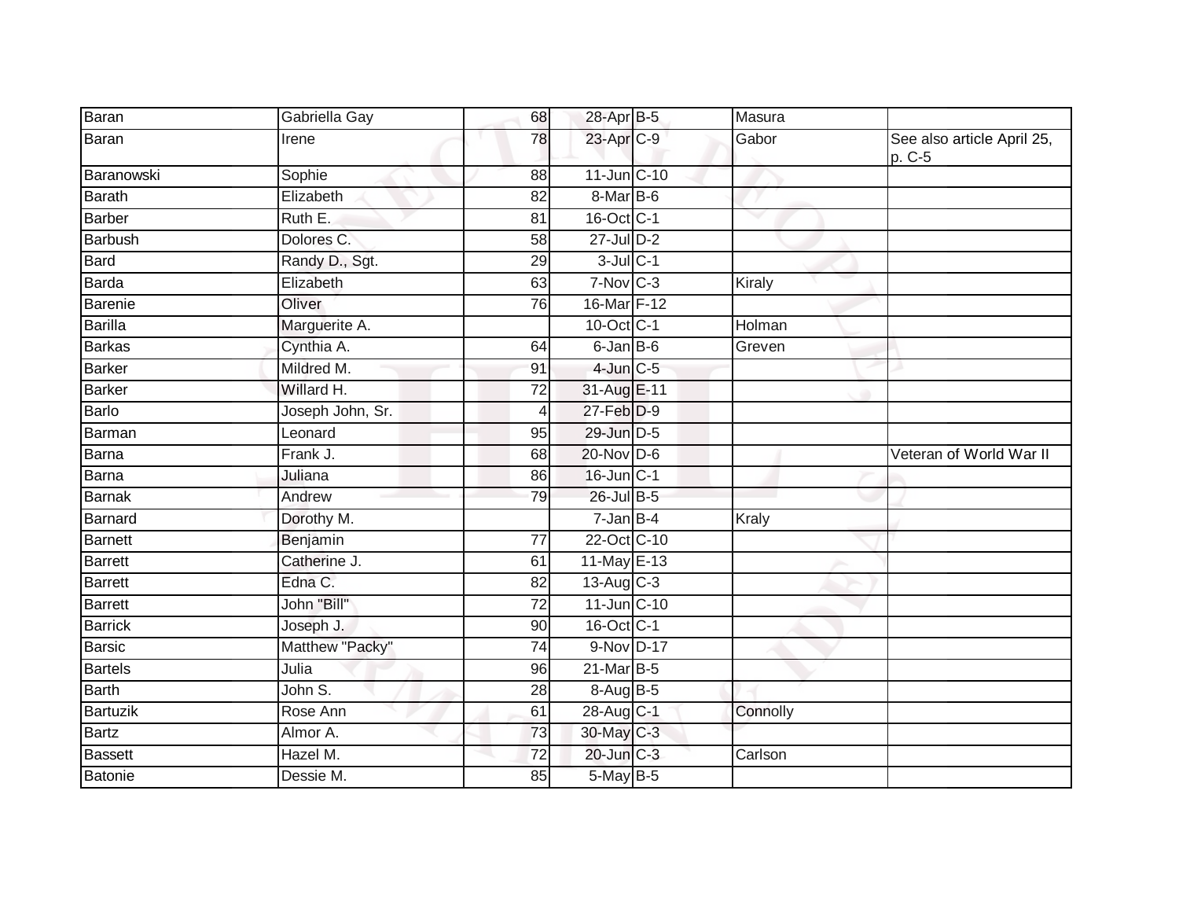| | | | | | | |
|---|---|---|---|---|---|---|
| Baran | Gabriella Gay | 68 | 28-Apr | B-5 | Masura | |
| Baran | Irene | 78 | 23-Apr | C-9 | Gabor | See also article April 25, p. C-5 |
| Baranowski | Sophie | 88 | 11-Jun | C-10 | | |
| Barath | Elizabeth | 82 | 8-Mar | B-6 | | |
| Barber | Ruth E. | 81 | 16-Oct | C-1 | | |
| Barbush | Dolores C. | 58 | 27-Jul | D-2 | | |
| Bard | Randy D., Sgt. | 29 | 3-Jul | C-1 | | |
| Barda | Elizabeth | 63 | 7-Nov | C-3 | Kiraly | |
| Barenie | Oliver | 76 | 16-Mar | F-12 | | |
| Barilla | Marguerite A. | | 10-Oct | C-1 | Holman | |
| Barkas | Cynthia A. | 64 | 6-Jan | B-6 | Greven | |
| Barker | Mildred M. | 91 | 4-Jun | C-5 | | |
| Barker | Willard H. | 72 | 31-Aug | E-11 | | |
| Barlo | Joseph John, Sr. | 4 | 27-Feb | D-9 | | |
| Barman | Leonard | 95 | 29-Jun | D-5 | | |
| Barna | Frank J. | 68 | 20-Nov | D-6 | | Veteran of World War II |
| Barna | Juliana | 86 | 16-Jun | C-1 | | |
| Barnak | Andrew | 79 | 26-Jul | B-5 | | |
| Barnard | Dorothy M. | | 7-Jan | B-4 | Kraly | |
| Barnett | Benjamin | 77 | 22-Oct | C-10 | | |
| Barrett | Catherine J. | 61 | 11-May | E-13 | | |
| Barrett | Edna C. | 82 | 13-Aug | C-3 | | |
| Barrett | John "Bill" | 72 | 11-Jun | C-10 | | |
| Barrick | Joseph J. | 90 | 16-Oct | C-1 | | |
| Barsic | Matthew "Packy" | 74 | 9-Nov | D-17 | | |
| Bartels | Julia | 96 | 21-Mar | B-5 | | |
| Barth | John S. | 28 | 8-Aug | B-5 | | |
| Bartuzik | Rose Ann | 61 | 28-Aug | C-1 | Connolly | |
| Bartz | Almor A. | 73 | 30-May | C-3 | | |
| Bassett | Hazel M. | 72 | 20-Jun | C-3 | Carlson | |
| Batonie | Dessie M. | 85 | 5-May | B-5 | | |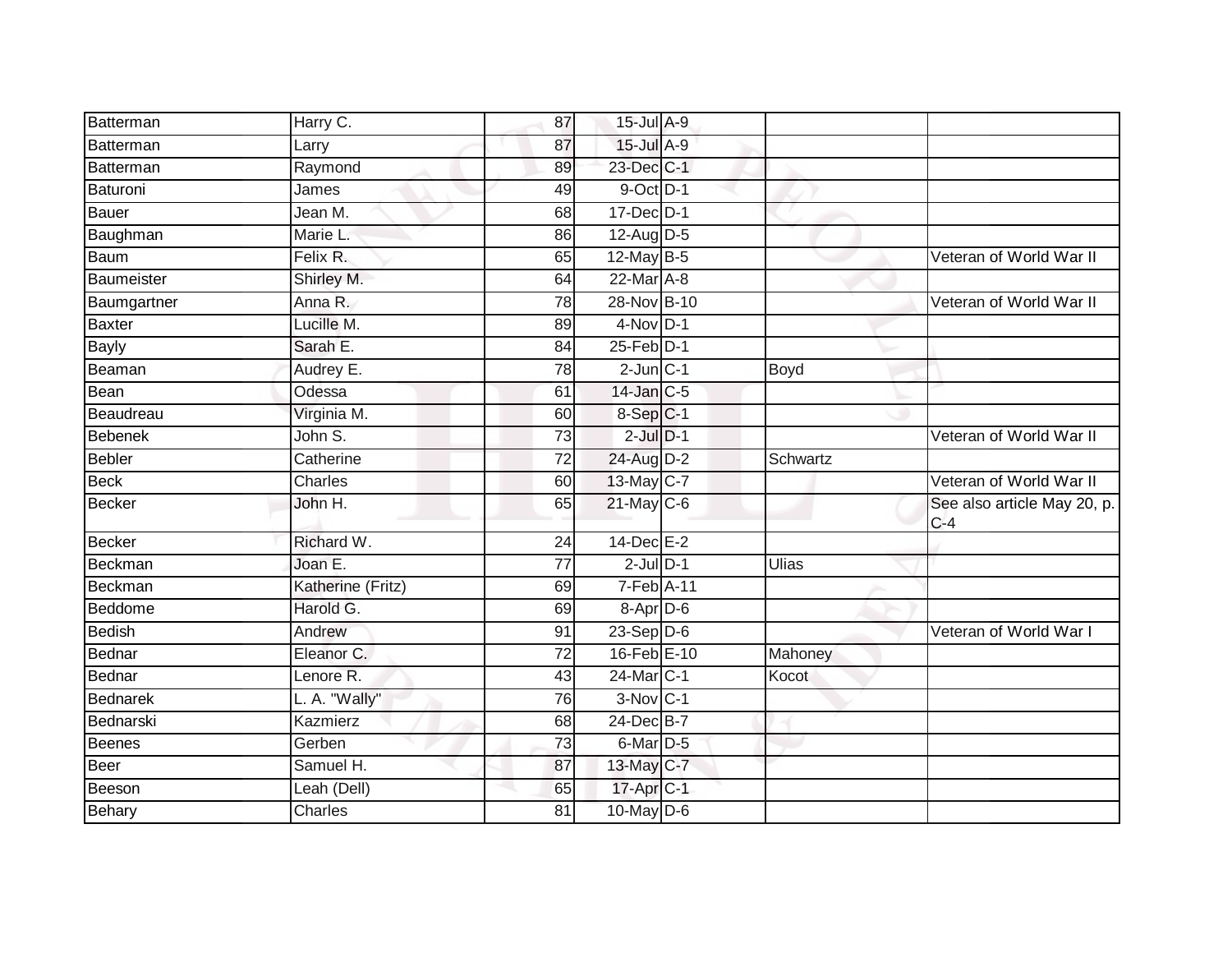| | | | | | | |
|---|---|---|---|---|---|---|
| Batterman | Harry C. | 87 | 15-Jul | A-9 | | |
| Batterman | Larry | 87 | 15-Jul | A-9 | | |
| Batterman | Raymond | 89 | 23-Dec | C-1 | | |
| Baturoni | James | 49 | 9-Oct | D-1 | | |
| Bauer | Jean M. | 68 | 17-Dec | D-1 | | |
| Baughman | Marie L. | 86 | 12-Aug | D-5 | | |
| Baum | Felix R. | 65 | 12-May | B-5 | | Veteran of World War II |
| Baumeister | Shirley M. | 64 | 22-Mar | A-8 | | |
| Baumgartner | Anna R. | 78 | 28-Nov | B-10 | | Veteran of World War II |
| Baxter | Lucille M. | 89 | 4-Nov | D-1 | | |
| Bayly | Sarah E. | 84 | 25-Feb | D-1 | | |
| Beaman | Audrey E. | 78 | 2-Jun | C-1 | Boyd | |
| Bean | Odessa | 61 | 14-Jan | C-5 | | |
| Beaudreau | Virginia M. | 60 | 8-Sep | C-1 | | |
| Bebenek | John S. | 73 | 2-Jul | D-1 | | Veteran of World War II |
| Bebler | Catherine | 72 | 24-Aug | D-2 | Schwartz | |
| Beck | Charles | 60 | 13-May | C-7 | | Veteran of World War II |
| Becker | John H. | 65 | 21-May | C-6 | | See also article May 20, p. C-4 |
| Becker | Richard W. | 24 | 14-Dec | E-2 | | |
| Beckman | Joan E. | 77 | 2-Jul | D-1 | Ulias | |
| Beckman | Katherine (Fritz) | 69 | 7-Feb | A-11 | | |
| Beddome | Harold G. | 69 | 8-Apr | D-6 | | |
| Bedish | Andrew | 91 | 23-Sep | D-6 | | Veteran of World War I |
| Bednar | Eleanor C. | 72 | 16-Feb | E-10 | Mahoney | |
| Bednar | Lenore R. | 43 | 24-Mar | C-1 | Kocot | |
| Bednarek | L. A. "Wally" | 76 | 3-Nov | C-1 | | |
| Bednarski | Kazmierz | 68 | 24-Dec | B-7 | | |
| Beenes | Gerben | 73 | 6-Mar | D-5 | | |
| Beer | Samuel H. | 87 | 13-May | C-7 | | |
| Beeson | Leah (Dell) | 65 | 17-Apr | C-1 | | |
| Behary | Charles | 81 | 10-May | D-6 | | |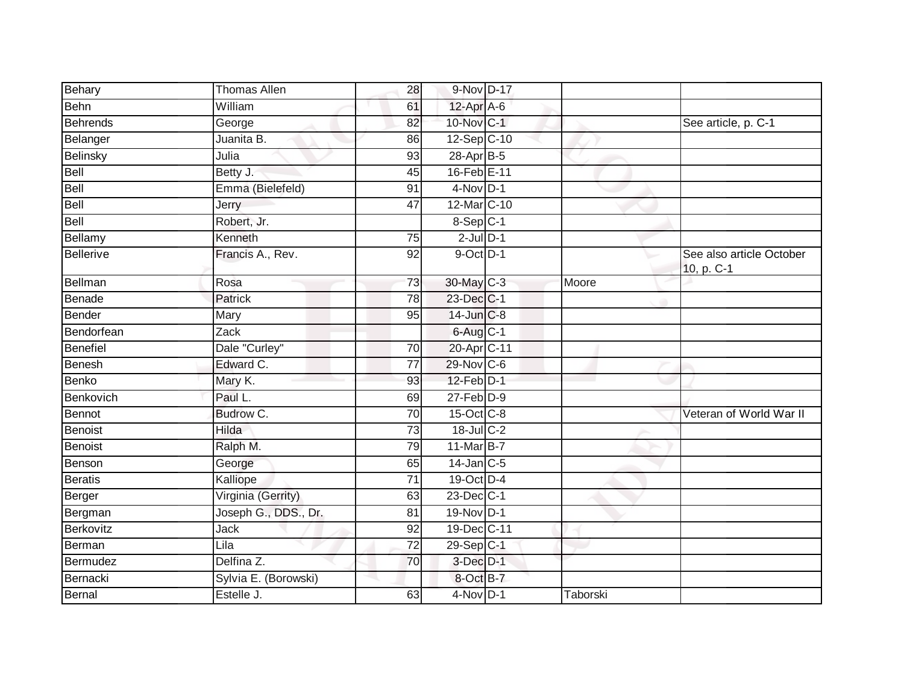| Behary | Thomas Allen | 28 | 9-Nov | D-17 | | |
|---|---|---|---|---|---|---|
| Behn | William | 61 | 12-Apr | A-6 | | |
| Behrends | George | 82 | 10-Nov | C-1 | | See article, p. C-1 |
| Belanger | Juanita B. | 86 | 12-Sep | C-10 | | |
| Belinsky | Julia | 93 | 28-Apr | B-5 | | |
| Bell | Betty J. | 45 | 16-Feb | E-11 | | |
| Bell | Emma (Bielefeld) | 91 | 4-Nov | D-1 | | |
| Bell | Jerry | 47 | 12-Mar | C-10 | | |
| Bell | Robert, Jr. | | 8-Sep | C-1 | | |
| Bellamy | Kenneth | 75 | 2-Jul | D-1 | | |
| Bellerive | Francis A., Rev. | 92 | 9-Oct | D-1 | | See also article October 10, p. C-1 |
| Bellman | Rosa | 73 | 30-May | C-3 | Moore | |
| Benade | Patrick | 78 | 23-Dec | C-1 | | |
| Bender | Mary | 95 | 14-Jun | C-8 | | |
| Bendorfean | Zack | | 6-Aug | C-1 | | |
| Benefiel | Dale "Curley" | 70 | 20-Apr | C-11 | | |
| Benesh | Edward C. | 77 | 29-Nov | C-6 | | |
| Benko | Mary K. | 93 | 12-Feb | D-1 | | |
| Benkovich | Paul L. | 69 | 27-Feb | D-9 | | |
| Bennot | Budrow C. | 70 | 15-Oct | C-8 | | Veteran of World War II |
| Benoist | Hilda | 73 | 18-Jul | C-2 | | |
| Benoist | Ralph M. | 79 | 11-Mar | B-7 | | |
| Benson | George | 65 | 14-Jan | C-5 | | |
| Beratis | Kalliope | 71 | 19-Oct | D-4 | | |
| Berger | Virginia (Gerrity) | 63 | 23-Dec | C-1 | | |
| Bergman | Joseph G., DDS., Dr. | 81 | 19-Nov | D-1 | | |
| Berkovitz | Jack | 92 | 19-Dec | C-11 | | |
| Berman | Lila | 72 | 29-Sep | C-1 | | |
| Bermudez | Delfina Z. | 70 | 3-Dec | D-1 | | |
| Bernacki | Sylvia E. (Borowski) | | 8-Oct | B-7 | | |
| Bernal | Estelle J. | 63 | 4-Nov | D-1 | Taborski | |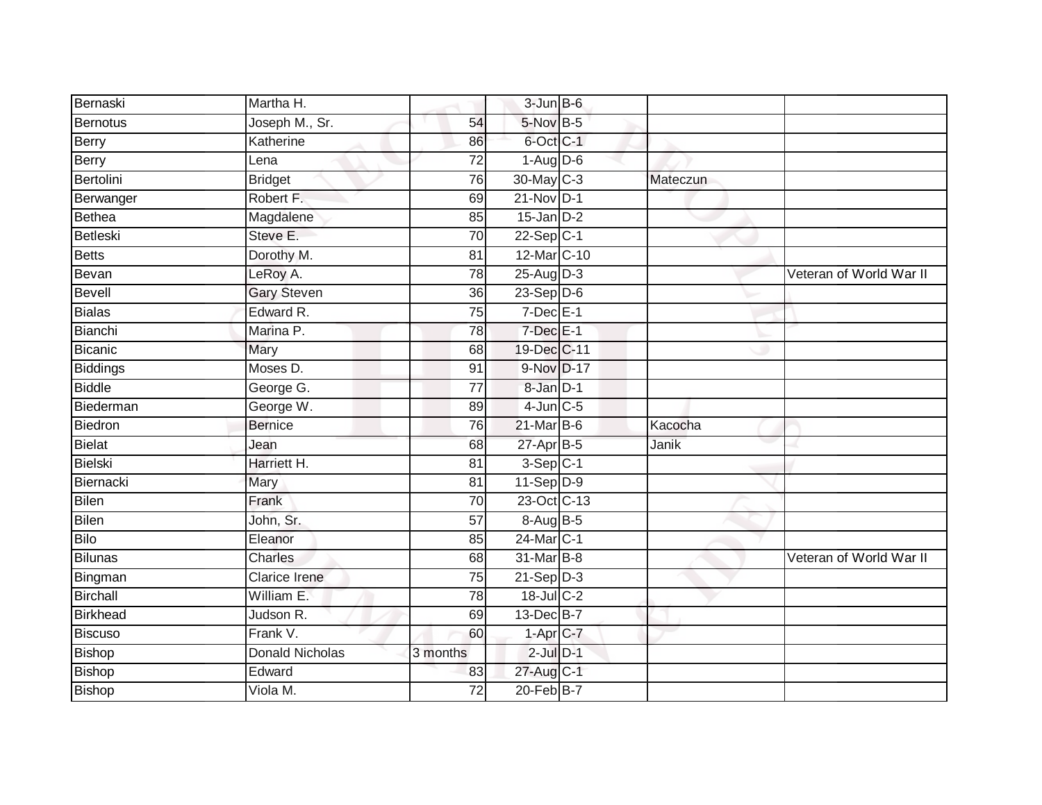| | | | | | | |
|---|---|---|---|---|---|---|
| Bernaski | Martha H. | | 3-Jun | B-6 | | |
| Bernotus | Joseph M., Sr. | 54 | 5-Nov | B-5 | | |
| Berry | Katherine | 86 | 6-Oct | C-1 | | |
| Berry | Lena | 72 | 1-Aug | D-6 | | |
| Bertolini | Bridget | 76 | 30-May | C-3 | Mateczun | |
| Berwanger | Robert F. | 69 | 21-Nov | D-1 | | |
| Bethea | Magdalene | 85 | 15-Jan | D-2 | | |
| Betleski | Steve E. | 70 | 22-Sep | C-1 | | |
| Betts | Dorothy M. | 81 | 12-Mar | C-10 | | |
| Bevan | LeRoy A. | 78 | 25-Aug | D-3 | | Veteran of World War II |
| Bevell | Gary Steven | 36 | 23-Sep | D-6 | | |
| Bialas | Edward R. | 75 | 7-Dec | E-1 | | |
| Bianchi | Marina P. | 78 | 7-Dec | E-1 | | |
| Bicanic | Mary | 68 | 19-Dec | C-11 | | |
| Biddings | Moses D. | 91 | 9-Nov | D-17 | | |
| Biddle | George G. | 77 | 8-Jan | D-1 | | |
| Biederman | George W. | 89 | 4-Jun | C-5 | | |
| Biedron | Bernice | 76 | 21-Mar | B-6 | Kacocha | |
| Bielat | Jean | 68 | 27-Apr | B-5 | Janik | |
| Bielski | Harriett H. | 81 | 3-Sep | C-1 | | |
| Biernacki | Mary | 81 | 11-Sep | D-9 | | |
| Bilen | Frank | 70 | 23-Oct | C-13 | | |
| Bilen | John, Sr. | 57 | 8-Aug | B-5 | | |
| Bilo | Eleanor | 85 | 24-Mar | C-1 | | |
| Bilunas | Charles | 68 | 31-Mar | B-8 | | Veteran of World War II |
| Bingman | Clarice Irene | 75 | 21-Sep | D-3 | | |
| Birchall | William E. | 78 | 18-Jul | C-2 | | |
| Birkhead | Judson R. | 69 | 13-Dec | B-7 | | |
| Biscuso | Frank V. | 60 | 1-Apr | C-7 | | |
| Bishop | Donald Nicholas | 3 months | 2-Jul | D-1 | | |
| Bishop | Edward | 83 | 27-Aug | C-1 | | |
| Bishop | Viola M. | 72 | 20-Feb | B-7 | | |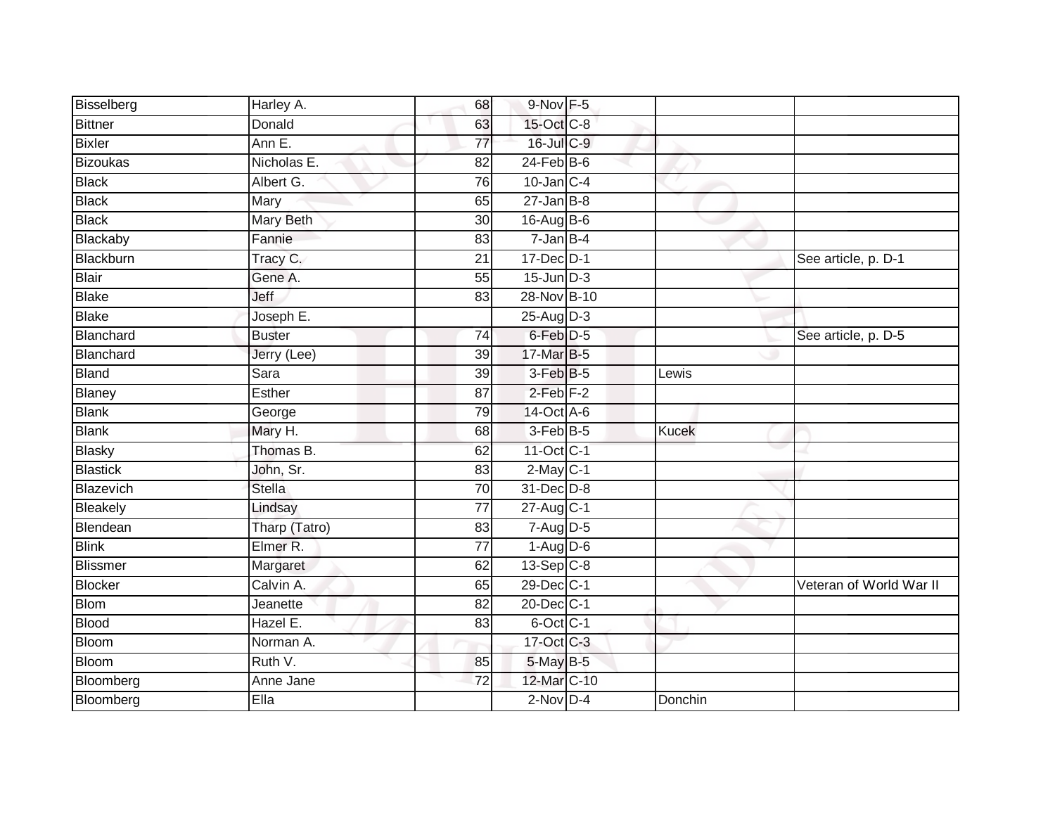| | | | | | | |
|---|---|---|---|---|---|---|
| Bisselberg | Harley A. | 68 | 9-Nov | F-5 | | |
| Bittner | Donald | 63 | 15-Oct | C-8 | | |
| Bixler | Ann E. | 77 | 16-Jul | C-9 | | |
| Bizoukas | Nicholas E. | 82 | 24-Feb | B-6 | | |
| Black | Albert G. | 76 | 10-Jan | C-4 | | |
| Black | Mary | 65 | 27-Jan | B-8 | | |
| Black | Mary Beth | 30 | 16-Aug | B-6 | | |
| Blackaby | Fannie | 83 | 7-Jan | B-4 | | |
| Blackburn | Tracy C. | 21 | 17-Dec | D-1 | | See article, p. D-1 |
| Blair | Gene A. | 55 | 15-Jun | D-3 | | |
| Blake | Jeff | 83 | 28-Nov | B-10 | | |
| Blake | Joseph E. | | 25-Aug | D-3 | | |
| Blanchard | Buster | 74 | 6-Feb | D-5 | | See article, p. D-5 |
| Blanchard | Jerry (Lee) | 39 | 17-Mar | B-5 | | |
| Bland | Sara | 39 | 3-Feb | B-5 | Lewis | |
| Blaney | Esther | 87 | 2-Feb | F-2 | | |
| Blank | George | 79 | 14-Oct | A-6 | | |
| Blank | Mary H. | 68 | 3-Feb | B-5 | Kucek | |
| Blasky | Thomas B. | 62 | 11-Oct | C-1 | | |
| Blastick | John, Sr. | 83 | 2-May | C-1 | | |
| Blazevich | Stella | 70 | 31-Dec | D-8 | | |
| Bleakely | Lindsay | 77 | 27-Aug | C-1 | | |
| Blendean | Tharp (Tatro) | 83 | 7-Aug | D-5 | | |
| Blink | Elmer R. | 77 | 1-Aug | D-6 | | |
| Blissmer | Margaret | 62 | 13-Sep | C-8 | | |
| Blocker | Calvin A. | 65 | 29-Dec | C-1 | | Veteran of World War II |
| Blom | Jeanette | 82 | 20-Dec | C-1 | | |
| Blood | Hazel E. | 83 | 6-Oct | C-1 | | |
| Bloom | Norman A. | | 17-Oct | C-3 | | |
| Bloom | Ruth V. | 85 | 5-May | B-5 | | |
| Bloomberg | Anne Jane | 72 | 12-Mar | C-10 | | |
| Bloomberg | Ella | | 2-Nov | D-4 | Donchin | |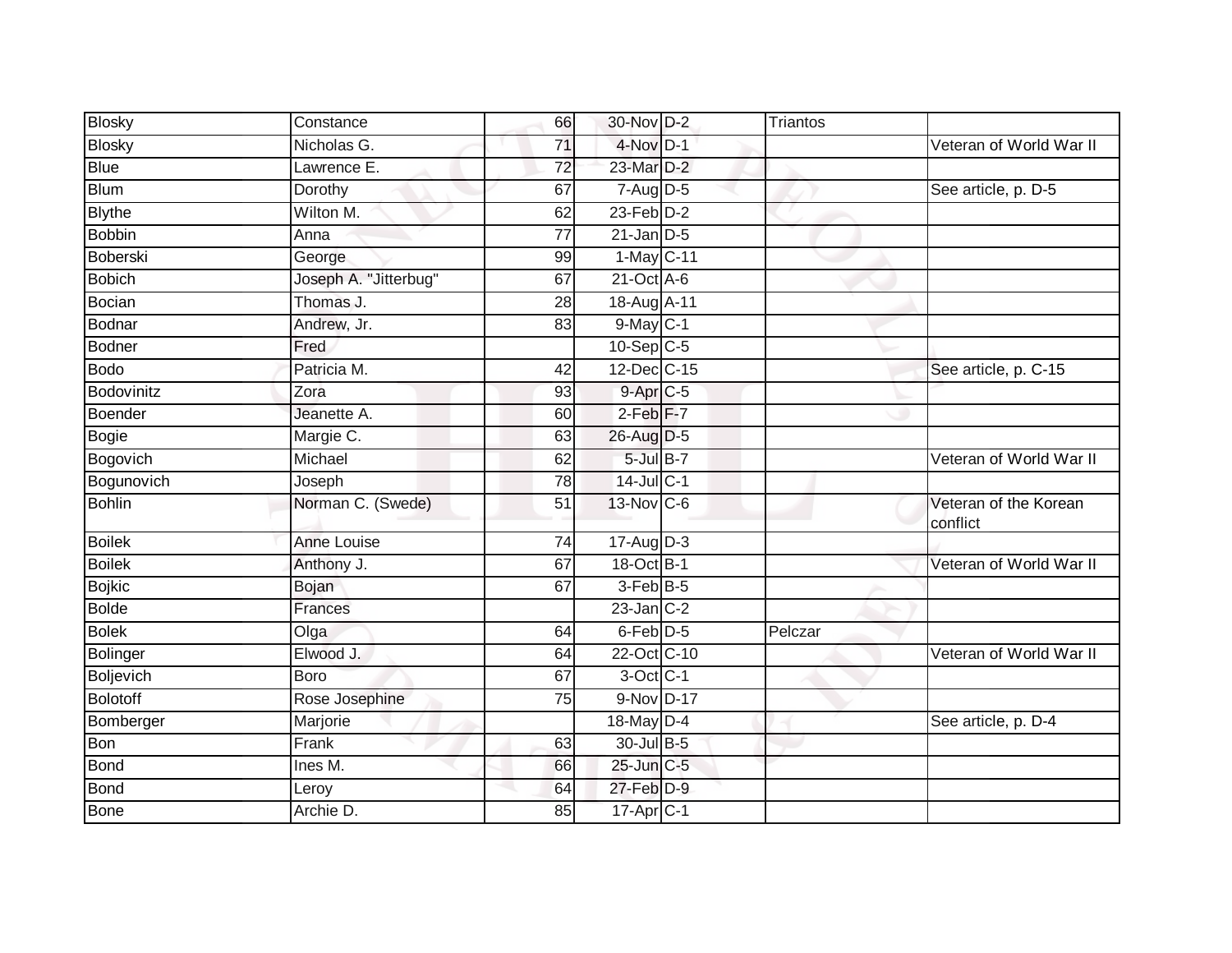| | | | | | | |
|---|---|---|---|---|---|---|
| Blosky | Constance | 66 | 30-Nov | D-2 | Triantos | |
| Blosky | Nicholas G. | 71 | 4-Nov | D-1 | | Veteran of World War II |
| Blue | Lawrence E. | 72 | 23-Mar | D-2 | | |
| Blum | Dorothy | 67 | 7-Aug | D-5 | | See article, p. D-5 |
| Blythe | Wilton M. | 62 | 23-Feb | D-2 | | |
| Bobbin | Anna | 77 | 21-Jan | D-5 | | |
| Boberski | George | 99 | 1-May | C-11 | | |
| Bobich | Joseph A. "Jitterbug" | 67 | 21-Oct | A-6 | | |
| Bocian | Thomas J. | 28 | 18-Aug | A-11 | | |
| Bodnar | Andrew, Jr. | 83 | 9-May | C-1 | | |
| Bodner | Fred | | 10-Sep | C-5 | | |
| Bodo | Patricia M. | 42 | 12-Dec | C-15 | | See article, p. C-15 |
| Bodovinitz | Zora | 93 | 9-Apr | C-5 | | |
| Boender | Jeanette A. | 60 | 2-Feb | F-7 | | |
| Bogie | Margie C. | 63 | 26-Aug | D-5 | | |
| Bogovich | Michael | 62 | 5-Jul | B-7 | | Veteran of World War II |
| Bogunovich | Joseph | 78 | 14-Jul | C-1 | | |
| Bohlin | Norman C. (Swede) | 51 | 13-Nov | C-6 | | Veteran of the Korean conflict |
| Boilek | Anne Louise | 74 | 17-Aug | D-3 | | |
| Boilek | Anthony J. | 67 | 18-Oct | B-1 | | Veteran of World War II |
| Bojkic | Bojan | 67 | 3-Feb | B-5 | | |
| Bolde | Frances | | 23-Jan | C-2 | | |
| Bolek | Olga | 64 | 6-Feb | D-5 | Pelczar | |
| Bolinger | Elwood J. | 64 | 22-Oct | C-10 | | Veteran of World War II |
| Boljevich | Boro | 67 | 3-Oct | C-1 | | |
| Bolotoff | Rose Josephine | 75 | 9-Nov | D-17 | | |
| Bomberger | Marjorie | | 18-May | D-4 | | See article, p. D-4 |
| Bon | Frank | 63 | 30-Jul | B-5 | | |
| Bond | Ines M. | 66 | 25-Jun | C-5 | | |
| Bond | Leroy | 64 | 27-Feb | D-9 | | |
| Bone | Archie D. | 85 | 17-Apr | C-1 | | |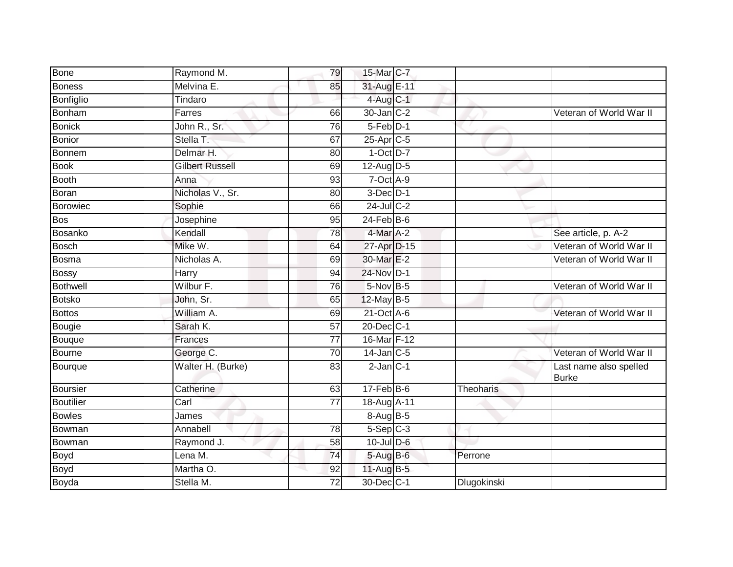| Bone | Raymond M. | 79 | 15-Mar | C-7 | | |
|---|---|---|---|---|---|---|
| Boness | Melvina E. | 85 | 31-Aug | E-11 | | |
| Bonfiglio | Tindaro | | 4-Aug | C-1 | | |
| Bonham | Farres | 66 | 30-Jan | C-2 | | Veteran of World War II |
| Bonick | John R., Sr. | 76 | 5-Feb | D-1 | | |
| Bonior | Stella T. | 67 | 25-Apr | C-5 | | |
| Bonnem | Delmar H. | 80 | 1-Oct | D-7 | | |
| Book | Gilbert Russell | 69 | 12-Aug | D-5 | | |
| Booth | Anna | 93 | 7-Oct | A-9 | | |
| Boran | Nicholas V., Sr. | 80 | 3-Dec | D-1 | | |
| Borowiec | Sophie | 66 | 24-Jul | C-2 | | |
| Bos | Josephine | 95 | 24-Feb | B-6 | | |
| Bosanko | Kendall | 78 | 4-Mar | A-2 | | See article, p. A-2 |
| Bosch | Mike W. | 64 | 27-Apr | D-15 | | Veteran of World War II |
| Bosma | Nicholas A. | 69 | 30-Mar | E-2 | | Veteran of World War II |
| Bossy | Harry | 94 | 24-Nov | D-1 | | |
| Bothwell | Wilbur F. | 76 | 5-Nov | B-5 | | Veteran of World War II |
| Botsko | John, Sr. | 65 | 12-May | B-5 | | |
| Bottos | William A. | 69 | 21-Oct | A-6 | | Veteran of World War II |
| Bougie | Sarah K. | 57 | 20-Dec | C-1 | | |
| Bouque | Frances | 77 | 16-Mar | F-12 | | |
| Bourne | George C. | 70 | 14-Jan | C-5 | | Veteran of World War II |
| Bourque | Walter H. (Burke) | 83 | 2-Jan | C-1 | | Last name also spelled Burke |
| Boursier | Catherine | 63 | 17-Feb | B-6 | Theoharis | |
| Boutilier | Carl | 77 | 18-Aug | A-11 | | |
| Bowles | James | | 8-Aug | B-5 | | |
| Bowman | Annabell | 78 | 5-Sep | C-3 | | |
| Bowman | Raymond J. | 58 | 10-Jul | D-6 | | |
| Boyd | Lena M. | 74 | 5-Aug | B-6 | Perrone | |
| Boyd | Martha O. | 92 | 11-Aug | B-5 | | |
| Boyda | Stella M. | 72 | 30-Dec | C-1 | Dlugokinski | |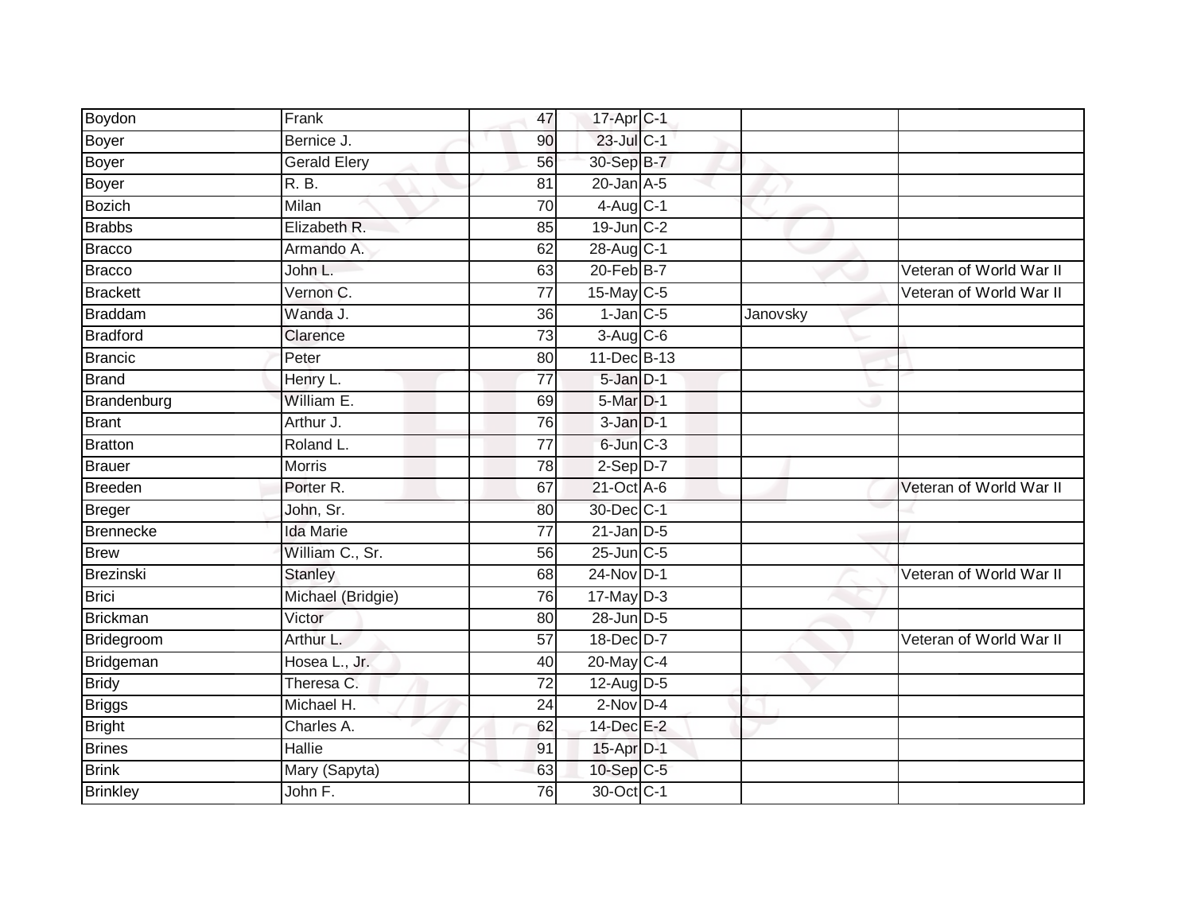| Boydon | Frank | 47 | 17-Apr | C-1 | | |
|---|---|---|---|---|---|---|
| Boyer | Bernice J. | 90 | 23-Jul | C-1 | | |
| Boyer | Gerald Elery | 56 | 30-Sep | B-7 | | |
| Boyer | R. B. | 81 | 20-Jan | A-5 | | |
| Bozich | Milan | 70 | 4-Aug | C-1 | | |
| Brabbs | Elizabeth R. | 85 | 19-Jun | C-2 | | |
| Bracco | Armando A. | 62 | 28-Aug | C-1 | | |
| Bracco | John L. | 63 | 20-Feb | B-7 | | Veteran of World War II |
| Brackett | Vernon C. | 77 | 15-May | C-5 | | Veteran of World War II |
| Braddam | Wanda J. | 36 | 1-Jan | C-5 | Janovsky | |
| Bradford | Clarence | 73 | 3-Aug | C-6 | | |
| Brancic | Peter | 80 | 11-Dec | B-13 | | |
| Brand | Henry L. | 77 | 5-Jan | D-1 | | |
| Brandenburg | William E. | 69 | 5-Mar | D-1 | | |
| Brant | Arthur J. | 76 | 3-Jan | D-1 | | |
| Bratton | Roland L. | 77 | 6-Jun | C-3 | | |
| Brauer | Morris | 78 | 2-Sep | D-7 | | |
| Breeden | Porter R. | 67 | 21-Oct | A-6 | | Veteran of World War II |
| Breger | John, Sr. | 80 | 30-Dec | C-1 | | |
| Brennecke | Ida Marie | 77 | 21-Jan | D-5 | | |
| Brew | William C., Sr. | 56 | 25-Jun | C-5 | | |
| Brezinski | Stanley | 68 | 24-Nov | D-1 | | Veteran of World War II |
| Brici | Michael (Bridgie) | 76 | 17-May | D-3 | | |
| Brickman | Victor | 80 | 28-Jun | D-5 | | |
| Bridegroom | Arthur L. | 57 | 18-Dec | D-7 | | Veteran of World War II |
| Bridgeman | Hosea L., Jr. | 40 | 20-May | C-4 | | |
| Bridy | Theresa C. | 72 | 12-Aug | D-5 | | |
| Briggs | Michael H. | 24 | 2-Nov | D-4 | | |
| Bright | Charles A. | 62 | 14-Dec | E-2 | | |
| Brines | Hallie | 91 | 15-Apr | D-1 | | |
| Brink | Mary (Sapyta) | 63 | 10-Sep | C-5 | | |
| Brinkley | John F. | 76 | 30-Oct | C-1 | | |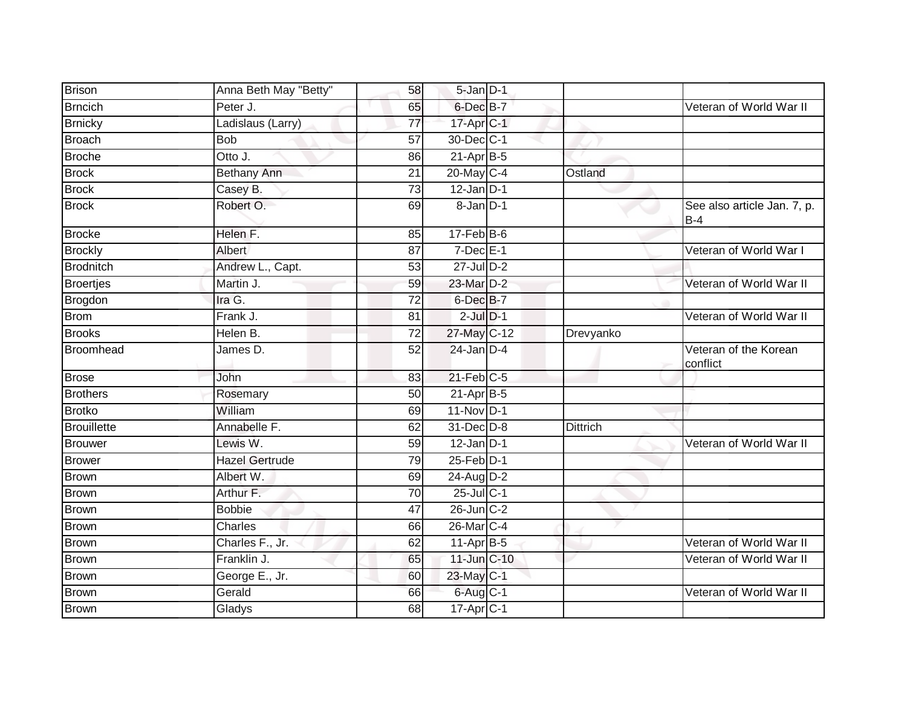| | | | | | | |
|---|---|---|---|---|---|---|
| Brison | Anna Beth May "Betty" | 58 | 5-Jan | D-1 | | |
| Brncich | Peter J. | 65 | 6-Dec | B-7 | | Veteran of World War II |
| Brnicky | Ladislaus (Larry) | 77 | 17-Apr | C-1 | | |
| Broach | Bob | 57 | 30-Dec | C-1 | | |
| Broche | Otto J. | 86 | 21-Apr | B-5 | | |
| Brock | Bethany Ann | 21 | 20-May | C-4 | Ostland | |
| Brock | Casey B. | 73 | 12-Jan | D-1 | | |
| Brock | Robert O. | 69 | 8-Jan | D-1 | | See also article Jan. 7, p. B-4 |
| Brocke | Helen F. | 85 | 17-Feb | B-6 | | |
| Brockly | Albert | 87 | 7-Dec | E-1 | | Veteran of World War I |
| Brodnitch | Andrew L., Capt. | 53 | 27-Jul | D-2 | | |
| Broertjes | Martin J. | 59 | 23-Mar | D-2 | | Veteran of World War II |
| Brogdon | Ira G. | 72 | 6-Dec | B-7 | | |
| Brom | Frank J. | 81 | 2-Jul | D-1 | | Veteran of World War II |
| Brooks | Helen B. | 72 | 27-May | C-12 | Drevyanko | |
| Broomhead | James D. | 52 | 24-Jan | D-4 | | Veteran of the Korean conflict |
| Brose | John | 83 | 21-Feb | C-5 | | |
| Brothers | Rosemary | 50 | 21-Apr | B-5 | | |
| Brotko | William | 69 | 11-Nov | D-1 | | |
| Brouillette | Annabelle F. | 62 | 31-Dec | D-8 | Dittrich | |
| Brouwer | Lewis W. | 59 | 12-Jan | D-1 | | Veteran of World War II |
| Brower | Hazel Gertrude | 79 | 25-Feb | D-1 | | |
| Brown | Albert W. | 69 | 24-Aug | D-2 | | |
| Brown | Arthur F. | 70 | 25-Jul | C-1 | | |
| Brown | Bobbie | 47 | 26-Jun | C-2 | | |
| Brown | Charles | 66 | 26-Mar | C-4 | | |
| Brown | Charles F., Jr. | 62 | 11-Apr | B-5 | | Veteran of World War II |
| Brown | Franklin J. | 65 | 11-Jun | C-10 | | Veteran of World War II |
| Brown | George E., Jr. | 60 | 23-May | C-1 | | |
| Brown | Gerald | 66 | 6-Aug | C-1 | | Veteran of World War II |
| Brown | Gladys | 68 | 17-Apr | C-1 | | |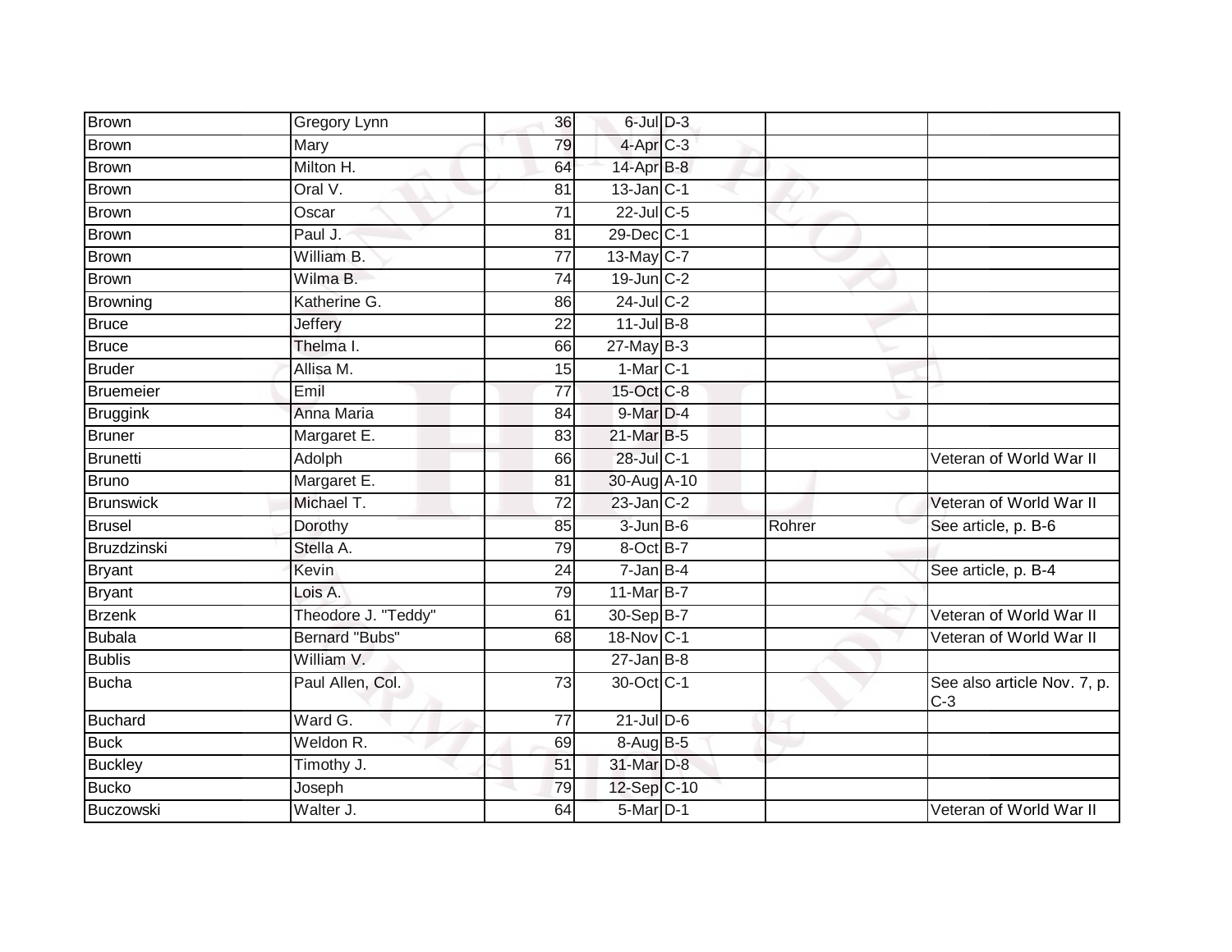| Brown | Gregory Lynn | 36 | 6-Jul | D-3 | | |
|---|---|---|---|---|---|---|
| Brown | Mary | 79 | 4-Apr | C-3 | | |
| Brown | Milton H. | 64 | 14-Apr | B-8 | | |
| Brown | Oral V. | 81 | 13-Jan | C-1 | | |
| Brown | Oscar | 71 | 22-Jul | C-5 | | |
| Brown | Paul J. | 81 | 29-Dec | C-1 | | |
| Brown | William B. | 77 | 13-May | C-7 | | |
| Brown | Wilma B. | 74 | 19-Jun | C-2 | | |
| Browning | Katherine G. | 86 | 24-Jul | C-2 | | |
| Bruce | Jeffery | 22 | 11-Jul | B-8 | | |
| Bruce | Thelma I. | 66 | 27-May | B-3 | | |
| Bruder | Allisa M. | 15 | 1-Mar | C-1 | | |
| Bruemeier | Emil | 77 | 15-Oct | C-8 | | |
| Bruggink | Anna Maria | 84 | 9-Mar | D-4 | | |
| Bruner | Margaret E. | 83 | 21-Mar | B-5 | | |
| Brunetti | Adolph | 66 | 28-Jul | C-1 | | Veteran of World War II |
| Bruno | Margaret E. | 81 | 30-Aug | A-10 | | |
| Brunswick | Michael T. | 72 | 23-Jan | C-2 | | Veteran of World War II |
| Brusel | Dorothy | 85 | 3-Jun | B-6 | Rohrer | See article, p. B-6 |
| Bruzdzinski | Stella A. | 79 | 8-Oct | B-7 | | |
| Bryant | Kevin | 24 | 7-Jan | B-4 | | See article, p. B-4 |
| Bryant | Lois A. | 79 | 11-Mar | B-7 | | |
| Brzenk | Theodore J. "Teddy" | 61 | 30-Sep | B-7 | | Veteran of World War II |
| Bubala | Bernard "Bubs" | 68 | 18-Nov | C-1 | | Veteran of World War II |
| Bublis | William V. | | 27-Jan | B-8 | | |
| Bucha | Paul Allen, Col. | 73 | 30-Oct | C-1 | | See also article Nov. 7, p. C-3 |
| Buchard | Ward G. | 77 | 21-Jul | D-6 | | |
| Buck | Weldon R. | 69 | 8-Aug | B-5 | | |
| Buckley | Timothy J. | 51 | 31-Mar | D-8 | | |
| Bucko | Joseph | 79 | 12-Sep | C-10 | | |
| Buczowski | Walter J. | 64 | 5-Mar | D-1 | | Veteran of World War II |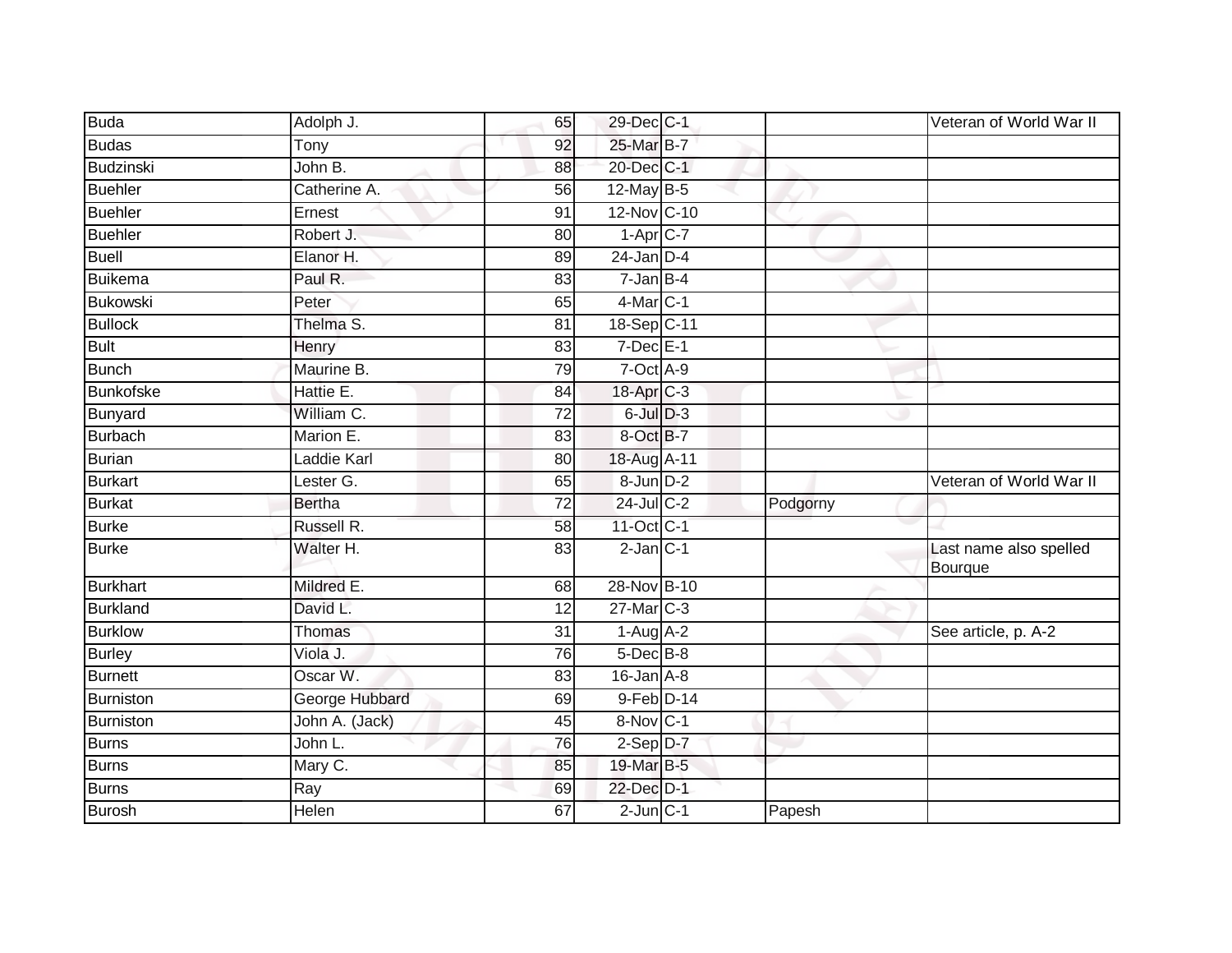| | | | | | | |
|---|---|---|---|---|---|---|
| Buda | Adolph J. | 65 | 29-Dec | C-1 | | Veteran of World War II |
| Budas | Tony | 92 | 25-Mar | B-7 | | |
| Budzinski | John B. | 88 | 20-Dec | C-1 | | |
| Buehler | Catherine A. | 56 | 12-May | B-5 | | |
| Buehler | Ernest | 91 | 12-Nov | C-10 | | |
| Buehler | Robert J. | 80 | 1-Apr | C-7 | | |
| Buell | Elanor H. | 89 | 24-Jan | D-4 | | |
| Buikema | Paul R. | 83 | 7-Jan | B-4 | | |
| Bukowski | Peter | 65 | 4-Mar | C-1 | | |
| Bullock | Thelma S. | 81 | 18-Sep | C-11 | | |
| Bult | Henry | 83 | 7-Dec | E-1 | | |
| Bunch | Maurine B. | 79 | 7-Oct | A-9 | | |
| Bunkofske | Hattie E. | 84 | 18-Apr | C-3 | | |
| Bunyard | William C. | 72 | 6-Jul | D-3 | | |
| Burbach | Marion E. | 83 | 8-Oct | B-7 | | |
| Burian | Laddie Karl | 80 | 18-Aug | A-11 | | |
| Burkart | Lester G. | 65 | 8-Jun | D-2 | | Veteran of World War II |
| Burkat | Bertha | 72 | 24-Jul | C-2 | Podgorny | |
| Burke | Russell R. | 58 | 11-Oct | C-1 | | |
| Burke | Walter H. | 83 | 2-Jan | C-1 | | Last name also spelled Bourque |
| Burkhart | Mildred E. | 68 | 28-Nov | B-10 | | |
| Burkland | David L. | 12 | 27-Mar | C-3 | | |
| Burklow | Thomas | 31 | 1-Aug | A-2 | | See article, p. A-2 |
| Burley | Viola J. | 76 | 5-Dec | B-8 | | |
| Burnett | Oscar W. | 83 | 16-Jan | A-8 | | |
| Burniston | George Hubbard | 69 | 9-Feb | D-14 | | |
| Burniston | John A. (Jack) | 45 | 8-Nov | C-1 | | |
| Burns | John L. | 76 | 2-Sep | D-7 | | |
| Burns | Mary C. | 85 | 19-Mar | B-5 | | |
| Burns | Ray | 69 | 22-Dec | D-1 | | |
| Burosh | Helen | 67 | 2-Jun | C-1 | Papesh | |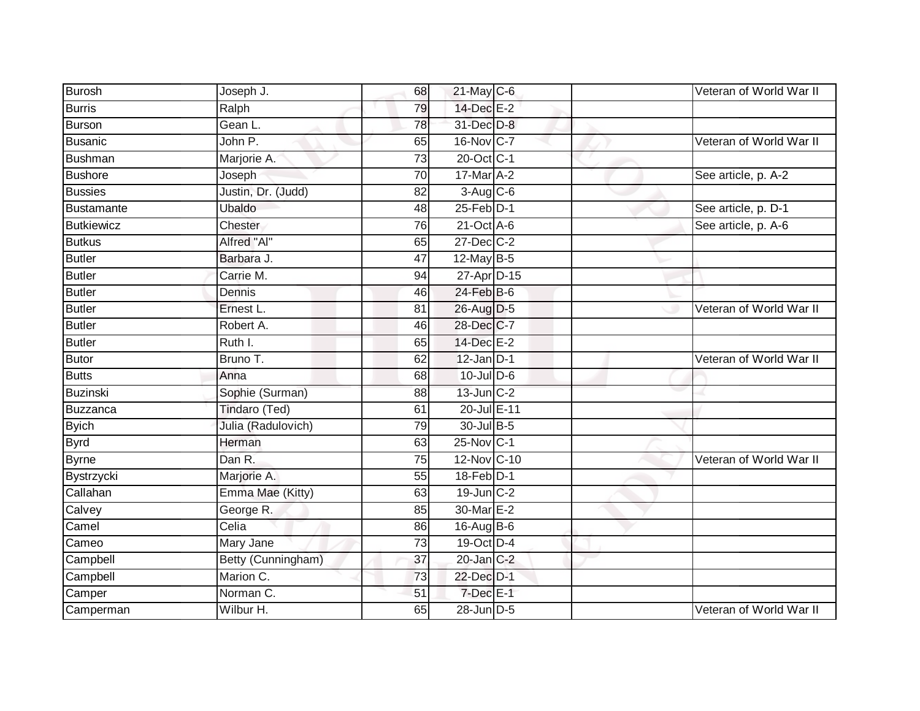| | | | | | | |
|---|---|---|---|---|---|---|
| Burosh | Joseph J. | 68 | 21-May | C-6 | | Veteran of World War II |
| Burris | Ralph | 79 | 14-Dec | E-2 | | |
| Burson | Gean L. | 78 | 31-Dec | D-8 | | |
| Busanic | John P. | 65 | 16-Nov | C-7 | | Veteran of World War II |
| Bushman | Marjorie A. | 73 | 20-Oct | C-1 | | |
| Bushore | Joseph | 70 | 17-Mar | A-2 | | See article, p. A-2 |
| Bussies | Justin, Dr. (Judd) | 82 | 3-Aug | C-6 | | |
| Bustamante | Ubaldo | 48 | 25-Feb | D-1 | | See article, p. D-1 |
| Butkiewicz | Chester | 76 | 21-Oct | A-6 | | See article, p. A-6 |
| Butkus | Alfred "Al" | 65 | 27-Dec | C-2 | | |
| Butler | Barbara J. | 47 | 12-May | B-5 | | |
| Butler | Carrie M. | 94 | 27-Apr | D-15 | | |
| Butler | Dennis | 46 | 24-Feb | B-6 | | |
| Butler | Ernest L. | 81 | 26-Aug | D-5 | | Veteran of World War II |
| Butler | Robert A. | 46 | 28-Dec | C-7 | | |
| Butler | Ruth I. | 65 | 14-Dec | E-2 | | |
| Butor | Bruno T. | 62 | 12-Jan | D-1 | | Veteran of World War II |
| Butts | Anna | 68 | 10-Jul | D-6 | | |
| Buzinski | Sophie (Surman) | 88 | 13-Jun | C-2 | | |
| Buzzanca | Tindaro (Ted) | 61 | 20-Jul | E-11 | | |
| Byich | Julia (Radulovich) | 79 | 30-Jul | B-5 | | |
| Byrd | Herman | 63 | 25-Nov | C-1 | | |
| Byrne | Dan R. | 75 | 12-Nov | C-10 | | Veteran of World War II |
| Bystrzycki | Marjorie A. | 55 | 18-Feb | D-1 | | |
| Callahan | Emma Mae (Kitty) | 63 | 19-Jun | C-2 | | |
| Calvey | George R. | 85 | 30-Mar | E-2 | | |
| Camel | Celia | 86 | 16-Aug | B-6 | | |
| Cameo | Mary Jane | 73 | 19-Oct | D-4 | | |
| Campbell | Betty (Cunningham) | 37 | 20-Jan | C-2 | | |
| Campbell | Marion C. | 73 | 22-Dec | D-1 | | |
| Camper | Norman C. | 51 | 7-Dec | E-1 | | |
| Camperman | Wilbur H. | 65 | 28-Jun | D-5 | | Veteran of World War II |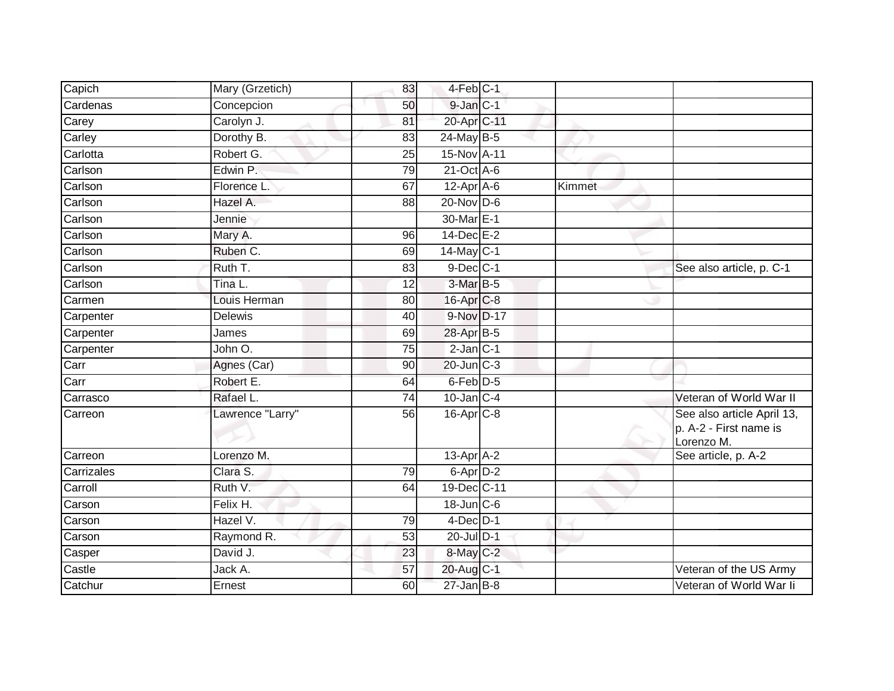| | | | | | | |
|---|---|---|---|---|---|---|
| Capich | Mary (Grzetich) | 83 | 4-Feb | C-1 | | |
| Cardenas | Concepcion | 50 | 9-Jan | C-1 | | |
| Carey | Carolyn J. | 81 | 20-Apr | C-11 | | |
| Carley | Dorothy B. | 83 | 24-May | B-5 | | |
| Carlotta | Robert G. | 25 | 15-Nov | A-11 | | |
| Carlson | Edwin P. | 79 | 21-Oct | A-6 | | |
| Carlson | Florence L. | 67 | 12-Apr | A-6 | Kimmet | |
| Carlson | Hazel A. | 88 | 20-Nov | D-6 | | |
| Carlson | Jennie | | 30-Mar | E-1 | | |
| Carlson | Mary A. | 96 | 14-Dec | E-2 | | |
| Carlson | Ruben C. | 69 | 14-May | C-1 | | |
| Carlson | Ruth T. | 83 | 9-Dec | C-1 | | See also article, p. C-1 |
| Carlson | Tina L. | 12 | 3-Mar | B-5 | | |
| Carmen | Louis Herman | 80 | 16-Apr | C-8 | | |
| Carpenter | Delewis | 40 | 9-Nov | D-17 | | |
| Carpenter | James | 69 | 28-Apr | B-5 | | |
| Carpenter | John O. | 75 | 2-Jan | C-1 | | |
| Carr | Agnes (Car) | 90 | 20-Jun | C-3 | | |
| Carr | Robert E. | 64 | 6-Feb | D-5 | | |
| Carrasco | Rafael L. | 74 | 10-Jan | C-4 | | Veteran of World War II |
| Carreon | Lawrence "Larry" | 56 | 16-Apr | C-8 | | See also article April 13, p. A-2 - First name is Lorenzo M. |
| Carreon | Lorenzo M. | | 13-Apr | A-2 | | See article, p. A-2 |
| Carrizales | Clara S. | 79 | 6-Apr | D-2 | | |
| Carroll | Ruth V. | 64 | 19-Dec | C-11 | | |
| Carson | Felix H. | | 18-Jun | C-6 | | |
| Carson | Hazel V. | 79 | 4-Dec | D-1 | | |
| Carson | Raymond R. | 53 | 20-Jul | D-1 | | |
| Casper | David J. | 23 | 8-May | C-2 | | |
| Castle | Jack A. | 57 | 20-Aug | C-1 | | Veteran of the US Army |
| Catchur | Ernest | 60 | 27-Jan | B-8 | | Veteran of World War Ii |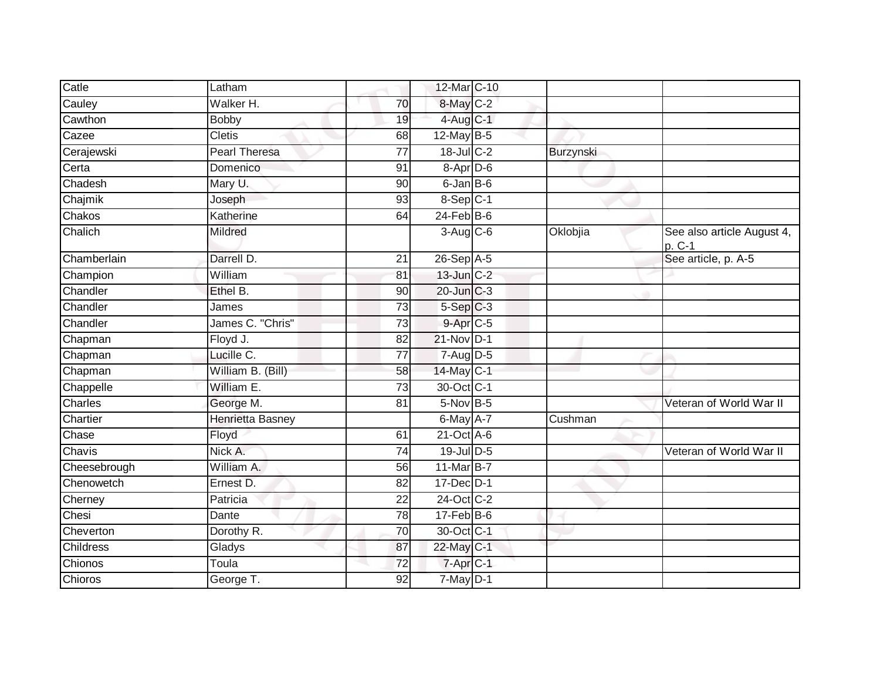| | | | | | | |
|---|---|---|---|---|---|---|
| Catle | Latham | | 12-Mar | C-10 | | |
| Cauley | Walker H. | 70 | 8-May | C-2 | | |
| Cawthon | Bobby | 19 | 4-Aug | C-1 | | |
| Cazee | Cletis | 68 | 12-May | B-5 | | |
| Cerajewski | Pearl Theresa | 77 | 18-Jul | C-2 | Burzynski | |
| Certa | Domenico | 91 | 8-Apr | D-6 | | |
| Chadesh | Mary U. | 90 | 6-Jan | B-6 | | |
| Chajmik | Joseph | 93 | 8-Sep | C-1 | | |
| Chakos | Katherine | 64 | 24-Feb | B-6 | | |
| Chalich | Mildred | | 3-Aug | C-6 | Oklobjia | See also article August 4, p. C-1 |
| Chamberlain | Darrell D. | 21 | 26-Sep | A-5 | | See article, p. A-5 |
| Champion | William | 81 | 13-Jun | C-2 | | |
| Chandler | Ethel B. | 90 | 20-Jun | C-3 | | |
| Chandler | James | 73 | 5-Sep | C-3 | | |
| Chandler | James C. "Chris" | 73 | 9-Apr | C-5 | | |
| Chapman | Floyd J. | 82 | 21-Nov | D-1 | | |
| Chapman | Lucille C. | 77 | 7-Aug | D-5 | | |
| Chapman | William B. (Bill) | 58 | 14-May | C-1 | | |
| Chappelle | William E. | 73 | 30-Oct | C-1 | | |
| Charles | George M. | 81 | 5-Nov | B-5 | | Veteran of World War II |
| Chartier | Henrietta Basney | | 6-May | A-7 | Cushman | |
| Chase | Floyd | 61 | 21-Oct | A-6 | | |
| Chavis | Nick A. | 74 | 19-Jul | D-5 | | Veteran of World War II |
| Cheesebrough | William A. | 56 | 11-Mar | B-7 | | |
| Chenowetch | Ernest D. | 82 | 17-Dec | D-1 | | |
| Cherney | Patricia | 22 | 24-Oct | C-2 | | |
| Chesi | Dante | 78 | 17-Feb | B-6 | | |
| Cheverton | Dorothy R. | 70 | 30-Oct | C-1 | | |
| Childress | Gladys | 87 | 22-May | C-1 | | |
| Chionos | Toula | 72 | 7-Apr | C-1 | | |
| Chioros | George T. | 92 | 7-May | D-1 | | |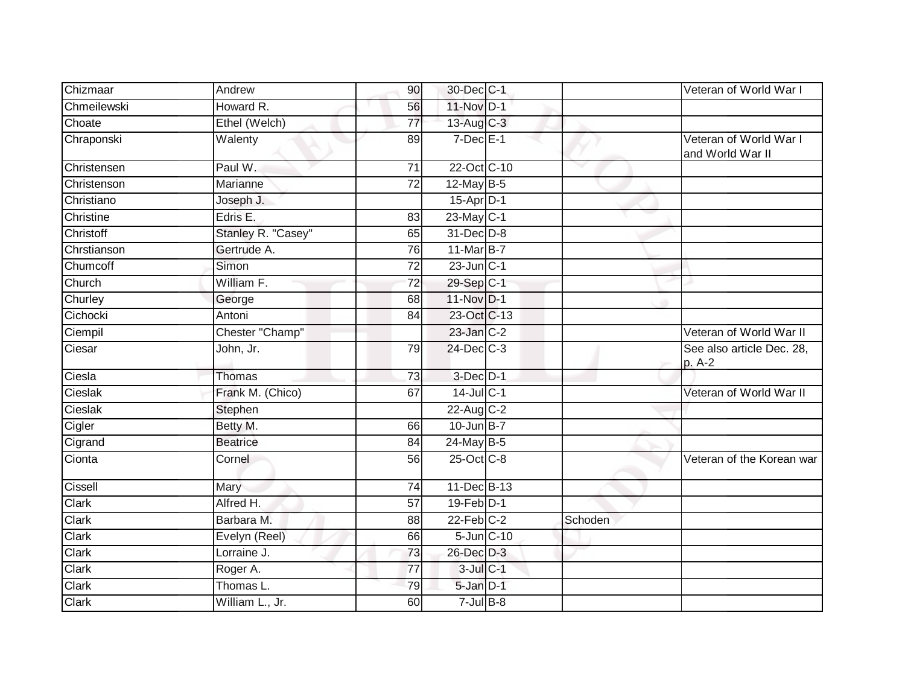| | | | | | | |
|---|---|---|---|---|---|---|
| Chizmaar | Andrew | 90 | 30-Dec | C-1 | | Veteran of World War I |
| Chmeilewski | Howard R. | 56 | 11-Nov | D-1 | | |
| Choate | Ethel (Welch) | 77 | 13-Aug | C-3 | | |
| Chraponski | Walenty | 89 | 7-Dec | E-1 | | Veteran of World War I and World War II |
| Christensen | Paul W. | 71 | 22-Oct | C-10 | | |
| Christenson | Marianne | 72 | 12-May | B-5 | | |
| Christiano | Joseph J. | | 15-Apr | D-1 | | |
| Christine | Edris E. | 83 | 23-May | C-1 | | |
| Christoff | Stanley R. "Casey" | 65 | 31-Dec | D-8 | | |
| Chrstianson | Gertrude A. | 76 | 11-Mar | B-7 | | |
| Chumcoff | Simon | 72 | 23-Jun | C-1 | | |
| Church | William F. | 72 | 29-Sep | C-1 | | |
| Churley | George | 68 | 11-Nov | D-1 | | |
| Cichocki | Antoni | 84 | 23-Oct | C-13 | | |
| Ciempil | Chester "Champ" | | 23-Jan | C-2 | | Veteran of World War II |
| Ciesar | John, Jr. | 79 | 24-Dec | C-3 | | See also article Dec. 28, p. A-2 |
| Ciesla | Thomas | 73 | 3-Dec | D-1 | | |
| Cieslak | Frank M. (Chico) | 67 | 14-Jul | C-1 | | Veteran of World War II |
| Cieslak | Stephen | | 22-Aug | C-2 | | |
| Cigler | Betty M. | 66 | 10-Jun | B-7 | | |
| Cigrand | Beatrice | 84 | 24-May | B-5 | | |
| Cionta | Cornel | 56 | 25-Oct | C-8 | | Veteran of the Korean war |
| Cissell | Mary | 74 | 11-Dec | B-13 | | |
| Clark | Alfred H. | 57 | 19-Feb | D-1 | | |
| Clark | Barbara M. | 88 | 22-Feb | C-2 | Schoden | |
| Clark | Evelyn (Reel) | 66 | 5-Jun | C-10 | | |
| Clark | Lorraine J. | 73 | 26-Dec | D-3 | | |
| Clark | Roger A. | 77 | 3-Jul | C-1 | | |
| Clark | Thomas L. | 79 | 5-Jan | D-1 | | |
| Clark | William L., Jr. | 60 | 7-Jul | B-8 | | |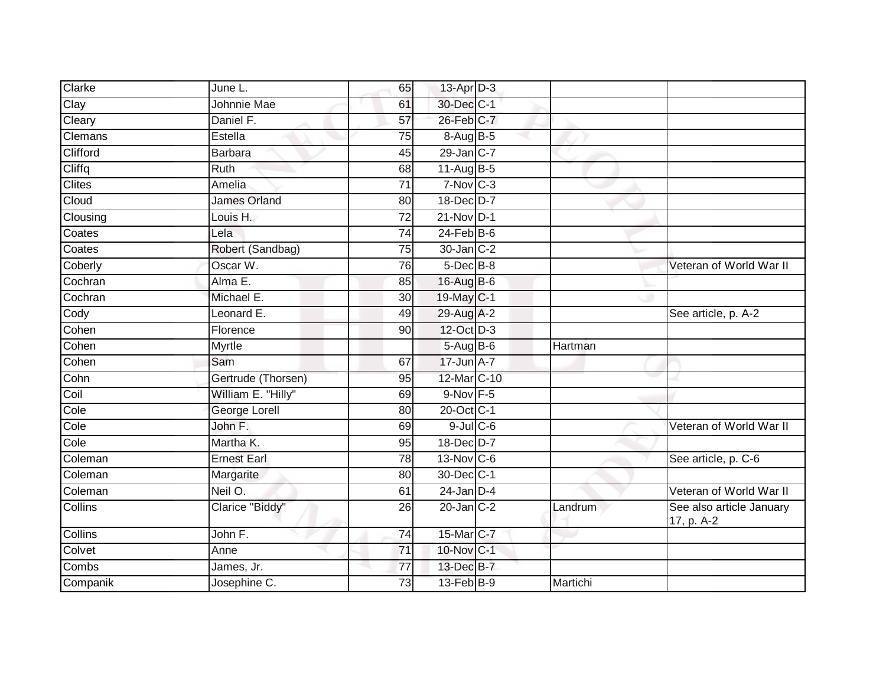| | | | | | | |
|---|---|---|---|---|---|---|
| Clarke | June L. | 65 | 13-Apr | D-3 | | |
| Clay | Johnnie Mae | 61 | 30-Dec | C-1 | | |
| Cleary | Daniel F. | 57 | 26-Feb | C-7 | | |
| Clemans | Estella | 75 | 8-Aug | B-5 | | |
| Clifford | Barbara | 45 | 29-Jan | C-7 | | |
| Cliffq | Ruth | 68 | 11-Aug | B-5 | | |
| Clites | Amelia | 71 | 7-Nov | C-3 | | |
| Cloud | James Orland | 80 | 18-Dec | D-7 | | |
| Clousing | Louis H. | 72 | 21-Nov | D-1 | | |
| Coates | Lela | 74 | 24-Feb | B-6 | | |
| Coates | Robert (Sandbag) | 75 | 30-Jan | C-2 | | |
| Coberly | Oscar W. | 76 | 5-Dec | B-8 | | Veteran of World War II |
| Cochran | Alma E. | 85 | 16-Aug | B-6 | | |
| Cochran | Michael E. | 30 | 19-May | C-1 | | |
| Cody | Leonard E. | 49 | 29-Aug | A-2 | | See article, p. A-2 |
| Cohen | Florence | 90 | 12-Oct | D-3 | | |
| Cohen | Myrtle | | 5-Aug | B-6 | Hartman | |
| Cohen | Sam | 67 | 17-Jun | A-7 | | |
| Cohn | Gertrude (Thorsen) | 95 | 12-Mar | C-10 | | |
| Coil | William E. "Hilly" | 69 | 9-Nov | F-5 | | |
| Cole | George Lorell | 80 | 20-Oct | C-1 | | |
| Cole | John F. | 69 | 9-Jul | C-6 | | Veteran of World War II |
| Cole | Martha K. | 95 | 18-Dec | D-7 | | |
| Coleman | Ernest Earl | 78 | 13-Nov | C-6 | | See article, p. C-6 |
| Coleman | Margarite | 80 | 30-Dec | C-1 | | |
| Coleman | Neil O. | 61 | 24-Jan | D-4 | | Veteran of World War II |
| Collins | Clarice "Biddy" | 26 | 20-Jan | C-2 | Landrum | See also article January 17, p. A-2 |
| Collins | John F. | 74 | 15-Mar | C-7 | | |
| Colvet | Anne | 71 | 10-Nov | C-1 | | |
| Combs | James, Jr. | 77 | 13-Dec | B-7 | | |
| Companik | Josephine C. | 73 | 13-Feb | B-9 | Martichi | |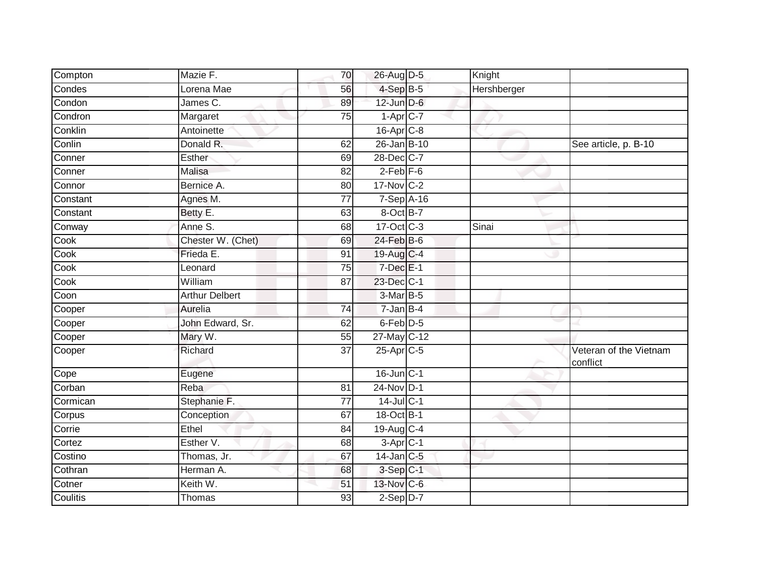| | | | | | | |
|---|---|---|---|---|---|---|
| Compton | Mazie F. | 70 | 26-Aug | D-5 | Knight | |
| Condes | Lorena Mae | 56 | 4-Sep | B-5 | Hershberger | |
| Condon | James C. | 89 | 12-Jun | D-6 | | |
| Condron | Margaret | 75 | 1-Apr | C-7 | | |
| Conklin | Antoinette | | 16-Apr | C-8 | | |
| Conlin | Donald R. | 62 | 26-Jan | B-10 | | See article, p. B-10 |
| Conner | Esther | 69 | 28-Dec | C-7 | | |
| Conner | Malisa | 82 | 2-Feb | F-6 | | |
| Connor | Bernice A. | 80 | 17-Nov | C-2 | | |
| Constant | Agnes M. | 77 | 7-Sep | A-16 | | |
| Constant | Betty E. | 63 | 8-Oct | B-7 | | |
| Conway | Anne S. | 68 | 17-Oct | C-3 | Sinai | |
| Cook | Chester W. (Chet) | 69 | 24-Feb | B-6 | | |
| Cook | Frieda E. | 91 | 19-Aug | C-4 | | |
| Cook | Leonard | 75 | 7-Dec | E-1 | | |
| Cook | William | 87 | 23-Dec | C-1 | | |
| Coon | Arthur Delbert | | 3-Mar | B-5 | | |
| Cooper | Aurelia | 74 | 7-Jan | B-4 | | |
| Cooper | John Edward, Sr. | 62 | 6-Feb | D-5 | | |
| Cooper | Mary W. | 55 | 27-May | C-12 | | |
| Cooper | Richard | 37 | 25-Apr | C-5 | | Veteran of the Vietnam conflict |
| Cope | Eugene | | 16-Jun | C-1 | | |
| Corban | Reba | 81 | 24-Nov | D-1 | | |
| Cormican | Stephanie F. | 77 | 14-Jul | C-1 | | |
| Corpus | Conception | 67 | 18-Oct | B-1 | | |
| Corrie | Ethel | 84 | 19-Aug | C-4 | | |
| Cortez | Esther V. | 68 | 3-Apr | C-1 | | |
| Costino | Thomas, Jr. | 67 | 14-Jan | C-5 | | |
| Cothran | Herman A. | 68 | 3-Sep | C-1 | | |
| Cotner | Keith W. | 51 | 13-Nov | C-6 | | |
| Coulitis | Thomas | 93 | 2-Sep | D-7 | | |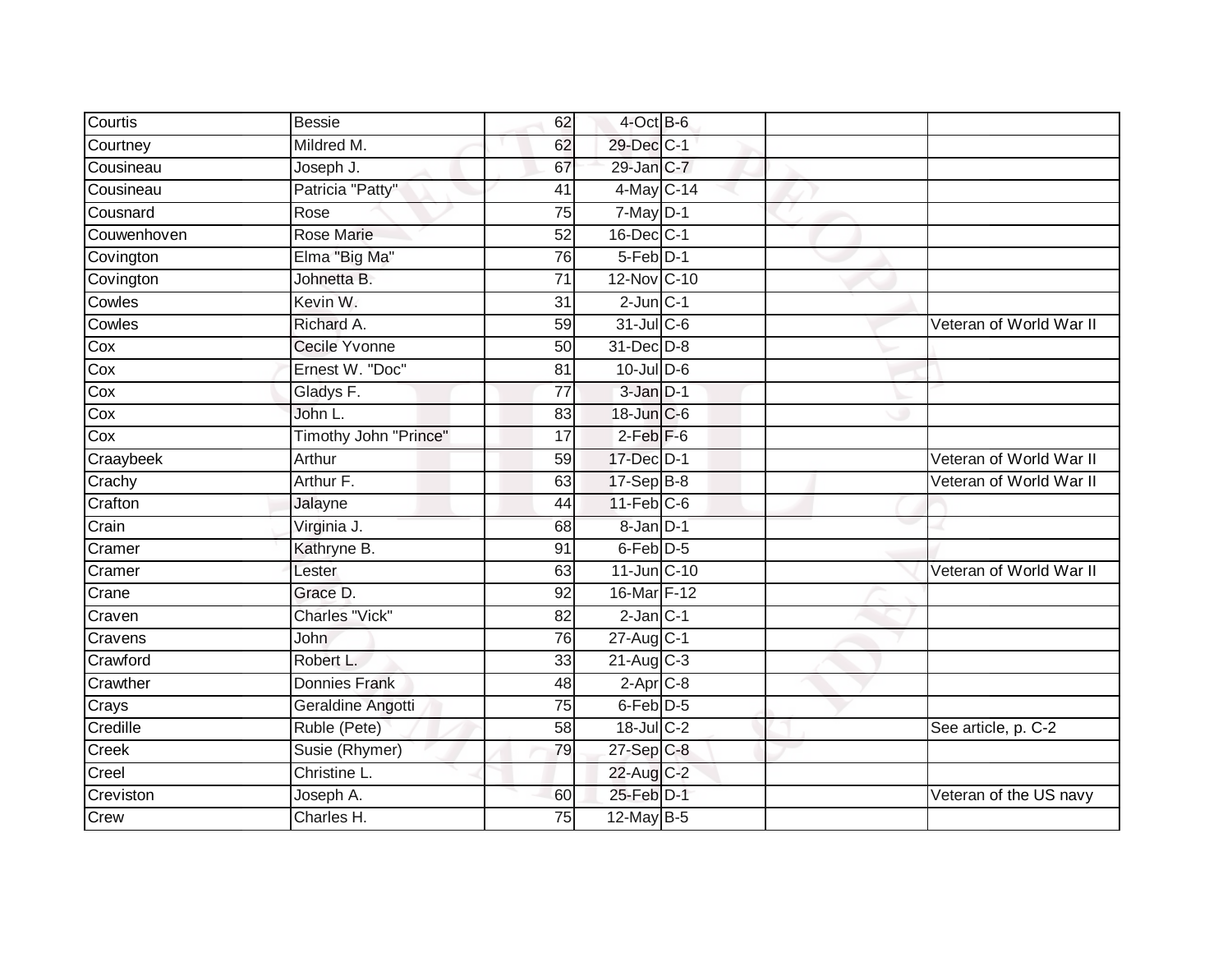| Courtis | Bessie | 62 | 4-Oct | B-6 | | |
|---|---|---|---|---|---|---|
| Courtney | Mildred M. | 62 | 29-Dec | C-1 | | |
| Cousineau | Joseph J. | 67 | 29-Jan | C-7 | | |
| Cousineau | Patricia "Patty" | 41 | 4-May | C-14 | | |
| Cousnard | Rose | 75 | 7-May | D-1 | | |
| Couwenhoven | Rose Marie | 52 | 16-Dec | C-1 | | |
| Covington | Elma "Big Ma" | 76 | 5-Feb | D-1 | | |
| Covington | Johnetta B. | 71 | 12-Nov | C-10 | | |
| Cowles | Kevin W. | 31 | 2-Jun | C-1 | | |
| Cowles | Richard A. | 59 | 31-Jul | C-6 | | Veteran of World War II |
| Cox | Cecile Yvonne | 50 | 31-Dec | D-8 | | |
| Cox | Ernest W. "Doc" | 81 | 10-Jul | D-6 | | |
| Cox | Gladys F. | 77 | 3-Jan | D-1 | | |
| Cox | John L. | 83 | 18-Jun | C-6 | | |
| Cox | Timothy John "Prince" | 17 | 2-Feb | F-6 | | |
| Craaybeek | Arthur | 59 | 17-Dec | D-1 | | Veteran of World War II |
| Crachy | Arthur F. | 63 | 17-Sep | B-8 | | Veteran of World War II |
| Crafton | Jalayne | 44 | 11-Feb | C-6 | | |
| Crain | Virginia J. | 68 | 8-Jan | D-1 | | |
| Cramer | Kathryne B. | 91 | 6-Feb | D-5 | | |
| Cramer | Lester | 63 | 11-Jun | C-10 | | Veteran of World War II |
| Crane | Grace D. | 92 | 16-Mar | F-12 | | |
| Craven | Charles "Vick" | 82 | 2-Jan | C-1 | | |
| Cravens | John | 76 | 27-Aug | C-1 | | |
| Crawford | Robert L. | 33 | 21-Aug | C-3 | | |
| Crawther | Donnies Frank | 48 | 2-Apr | C-8 | | |
| Crays | Geraldine Angotti | 75 | 6-Feb | D-5 | | |
| Credille | Ruble (Pete) | 58 | 18-Jul | C-2 | | See article, p. C-2 |
| Creek | Susie (Rhymer) | 79 | 27-Sep | C-8 | | |
| Creel | Christine L. | | 22-Aug | C-2 | | |
| Creviston | Joseph A. | 60 | 25-Feb | D-1 | | Veteran of the US navy |
| Crew | Charles H. | 75 | 12-May | B-5 | | |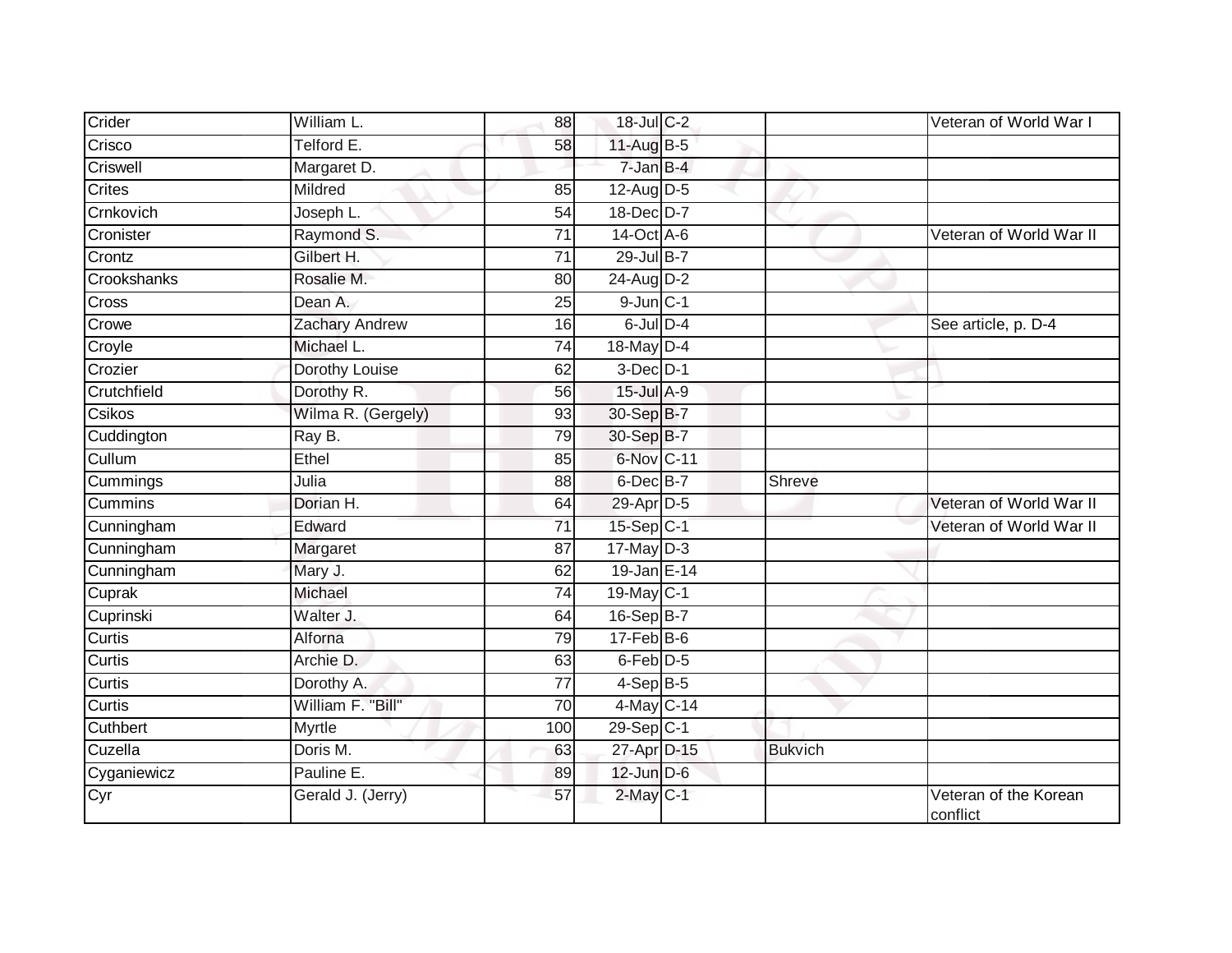| | | | | | | |
|---|---|---|---|---|---|---|
| Crider | William L. | 88 | 18-Jul | C-2 | | Veteran of World War I |
| Crisco | Telford E. | 58 | 11-Aug | B-5 | | |
| Criswell | Margaret D. | | 7-Jan | B-4 | | |
| Crites | Mildred | 85 | 12-Aug | D-5 | | |
| Crnkovich | Joseph L. | 54 | 18-Dec | D-7 | | |
| Cronister | Raymond S. | 71 | 14-Oct | A-6 | | Veteran of World War II |
| Crontz | Gilbert H. | 71 | 29-Jul | B-7 | | |
| Crookshanks | Rosalie M. | 80 | 24-Aug | D-2 | | |
| Cross | Dean A. | 25 | 9-Jun | C-1 | | |
| Crowe | Zachary Andrew | 16 | 6-Jul | D-4 | | See article, p. D-4 |
| Croyle | Michael L. | 74 | 18-May | D-4 | | |
| Crozier | Dorothy Louise | 62 | 3-Dec | D-1 | | |
| Crutchfield | Dorothy R. | 56 | 15-Jul | A-9 | | |
| Csikos | Wilma R. (Gergely) | 93 | 30-Sep | B-7 | | |
| Cuddington | Ray B. | 79 | 30-Sep | B-7 | | |
| Cullum | Ethel | 85 | 6-Nov | C-11 | | |
| Cummings | Julia | 88 | 6-Dec | B-7 | Shreve | |
| Cummins | Dorian H. | 64 | 29-Apr | D-5 | | Veteran of World War II |
| Cunningham | Edward | 71 | 15-Sep | C-1 | | Veteran of World War II |
| Cunningham | Margaret | 87 | 17-May | D-3 | | |
| Cunningham | Mary J. | 62 | 19-Jan | E-14 | | |
| Cuprak | Michael | 74 | 19-May | C-1 | | |
| Cuprinski | Walter J. | 64 | 16-Sep | B-7 | | |
| Curtis | Alforna | 79 | 17-Feb | B-6 | | |
| Curtis | Archie D. | 63 | 6-Feb | D-5 | | |
| Curtis | Dorothy A. | 77 | 4-Sep | B-5 | | |
| Curtis | William F. "Bill" | 70 | 4-May | C-14 | | |
| Cuthbert | Myrtle | 100 | 29-Sep | C-1 | | |
| Cuzella | Doris M. | 63 | 27-Apr | D-15 | Bukvich | |
| Cyganiewicz | Pauline E. | 89 | 12-Jun | D-6 | | |
| Cyr | Gerald J. (Jerry) | 57 | 2-May | C-1 | | Veteran of the Korean conflict |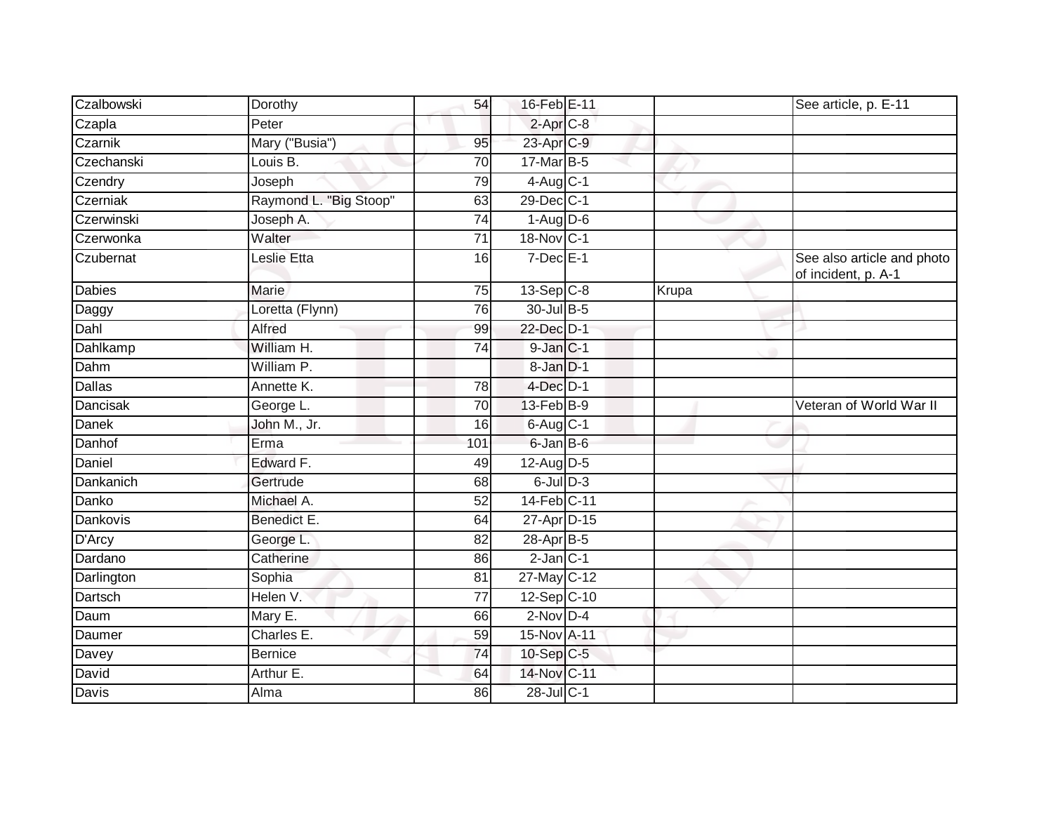| | | | | | | |
|---|---|---|---|---|---|---|
| Czalbowski | Dorothy | 54 | 16-Feb | E-11 | | See article, p. E-11 |
| Czapla | Peter | | 2-Apr | C-8 | | |
| Czarnik | Mary ("Busia") | 95 | 23-Apr | C-9 | | |
| Czechanski | Louis B. | 70 | 17-Mar | B-5 | | |
| Czendry | Joseph | 79 | 4-Aug | C-1 | | |
| Czerniak | Raymond L. "Big Stoop" | 63 | 29-Dec | C-1 | | |
| Czerwinski | Joseph A. | 74 | 1-Aug | D-6 | | |
| Czerwonka | Walter | 71 | 18-Nov | C-1 | | |
| Czubernat | Leslie Etta | 16 | 7-Dec | E-1 | | See also article and photo of incident, p. A-1 |
| Dabies | Marie | 75 | 13-Sep | C-8 | Krupa | |
| Daggy | Loretta (Flynn) | 76 | 30-Jul | B-5 | | |
| Dahl | Alfred | 99 | 22-Dec | D-1 | | |
| Dahlkamp | William H. | 74 | 9-Jan | C-1 | | |
| Dahm | William P. | | 8-Jan | D-1 | | |
| Dallas | Annette K. | 78 | 4-Dec | D-1 | | |
| Dancisak | George L. | 70 | 13-Feb | B-9 | | Veteran of World War II |
| Danek | John M., Jr. | 16 | 6-Aug | C-1 | | |
| Danhof | Erma | 101 | 6-Jan | B-6 | | |
| Daniel | Edward F. | 49 | 12-Aug | D-5 | | |
| Dankanich | Gertrude | 68 | 6-Jul | D-3 | | |
| Danko | Michael A. | 52 | 14-Feb | C-11 | | |
| Dankovis | Benedict E. | 64 | 27-Apr | D-15 | | |
| D'Arcy | George L. | 82 | 28-Apr | B-5 | | |
| Dardano | Catherine | 86 | 2-Jan | C-1 | | |
| Darlington | Sophia | 81 | 27-May | C-12 | | |
| Dartsch | Helen V. | 77 | 12-Sep | C-10 | | |
| Daum | Mary E. | 66 | 2-Nov | D-4 | | |
| Daumer | Charles E. | 59 | 15-Nov | A-11 | | |
| Davey | Bernice | 74 | 10-Sep | C-5 | | |
| David | Arthur E. | 64 | 14-Nov | C-11 | | |
| Davis | Alma | 86 | 28-Jul | C-1 | | |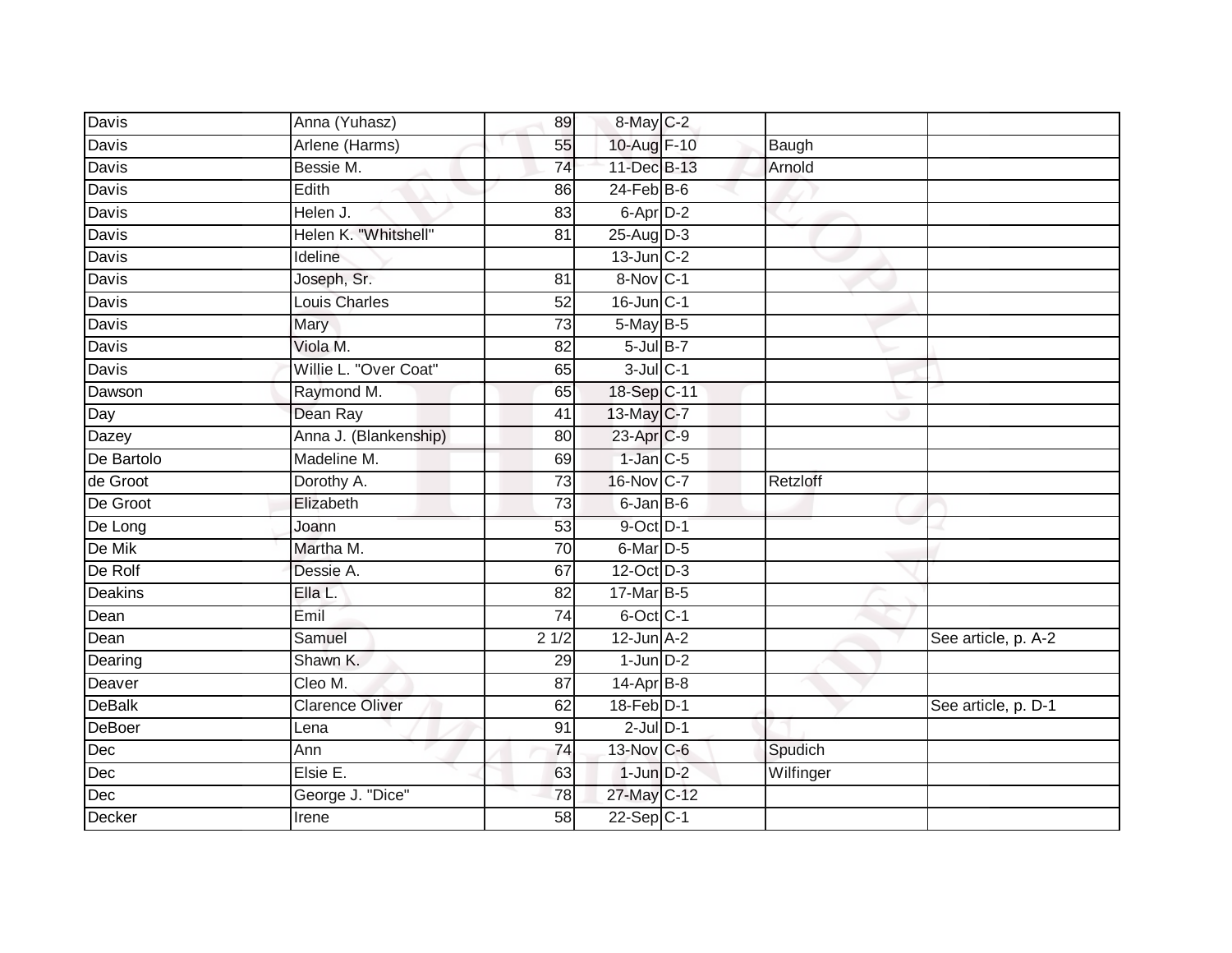| | | | | | | |
|---|---|---|---|---|---|---|
| Davis | Anna (Yuhasz) | 89 | 8-May | C-2 | | |
| Davis | Arlene (Harms) | 55 | 10-Aug | F-10 | Baugh | |
| Davis | Bessie M. | 74 | 11-Dec | B-13 | Arnold | |
| Davis | Edith | 86 | 24-Feb | B-6 | | |
| Davis | Helen J. | 83 | 6-Apr | D-2 | | |
| Davis | Helen K. "Whitshell" | 81 | 25-Aug | D-3 | | |
| Davis | Ideline | | 13-Jun | C-2 | | |
| Davis | Joseph, Sr. | 81 | 8-Nov | C-1 | | |
| Davis | Louis Charles | 52 | 16-Jun | C-1 | | |
| Davis | Mary | 73 | 5-May | B-5 | | |
| Davis | Viola M. | 82 | 5-Jul | B-7 | | |
| Davis | Willie L. "Over Coat" | 65 | 3-Jul | C-1 | | |
| Dawson | Raymond M. | 65 | 18-Sep | C-11 | | |
| Day | Dean Ray | 41 | 13-May | C-7 | | |
| Dazey | Anna J. (Blankenship) | 80 | 23-Apr | C-9 | | |
| De Bartolo | Madeline M. | 69 | 1-Jan | C-5 | | |
| de Groot | Dorothy A. | 73 | 16-Nov | C-7 | Retzloff | |
| De Groot | Elizabeth | 73 | 6-Jan | B-6 | | |
| De Long | Joann | 53 | 9-Oct | D-1 | | |
| De Mik | Martha M. | 70 | 6-Mar | D-5 | | |
| De Rolf | Dessie A. | 67 | 12-Oct | D-3 | | |
| Deakins | Ella L. | 82 | 17-Mar | B-5 | | |
| Dean | Emil | 74 | 6-Oct | C-1 | | |
| Dean | Samuel | 2 1/2 | 12-Jun | A-2 | | See article, p. A-2 |
| Dearing | Shawn K. | 29 | 1-Jun | D-2 | | |
| Deaver | Cleo M. | 87 | 14-Apr | B-8 | | |
| DeBalk | Clarence Oliver | 62 | 18-Feb | D-1 | | See article, p. D-1 |
| DeBoer | Lena | 91 | 2-Jul | D-1 | | |
| Dec | Ann | 74 | 13-Nov | C-6 | Spudich | |
| Dec | Elsie E. | 63 | 1-Jun | D-2 | Wilfinger | |
| Dec | George J. "Dice" | 78 | 27-May | C-12 | | |
| Decker | Irene | 58 | 22-Sep | C-1 | | |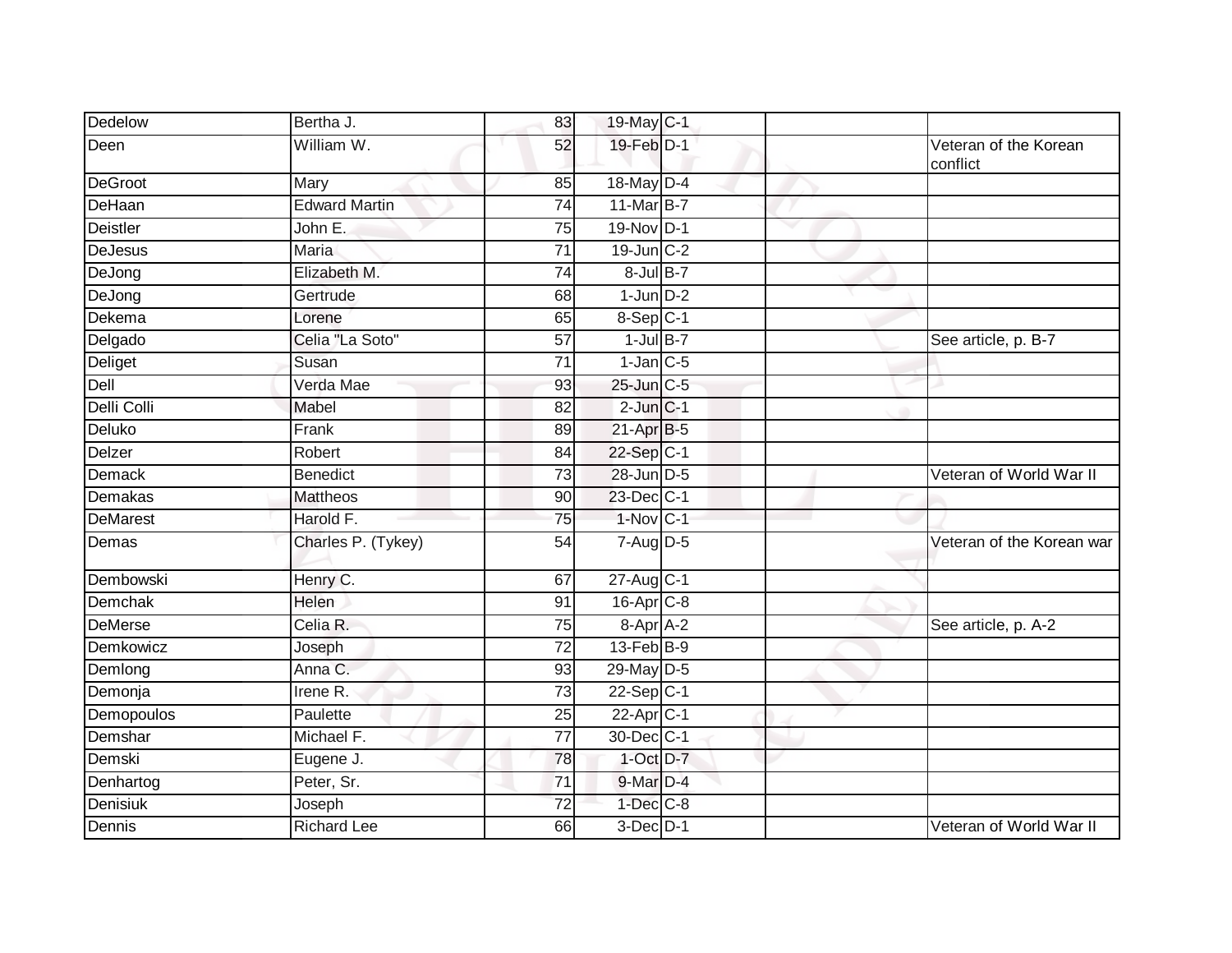| | | | | | | |
|---|---|---|---|---|---|---|
| Dedelow | Bertha J. | 83 | 19-May | C-1 | | |
| Deen | William W. | 52 | 19-Feb | D-1 | | Veteran of the Korean conflict |
| DeGroot | Mary | 85 | 18-May | D-4 | | |
| DeHaan | Edward Martin | 74 | 11-Mar | B-7 | | |
| Deistler | John E. | 75 | 19-Nov | D-1 | | |
| DeJesus | Maria | 71 | 19-Jun | C-2 | | |
| DeJong | Elizabeth M. | 74 | 8-Jul | B-7 | | |
| DeJong | Gertrude | 68 | 1-Jun | D-2 | | |
| Dekema | Lorene | 65 | 8-Sep | C-1 | | |
| Delgado | Celia "La Soto" | 57 | 1-Jul | B-7 | | See article, p. B-7 |
| Deliget | Susan | 71 | 1-Jan | C-5 | | |
| Dell | Verda Mae | 93 | 25-Jun | C-5 | | |
| Delli Colli | Mabel | 82 | 2-Jun | C-1 | | |
| Deluko | Frank | 89 | 21-Apr | B-5 | | |
| Delzer | Robert | 84 | 22-Sep | C-1 | | |
| Demack | Benedict | 73 | 28-Jun | D-5 | | Veteran of World War II |
| Demakas | Mattheos | 90 | 23-Dec | C-1 | | |
| DeMarest | Harold F. | 75 | 1-Nov | C-1 | | |
| Demas | Charles P. (Tykey) | 54 | 7-Aug | D-5 | | Veteran of the Korean war |
| Dembowski | Henry C. | 67 | 27-Aug | C-1 | | |
| Demchak | Helen | 91 | 16-Apr | C-8 | | |
| DeMerse | Celia R. | 75 | 8-Apr | A-2 | | See article, p. A-2 |
| Demkowicz | Joseph | 72 | 13-Feb | B-9 | | |
| Demlong | Anna C. | 93 | 29-May | D-5 | | |
| Demonja | Irene R. | 73 | 22-Sep | C-1 | | |
| Demopoulos | Paulette | 25 | 22-Apr | C-1 | | |
| Demshar | Michael F. | 77 | 30-Dec | C-1 | | |
| Demski | Eugene J. | 78 | 1-Oct | D-7 | | |
| Denhartog | Peter, Sr. | 71 | 9-Mar | D-4 | | |
| Denisiuk | Joseph | 72 | 1-Dec | C-8 | | |
| Dennis | Richard Lee | 66 | 3-Dec | D-1 | | Veteran of World War II |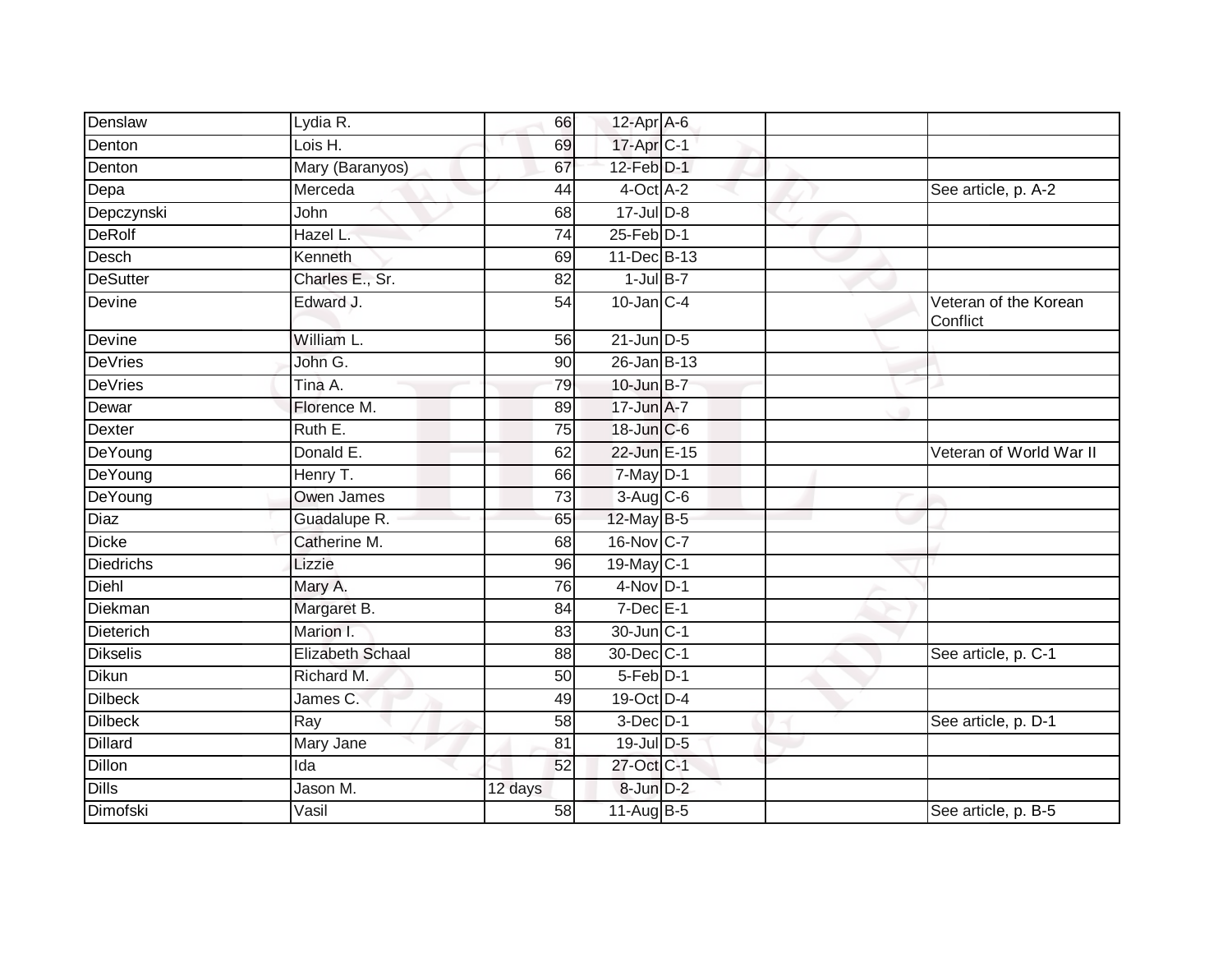| | | | | | | |
|---|---|---|---|---|---|---|
| Denslaw | Lydia R. | 66 | 12-Apr | A-6 | | |
| Denton | Lois H. | 69 | 17-Apr | C-1 | | |
| Denton | Mary (Baranyos) | 67 | 12-Feb | D-1 | | |
| Depa | Merceda | 44 | 4-Oct | A-2 | | See article, p. A-2 |
| Depczynski | John | 68 | 17-Jul | D-8 | | |
| DeRolf | Hazel L. | 74 | 25-Feb | D-1 | | |
| Desch | Kenneth | 69 | 11-Dec | B-13 | | |
| DeSutter | Charles E., Sr. | 82 | 1-Jul | B-7 | | |
| Devine | Edward J. | 54 | 10-Jan | C-4 | | Veteran of the Korean Conflict |
| Devine | William L. | 56 | 21-Jun | D-5 | | |
| DeVries | John G. | 90 | 26-Jan | B-13 | | |
| DeVries | Tina A. | 79 | 10-Jun | B-7 | | |
| Dewar | Florence M. | 89 | 17-Jun | A-7 | | |
| Dexter | Ruth E. | 75 | 18-Jun | C-6 | | |
| DeYoung | Donald E. | 62 | 22-Jun | E-15 | | Veteran of World War II |
| DeYoung | Henry T. | 66 | 7-May | D-1 | | |
| DeYoung | Owen James | 73 | 3-Aug | C-6 | | |
| Diaz | Guadalupe R. | 65 | 12-May | B-5 | | |
| Dicke | Catherine M. | 68 | 16-Nov | C-7 | | |
| Diedrichs | Lizzie | 96 | 19-May | C-1 | | |
| Diehl | Mary A. | 76 | 4-Nov | D-1 | | |
| Diekman | Margaret B. | 84 | 7-Dec | E-1 | | |
| Dieterich | Marion I. | 83 | 30-Jun | C-1 | | |
| Dikselis | Elizabeth Schaal | 88 | 30-Dec | C-1 | | See article, p. C-1 |
| Dikun | Richard M. | 50 | 5-Feb | D-1 | | |
| Dilbeck | James C. | 49 | 19-Oct | D-4 | | |
| Dilbeck | Ray | 58 | 3-Dec | D-1 | | See article, p. D-1 |
| Dillard | Mary Jane | 81 | 19-Jul | D-5 | | |
| Dillon | Ida | 52 | 27-Oct | C-1 | | |
| Dills | Jason M. | 12 days | 8-Jun | D-2 | | |
| Dimofski | Vasil | 58 | 11-Aug | B-5 | | See article, p. B-5 |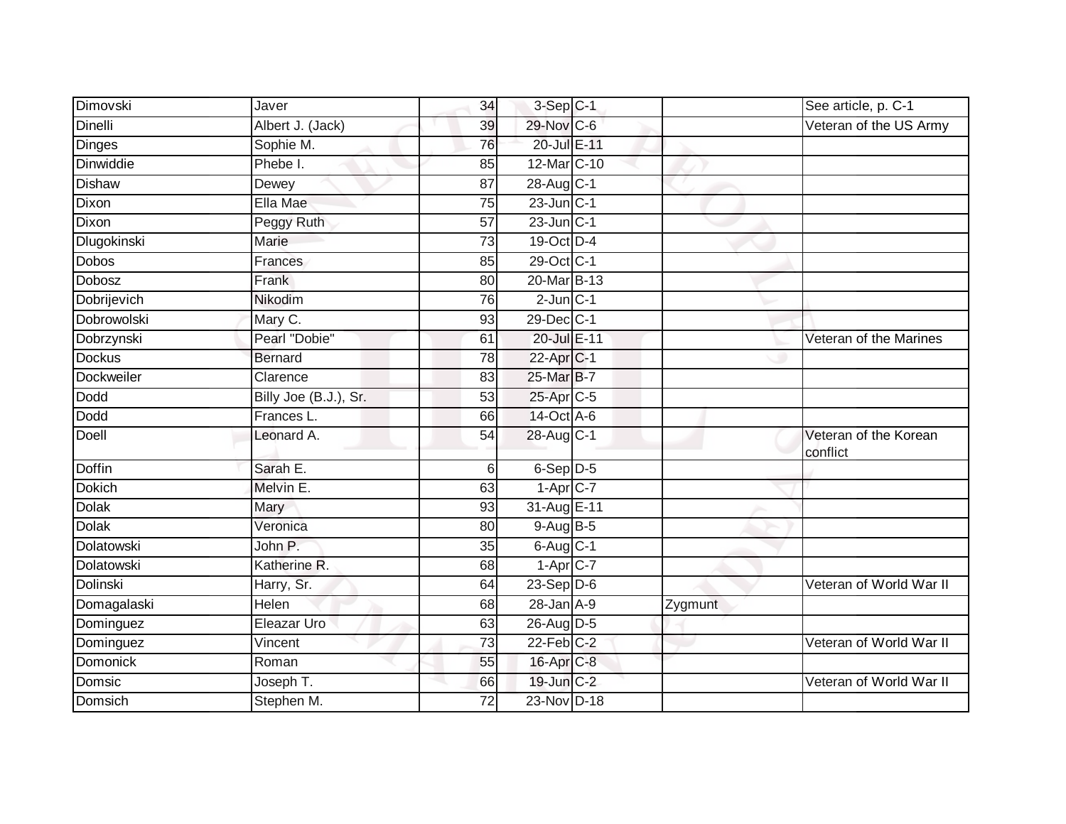| | | | | | | |
|---|---|---|---|---|---|---|
| Dimovski | Javer | 34 | 3-Sep | C-1 | | See article, p. C-1 |
| Dinelli | Albert J. (Jack) | 39 | 29-Nov | C-6 | | Veteran of the US Army |
| Dinges | Sophie M. | 76 | 20-Jul | E-11 | | |
| Dinwiddie | Phebe I. | 85 | 12-Mar | C-10 | | |
| Dishaw | Dewey | 87 | 28-Aug | C-1 | | |
| Dixon | Ella Mae | 75 | 23-Jun | C-1 | | |
| Dixon | Peggy Ruth | 57 | 23-Jun | C-1 | | |
| Dlugokinski | Marie | 73 | 19-Oct | D-4 | | |
| Dobos | Frances | 85 | 29-Oct | C-1 | | |
| Dobosz | Frank | 80 | 20-Mar | B-13 | | |
| Dobrijevich | Nikodim | 76 | 2-Jun | C-1 | | |
| Dobrowolski | Mary C. | 93 | 29-Dec | C-1 | | |
| Dobrzynski | Pearl "Dobie" | 61 | 20-Jul | E-11 | | Veteran of the Marines |
| Dockus | Bernard | 78 | 22-Apr | C-1 | | |
| Dockweiler | Clarence | 83 | 25-Mar | B-7 | | |
| Dodd | Billy Joe (B.J.), Sr. | 53 | 25-Apr | C-5 | | |
| Dodd | Frances L. | 66 | 14-Oct | A-6 | | |
| Doell | Leonard A. | 54 | 28-Aug | C-1 | | Veteran of the Korean conflict |
| Doffin | Sarah E. | 6 | 6-Sep | D-5 | | |
| Dokich | Melvin E. | 63 | 1-Apr | C-7 | | |
| Dolak | Mary | 93 | 31-Aug | E-11 | | |
| Dolak | Veronica | 80 | 9-Aug | B-5 | | |
| Dolatowski | John P. | 35 | 6-Aug | C-1 | | |
| Dolatowski | Katherine R. | 68 | 1-Apr | C-7 | | |
| Dolinski | Harry, Sr. | 64 | 23-Sep | D-6 | | Veteran of World War II |
| Domagalaski | Helen | 68 | 28-Jan | A-9 | Zygmunt | |
| Dominguez | Eleazar Uro | 63 | 26-Aug | D-5 | | |
| Dominguez | Vincent | 73 | 22-Feb | C-2 | | Veteran of World War II |
| Domonick | Roman | 55 | 16-Apr | C-8 | | |
| Domsic | Joseph T. | 66 | 19-Jun | C-2 | | Veteran of World War II |
| Domsich | Stephen M. | 72 | 23-Nov | D-18 | | |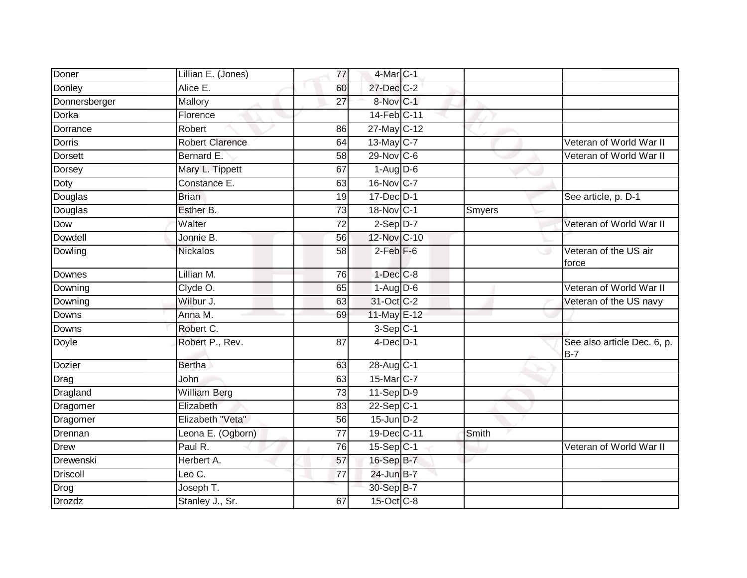| | | | | | | |
|---|---|---|---|---|---|---|
| Doner | Lillian E. (Jones) | 77 | 4-Mar | C-1 | | |
| Donley | Alice E. | 60 | 27-Dec | C-2 | | |
| Donnersberger | Mallory | 27 | 8-Nov | C-1 | | |
| Dorka | Florence | | 14-Feb | C-11 | | |
| Dorrance | Robert | 86 | 27-May | C-12 | | |
| Dorris | Robert Clarence | 64 | 13-May | C-7 | | Veteran of World War II |
| Dorsett | Bernard E. | 58 | 29-Nov | C-6 | | Veteran of World War II |
| Dorsey | Mary L. Tippett | 67 | 1-Aug | D-6 | | |
| Doty | Constance E. | 63 | 16-Nov | C-7 | | |
| Douglas | Brian | 19 | 17-Dec | D-1 | | See article, p. D-1 |
| Douglas | Esther B. | 73 | 18-Nov | C-1 | Smyers | |
| Dow | Walter | 72 | 2-Sep | D-7 | | Veteran of World War II |
| Dowdell | Jonnie B. | 56 | 12-Nov | C-10 | | |
| Dowling | Nickalos | 58 | 2-Feb | F-6 | | Veteran of the US air force |
| Downes | Lillian M. | 76 | 1-Dec | C-8 | | |
| Downing | Clyde O. | 65 | 1-Aug | D-6 | | Veteran of World War II |
| Downing | Wilbur J. | 63 | 31-Oct | C-2 | | Veteran of the US navy |
| Downs | Anna M. | 69 | 11-May | E-12 | | |
| Downs | Robert C. | | 3-Sep | C-1 | | |
| Doyle | Robert P., Rev. | 87 | 4-Dec | D-1 | | See also article Dec. 6, p. B-7 |
| Dozier | Bertha | 63 | 28-Aug | C-1 | | |
| Drag | John | 63 | 15-Mar | C-7 | | |
| Dragland | William Berg | 73 | 11-Sep | D-9 | | |
| Dragomer | Elizabeth | 83 | 22-Sep | C-1 | | |
| Dragomer | Elizabeth "Veta" | 56 | 15-Jun | D-2 | | |
| Drennan | Leona E. (Ogborn) | 77 | 19-Dec | C-11 | Smith | |
| Drew | Paul R. | 76 | 15-Sep | C-1 | | Veteran of World War II |
| Drewenski | Herbert A. | 57 | 16-Sep | B-7 | | |
| Driscoll | Leo C. | 77 | 24-Jun | B-7 | | |
| Drog | Joseph T. | | 30-Sep | B-7 | | |
| Drozdz | Stanley J., Sr. | 67 | 15-Oct | C-8 | | |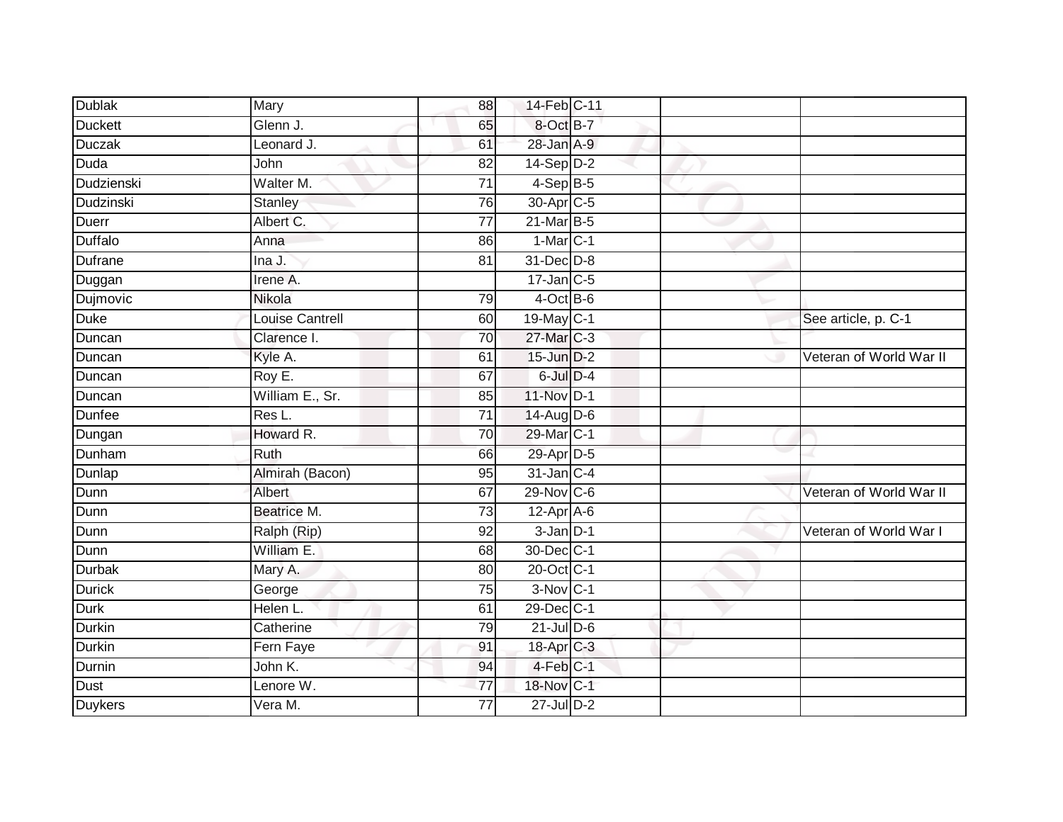| | | | | | | |
|---|---|---|---|---|---|---|
| Dublak | Mary | 88 | 14-Feb | C-11 | | |
| Duckett | Glenn J. | 65 | 8-Oct | B-7 | | |
| Duczak | Leonard J. | 61 | 28-Jan | A-9 | | |
| Duda | John | 82 | 14-Sep | D-2 | | |
| Dudzienski | Walter M. | 71 | 4-Sep | B-5 | | |
| Dudzinski | Stanley | 76 | 30-Apr | C-5 | | |
| Duerr | Albert C. | 77 | 21-Mar | B-5 | | |
| Duffalo | Anna | 86 | 1-Mar | C-1 | | |
| Dufrane | Ina J. | 81 | 31-Dec | D-8 | | |
| Duggan | Irene A. | | 17-Jan | C-5 | | |
| Dujmovic | Nikola | 79 | 4-Oct | B-6 | | |
| Duke | Louise Cantrell | 60 | 19-May | C-1 | | See article, p. C-1 |
| Duncan | Clarence I. | 70 | 27-Mar | C-3 | | |
| Duncan | Kyle A. | 61 | 15-Jun | D-2 | | Veteran of World War II |
| Duncan | Roy E. | 67 | 6-Jul | D-4 | | |
| Duncan | William E., Sr. | 85 | 11-Nov | D-1 | | |
| Dunfee | Res L. | 71 | 14-Aug | D-6 | | |
| Dungan | Howard R. | 70 | 29-Mar | C-1 | | |
| Dunham | Ruth | 66 | 29-Apr | D-5 | | |
| Dunlap | Almirah (Bacon) | 95 | 31-Jan | C-4 | | |
| Dunn | Albert | 67 | 29-Nov | C-6 | | Veteran of World War II |
| Dunn | Beatrice M. | 73 | 12-Apr | A-6 | | |
| Dunn | Ralph (Rip) | 92 | 3-Jan | D-1 | | Veteran of World War I |
| Dunn | William E. | 68 | 30-Dec | C-1 | | |
| Durbak | Mary A. | 80 | 20-Oct | C-1 | | |
| Durick | George | 75 | 3-Nov | C-1 | | |
| Durk | Helen L. | 61 | 29-Dec | C-1 | | |
| Durkin | Catherine | 79 | 21-Jul | D-6 | | |
| Durkin | Fern Faye | 91 | 18-Apr | C-3 | | |
| Durnin | John K. | 94 | 4-Feb | C-1 | | |
| Dust | Lenore W. | 77 | 18-Nov | C-1 | | |
| Duykers | Vera M. | 77 | 27-Jul | D-2 | | |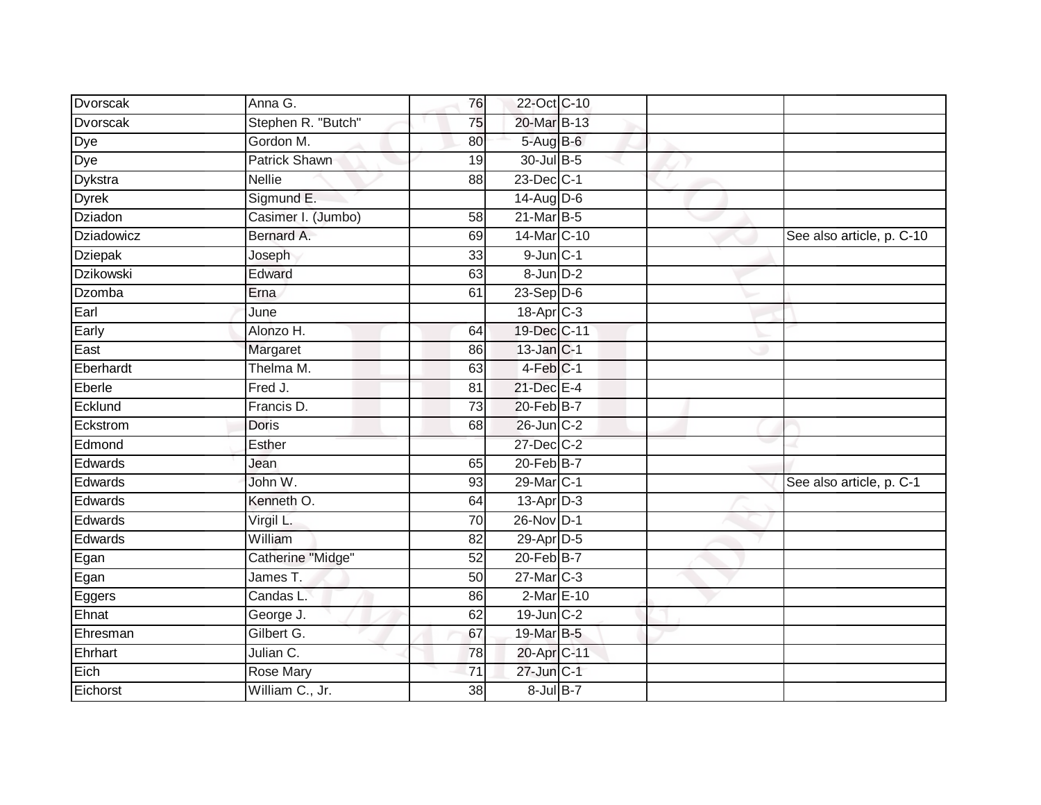| | | | | | | |
|---|---|---|---|---|---|---|
| Dvorscak | Anna G. | 76 | 22-Oct | C-10 | | |
| Dvorscak | Stephen R. "Butch" | 75 | 20-Mar | B-13 | | |
| Dye | Gordon M. | 80 | 5-Aug | B-6 | | |
| Dye | Patrick Shawn | 19 | 30-Jul | B-5 | | |
| Dykstra | Nellie | 88 | 23-Dec | C-1 | | |
| Dyrek | Sigmund E. | | 14-Aug | D-6 | | |
| Dziadon | Casimer I. (Jumbo) | 58 | 21-Mar | B-5 | | |
| Dziadowicz | Bernard A. | 69 | 14-Mar | C-10 | | See also article, p. C-10 |
| Dziepak | Joseph | 33 | 9-Jun | C-1 | | |
| Dzikowski | Edward | 63 | 8-Jun | D-2 | | |
| Dzomba | Erna | 61 | 23-Sep | D-6 | | |
| Earl | June | | 18-Apr | C-3 | | |
| Early | Alonzo H. | 64 | 19-Dec | C-11 | | |
| East | Margaret | 86 | 13-Jan | C-1 | | |
| Eberhardt | Thelma M. | 63 | 4-Feb | C-1 | | |
| Eberle | Fred J. | 81 | 21-Dec | E-4 | | |
| Ecklund | Francis D. | 73 | 20-Feb | B-7 | | |
| Eckstrom | Doris | 68 | 26-Jun | C-2 | | |
| Edmond | Esther | | 27-Dec | C-2 | | |
| Edwards | Jean | 65 | 20-Feb | B-7 | | |
| Edwards | John W. | 93 | 29-Mar | C-1 | | See also article, p. C-1 |
| Edwards | Kenneth O. | 64 | 13-Apr | D-3 | | |
| Edwards | Virgil L. | 70 | 26-Nov | D-1 | | |
| Edwards | William | 82 | 29-Apr | D-5 | | |
| Egan | Catherine "Midge" | 52 | 20-Feb | B-7 | | |
| Egan | James T. | 50 | 27-Mar | C-3 | | |
| Eggers | Candas L. | 86 | 2-Mar | E-10 | | |
| Ehnat | George J. | 62 | 19-Jun | C-2 | | |
| Ehresman | Gilbert G. | 67 | 19-Mar | B-5 | | |
| Ehrhart | Julian C. | 78 | 20-Apr | C-11 | | |
| Eich | Rose Mary | 71 | 27-Jun | C-1 | | |
| Eichorst | William C., Jr. | 38 | 8-Jul | B-7 | | |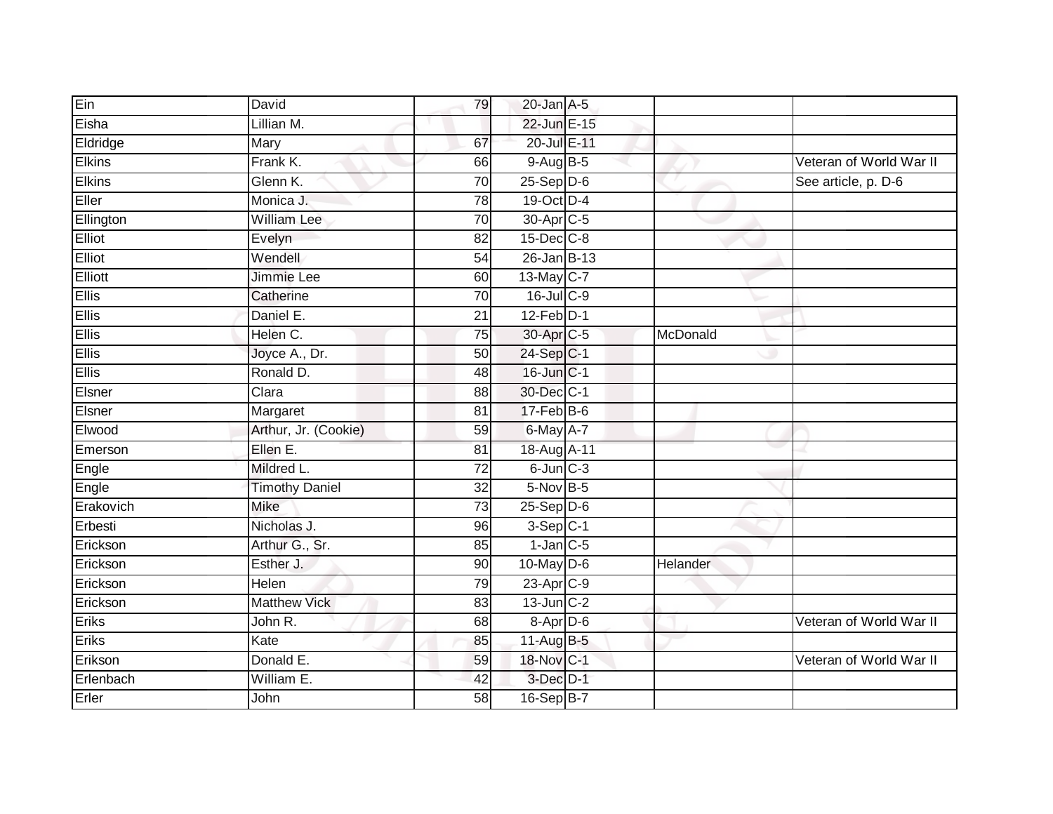| Ein | David | 79 | 20-Jan | A-5 | | |
|---|---|---|---|---|---|---|
| Eisha | Lillian M. | | 22-Jun | E-15 | | |
| Eldridge | Mary | 67 | 20-Jul | E-11 | | |
| Elkins | Frank K. | 66 | 9-Aug | B-5 | | Veteran of World War II |
| Elkins | Glenn K. | 70 | 25-Sep | D-6 | | See article, p. D-6 |
| Eller | Monica J. | 78 | 19-Oct | D-4 | | |
| Ellington | William Lee | 70 | 30-Apr | C-5 | | |
| Elliot | Evelyn | 82 | 15-Dec | C-8 | | |
| Elliot | Wendell | 54 | 26-Jan | B-13 | | |
| Elliott | Jimmie Lee | 60 | 13-May | C-7 | | |
| Ellis | Catherine | 70 | 16-Jul | C-9 | | |
| Ellis | Daniel E. | 21 | 12-Feb | D-1 | | |
| Ellis | Helen C. | 75 | 30-Apr | C-5 | McDonald | |
| Ellis | Joyce A., Dr. | 50 | 24-Sep | C-1 | | |
| Ellis | Ronald D. | 48 | 16-Jun | C-1 | | |
| Elsner | Clara | 88 | 30-Dec | C-1 | | |
| Elsner | Margaret | 81 | 17-Feb | B-6 | | |
| Elwood | Arthur, Jr. (Cookie) | 59 | 6-May | A-7 | | |
| Emerson | Ellen E. | 81 | 18-Aug | A-11 | | |
| Engle | Mildred L. | 72 | 6-Jun | C-3 | | |
| Engle | Timothy Daniel | 32 | 5-Nov | B-5 | | |
| Erakovich | Mike | 73 | 25-Sep | D-6 | | |
| Erbesti | Nicholas J. | 96 | 3-Sep | C-1 | | |
| Erickson | Arthur G., Sr. | 85 | 1-Jan | C-5 | | |
| Erickson | Esther J. | 90 | 10-May | D-6 | Helander | |
| Erickson | Helen | 79 | 23-Apr | C-9 | | |
| Erickson | Matthew Vick | 83 | 13-Jun | C-2 | | |
| Eriks | John R. | 68 | 8-Apr | D-6 | | Veteran of World War II |
| Eriks | Kate | 85 | 11-Aug | B-5 | | |
| Erikson | Donald E. | 59 | 18-Nov | C-1 | | Veteran of World War II |
| Erlenbach | William E. | 42 | 3-Dec | D-1 | | |
| Erler | John | 58 | 16-Sep | B-7 | | |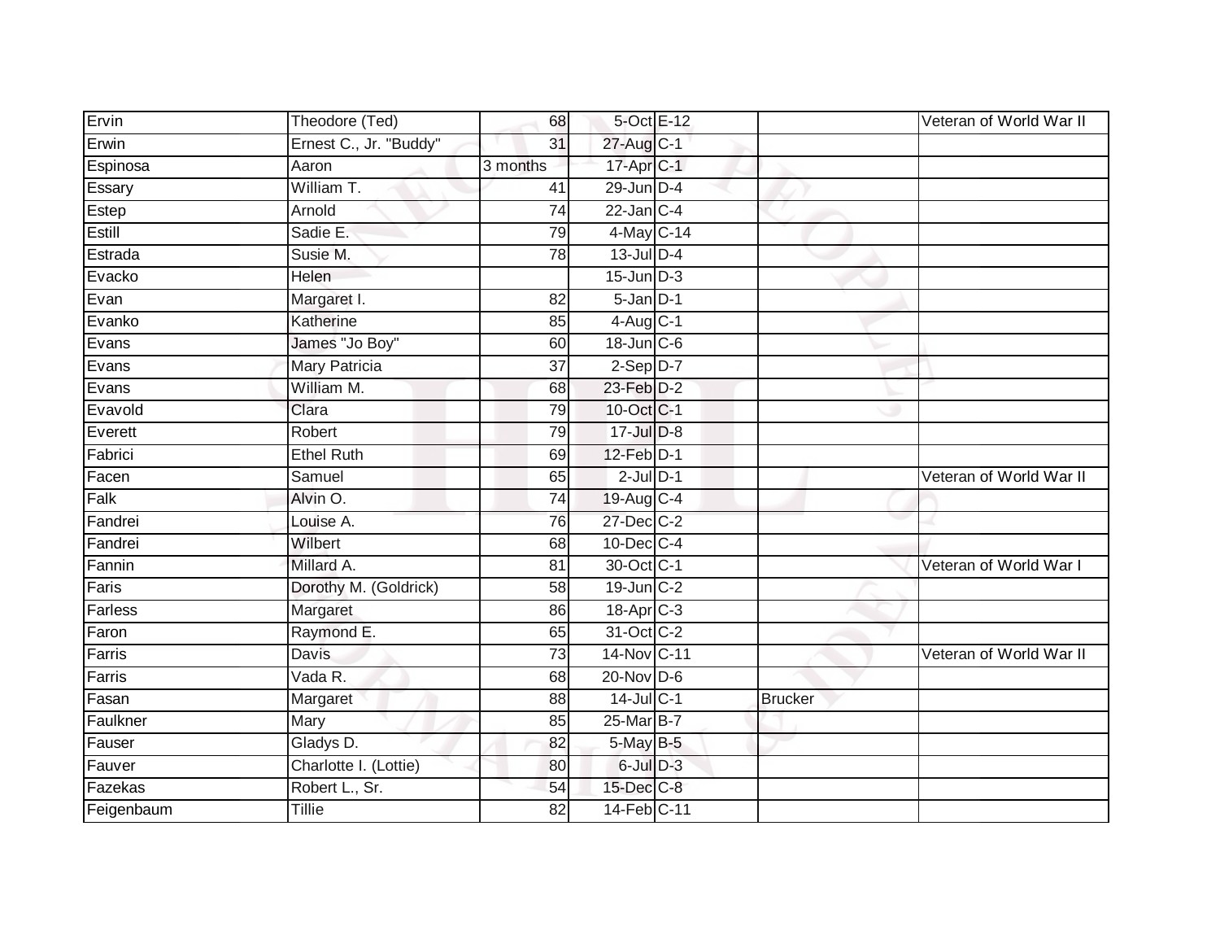| | | | | | | |
|---|---|---|---|---|---|---|
| Ervin | Theodore (Ted) | 68 | 5-Oct | E-12 | | Veteran of World War II |
| Erwin | Ernest C., Jr. "Buddy" | 31 | 27-Aug | C-1 | | |
| Espinosa | Aaron | 3 months | 17-Apr | C-1 | | |
| Essary | William T. | 41 | 29-Jun | D-4 | | |
| Estep | Arnold | 74 | 22-Jan | C-4 | | |
| Estill | Sadie E. | 79 | 4-May | C-14 | | |
| Estrada | Susie M. | 78 | 13-Jul | D-4 | | |
| Evacko | Helen | | 15-Jun | D-3 | | |
| Evan | Margaret I. | 82 | 5-Jan | D-1 | | |
| Evanko | Katherine | 85 | 4-Aug | C-1 | | |
| Evans | James "Jo Boy" | 60 | 18-Jun | C-6 | | |
| Evans | Mary Patricia | 37 | 2-Sep | D-7 | | |
| Evans | William M. | 68 | 23-Feb | D-2 | | |
| Evavold | Clara | 79 | 10-Oct | C-1 | | |
| Everett | Robert | 79 | 17-Jul | D-8 | | |
| Fabrici | Ethel Ruth | 69 | 12-Feb | D-1 | | |
| Facen | Samuel | 65 | 2-Jul | D-1 | | Veteran of World War II |
| Falk | Alvin O. | 74 | 19-Aug | C-4 | | |
| Fandrei | Louise A. | 76 | 27-Dec | C-2 | | |
| Fandrei | Wilbert | 68 | 10-Dec | C-4 | | |
| Fannin | Millard A. | 81 | 30-Oct | C-1 | | Veteran of World War I |
| Faris | Dorothy M. (Goldrick) | 58 | 19-Jun | C-2 | | |
| Farless | Margaret | 86 | 18-Apr | C-3 | | |
| Faron | Raymond E. | 65 | 31-Oct | C-2 | | |
| Farris | Davis | 73 | 14-Nov | C-11 | | Veteran of World War II |
| Farris | Vada R. | 68 | 20-Nov | D-6 | | |
| Fasan | Margaret | 88 | 14-Jul | C-1 | Brucker | |
| Faulkner | Mary | 85 | 25-Mar | B-7 | | |
| Fauser | Gladys D. | 82 | 5-May | B-5 | | |
| Fauver | Charlotte I. (Lottie) | 80 | 6-Jul | D-3 | | |
| Fazekas | Robert L., Sr. | 54 | 15-Dec | C-8 | | |
| Feigenbaum | Tillie | 82 | 14-Feb | C-11 | | |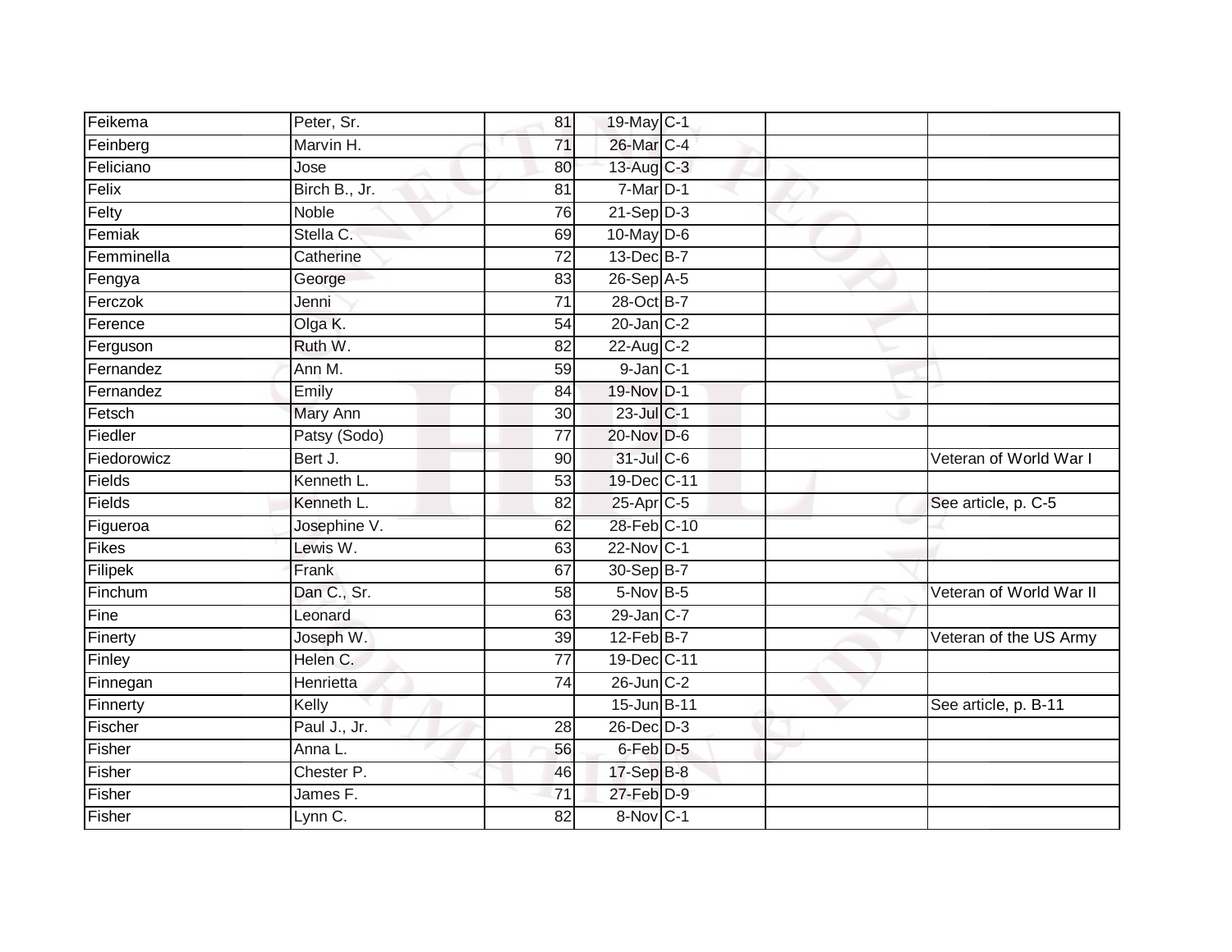| | | | | | | |
|---|---|---|---|---|---|---|
| Feikema | Peter, Sr. | 81 | 19-May | C-1 | | |
| Feinberg | Marvin H. | 71 | 26-Mar | C-4 | | |
| Feliciano | Jose | 80 | 13-Aug | C-3 | | |
| Felix | Birch B., Jr. | 81 | 7-Mar | D-1 | | |
| Felty | Noble | 76 | 21-Sep | D-3 | | |
| Femiak | Stella C. | 69 | 10-May | D-6 | | |
| Femminella | Catherine | 72 | 13-Dec | B-7 | | |
| Fengya | George | 83 | 26-Sep | A-5 | | |
| Ferczok | Jenni | 71 | 28-Oct | B-7 | | |
| Ference | Olga K. | 54 | 20-Jan | C-2 | | |
| Ferguson | Ruth W. | 82 | 22-Aug | C-2 | | |
| Fernandez | Ann M. | 59 | 9-Jan | C-1 | | |
| Fernandez | Emily | 84 | 19-Nov | D-1 | | |
| Fetsch | Mary Ann | 30 | 23-Jul | C-1 | | |
| Fiedler | Patsy (Sodo) | 77 | 20-Nov | D-6 | | |
| Fiedorowicz | Bert J. | 90 | 31-Jul | C-6 | | Veteran of World War I |
| Fields | Kenneth L. | 53 | 19-Dec | C-11 | | |
| Fields | Kenneth L. | 82 | 25-Apr | C-5 | | See article, p. C-5 |
| Figueroa | Josephine V. | 62 | 28-Feb | C-10 | | |
| Fikes | Lewis W. | 63 | 22-Nov | C-1 | | |
| Filipek | Frank | 67 | 30-Sep | B-7 | | |
| Finchum | Dan C., Sr. | 58 | 5-Nov | B-5 | | Veteran of World War II |
| Fine | Leonard | 63 | 29-Jan | C-7 | | |
| Finerty | Joseph W. | 39 | 12-Feb | B-7 | | Veteran of the US Army |
| Finley | Helen C. | 77 | 19-Dec | C-11 | | |
| Finnegan | Henrietta | 74 | 26-Jun | C-2 | | |
| Finnerty | Kelly | | 15-Jun | B-11 | | See article, p. B-11 |
| Fischer | Paul J., Jr. | 28 | 26-Dec | D-3 | | |
| Fisher | Anna L. | 56 | 6-Feb | D-5 | | |
| Fisher | Chester P. | 46 | 17-Sep | B-8 | | |
| Fisher | James F. | 71 | 27-Feb | D-9 | | |
| Fisher | Lynn C. | 82 | 8-Nov | C-1 | | |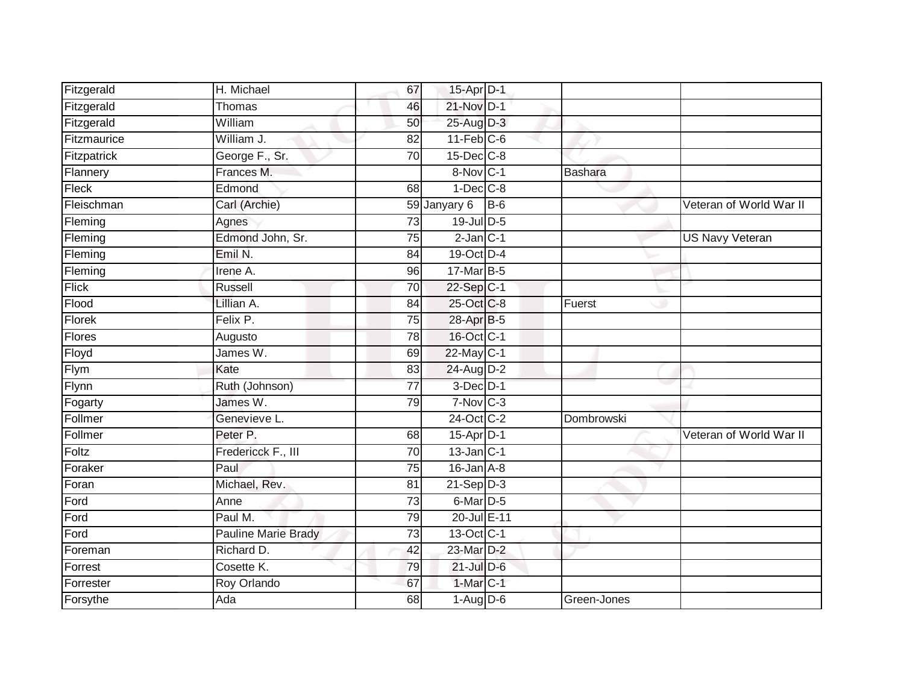| | | | | | | |
|---|---|---|---|---|---|---|
| Fitzgerald | H. Michael | 67 | 15-Apr | D-1 | | |
| Fitzgerald | Thomas | 46 | 21-Nov | D-1 | | |
| Fitzgerald | William | 50 | 25-Aug | D-3 | | |
| Fitzmaurice | William J. | 82 | 11-Feb | C-6 | | |
| Fitzpatrick | George F., Sr. | 70 | 15-Dec | C-8 | | |
| Flannery | Frances M. | | 8-Nov | C-1 | Bashara | |
| Fleck | Edmond | 68 | 1-Dec | C-8 | | |
| Fleischman | Carl (Archie) | 59 | Janyary 6 | B-6 | | Veteran of World War II |
| Fleming | Agnes | 73 | 19-Jul | D-5 | | |
| Fleming | Edmond John, Sr. | 75 | 2-Jan | C-1 | | US Navy Veteran |
| Fleming | Emil N. | 84 | 19-Oct | D-4 | | |
| Fleming | Irene A. | 96 | 17-Mar | B-5 | | |
| Flick | Russell | 70 | 22-Sep | C-1 | | |
| Flood | Lillian A. | 84 | 25-Oct | C-8 | Fuerst | |
| Florek | Felix P. | 75 | 28-Apr | B-5 | | |
| Flores | Augusto | 78 | 16-Oct | C-1 | | |
| Floyd | James W. | 69 | 22-May | C-1 | | |
| Flym | Kate | 83 | 24-Aug | D-2 | | |
| Flynn | Ruth (Johnson) | 77 | 3-Dec | D-1 | | |
| Fogarty | James W. | 79 | 7-Nov | C-3 | | |
| Follmer | Genevieve L. | | 24-Oct | C-2 | Dombrowski | |
| Follmer | Peter P. | 68 | 15-Apr | D-1 | | Veteran of World War II |
| Foltz | Fredericck F., III | 70 | 13-Jan | C-1 | | |
| Foraker | Paul | 75 | 16-Jan | A-8 | | |
| Foran | Michael, Rev. | 81 | 21-Sep | D-3 | | |
| Ford | Anne | 73 | 6-Mar | D-5 | | |
| Ford | Paul M. | 79 | 20-Jul | E-11 | | |
| Ford | Pauline Marie Brady | 73 | 13-Oct | C-1 | | |
| Foreman | Richard D. | 42 | 23-Mar | D-2 | | |
| Forrest | Cosette K. | 79 | 21-Jul | D-6 | | |
| Forrester | Roy Orlando | 67 | 1-Mar | C-1 | | |
| Forsythe | Ada | 68 | 1-Aug | D-6 | Green-Jones | |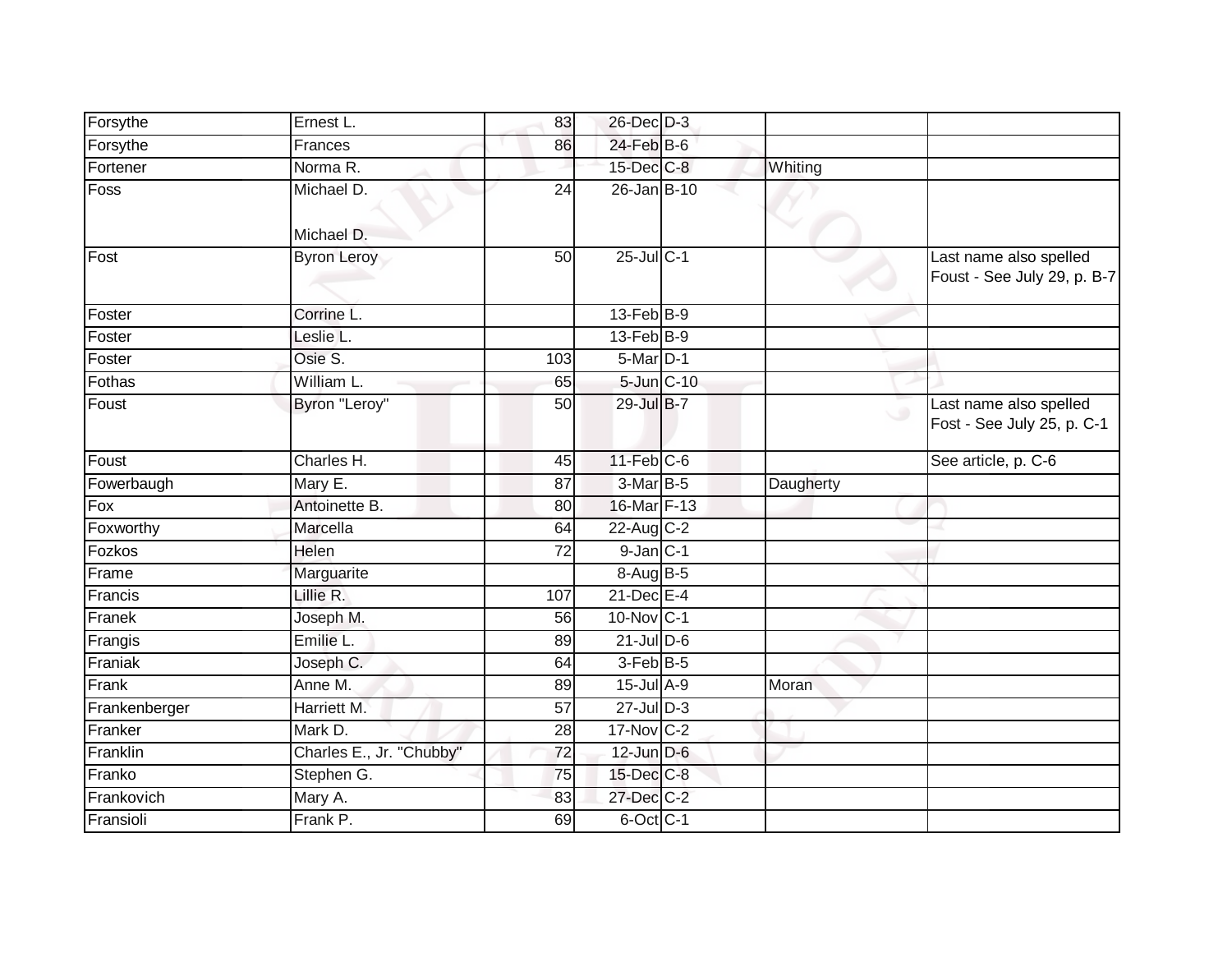| | | | | | | |
|---|---|---|---|---|---|---|
| Forsythe | Ernest L. | 83 | 26-Dec | D-3 | | |
| Forsythe | Frances | 86 | 24-Feb | B-6 | | |
| Fortener | Norma R. | | 15-Dec | C-8 | Whiting | |
| Foss | Michael D.<br><br>Michael D. | 24 | 26-Jan | B-10 | | |
| Fost | Byron Leroy | 50 | 25-Jul | C-1 | | Last name also spelled Foust - See July 29, p. B-7 |
| Foster | Corrine L. | | 13-Feb | B-9 | | |
| Foster | Leslie L. | | 13-Feb | B-9 | | |
| Foster | Osie S. | 103 | 5-Mar | D-1 | | |
| Fothas | William L. | 65 | 5-Jun | C-10 | | |
| Foust | Byron "Leroy" | 50 | 29-Jul | B-7 | | Last name also spelled Fost - See July 25, p. C-1 |
| Foust | Charles H. | 45 | 11-Feb | C-6 | | See article, p. C-6 |
| Fowerbaugh | Mary E. | 87 | 3-Mar | B-5 | Daugherty | |
| Fox | Antoinette B. | 80 | 16-Mar | F-13 | | |
| Foxworthy | Marcella | 64 | 22-Aug | C-2 | | |
| Fozkos | Helen | 72 | 9-Jan | C-1 | | |
| Frame | Marguarite | | 8-Aug | B-5 | | |
| Francis | Lillie R. | 107 | 21-Dec | E-4 | | |
| Franek | Joseph M. | 56 | 10-Nov | C-1 | | |
| Frangis | Emilie L. | 89 | 21-Jul | D-6 | | |
| Franiak | Joseph C. | 64 | 3-Feb | B-5 | | |
| Frank | Anne M. | 89 | 15-Jul | A-9 | Moran | |
| Frankenberger | Harriett M. | 57 | 27-Jul | D-3 | | |
| Franker | Mark D. | 28 | 17-Nov | C-2 | | |
| Franklin | Charles E., Jr. "Chubby" | 72 | 12-Jun | D-6 | | |
| Franko | Stephen G. | 75 | 15-Dec | C-8 | | |
| Frankovich | Mary A. | 83 | 27-Dec | C-2 | | |
| Fransioli | Frank P. | 69 | 6-Oct | C-1 | | |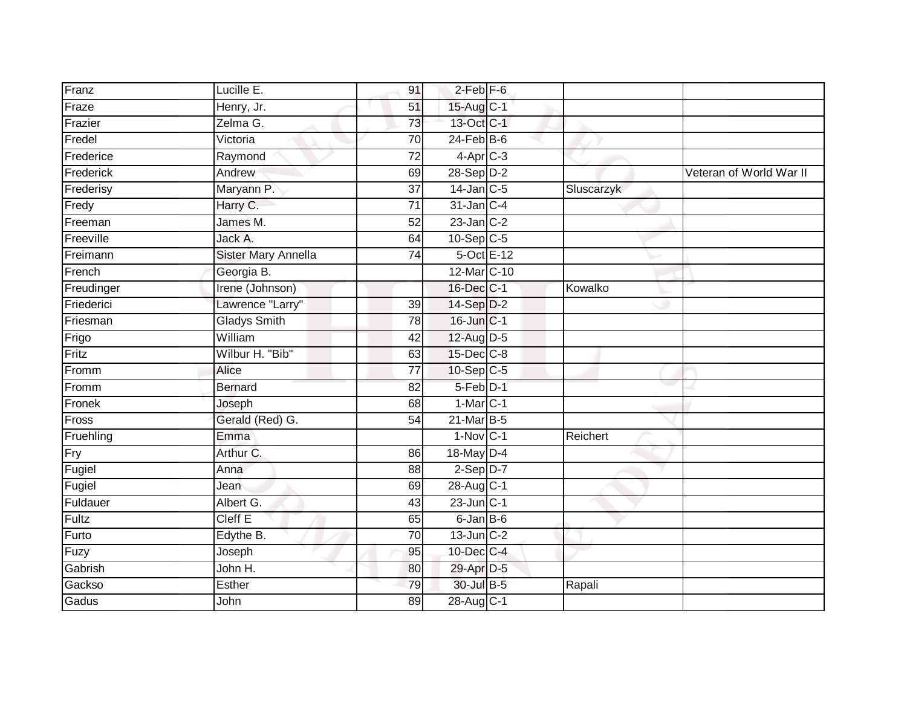| Franz | Lucille E. | 91 | 2-Feb | F-6 | | |
|---|---|---|---|---|---|---|
| Fraze | Henry, Jr. | 51 | 15-Aug | C-1 | | |
| Frazier | Zelma G. | 73 | 13-Oct | C-1 | | |
| Fredel | Victoria | 70 | 24-Feb | B-6 | | |
| Frederice | Raymond | 72 | 4-Apr | C-3 | | |
| Frederick | Andrew | 69 | 28-Sep | D-2 | | Veteran of World War II |
| Frederisy | Maryann P. | 37 | 14-Jan | C-5 | Sluscarzyk | |
| Fredy | Harry C. | 71 | 31-Jan | C-4 | | |
| Freeman | James M. | 52 | 23-Jan | C-2 | | |
| Freeville | Jack A. | 64 | 10-Sep | C-5 | | |
| Freimann | Sister Mary Annella | 74 | 5-Oct | E-12 | | |
| French | Georgia B. | | 12-Mar | C-10 | | |
| Freudinger | Irene (Johnson) | | 16-Dec | C-1 | Kowalko | |
| Friederici | Lawrence "Larry" | 39 | 14-Sep | D-2 | | |
| Friesman | Gladys Smith | 78 | 16-Jun | C-1 | | |
| Frigo | William | 42 | 12-Aug | D-5 | | |
| Fritz | Wilbur H. "Bib" | 63 | 15-Dec | C-8 | | |
| Fromm | Alice | 77 | 10-Sep | C-5 | | |
| Fromm | Bernard | 82 | 5-Feb | D-1 | | |
| Fronek | Joseph | 68 | 1-Mar | C-1 | | |
| Fross | Gerald (Red) G. | 54 | 21-Mar | B-5 | | |
| Fruehling | Emma | | 1-Nov | C-1 | Reichert | |
| Fry | Arthur C. | 86 | 18-May | D-4 | | |
| Fugiel | Anna | 88 | 2-Sep | D-7 | | |
| Fugiel | Jean | 69 | 28-Aug | C-1 | | |
| Fuldauer | Albert G. | 43 | 23-Jun | C-1 | | |
| Fultz | Cleff E | 65 | 6-Jan | B-6 | | |
| Furto | Edythe B. | 70 | 13-Jun | C-2 | | |
| Fuzy | Joseph | 95 | 10-Dec | C-4 | | |
| Gabrish | John H. | 80 | 29-Apr | D-5 | | |
| Gackso | Esther | 79 | 30-Jul | B-5 | Rapali | |
| Gadus | John | 89 | 28-Aug | C-1 | | |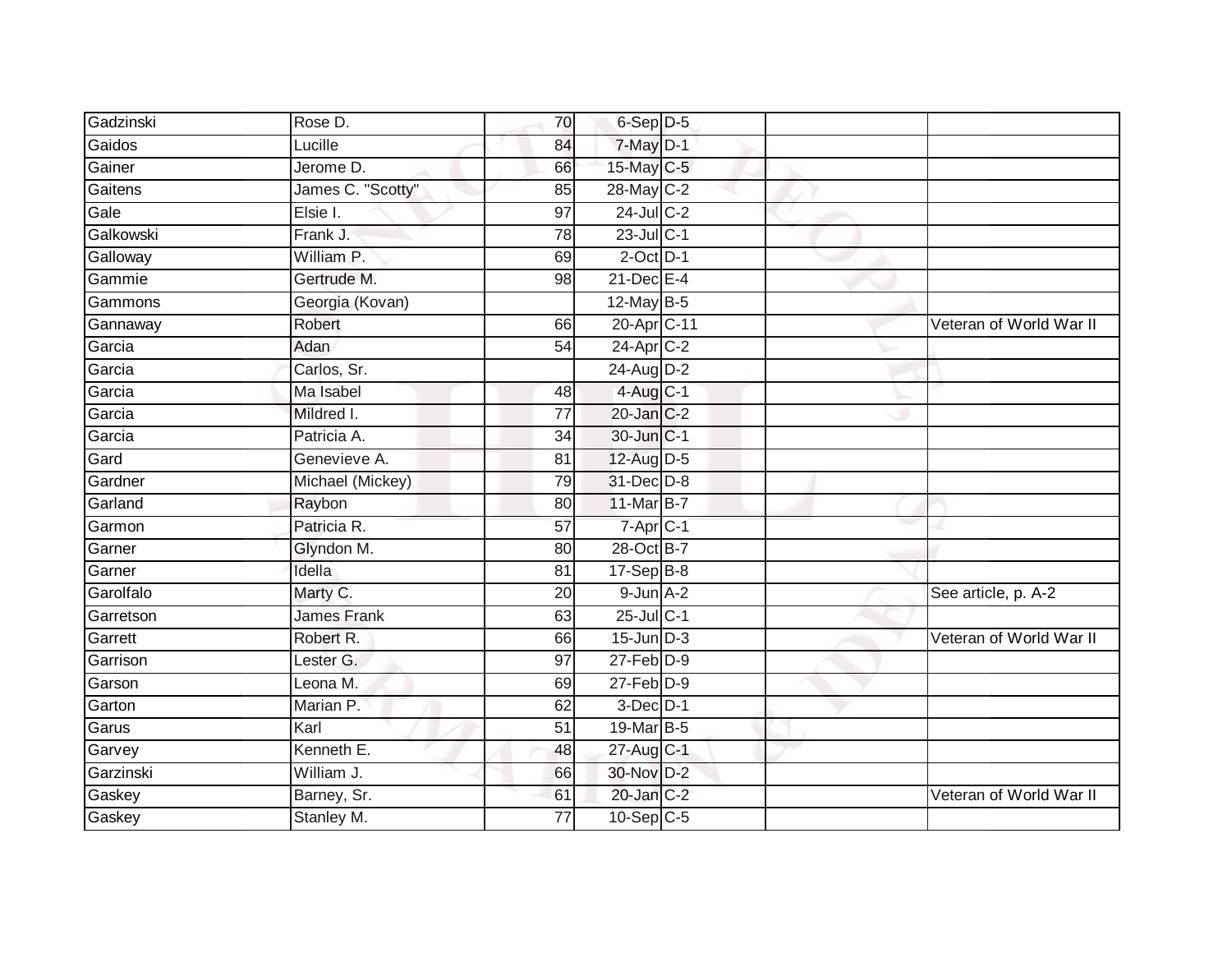| | | | | | | |
|---|---|---|---|---|---|---|
| Gadzinski | Rose D. | 70 | 6-Sep | D-5 | | |
| Gaidos | Lucille | 84 | 7-May | D-1 | | |
| Gainer | Jerome D. | 66 | 15-May | C-5 | | |
| Gaitens | James C. "Scotty" | 85 | 28-May | C-2 | | |
| Gale | Elsie I. | 97 | 24-Jul | C-2 | | |
| Galkowski | Frank J. | 78 | 23-Jul | C-1 | | |
| Galloway | William P. | 69 | 2-Oct | D-1 | | |
| Gammie | Gertrude M. | 98 | 21-Dec | E-4 | | |
| Gammons | Georgia (Kovan) | | 12-May | B-5 | | |
| Gannaway | Robert | 66 | 20-Apr | C-11 | | Veteran of World War II |
| Garcia | Adan | 54 | 24-Apr | C-2 | | |
| Garcia | Carlos, Sr. | | 24-Aug | D-2 | | |
| Garcia | Ma Isabel | 48 | 4-Aug | C-1 | | |
| Garcia | Mildred I. | 77 | 20-Jan | C-2 | | |
| Garcia | Patricia A. | 34 | 30-Jun | C-1 | | |
| Gard | Genevieve A. | 81 | 12-Aug | D-5 | | |
| Gardner | Michael (Mickey) | 79 | 31-Dec | D-8 | | |
| Garland | Raybon | 80 | 11-Mar | B-7 | | |
| Garmon | Patricia R. | 57 | 7-Apr | C-1 | | |
| Garner | Glyndon M. | 80 | 28-Oct | B-7 | | |
| Garner | Idella | 81 | 17-Sep | B-8 | | |
| Garolfalo | Marty C. | 20 | 9-Jun | A-2 | | See article, p. A-2 |
| Garretson | James Frank | 63 | 25-Jul | C-1 | | |
| Garrett | Robert R. | 66 | 15-Jun | D-3 | | Veteran of World War II |
| Garrison | Lester G. | 97 | 27-Feb | D-9 | | |
| Garson | Leona M. | 69 | 27-Feb | D-9 | | |
| Garton | Marian P. | 62 | 3-Dec | D-1 | | |
| Garus | Karl | 51 | 19-Mar | B-5 | | |
| Garvey | Kenneth E. | 48 | 27-Aug | C-1 | | |
| Garzinski | William J. | 66 | 30-Nov | D-2 | | |
| Gaskey | Barney, Sr. | 61 | 20-Jan | C-2 | | Veteran of World War II |
| Gaskey | Stanley M. | 77 | 10-Sep | C-5 | | |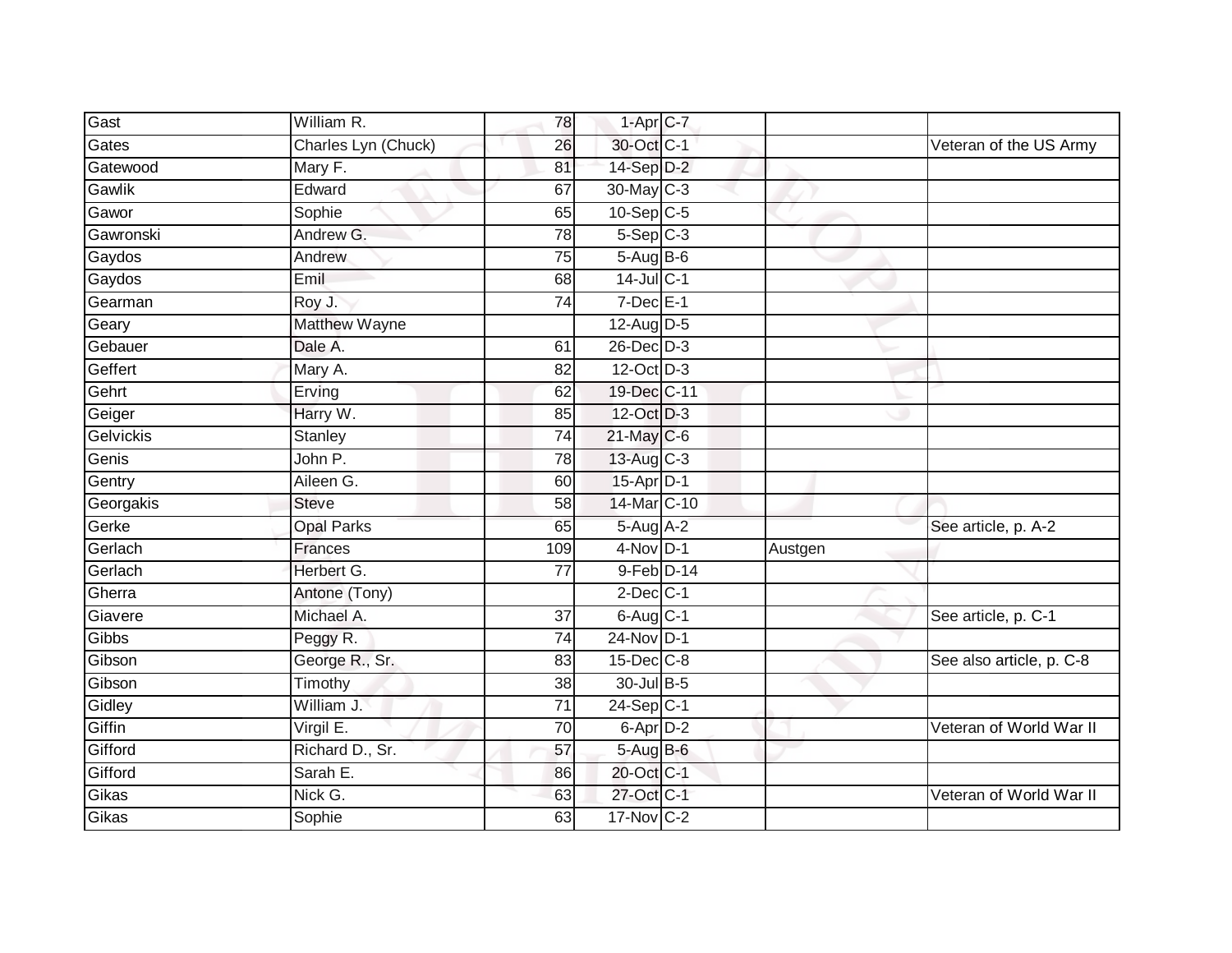| | | | | | | |
|---|---|---|---|---|---|---|
| Gast | William R. | 78 | 1-Apr | C-7 | | |
| Gates | Charles Lyn (Chuck) | 26 | 30-Oct | C-1 | | Veteran of the US Army |
| Gatewood | Mary F. | 81 | 14-Sep | D-2 | | |
| Gawlik | Edward | 67 | 30-May | C-3 | | |
| Gawor | Sophie | 65 | 10-Sep | C-5 | | |
| Gawronski | Andrew G. | 78 | 5-Sep | C-3 | | |
| Gaydos | Andrew | 75 | 5-Aug | B-6 | | |
| Gaydos | Emil | 68 | 14-Jul | C-1 | | |
| Gearman | Roy J. | 74 | 7-Dec | E-1 | | |
| Geary | Matthew Wayne | | 12-Aug | D-5 | | |
| Gebauer | Dale A. | 61 | 26-Dec | D-3 | | |
| Geffert | Mary A. | 82 | 12-Oct | D-3 | | |
| Gehrt | Erving | 62 | 19-Dec | C-11 | | |
| Geiger | Harry W. | 85 | 12-Oct | D-3 | | |
| Gelvickis | Stanley | 74 | 21-May | C-6 | | |
| Genis | John P. | 78 | 13-Aug | C-3 | | |
| Gentry | Aileen G. | 60 | 15-Apr | D-1 | | |
| Georgakis | Steve | 58 | 14-Mar | C-10 | | |
| Gerke | Opal Parks | 65 | 5-Aug | A-2 | | See article, p. A-2 |
| Gerlach | Frances | 109 | 4-Nov | D-1 | Austgen | |
| Gerlach | Herbert G. | 77 | 9-Feb | D-14 | | |
| Gherra | Antone (Tony) | | 2-Dec | C-1 | | |
| Giavere | Michael A. | 37 | 6-Aug | C-1 | | See article, p. C-1 |
| Gibbs | Peggy R. | 74 | 24-Nov | D-1 | | |
| Gibson | George R., Sr. | 83 | 15-Dec | C-8 | | See also article, p. C-8 |
| Gibson | Timothy | 38 | 30-Jul | B-5 | | |
| Gidley | William J. | 71 | 24-Sep | C-1 | | |
| Giffin | Virgil E. | 70 | 6-Apr | D-2 | | Veteran of World War II |
| Gifford | Richard D., Sr. | 57 | 5-Aug | B-6 | | |
| Gifford | Sarah E. | 86 | 20-Oct | C-1 | | |
| Gikas | Nick G. | 63 | 27-Oct | C-1 | | Veteran of World War II |
| Gikas | Sophie | 63 | 17-Nov | C-2 | | |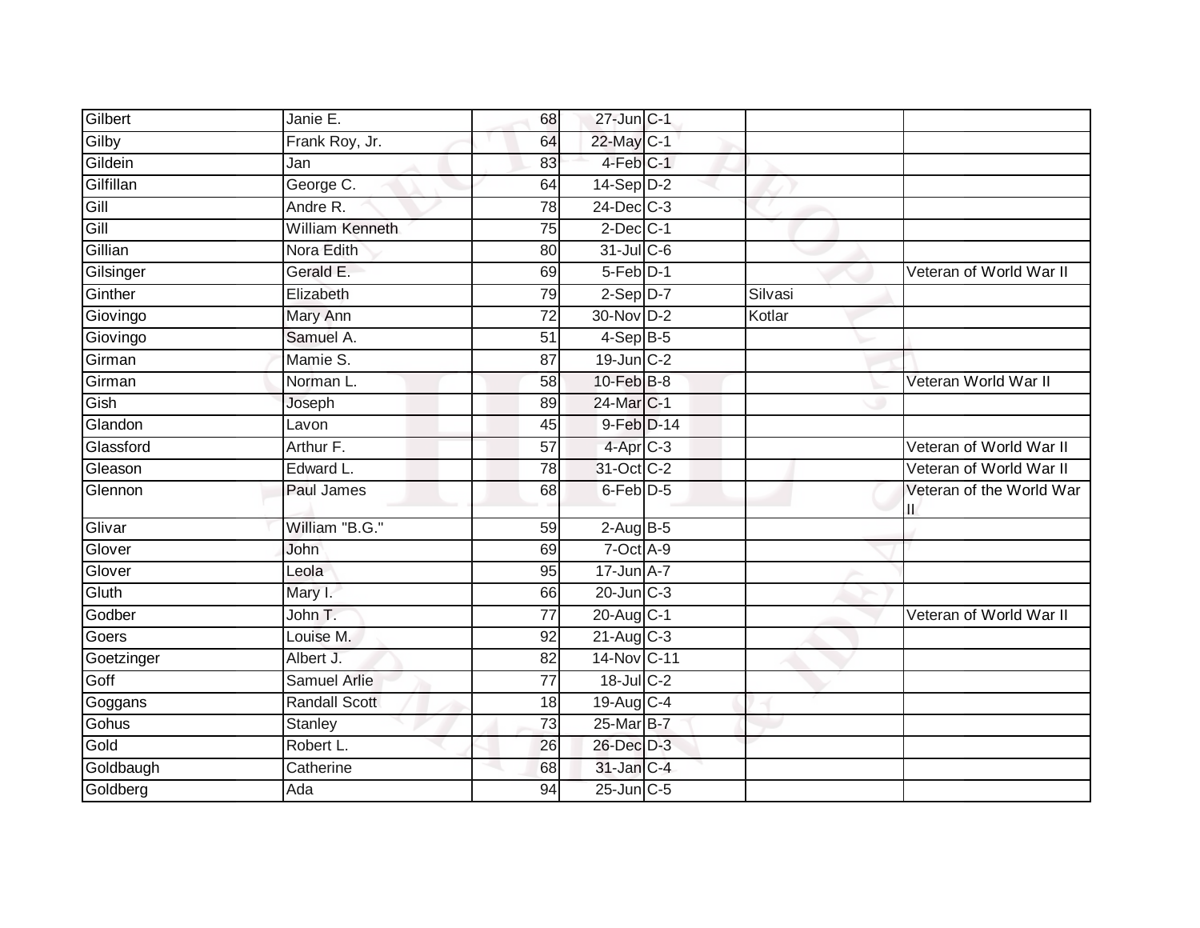| Gilbert | Janie E. | 68 | 27-Jun | C-1 | | |
|---|---|---|---|---|---|---|
| Gilby | Frank Roy, Jr. | 64 | 22-May | C-1 | | |
| Gildein | Jan | 83 | 4-Feb | C-1 | | |
| Gilfillan | George C. | 64 | 14-Sep | D-2 | | |
| Gill | Andre R. | 78 | 24-Dec | C-3 | | |
| Gill | William Kenneth | 75 | 2-Dec | C-1 | | |
| Gillian | Nora Edith | 80 | 31-Jul | C-6 | | |
| Gilsinger | Gerald E. | 69 | 5-Feb | D-1 | | Veteran of World War II |
| Ginther | Elizabeth | 79 | 2-Sep | D-7 | Silvasi | |
| Giovingo | Mary Ann | 72 | 30-Nov | D-2 | Kotlar | |
| Giovingo | Samuel A. | 51 | 4-Sep | B-5 | | |
| Girman | Mamie S. | 87 | 19-Jun | C-2 | | |
| Girman | Norman L. | 58 | 10-Feb | B-8 | | Veteran World War II |
| Gish | Joseph | 89 | 24-Mar | C-1 | | |
| Glandon | Lavon | 45 | 9-Feb | D-14 | | |
| Glassford | Arthur F. | 57 | 4-Apr | C-3 | | Veteran of World War II |
| Gleason | Edward L. | 78 | 31-Oct | C-2 | | Veteran of World War II |
| Glennon | Paul James | 68 | 6-Feb | D-5 | | Veteran of the World War II |
| Glivar | William "B.G." | 59 | 2-Aug | B-5 | | |
| Glover | John | 69 | 7-Oct | A-9 | | |
| Glover | Leola | 95 | 17-Jun | A-7 | | |
| Gluth | Mary I. | 66 | 20-Jun | C-3 | | |
| Godber | John T. | 77 | 20-Aug | C-1 | | Veteran of World War II |
| Goers | Louise M. | 92 | 21-Aug | C-3 | | |
| Goetzinger | Albert J. | 82 | 14-Nov | C-11 | | |
| Goff | Samuel Arlie | 77 | 18-Jul | C-2 | | |
| Goggans | Randall Scott | 18 | 19-Aug | C-4 | | |
| Gohus | Stanley | 73 | 25-Mar | B-7 | | |
| Gold | Robert L. | 26 | 26-Dec | D-3 | | |
| Goldbaugh | Catherine | 68 | 31-Jan | C-4 | | |
| Goldberg | Ada | 94 | 25-Jun | C-5 | | |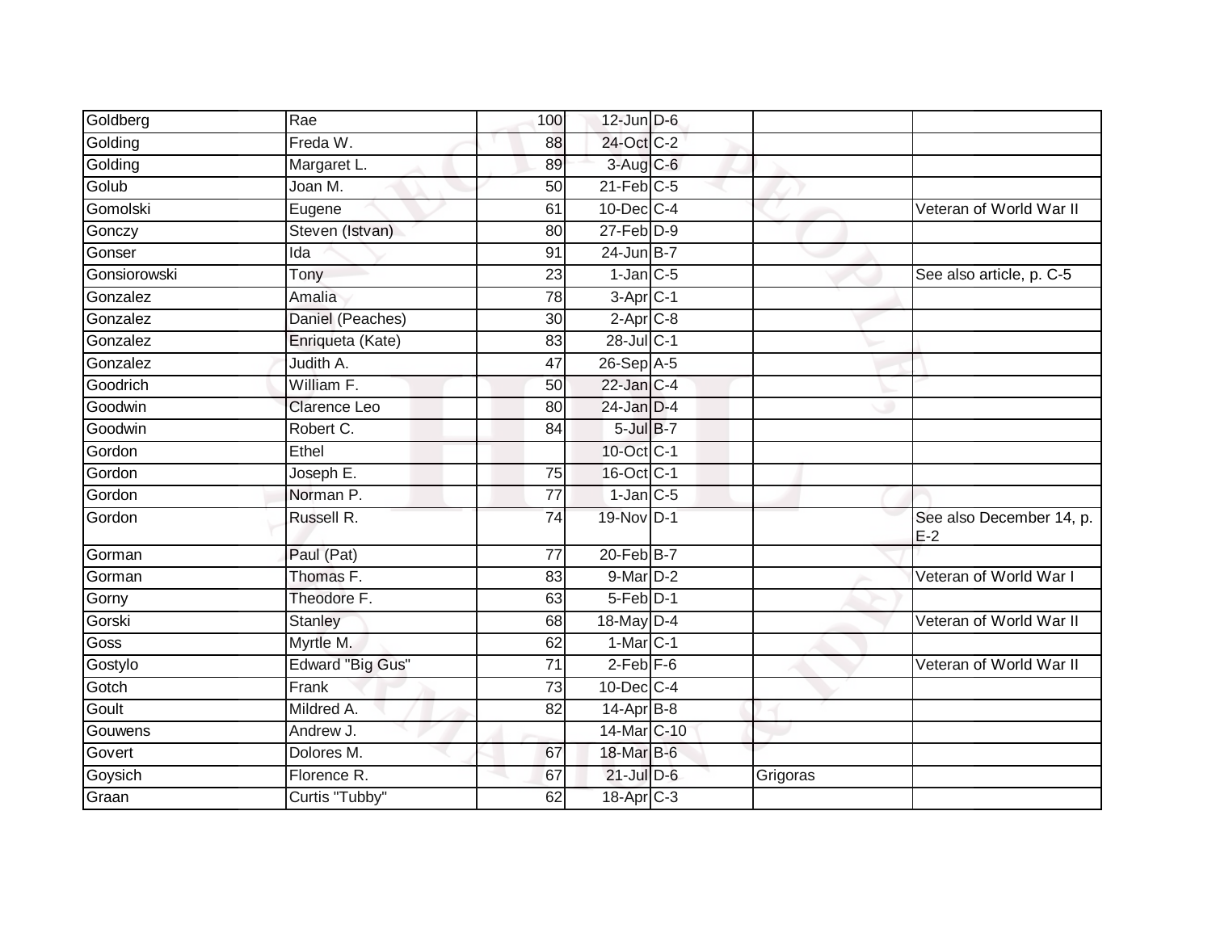| | | | | | | |
|---|---|---|---|---|---|---|
| Goldberg | Rae | 100 | 12-Jun | D-6 | | |
| Golding | Freda W. | 88 | 24-Oct | C-2 | | |
| Golding | Margaret L. | 89 | 3-Aug | C-6 | | |
| Golub | Joan M. | 50 | 21-Feb | C-5 | | |
| Gomolski | Eugene | 61 | 10-Dec | C-4 | | Veteran of World War II |
| Gonczy | Steven (Istvan) | 80 | 27-Feb | D-9 | | |
| Gonser | Ida | 91 | 24-Jun | B-7 | | |
| Gonsiorowski | Tony | 23 | 1-Jan | C-5 | | See also article, p. C-5 |
| Gonzalez | Amalia | 78 | 3-Apr | C-1 | | |
| Gonzalez | Daniel (Peaches) | 30 | 2-Apr | C-8 | | |
| Gonzalez | Enriqueta (Kate) | 83 | 28-Jul | C-1 | | |
| Gonzalez | Judith A. | 47 | 26-Sep | A-5 | | |
| Goodrich | William F. | 50 | 22-Jan | C-4 | | |
| Goodwin | Clarence Leo | 80 | 24-Jan | D-4 | | |
| Goodwin | Robert C. | 84 | 5-Jul | B-7 | | |
| Gordon | Ethel | | 10-Oct | C-1 | | |
| Gordon | Joseph E. | 75 | 16-Oct | C-1 | | |
| Gordon | Norman P. | 77 | 1-Jan | C-5 | | |
| Gordon | Russell R. | 74 | 19-Nov | D-1 | | See also December 14, p. E-2 |
| Gorman | Paul (Pat) | 77 | 20-Feb | B-7 | | |
| Gorman | Thomas F. | 83 | 9-Mar | D-2 | | Veteran of World War I |
| Gorny | Theodore F. | 63 | 5-Feb | D-1 | | |
| Gorski | Stanley | 68 | 18-May | D-4 | | Veteran of World War II |
| Goss | Myrtle M. | 62 | 1-Mar | C-1 | | |
| Gostylo | Edward "Big Gus" | 71 | 2-Feb | F-6 | | Veteran of World War II |
| Gotch | Frank | 73 | 10-Dec | C-4 | | |
| Goult | Mildred A. | 82 | 14-Apr | B-8 | | |
| Gouwens | Andrew J. | | 14-Mar | C-10 | | |
| Govert | Dolores M. | 67 | 18-Mar | B-6 | | |
| Goysich | Florence R. | 67 | 21-Jul | D-6 | Grigoras | |
| Graan | Curtis "Tubby" | 62 | 18-Apr | C-3 | | |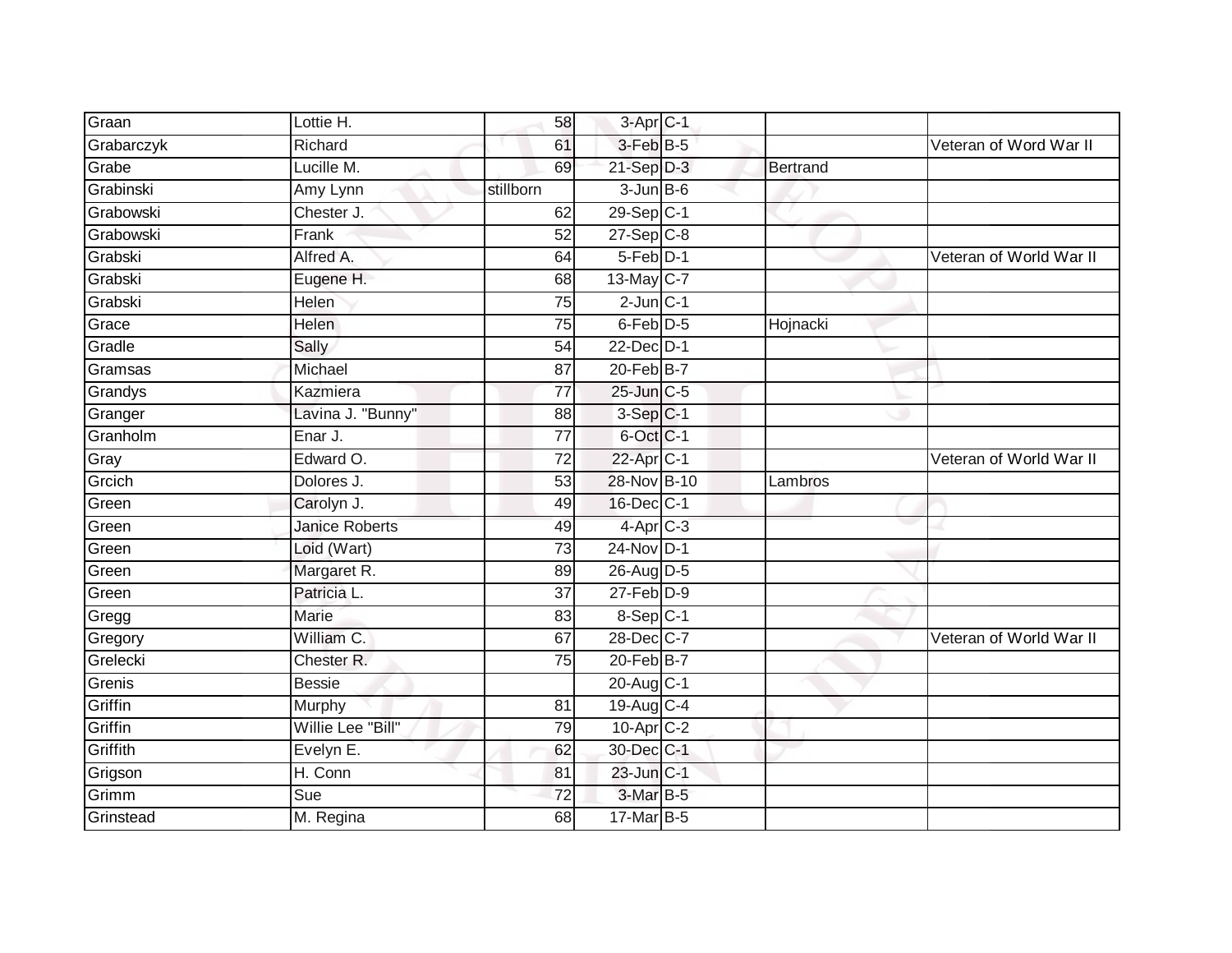| | | | | | | |
|---|---|---|---|---|---|---|
| Graan | Lottie H. | 58 | 3-Apr | C-1 | | |
| Grabarczyk | Richard | 61 | 3-Feb | B-5 | | Veteran of Word War II |
| Grabe | Lucille M. | 69 | 21-Sep | D-3 | Bertrand | |
| Grabinski | Amy Lynn | stillborn | 3-Jun | B-6 | | |
| Grabowski | Chester J. | 62 | 29-Sep | C-1 | | |
| Grabowski | Frank | 52 | 27-Sep | C-8 | | |
| Grabski | Alfred A. | 64 | 5-Feb | D-1 | | Veteran of World War II |
| Grabski | Eugene H. | 68 | 13-May | C-7 | | |
| Grabski | Helen | 75 | 2-Jun | C-1 | | |
| Grace | Helen | 75 | 6-Feb | D-5 | Hojnacki | |
| Gradle | Sally | 54 | 22-Dec | D-1 | | |
| Gramsas | Michael | 87 | 20-Feb | B-7 | | |
| Grandys | Kazmiera | 77 | 25-Jun | C-5 | | |
| Granger | Lavina J. "Bunny" | 88 | 3-Sep | C-1 | | |
| Granholm | Enar J. | 77 | 6-Oct | C-1 | | |
| Gray | Edward O. | 72 | 22-Apr | C-1 | | Veteran of World War II |
| Grcich | Dolores J. | 53 | 28-Nov | B-10 | Lambros | |
| Green | Carolyn J. | 49 | 16-Dec | C-1 | | |
| Green | Janice Roberts | 49 | 4-Apr | C-3 | | |
| Green | Loid (Wart) | 73 | 24-Nov | D-1 | | |
| Green | Margaret R. | 89 | 26-Aug | D-5 | | |
| Green | Patricia L. | 37 | 27-Feb | D-9 | | |
| Gregg | Marie | 83 | 8-Sep | C-1 | | |
| Gregory | William C. | 67 | 28-Dec | C-7 | | Veteran of World War II |
| Grelecki | Chester R. | 75 | 20-Feb | B-7 | | |
| Grenis | Bessie | | 20-Aug | C-1 | | |
| Griffin | Murphy | 81 | 19-Aug | C-4 | | |
| Griffin | Willie Lee "Bill" | 79 | 10-Apr | C-2 | | |
| Griffith | Evelyn E. | 62 | 30-Dec | C-1 | | |
| Grigson | H. Conn | 81 | 23-Jun | C-1 | | |
| Grimm | Sue | 72 | 3-Mar | B-5 | | |
| Grinstead | M. Regina | 68 | 17-Mar | B-5 | | |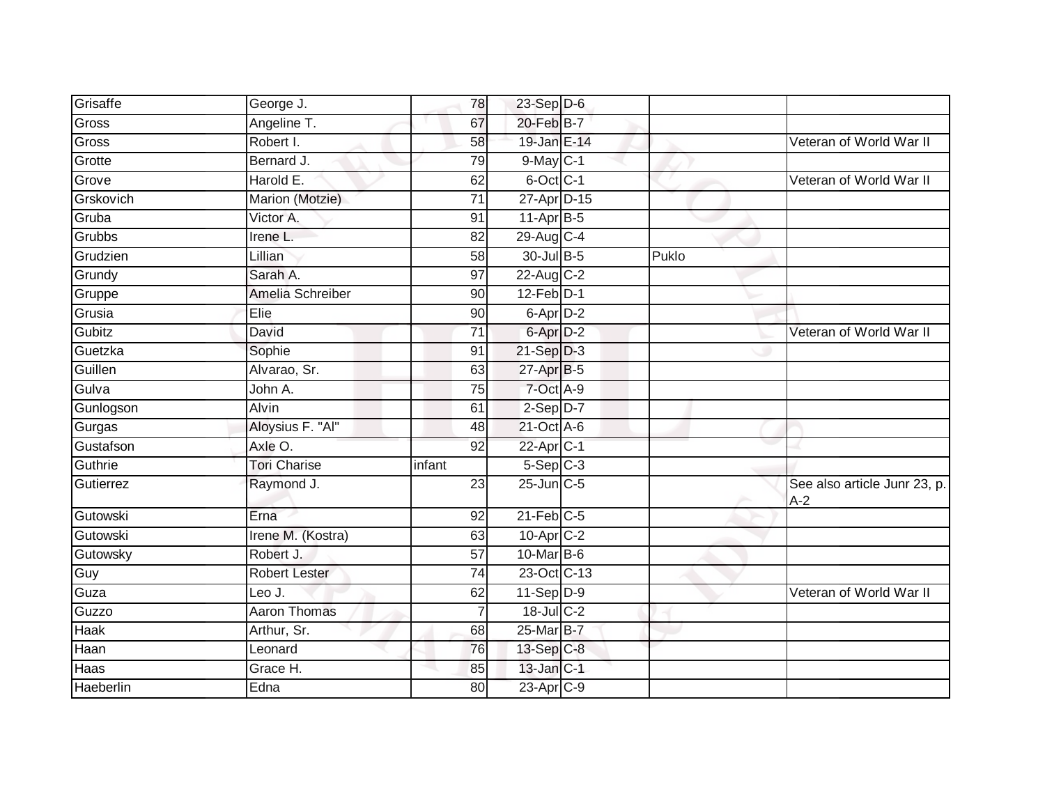| Grisaffe | George J. | 78 | 23-Sep | D-6 | | |
|---|---|---|---|---|---|---|
| Gross | Angeline T. | 67 | 20-Feb | B-7 | | |
| Gross | Robert I. | 58 | 19-Jan | E-14 | | Veteran of World War II |
| Grotte | Bernard J. | 79 | 9-May | C-1 | | |
| Grove | Harold E. | 62 | 6-Oct | C-1 | | Veteran of World War II |
| Grskovich | Marion (Motzie) | 71 | 27-Apr | D-15 | | |
| Gruba | Victor A. | 91 | 11-Apr | B-5 | | |
| Grubbs | Irene L. | 82 | 29-Aug | C-4 | | |
| Grudzien | Lillian | 58 | 30-Jul | B-5 | Puklo | |
| Grundy | Sarah A. | 97 | 22-Aug | C-2 | | |
| Gruppe | Amelia Schreiber | 90 | 12-Feb | D-1 | | |
| Grusia | Elie | 90 | 6-Apr | D-2 | | |
| Gubitz | David | 71 | 6-Apr | D-2 | | Veteran of World War II |
| Guetzka | Sophie | 91 | 21-Sep | D-3 | | |
| Guillen | Alvarao, Sr. | 63 | 27-Apr | B-5 | | |
| Gulva | John A. | 75 | 7-Oct | A-9 | | |
| Gunlogson | Alvin | 61 | 2-Sep | D-7 | | |
| Gurgas | Aloysius F. "Al" | 48 | 21-Oct | A-6 | | |
| Gustafson | Axle O. | 92 | 22-Apr | C-1 | | |
| Guthrie | Tori Charise | infant | 5-Sep | C-3 | | |
| Gutierrez | Raymond J. | 23 | 25-Jun | C-5 | | See also article Junr 23, p. A-2 |
| Gutowski | Erna | 92 | 21-Feb | C-5 | | |
| Gutowski | Irene M. (Kostra) | 63 | 10-Apr | C-2 | | |
| Gutowsky | Robert J. | 57 | 10-Mar | B-6 | | |
| Guy | Robert Lester | 74 | 23-Oct | C-13 | | |
| Guza | Leo J. | 62 | 11-Sep | D-9 | | Veteran of World War II |
| Guzzo | Aaron Thomas | 7 | 18-Jul | C-2 | | |
| Haak | Arthur, Sr. | 68 | 25-Mar | B-7 | | |
| Haan | Leonard | 76 | 13-Sep | C-8 | | |
| Haas | Grace H. | 85 | 13-Jan | C-1 | | |
| Haeberlin | Edna | 80 | 23-Apr | C-9 | | |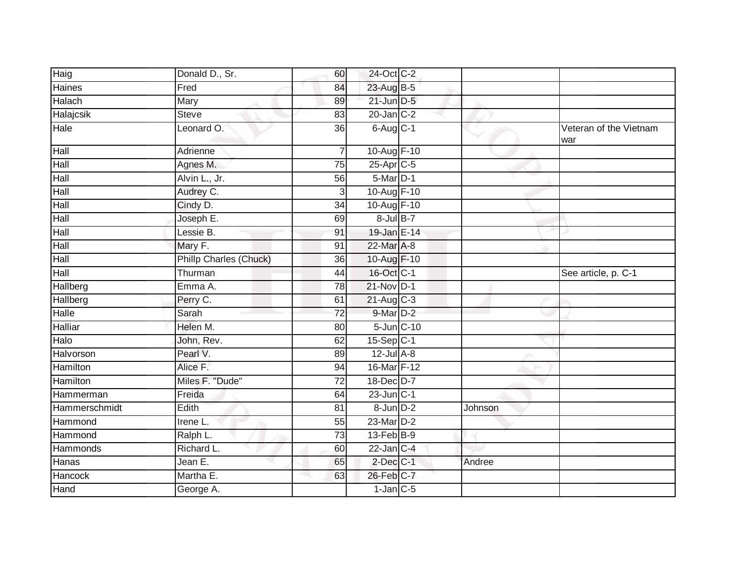| | | | | | | |
|---|---|---|---|---|---|---|
| Haig | Donald D., Sr. | 60 | 24-Oct | C-2 | | |
| Haines | Fred | 84 | 23-Aug | B-5 | | |
| Halach | Mary | 89 | 21-Jun | D-5 | | |
| Halajcsik | Steve | 83 | 20-Jan | C-2 | | |
| Hale | Leonard O. | 36 | 6-Aug | C-1 | | Veteran of the Vietnam war |
| Hall | Adrienne | 7 | 10-Aug | F-10 | | |
| Hall | Agnes M. | 75 | 25-Apr | C-5 | | |
| Hall | Alvin L., Jr. | 56 | 5-Mar | D-1 | | |
| Hall | Audrey C. | 3 | 10-Aug | F-10 | | |
| Hall | Cindy D. | 34 | 10-Aug | F-10 | | |
| Hall | Joseph E. | 69 | 8-Jul | B-7 | | |
| Hall | Lessie B. | 91 | 19-Jan | E-14 | | |
| Hall | Mary F. | 91 | 22-Mar | A-8 | | |
| Hall | Phillp Charles (Chuck) | 36 | 10-Aug | F-10 | | |
| Hall | Thurman | 44 | 16-Oct | C-1 | | See article, p. C-1 |
| Hallberg | Emma A. | 78 | 21-Nov | D-1 | | |
| Hallberg | Perry C. | 61 | 21-Aug | C-3 | | |
| Halle | Sarah | 72 | 9-Mar | D-2 | | |
| Halliar | Helen M. | 80 | 5-Jun | C-10 | | |
| Halo | John, Rev. | 62 | 15-Sep | C-1 | | |
| Halvorson | Pearl V. | 89 | 12-Jul | A-8 | | |
| Hamilton | Alice F. | 94 | 16-Mar | F-12 | | |
| Hamilton | Miles F. "Dude" | 72 | 18-Dec | D-7 | | |
| Hammerman | Freida | 64 | 23-Jun | C-1 | | |
| Hammerschmidt | Edith | 81 | 8-Jun | D-2 | Johnson | |
| Hammond | Irene L. | 55 | 23-Mar | D-2 | | |
| Hammond | Ralph L. | 73 | 13-Feb | B-9 | | |
| Hammonds | Richard L. | 60 | 22-Jan | C-4 | | |
| Hanas | Jean E. | 65 | 2-Dec | C-1 | Andree | |
| Hancock | Martha E. | 63 | 26-Feb | C-7 | | |
| Hand | George A. | | 1-Jan | C-5 | | |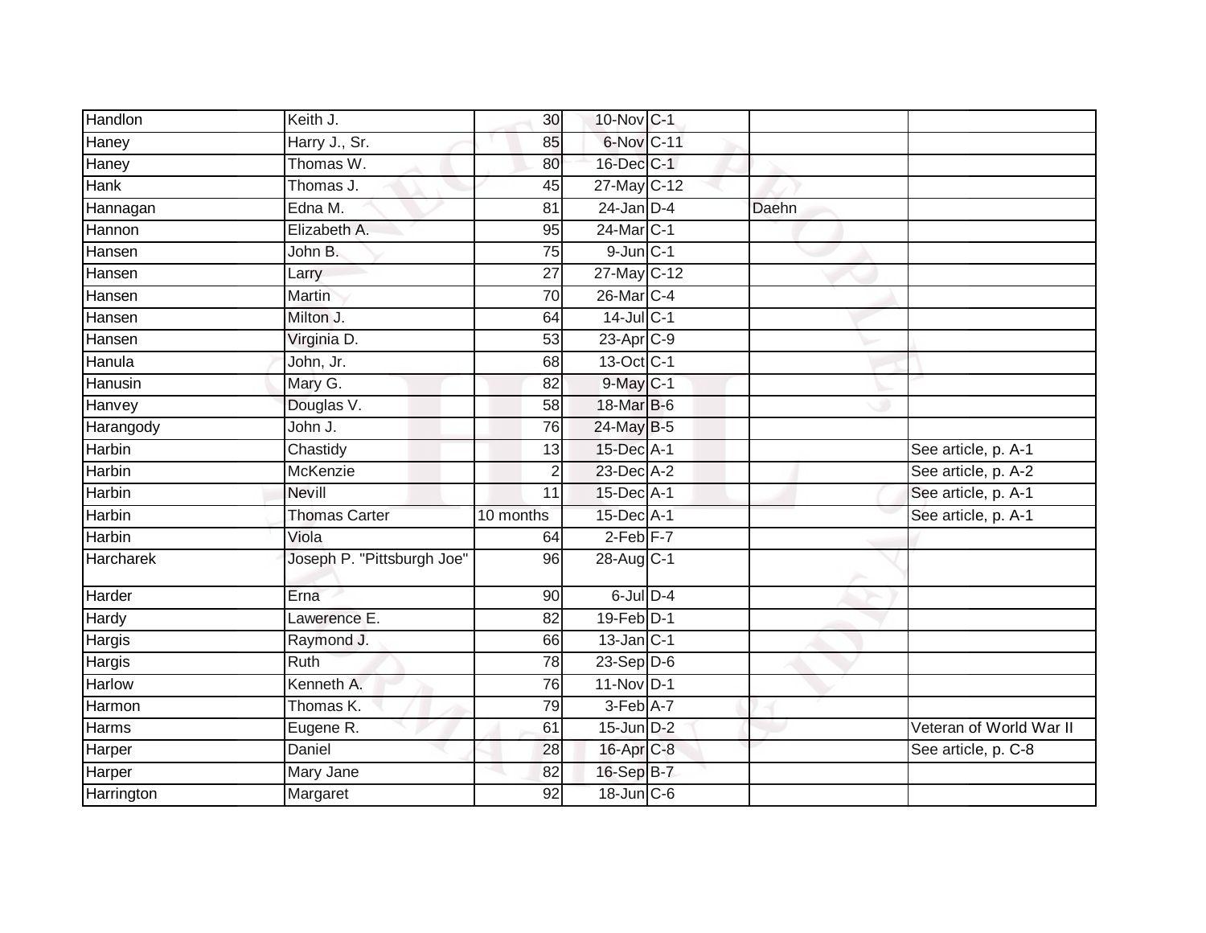| | | | | | | |
|---|---|---|---|---|---|---|
| Handlon | Keith J. | 30 | 10-Nov | C-1 | | |
| Haney | Harry J., Sr. | 85 | 6-Nov | C-11 | | |
| Haney | Thomas W. | 80 | 16-Dec | C-1 | | |
| Hank | Thomas J. | 45 | 27-May | C-12 | | |
| Hannagan | Edna M. | 81 | 24-Jan | D-4 | Daehn | |
| Hannon | Elizabeth A. | 95 | 24-Mar | C-1 | | |
| Hansen | John B. | 75 | 9-Jun | C-1 | | |
| Hansen | Larry | 27 | 27-May | C-12 | | |
| Hansen | Martin | 70 | 26-Mar | C-4 | | |
| Hansen | Milton J. | 64 | 14-Jul | C-1 | | |
| Hansen | Virginia D. | 53 | 23-Apr | C-9 | | |
| Hanula | John, Jr. | 68 | 13-Oct | C-1 | | |
| Hanusin | Mary G. | 82 | 9-May | C-1 | | |
| Hanvey | Douglas V. | 58 | 18-Mar | B-6 | | |
| Harangody | John J. | 76 | 24-May | B-5 | | |
| Harbin | Chastidy | 13 | 15-Dec | A-1 | | See article, p. A-1 |
| Harbin | McKenzie | 2 | 23-Dec | A-2 | | See article, p. A-2 |
| Harbin | Nevill | 11 | 15-Dec | A-1 | | See article, p. A-1 |
| Harbin | Thomas Carter | 10 months | 15-Dec | A-1 | | See article, p. A-1 |
| Harbin | Viola | 64 | 2-Feb | F-7 | | |
| Harcharek | Joseph P. "Pittsburgh Joe" | 96 | 28-Aug | C-1 | | |
| Harder | Erna | 90 | 6-Jul | D-4 | | |
| Hardy | Lawerence E. | 82 | 19-Feb | D-1 | | |
| Hargis | Raymond J. | 66 | 13-Jan | C-1 | | |
| Hargis | Ruth | 78 | 23-Sep | D-6 | | |
| Harlow | Kenneth A. | 76 | 11-Nov | D-1 | | |
| Harmon | Thomas K. | 79 | 3-Feb | A-7 | | |
| Harms | Eugene R. | 61 | 15-Jun | D-2 | | Veteran of World War II |
| Harper | Daniel | 28 | 16-Apr | C-8 | | See article, p. C-8 |
| Harper | Mary Jane | 82 | 16-Sep | B-7 | | |
| Harrington | Margaret | 92 | 18-Jun | C-6 | | |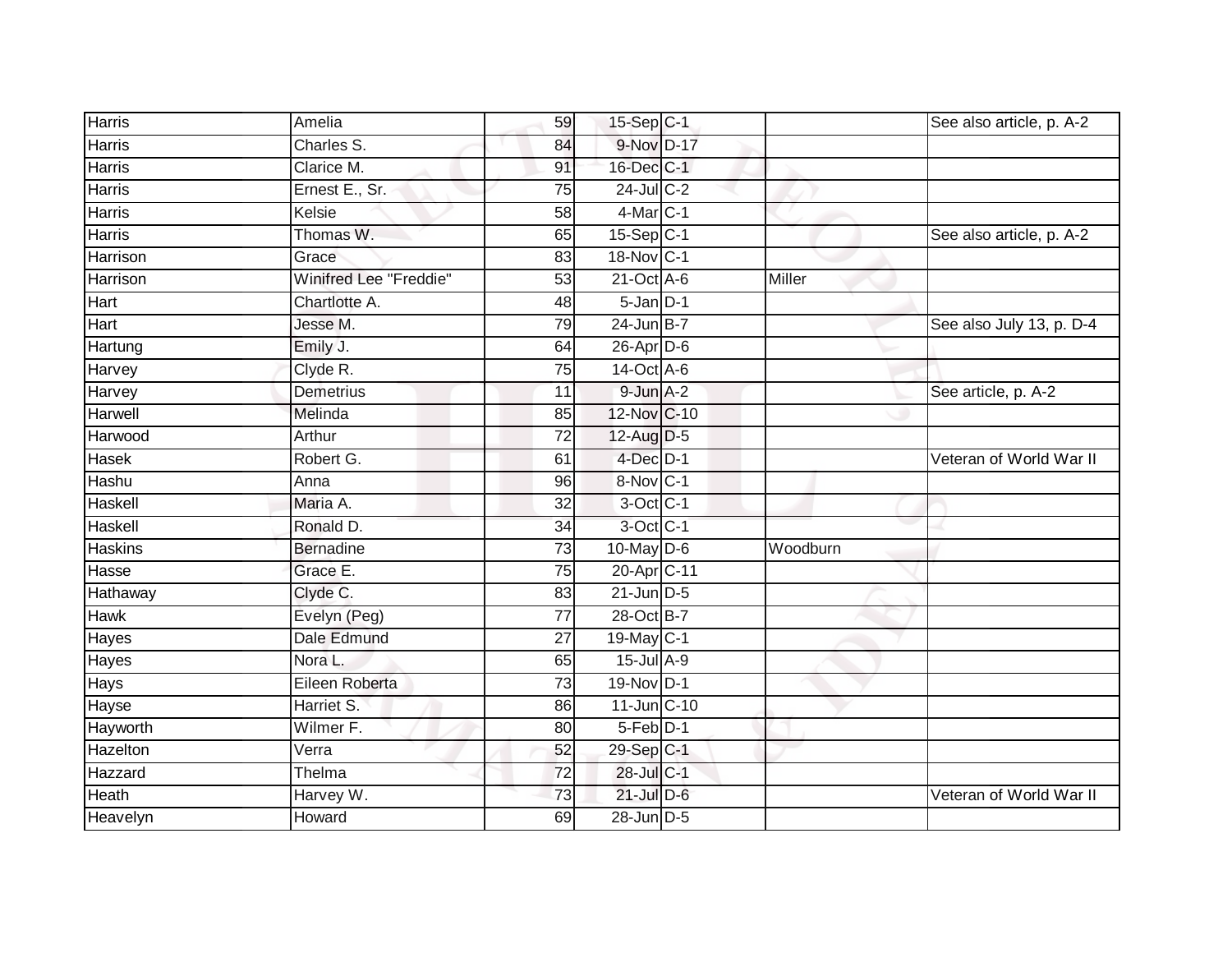| | | | | | | |
|---|---|---|---|---|---|---|
| Harris | Amelia | 59 | 15-Sep | C-1 | | See also article, p. A-2 |
| Harris | Charles S. | 84 | 9-Nov | D-17 | | |
| Harris | Clarice M. | 91 | 16-Dec | C-1 | | |
| Harris | Ernest E., Sr. | 75 | 24-Jul | C-2 | | |
| Harris | Kelsie | 58 | 4-Mar | C-1 | | |
| Harris | Thomas W. | 65 | 15-Sep | C-1 | | See also article, p. A-2 |
| Harrison | Grace | 83 | 18-Nov | C-1 | | |
| Harrison | Winifred Lee "Freddie" | 53 | 21-Oct | A-6 | Miller | |
| Hart | Chartlotte A. | 48 | 5-Jan | D-1 | | |
| Hart | Jesse M. | 79 | 24-Jun | B-7 | | See also July 13, p. D-4 |
| Hartung | Emily J. | 64 | 26-Apr | D-6 | | |
| Harvey | Clyde R. | 75 | 14-Oct | A-6 | | |
| Harvey | Demetrius | 11 | 9-Jun | A-2 | | See article, p. A-2 |
| Harwell | Melinda | 85 | 12-Nov | C-10 | | |
| Harwood | Arthur | 72 | 12-Aug | D-5 | | |
| Hasek | Robert G. | 61 | 4-Dec | D-1 | | Veteran of World War II |
| Hashu | Anna | 96 | 8-Nov | C-1 | | |
| Haskell | Maria A. | 32 | 3-Oct | C-1 | | |
| Haskell | Ronald D. | 34 | 3-Oct | C-1 | | |
| Haskins | Bernadine | 73 | 10-May | D-6 | Woodburn | |
| Hasse | Grace E. | 75 | 20-Apr | C-11 | | |
| Hathaway | Clyde C. | 83 | 21-Jun | D-5 | | |
| Hawk | Evelyn (Peg) | 77 | 28-Oct | B-7 | | |
| Hayes | Dale Edmund | 27 | 19-May | C-1 | | |
| Hayes | Nora L. | 65 | 15-Jul | A-9 | | |
| Hays | Eileen Roberta | 73 | 19-Nov | D-1 | | |
| Hayse | Harriet S. | 86 | 11-Jun | C-10 | | |
| Hayworth | Wilmer F. | 80 | 5-Feb | D-1 | | |
| Hazelton | Verra | 52 | 29-Sep | C-1 | | |
| Hazzard | Thelma | 72 | 28-Jul | C-1 | | |
| Heath | Harvey W. | 73 | 21-Jul | D-6 | | Veteran of World War II |
| Heavelyn | Howard | 69 | 28-Jun | D-5 | | |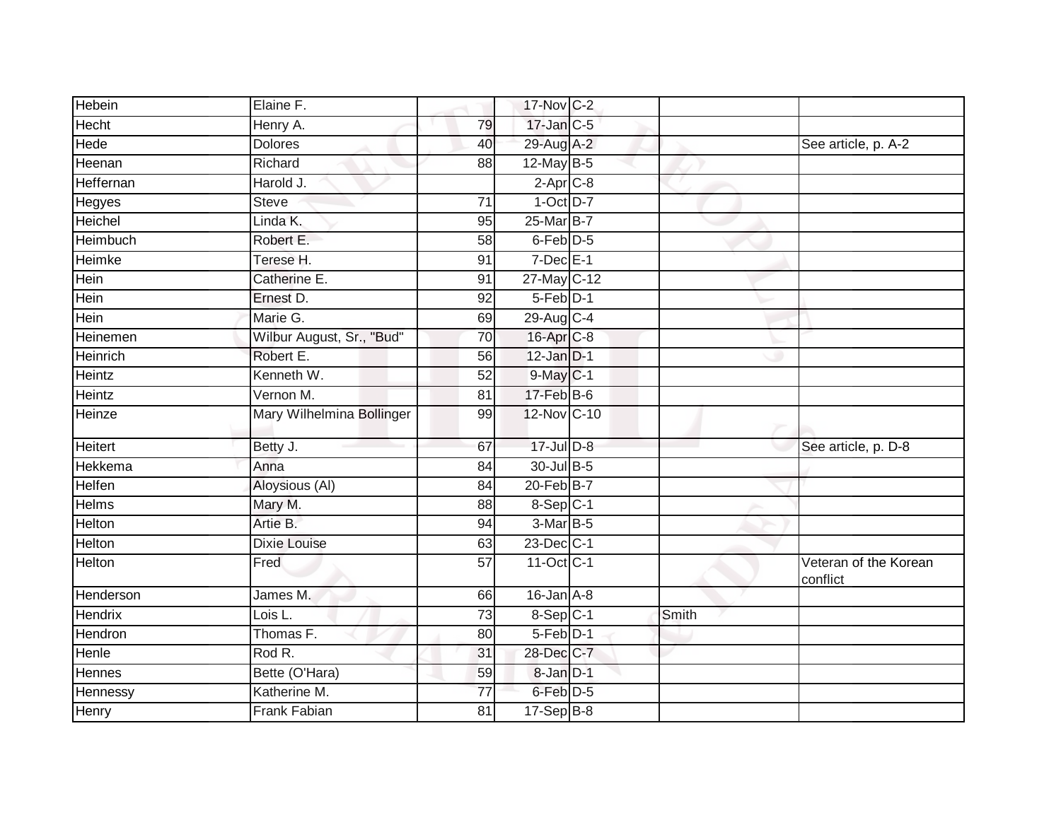| | | | | | | |
|---|---|---|---|---|---|---|
| Hebein | Elaine F. | | 17-Nov | C-2 | | |
| Hecht | Henry A. | 79 | 17-Jan | C-5 | | |
| Hede | Dolores | 40 | 29-Aug | A-2 | | See article, p. A-2 |
| Heenan | Richard | 88 | 12-May | B-5 | | |
| Heffernan | Harold J. | | 2-Apr | C-8 | | |
| Hegyes | Steve | 71 | 1-Oct | D-7 | | |
| Heichel | Linda K. | 95 | 25-Mar | B-7 | | |
| Heimbuch | Robert E. | 58 | 6-Feb | D-5 | | |
| Heimke | Terese H. | 91 | 7-Dec | E-1 | | |
| Hein | Catherine E. | 91 | 27-May | C-12 | | |
| Hein | Ernest D. | 92 | 5-Feb | D-1 | | |
| Hein | Marie G. | 69 | 29-Aug | C-4 | | |
| Heinemen | Wilbur August, Sr., "Bud" | 70 | 16-Apr | C-8 | | |
| Heinrich | Robert E. | 56 | 12-Jan | D-1 | | |
| Heintz | Kenneth W. | 52 | 9-May | C-1 | | |
| Heintz | Vernon M. | 81 | 17-Feb | B-6 | | |
| Heinze | Mary Wilhelmina Bollinger | 99 | 12-Nov | C-10 | | |
| Heitert | Betty J. | 67 | 17-Jul | D-8 | | See article, p. D-8 |
| Hekkema | Anna | 84 | 30-Jul | B-5 | | |
| Helfen | Aloysious (Al) | 84 | 20-Feb | B-7 | | |
| Helms | Mary M. | 88 | 8-Sep | C-1 | | |
| Helton | Artie B. | 94 | 3-Mar | B-5 | | |
| Helton | Dixie Louise | 63 | 23-Dec | C-1 | | |
| Helton | Fred | 57 | 11-Oct | C-1 | | Veteran of the Korean conflict |
| Henderson | James M. | 66 | 16-Jan | A-8 | | |
| Hendrix | Lois L. | 73 | 8-Sep | C-1 | Smith | |
| Hendron | Thomas F. | 80 | 5-Feb | D-1 | | |
| Henle | Rod R. | 31 | 28-Dec | C-7 | | |
| Hennes | Bette (O'Hara) | 59 | 8-Jan | D-1 | | |
| Hennessy | Katherine M. | 77 | 6-Feb | D-5 | | |
| Henry | Frank Fabian | 81 | 17-Sep | B-8 | | |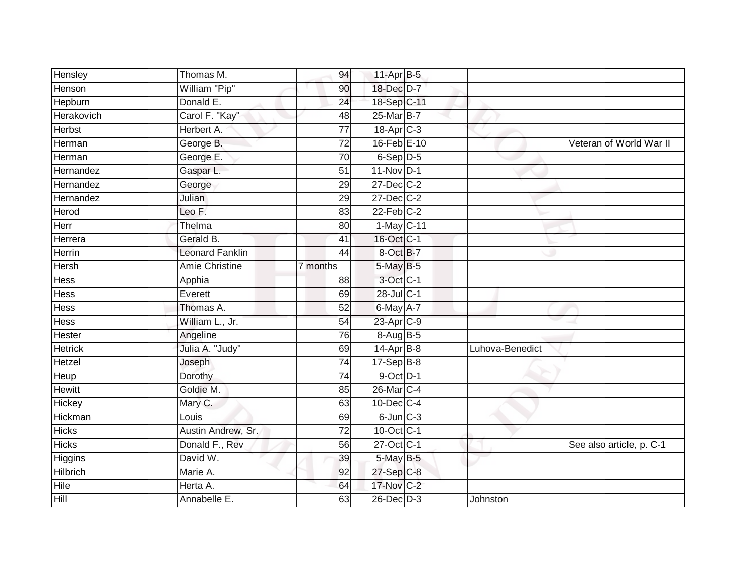| | | | | | | |
|---|---|---|---|---|---|---|
| Hensley | Thomas M. | 94 | 11-Apr | B-5 | | |
| Henson | William "Pip" | 90 | 18-Dec | D-7 | | |
| Hepburn | Donald E. | 24 | 18-Sep | C-11 | | |
| Herakovich | Carol F. "Kay" | 48 | 25-Mar | B-7 | | |
| Herbst | Herbert A. | 77 | 18-Apr | C-3 | | |
| Herman | George B. | 72 | 16-Feb | E-10 | | Veteran of World War II |
| Herman | George E. | 70 | 6-Sep | D-5 | | |
| Hernandez | Gaspar L. | 51 | 11-Nov | D-1 | | |
| Hernandez | George | 29 | 27-Dec | C-2 | | |
| Hernandez | Julian | 29 | 27-Dec | C-2 | | |
| Herod | Leo F. | 83 | 22-Feb | C-2 | | |
| Herr | Thelma | 80 | 1-May | C-11 | | |
| Herrera | Gerald B. | 41 | 16-Oct | C-1 | | |
| Herrin | Leonard Fanklin | 44 | 8-Oct | B-7 | | |
| Hersh | Amie Christine | 7 months | 5-May | B-5 | | |
| Hess | Apphia | 88 | 3-Oct | C-1 | | |
| Hess | Everett | 69 | 28-Jul | C-1 | | |
| Hess | Thomas A. | 52 | 6-May | A-7 | | |
| Hess | William L., Jr. | 54 | 23-Apr | C-9 | | |
| Hester | Angeline | 76 | 8-Aug | B-5 | | |
| Hetrick | Julia A. "Judy" | 69 | 14-Apr | B-8 | Luhova-Benedict | |
| Hetzel | Joseph | 74 | 17-Sep | B-8 | | |
| Heup | Dorothy | 74 | 9-Oct | D-1 | | |
| Hewitt | Goldie M. | 85 | 26-Mar | C-4 | | |
| Hickey | Mary C. | 63 | 10-Dec | C-4 | | |
| Hickman | Louis | 69 | 6-Jun | C-3 | | |
| Hicks | Austin Andrew, Sr. | 72 | 10-Oct | C-1 | | |
| Hicks | Donald F., Rev | 56 | 27-Oct | C-1 | | See also article, p. C-1 |
| Higgins | David W. | 39 | 5-May | B-5 | | |
| Hilbrich | Marie A. | 92 | 27-Sep | C-8 | | |
| Hile | Herta A. | 64 | 17-Nov | C-2 | | |
| Hill | Annabelle E. | 63 | 26-Dec | D-3 | Johnston | |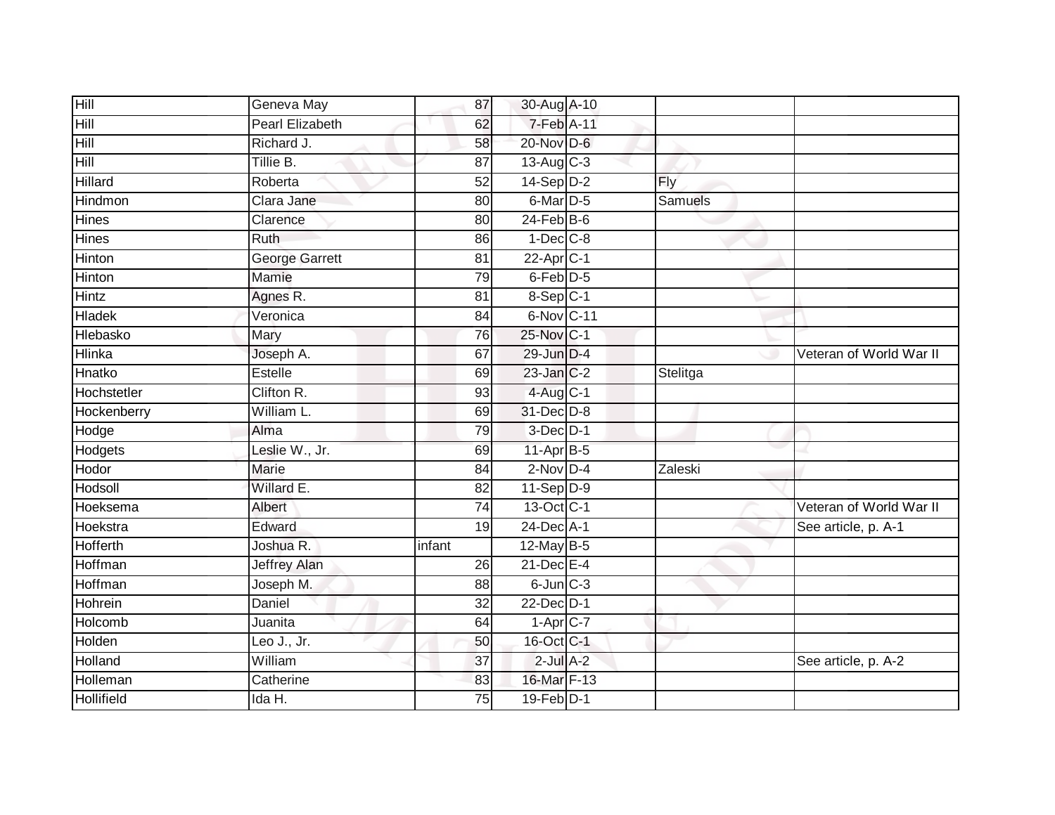| | | | | | | |
|---|---|---|---|---|---|---|
| Hill | Geneva May | 87 | 30-Aug | A-10 | | |
| Hill | Pearl Elizabeth | 62 | 7-Feb | A-11 | | |
| Hill | Richard J. | 58 | 20-Nov | D-6 | | |
| Hill | Tillie B. | 87 | 13-Aug | C-3 | | |
| Hillard | Roberta | 52 | 14-Sep | D-2 | Fly | |
| Hindmon | Clara Jane | 80 | 6-Mar | D-5 | Samuels | |
| Hines | Clarence | 80 | 24-Feb | B-6 | | |
| Hines | Ruth | 86 | 1-Dec | C-8 | | |
| Hinton | George Garrett | 81 | 22-Apr | C-1 | | |
| Hinton | Mamie | 79 | 6-Feb | D-5 | | |
| Hintz | Agnes R. | 81 | 8-Sep | C-1 | | |
| Hladek | Veronica | 84 | 6-Nov | C-11 | | |
| Hlebasko | Mary | 76 | 25-Nov | C-1 | | |
| Hlinka | Joseph A. | 67 | 29-Jun | D-4 | | Veteran of World War II |
| Hnatko | Estelle | 69 | 23-Jan | C-2 | Stelitga | |
| Hochstetler | Clifton R. | 93 | 4-Aug | C-1 | | |
| Hockenberry | William L. | 69 | 31-Dec | D-8 | | |
| Hodge | Alma | 79 | 3-Dec | D-1 | | |
| Hodgets | Leslie W., Jr. | 69 | 11-Apr | B-5 | | |
| Hodor | Marie | 84 | 2-Nov | D-4 | Zaleski | |
| Hodsoll | Willard E. | 82 | 11-Sep | D-9 | | |
| Hoeksema | Albert | 74 | 13-Oct | C-1 | | Veteran of World War II |
| Hoekstra | Edward | 19 | 24-Dec | A-1 | | See article, p. A-1 |
| Hofferth | Joshua R. | infant | 12-May | B-5 | | |
| Hoffman | Jeffrey Alan | 26 | 21-Dec | E-4 | | |
| Hoffman | Joseph M. | 88 | 6-Jun | C-3 | | |
| Hohrein | Daniel | 32 | 22-Dec | D-1 | | |
| Holcomb | Juanita | 64 | 1-Apr | C-7 | | |
| Holden | Leo J., Jr. | 50 | 16-Oct | C-1 | | |
| Holland | William | 37 | 2-Jul | A-2 | | See article, p. A-2 |
| Holleman | Catherine | 83 | 16-Mar | F-13 | | |
| Hollifield | Ida H. | 75 | 19-Feb | D-1 | | |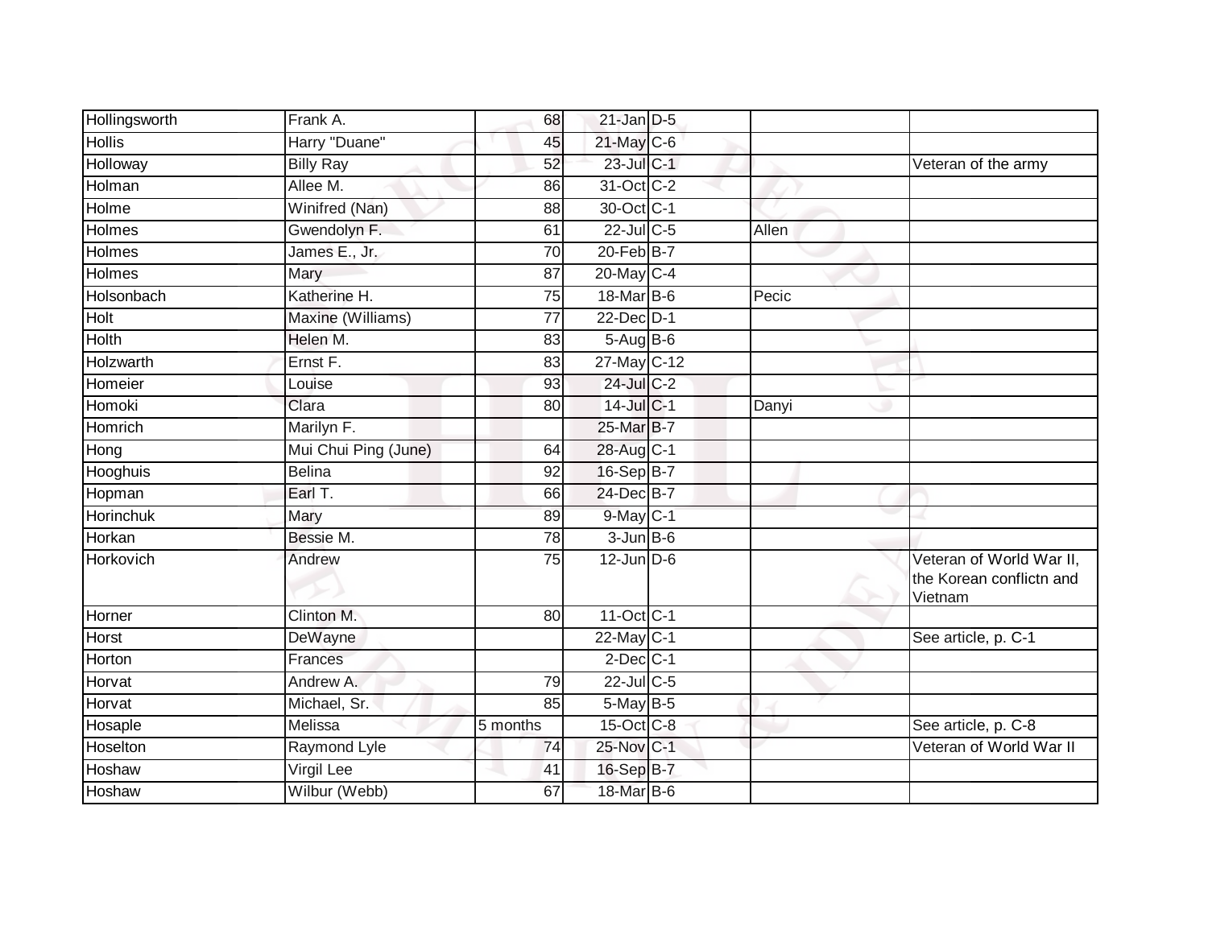| | | | | | | |
|---|---|---|---|---|---|---|
| Hollingsworth | Frank A. | 68 | 21-Jan | D-5 | | |
| Hollis | Harry "Duane" | 45 | 21-May | C-6 | | |
| Holloway | Billy Ray | 52 | 23-Jul | C-1 | | Veteran of the army |
| Holman | Allee M. | 86 | 31-Oct | C-2 | | |
| Holme | Winifred (Nan) | 88 | 30-Oct | C-1 | | |
| Holmes | Gwendolyn F. | 61 | 22-Jul | C-5 | Allen | |
| Holmes | James E., Jr. | 70 | 20-Feb | B-7 | | |
| Holmes | Mary | 87 | 20-May | C-4 | | |
| Holsonbach | Katherine H. | 75 | 18-Mar | B-6 | Pecic | |
| Holt | Maxine (Williams) | 77 | 22-Dec | D-1 | | |
| Holth | Helen M. | 83 | 5-Aug | B-6 | | |
| Holzwarth | Ernst F. | 83 | 27-May | C-12 | | |
| Homeier | Louise | 93 | 24-Jul | C-2 | | |
| Homoki | Clara | 80 | 14-Jul | C-1 | Danyi | |
| Homrich | Marilyn F. | | 25-Mar | B-7 | | |
| Hong | Mui Chui Ping (June) | 64 | 28-Aug | C-1 | | |
| Hooghuis | Belina | 92 | 16-Sep | B-7 | | |
| Hopman | Earl T. | 66 | 24-Dec | B-7 | | |
| Horinchuk | Mary | 89 | 9-May | C-1 | | |
| Horkan | Bessie M. | 78 | 3-Jun | B-6 | | |
| Horkovich | Andrew | 75 | 12-Jun | D-6 | | Veteran of World War II, the Korean conflictn and Vietnam |
| Horner | Clinton M. | 80 | 11-Oct | C-1 | | |
| Horst | DeWayne | | 22-May | C-1 | | See article, p. C-1 |
| Horton | Frances | | 2-Dec | C-1 | | |
| Horvat | Andrew A. | 79 | 22-Jul | C-5 | | |
| Horvat | Michael, Sr. | 85 | 5-May | B-5 | | |
| Hosaple | Melissa | 5 months | 15-Oct | C-8 | | See article, p. C-8 |
| Hoselton | Raymond Lyle | 74 | 25-Nov | C-1 | | Veteran of World War II |
| Hoshaw | Virgil Lee | 41 | 16-Sep | B-7 | | |
| Hoshaw | Wilbur (Webb) | 67 | 18-Mar | B-6 | | |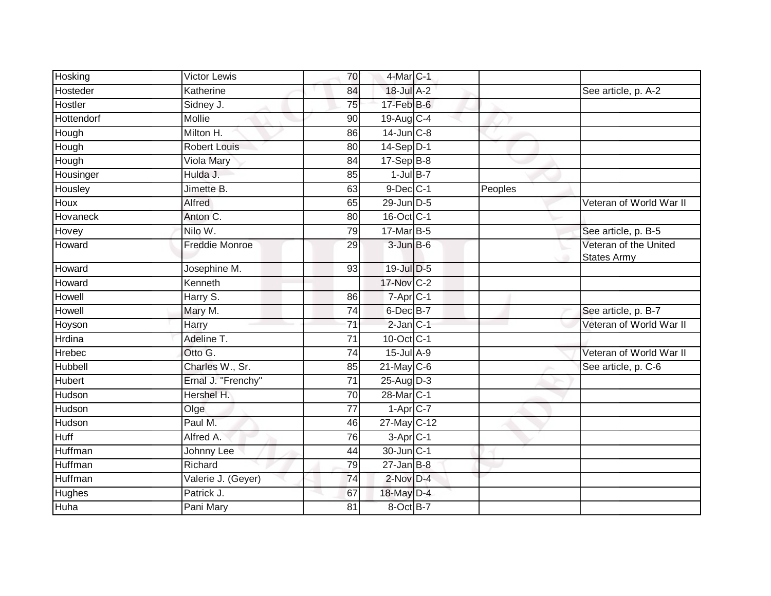| | | | | | | |
|---|---|---|---|---|---|---|
| Hosking | Victor Lewis | 70 | 4-Mar | C-1 | | |
| Hosteder | Katherine | 84 | 18-Jul | A-2 | | See article, p. A-2 |
| Hostler | Sidney J. | 75 | 17-Feb | B-6 | | |
| Hottendorf | Mollie | 90 | 19-Aug | C-4 | | |
| Hough | Milton H. | 86 | 14-Jun | C-8 | | |
| Hough | Robert Louis | 80 | 14-Sep | D-1 | | |
| Hough | Viola Mary | 84 | 17-Sep | B-8 | | |
| Housinger | Hulda J. | 85 | 1-Jul | B-7 | | |
| Housley | Jimette B. | 63 | 9-Dec | C-1 | Peoples | |
| Houx | Alfred | 65 | 29-Jun | D-5 | | Veteran of World War II |
| Hovaneck | Anton C. | 80 | 16-Oct | C-1 | | |
| Hovey | Nilo W. | 79 | 17-Mar | B-5 | | See article, p. B-5 |
| Howard | Freddie Monroe | 29 | 3-Jun | B-6 | | Veteran of the United States Army |
| Howard | Josephine M. | 93 | 19-Jul | D-5 | | |
| Howard | Kenneth | | 17-Nov | C-2 | | |
| Howell | Harry S. | 86 | 7-Apr | C-1 | | |
| Howell | Mary M. | 74 | 6-Dec | B-7 | | See article, p. B-7 |
| Hoyson | Harry | 71 | 2-Jan | C-1 | | Veteran of World War II |
| Hrdina | Adeline T. | 71 | 10-Oct | C-1 | | |
| Hrebec | Otto G. | 74 | 15-Jul | A-9 | | Veteran of World War II |
| Hubbell | Charles W., Sr. | 85 | 21-May | C-6 | | See article, p. C-6 |
| Hubert | Ernal J. "Frenchy" | 71 | 25-Aug | D-3 | | |
| Hudson | Hershel H. | 70 | 28-Mar | C-1 | | |
| Hudson | Olge | 77 | 1-Apr | C-7 | | |
| Hudson | Paul M. | 46 | 27-May | C-12 | | |
| Huff | Alfred A. | 76 | 3-Apr | C-1 | | |
| Huffman | Johnny Lee | 44 | 30-Jun | C-1 | | |
| Huffman | Richard | 79 | 27-Jan | B-8 | | |
| Huffman | Valerie J. (Geyer) | 74 | 2-Nov | D-4 | | |
| Hughes | Patrick J. | 67 | 18-May | D-4 | | |
| Huha | Pani Mary | 81 | 8-Oct | B-7 | | |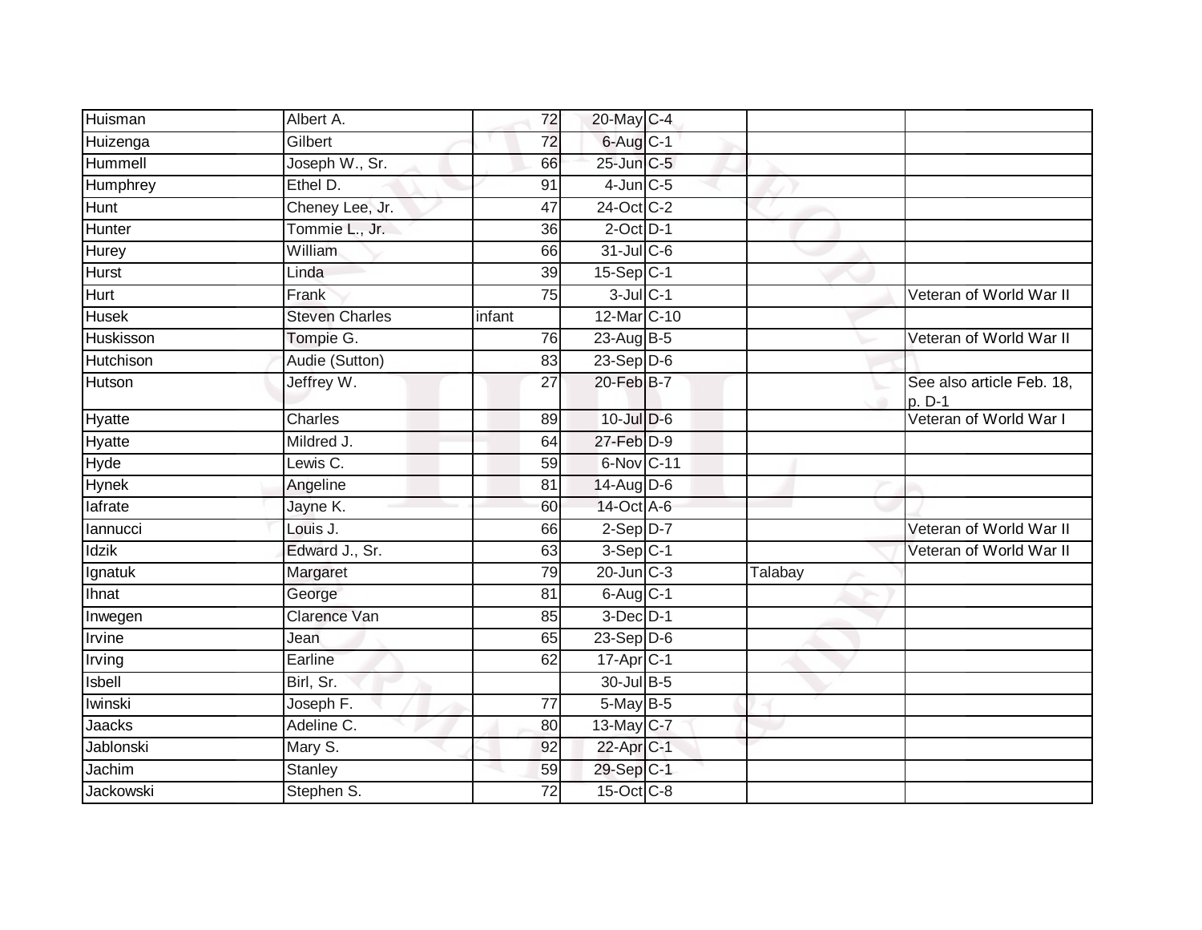| | | | | | | |
|---|---|---|---|---|---|---|
| Huisman | Albert A. | 72 | 20-May | C-4 | | |
| Huizenga | Gilbert | 72 | 6-Aug | C-1 | | |
| Hummell | Joseph W., Sr. | 66 | 25-Jun | C-5 | | |
| Humphrey | Ethel D. | 91 | 4-Jun | C-5 | | |
| Hunt | Cheney Lee, Jr. | 47 | 24-Oct | C-2 | | |
| Hunter | Tommie L., Jr. | 36 | 2-Oct | D-1 | | |
| Hurey | William | 66 | 31-Jul | C-6 | | |
| Hurst | Linda | 39 | 15-Sep | C-1 | | |
| Hurt | Frank | 75 | 3-Jul | C-1 | | Veteran of World War II |
| Husek | Steven Charles | infant | 12-Mar | C-10 | | |
| Huskisson | Tompie G. | 76 | 23-Aug | B-5 | | Veteran of World War II |
| Hutchison | Audie (Sutton) | 83 | 23-Sep | D-6 | | |
| Hutson | Jeffrey W. | 27 | 20-Feb | B-7 | | See also article Feb. 18, p. D-1 |
| Hyatte | Charles | 89 | 10-Jul | D-6 | | Veteran of World War I |
| Hyatte | Mildred J. | 64 | 27-Feb | D-9 | | |
| Hyde | Lewis C. | 59 | 6-Nov | C-11 | | |
| Hynek | Angeline | 81 | 14-Aug | D-6 | | |
| Iafrate | Jayne K. | 60 | 14-Oct | A-6 | | |
| Iannucci | Louis J. | 66 | 2-Sep | D-7 | | Veteran of World War II |
| Idzik | Edward J., Sr. | 63 | 3-Sep | C-1 | | Veteran of World War II |
| Ignatuk | Margaret | 79 | 20-Jun | C-3 | Talabay | |
| Ihnat | George | 81 | 6-Aug | C-1 | | |
| Inwegen | Clarence Van | 85 | 3-Dec | D-1 | | |
| Irvine | Jean | 65 | 23-Sep | D-6 | | |
| Irving | Earline | 62 | 17-Apr | C-1 | | |
| Isbell | Birl, Sr. | | 30-Jul | B-5 | | |
| Iwinski | Joseph F. | 77 | 5-May | B-5 | | |
| Jaacks | Adeline C. | 80 | 13-May | C-7 | | |
| Jablonski | Mary S. | 92 | 22-Apr | C-1 | | |
| Jachim | Stanley | 59 | 29-Sep | C-1 | | |
| Jackowski | Stephen S. | 72 | 15-Oct | C-8 | | |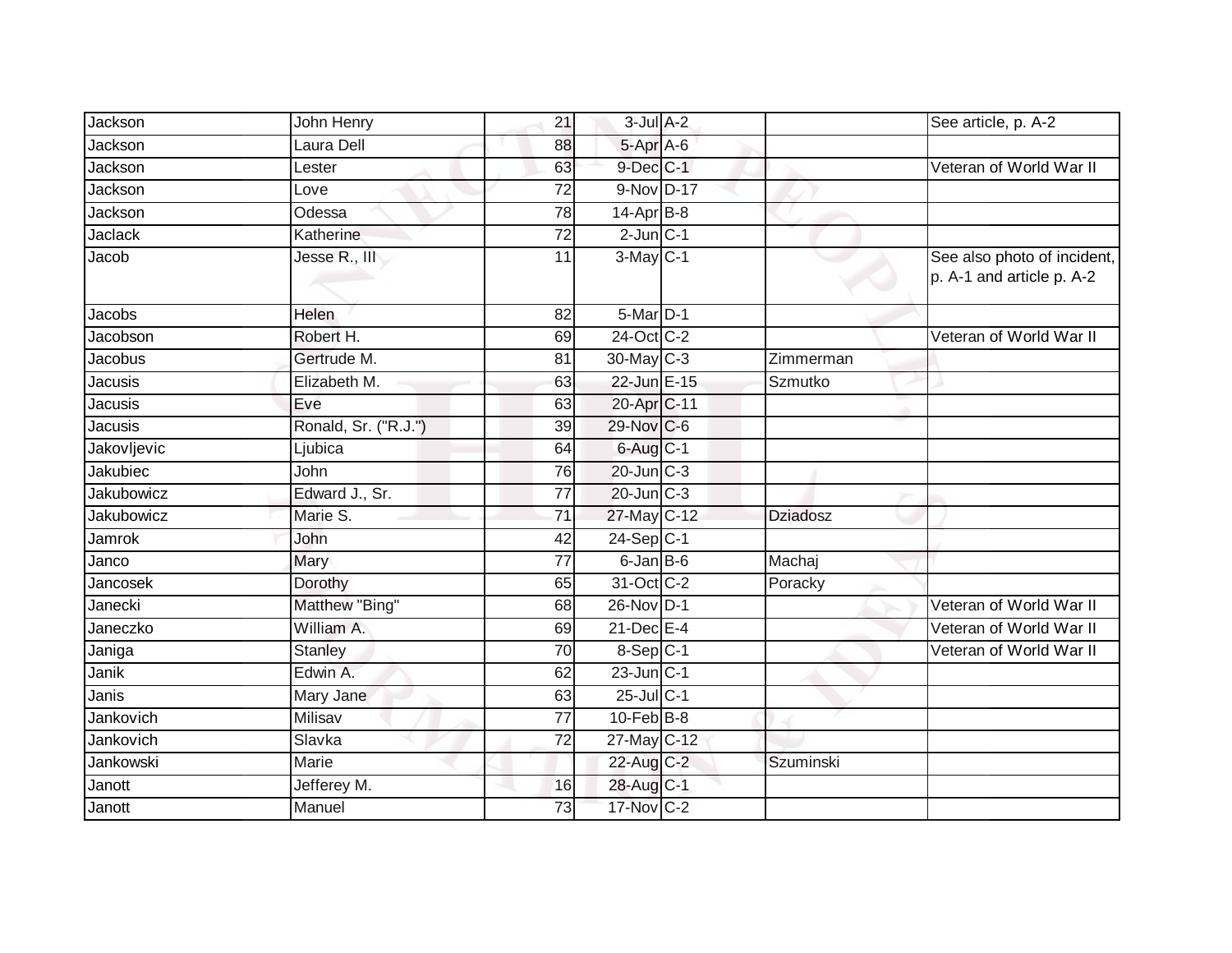| Jackson | John Henry | 21 | 3-Jul | A-2 | | See article, p. A-2 |
|---|---|---|---|---|---|---|
| Jackson | Laura Dell | 88 | 5-Apr | A-6 | | |
| Jackson | Lester | 63 | 9-Dec | C-1 | | Veteran of World War II |
| Jackson | Love | 72 | 9-Nov | D-17 | | |
| Jackson | Odessa | 78 | 14-Apr | B-8 | | |
| Jaclack | Katherine | 72 | 2-Jun | C-1 | | |
| Jacob | Jesse R., III | 11 | 3-May | C-1 | | See also photo of incident, p. A-1 and article p. A-2 |
| Jacobs | Helen | 82 | 5-Mar | D-1 | | |
| Jacobson | Robert H. | 69 | 24-Oct | C-2 | | Veteran of World War II |
| Jacobus | Gertrude M. | 81 | 30-May | C-3 | Zimmerman | |
| Jacusis | Elizabeth M. | 63 | 22-Jun | E-15 | Szmutko | |
| Jacusis | Eve | 63 | 20-Apr | C-11 | | |
| Jacusis | Ronald, Sr. ("R.J.") | 39 | 29-Nov | C-6 | | |
| Jakovljevic | Ljubica | 64 | 6-Aug | C-1 | | |
| Jakubiec | John | 76 | 20-Jun | C-3 | | |
| Jakubowicz | Edward J., Sr. | 77 | 20-Jun | C-3 | | |
| Jakubowicz | Marie S. | 71 | 27-May | C-12 | Dziadosz | |
| Jamrok | John | 42 | 24-Sep | C-1 | | |
| Janco | Mary | 77 | 6-Jan | B-6 | Machaj | |
| Jancosek | Dorothy | 65 | 31-Oct | C-2 | Poracky | |
| Janecki | Matthew "Bing" | 68 | 26-Nov | D-1 | | Veteran of World War II |
| Janeczko | William A. | 69 | 21-Dec | E-4 | | Veteran of World War II |
| Janiga | Stanley | 70 | 8-Sep | C-1 | | Veteran of World War II |
| Janik | Edwin A. | 62 | 23-Jun | C-1 | | |
| Janis | Mary Jane | 63 | 25-Jul | C-1 | | |
| Jankovich | Milisav | 77 | 10-Feb | B-8 | | |
| Jankovich | Slavka | 72 | 27-May | C-12 | | |
| Jankowski | Marie | | 22-Aug | C-2 | Szuminski | |
| Janott | Jefferey M. | 16 | 28-Aug | C-1 | | |
| Janott | Manuel | 73 | 17-Nov | C-2 | | |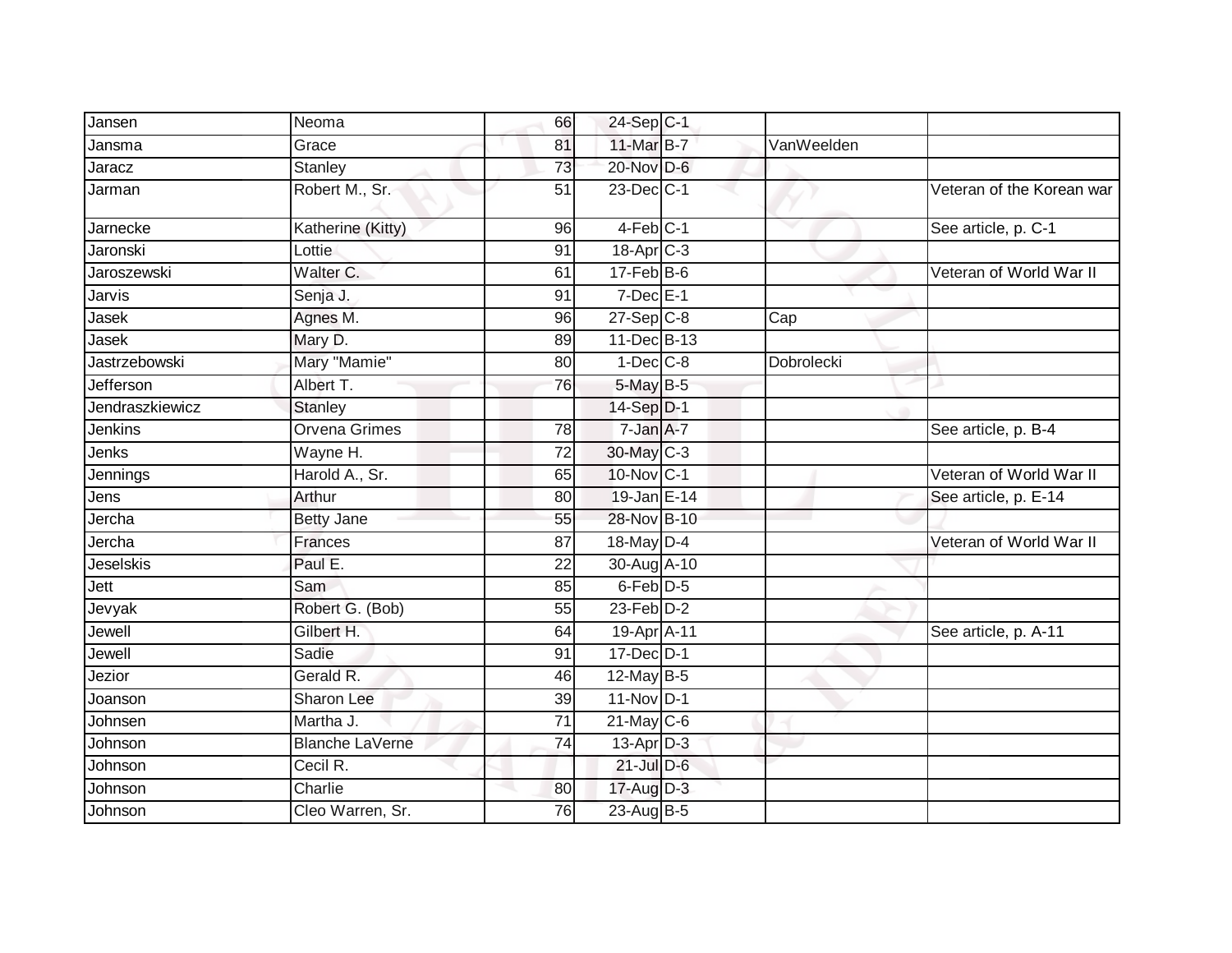| | | | | | | |
|---|---|---|---|---|---|---|
| Jansen | Neoma | 66 | 24-Sep | C-1 | | |
| Jansma | Grace | 81 | 11-Mar | B-7 | VanWeelden | |
| Jaracz | Stanley | 73 | 20-Nov | D-6 | | |
| Jarman | Robert M., Sr. | 51 | 23-Dec | C-1 | | Veteran of the Korean war |
| Jarnecke | Katherine (Kitty) | 96 | 4-Feb | C-1 | | See article, p. C-1 |
| Jaronski | Lottie | 91 | 18-Apr | C-3 | | |
| Jaroszewski | Walter C. | 61 | 17-Feb | B-6 | | Veteran of World War II |
| Jarvis | Senja J. | 91 | 7-Dec | E-1 | | |
| Jasek | Agnes M. | 96 | 27-Sep | C-8 | Cap | |
| Jasek | Mary D. | 89 | 11-Dec | B-13 | | |
| Jastrzebowski | Mary "Mamie" | 80 | 1-Dec | C-8 | Dobrolecki | |
| Jefferson | Albert T. | 76 | 5-May | B-5 | | |
| Jendraszkiewicz | Stanley | | 14-Sep | D-1 | | |
| Jenkins | Orvena Grimes | 78 | 7-Jan | A-7 | | See article, p. B-4 |
| Jenks | Wayne H. | 72 | 30-May | C-3 | | |
| Jennings | Harold A., Sr. | 65 | 10-Nov | C-1 | | Veteran of World War II |
| Jens | Arthur | 80 | 19-Jan | E-14 | | See article, p. E-14 |
| Jercha | Betty Jane | 55 | 28-Nov | B-10 | | |
| Jercha | Frances | 87 | 18-May | D-4 | | Veteran of World War II |
| Jeselskis | Paul E. | 22 | 30-Aug | A-10 | | |
| Jett | Sam | 85 | 6-Feb | D-5 | | |
| Jevyak | Robert G. (Bob) | 55 | 23-Feb | D-2 | | |
| Jewell | Gilbert H. | 64 | 19-Apr | A-11 | | See article, p. A-11 |
| Jewell | Sadie | 91 | 17-Dec | D-1 | | |
| Jezior | Gerald R. | 46 | 12-May | B-5 | | |
| Joanson | Sharon Lee | 39 | 11-Nov | D-1 | | |
| Johnsen | Martha J. | 71 | 21-May | C-6 | | |
| Johnson | Blanche LaVerne | 74 | 13-Apr | D-3 | | |
| Johnson | Cecil R. | | 21-Jul | D-6 | | |
| Johnson | Charlie | 80 | 17-Aug | D-3 | | |
| Johnson | Cleo Warren, Sr. | 76 | 23-Aug | B-5 | | |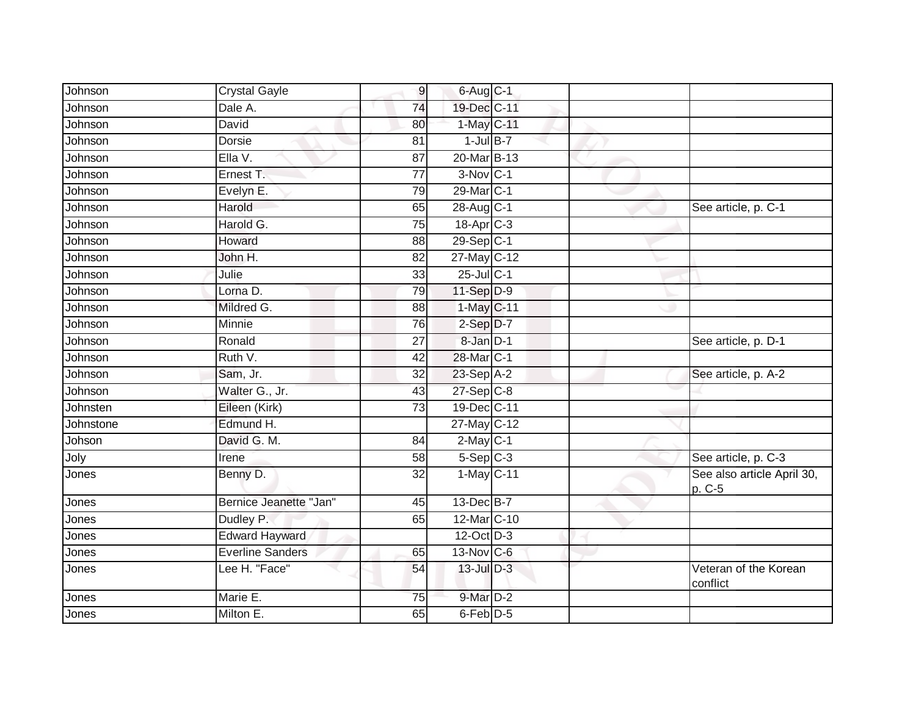| | | | | | | |
|---|---|---|---|---|---|---|
| Johnson | Crystal Gayle | 9 | 6-Aug | C-1 | | |
| Johnson | Dale A. | 74 | 19-Dec | C-11 | | |
| Johnson | David | 80 | 1-May | C-11 | | |
| Johnson | Dorsie | 81 | 1-Jul | B-7 | | |
| Johnson | Ella V. | 87 | 20-Mar | B-13 | | |
| Johnson | Ernest T. | 77 | 3-Nov | C-1 | | |
| Johnson | Evelyn E. | 79 | 29-Mar | C-1 | | |
| Johnson | Harold | 65 | 28-Aug | C-1 | | See article, p. C-1 |
| Johnson | Harold G. | 75 | 18-Apr | C-3 | | |
| Johnson | Howard | 88 | 29-Sep | C-1 | | |
| Johnson | John H. | 82 | 27-May | C-12 | | |
| Johnson | Julie | 33 | 25-Jul | C-1 | | |
| Johnson | Lorna D. | 79 | 11-Sep | D-9 | | |
| Johnson | Mildred G. | 88 | 1-May | C-11 | | |
| Johnson | Minnie | 76 | 2-Sep | D-7 | | |
| Johnson | Ronald | 27 | 8-Jan | D-1 | | See article, p. D-1 |
| Johnson | Ruth V. | 42 | 28-Mar | C-1 | | |
| Johnson | Sam, Jr. | 32 | 23-Sep | A-2 | | See article, p. A-2 |
| Johnson | Walter G., Jr. | 43 | 27-Sep | C-8 | | |
| Johnsten | Eileen (Kirk) | 73 | 19-Dec | C-11 | | |
| Johnstone | Edmund H. | | 27-May | C-12 | | |
| Johson | David G. M. | 84 | 2-May | C-1 | | |
| Joly | Irene | 58 | 5-Sep | C-3 | | See article, p. C-3 |
| Jones | Benny D. | 32 | 1-May | C-11 | | See also article April 30, p. C-5 |
| Jones | Bernice Jeanette "Jan" | 45 | 13-Dec | B-7 | | |
| Jones | Dudley P. | 65 | 12-Mar | C-10 | | |
| Jones | Edward Hayward | | 12-Oct | D-3 | | |
| Jones | Everline Sanders | 65 | 13-Nov | C-6 | | |
| Jones | Lee H. "Face" | 54 | 13-Jul | D-3 | | Veteran of the Korean conflict |
| Jones | Marie E. | 75 | 9-Mar | D-2 | | |
| Jones | Milton E. | 65 | 6-Feb | D-5 | | |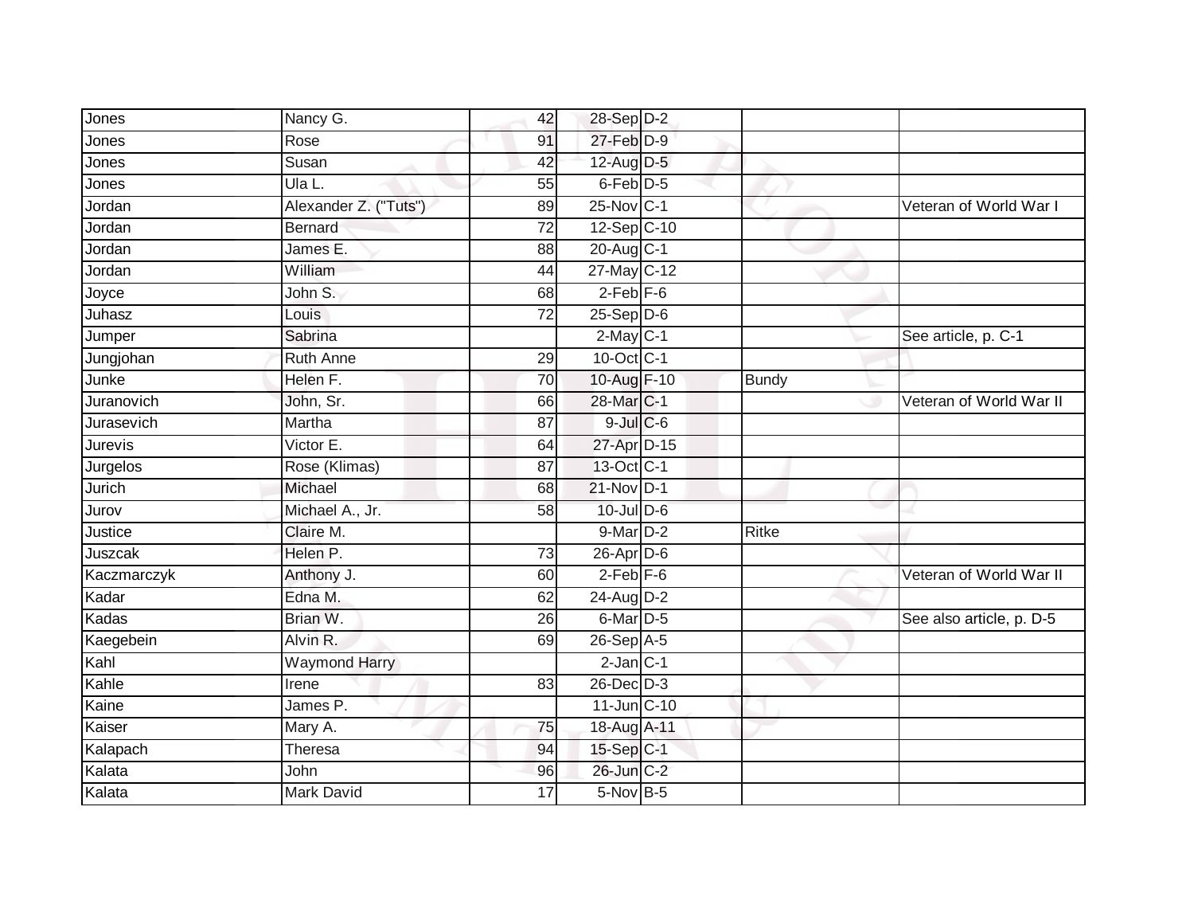| | | | | | | |
|---|---|---|---|---|---|---|
| Jones | Nancy G. | 42 | 28-Sep | D-2 | | |
| Jones | Rose | 91 | 27-Feb | D-9 | | |
| Jones | Susan | 42 | 12-Aug | D-5 | | |
| Jones | Ula L. | 55 | 6-Feb | D-5 | | |
| Jordan | Alexander Z. ("Tuts") | 89 | 25-Nov | C-1 | | Veteran of World War I |
| Jordan | Bernard | 72 | 12-Sep | C-10 | | |
| Jordan | James E. | 88 | 20-Aug | C-1 | | |
| Jordan | William | 44 | 27-May | C-12 | | |
| Joyce | John S. | 68 | 2-Feb | F-6 | | |
| Juhasz | Louis | 72 | 25-Sep | D-6 | | |
| Jumper | Sabrina | | 2-May | C-1 | | See article, p. C-1 |
| Jungjohan | Ruth Anne | 29 | 10-Oct | C-1 | | |
| Junke | Helen F. | 70 | 10-Aug | F-10 | Bundy | |
| Juranovich | John, Sr. | 66 | 28-Mar | C-1 | | Veteran of World War II |
| Jurasevich | Martha | 87 | 9-Jul | C-6 | | |
| Jurevis | Victor E. | 64 | 27-Apr | D-15 | | |
| Jurgelos | Rose (Klimas) | 87 | 13-Oct | C-1 | | |
| Jurich | Michael | 68 | 21-Nov | D-1 | | |
| Jurov | Michael A., Jr. | 58 | 10-Jul | D-6 | | |
| Justice | Claire M. | | 9-Mar | D-2 | Ritke | |
| Juszcak | Helen P. | 73 | 26-Apr | D-6 | | |
| Kaczmarczyk | Anthony J. | 60 | 2-Feb | F-6 | | Veteran of World War II |
| Kadar | Edna M. | 62 | 24-Aug | D-2 | | |
| Kadas | Brian W. | 26 | 6-Mar | D-5 | | See also article, p. D-5 |
| Kaegebein | Alvin R. | 69 | 26-Sep | A-5 | | |
| Kahl | Waymond Harry | | 2-Jan | C-1 | | |
| Kahle | Irene | 83 | 26-Dec | D-3 | | |
| Kaine | James P. | | 11-Jun | C-10 | | |
| Kaiser | Mary A. | 75 | 18-Aug | A-11 | | |
| Kalapach | Theresa | 94 | 15-Sep | C-1 | | |
| Kalata | John | 96 | 26-Jun | C-2 | | |
| Kalata | Mark David | 17 | 5-Nov | B-5 | | |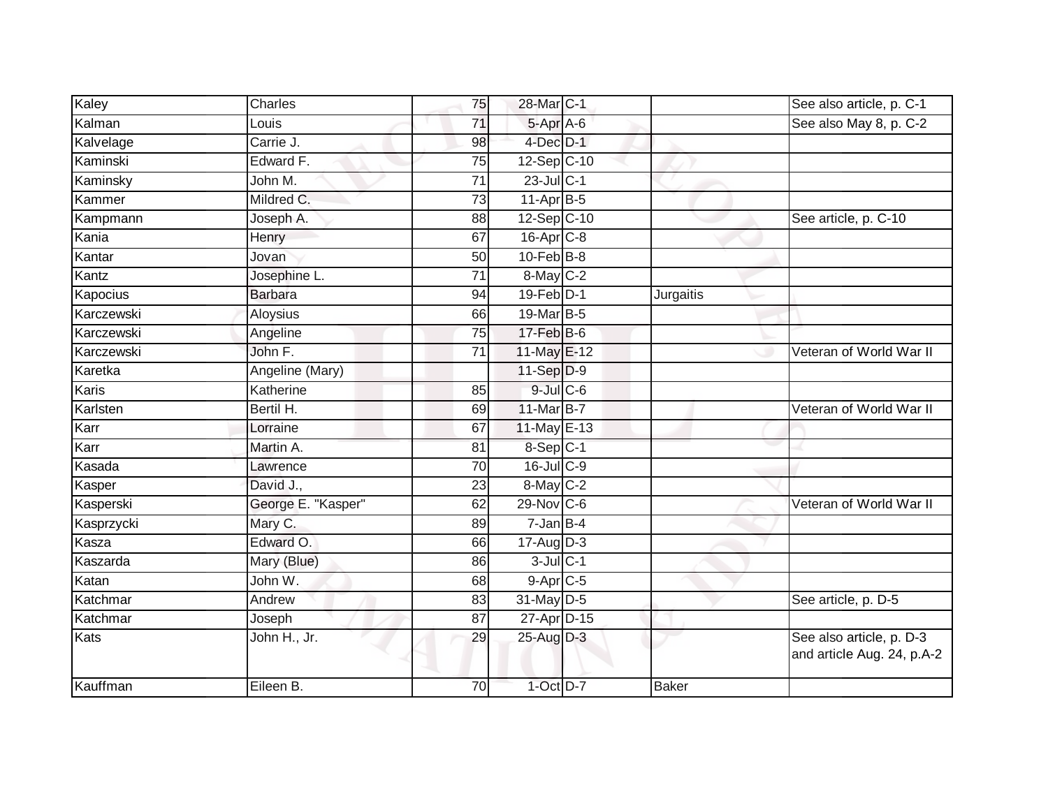| | | | | | | |
|---|---|---|---|---|---|---|
| Kaley | Charles | 75 | 28-Mar | C-1 | | See also article, p. C-1 |
| Kalman | Louis | 71 | 5-Apr | A-6 | | See also May 8, p. C-2 |
| Kalvelage | Carrie J. | 98 | 4-Dec | D-1 | | |
| Kaminski | Edward F. | 75 | 12-Sep | C-10 | | |
| Kaminsky | John M. | 71 | 23-Jul | C-1 | | |
| Kammer | Mildred C. | 73 | 11-Apr | B-5 | | |
| Kampmann | Joseph A. | 88 | 12-Sep | C-10 | | See article, p. C-10 |
| Kania | Henry | 67 | 16-Apr | C-8 | | |
| Kantar | Jovan | 50 | 10-Feb | B-8 | | |
| Kantz | Josephine L. | 71 | 8-May | C-2 | | |
| Kapocius | Barbara | 94 | 19-Feb | D-1 | Jurgaitis | |
| Karczewski | Aloysius | 66 | 19-Mar | B-5 | | |
| Karczewski | Angeline | 75 | 17-Feb | B-6 | | |
| Karczewski | John F. | 71 | 11-May | E-12 | | Veteran of World War II |
| Karetka | Angeline (Mary) | | 11-Sep | D-9 | | |
| Karis | Katherine | 85 | 9-Jul | C-6 | | |
| Karlsten | Bertil H. | 69 | 11-Mar | B-7 | | Veteran of World War II |
| Karr | Lorraine | 67 | 11-May | E-13 | | |
| Karr | Martin A. | 81 | 8-Sep | C-1 | | |
| Kasada | Lawrence | 70 | 16-Jul | C-9 | | |
| Kasper | David J., | 23 | 8-May | C-2 | | |
| Kasperski | George E. "Kasper" | 62 | 29-Nov | C-6 | | Veteran of World War II |
| Kasprzycki | Mary C. | 89 | 7-Jan | B-4 | | |
| Kasza | Edward O. | 66 | 17-Aug | D-3 | | |
| Kaszarda | Mary (Blue) | 86 | 3-Jul | C-1 | | |
| Katan | John W. | 68 | 9-Apr | C-5 | | |
| Katchmar | Andrew | 83 | 31-May | D-5 | | See article, p. D-5 |
| Katchmar | Joseph | 87 | 27-Apr | D-15 | | |
| Kats | John H., Jr. | 29 | 25-Aug | D-3 | | See also article, p. D-3 and article Aug. 24, p.A-2 |
| Kauffman | Eileen B. | 70 | 1-Oct | D-7 | Baker | |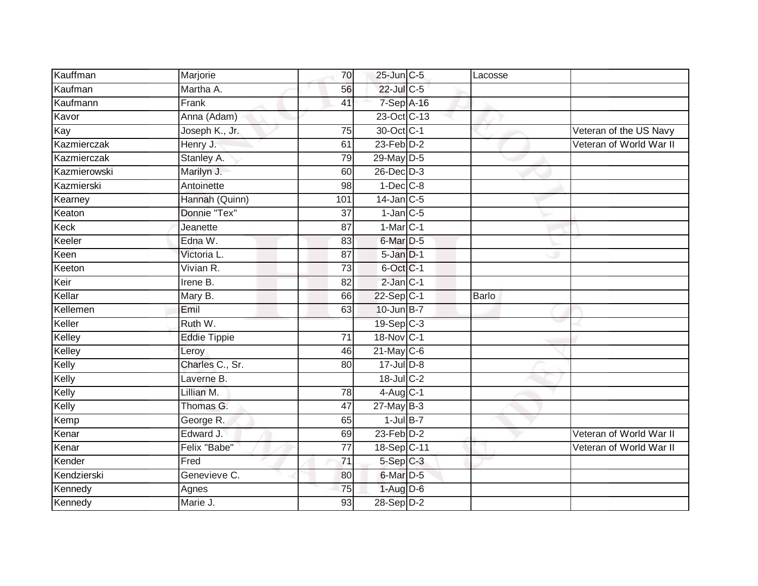| | | | | | | |
|---|---|---|---|---|---|---|
| Kauffman | Marjorie | 70 | 25-Jun | C-5 | Lacosse | |
| Kaufman | Martha A. | 56 | 22-Jul | C-5 | | |
| Kaufmann | Frank | 41 | 7-Sep | A-16 | | |
| Kavor | Anna (Adam) | | 23-Oct | C-13 | | |
| Kay | Joseph K., Jr. | 75 | 30-Oct | C-1 | | Veteran of the US Navy |
| Kazmierczak | Henry J. | 61 | 23-Feb | D-2 | | Veteran of World War II |
| Kazmierczak | Stanley A. | 79 | 29-May | D-5 | | |
| Kazmierowski | Marilyn J. | 60 | 26-Dec | D-3 | | |
| Kazmierski | Antoinette | 98 | 1-Dec | C-8 | | |
| Kearney | Hannah (Quinn) | 101 | 14-Jan | C-5 | | |
| Keaton | Donnie "Tex" | 37 | 1-Jan | C-5 | | |
| Keck | Jeanette | 87 | 1-Mar | C-1 | | |
| Keeler | Edna W. | 83 | 6-Mar | D-5 | | |
| Keen | Victoria L. | 87 | 5-Jan | D-1 | | |
| Keeton | Vivian R. | 73 | 6-Oct | C-1 | | |
| Keir | Irene B. | 82 | 2-Jan | C-1 | | |
| Kellar | Mary B. | 66 | 22-Sep | C-1 | Barlo | |
| Kellemen | Emil | 63 | 10-Jun | B-7 | | |
| Keller | Ruth W. | | 19-Sep | C-3 | | |
| Kelley | Eddie Tippie | 71 | 18-Nov | C-1 | | |
| Kelley | Leroy | 46 | 21-May | C-6 | | |
| Kelly | Charles C., Sr. | 80 | 17-Jul | D-8 | | |
| Kelly | Laverne B. | | 18-Jul | C-2 | | |
| Kelly | Lillian M. | 78 | 4-Aug | C-1 | | |
| Kelly | Thomas G. | 47 | 27-May | B-3 | | |
| Kemp | George R. | 65 | 1-Jul | B-7 | | |
| Kenar | Edward J. | 69 | 23-Feb | D-2 | | Veteran of World War II |
| Kenar | Felix "Babe" | 77 | 18-Sep | C-11 | | Veteran of World War II |
| Kender | Fred | 71 | 5-Sep | C-3 | | |
| Kendzierski | Genevieve C. | 80 | 6-Mar | D-5 | | |
| Kennedy | Agnes | 75 | 1-Aug | D-6 | | |
| Kennedy | Marie J. | 93 | 28-Sep | D-2 | | |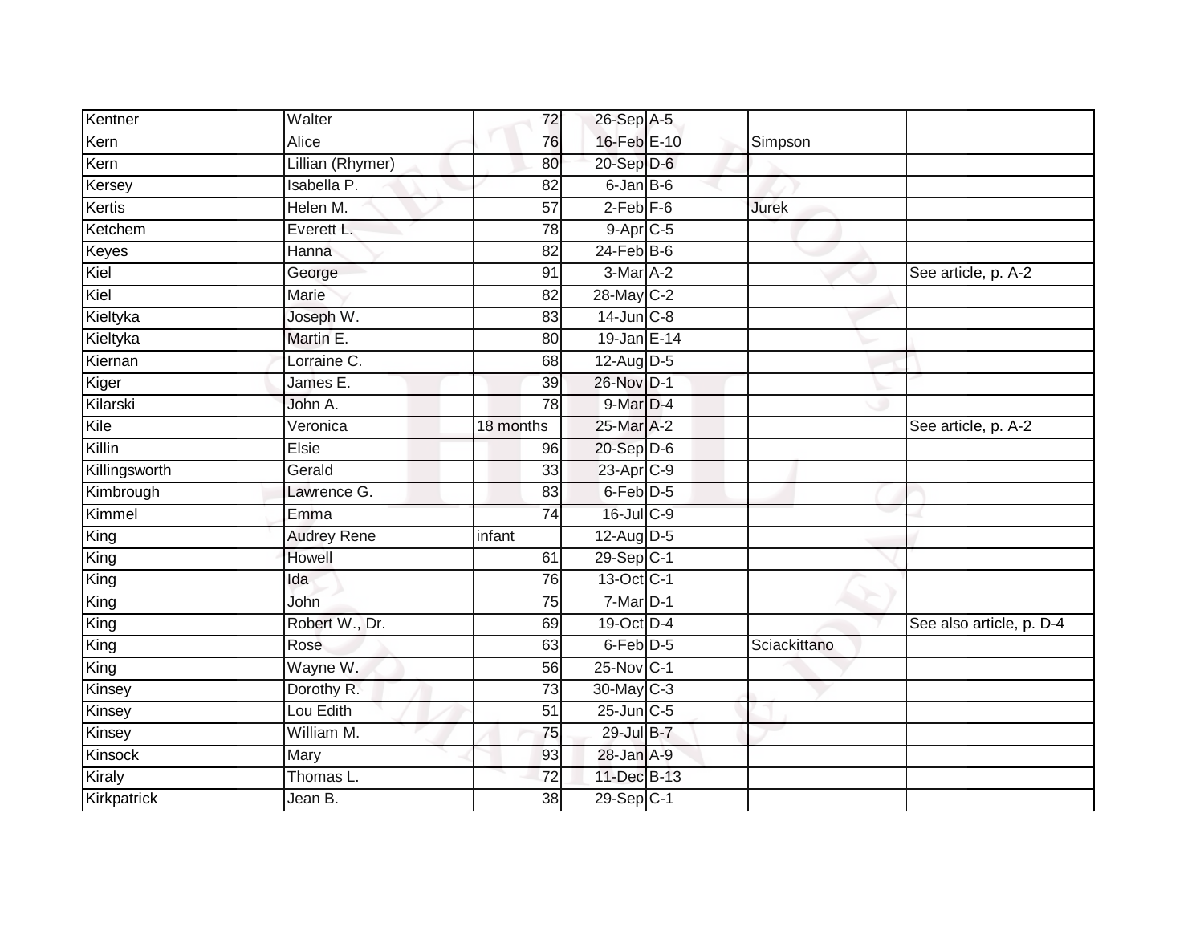| Kentner | Walter | 72 | 26-Sep | A-5 | | |
|---|---|---|---|---|---|---|
| Kern | Alice | 76 | 16-Feb | E-10 | Simpson | |
| Kern | Lillian (Rhymer) | 80 | 20-Sep | D-6 | | |
| Kersey | Isabella P. | 82 | 6-Jan | B-6 | | |
| Kertis | Helen M. | 57 | 2-Feb | F-6 | Jurek | |
| Ketchem | Everett L. | 78 | 9-Apr | C-5 | | |
| Keyes | Hanna | 82 | 24-Feb | B-6 | | |
| Kiel | George | 91 | 3-Mar | A-2 | | See article, p. A-2 |
| Kiel | Marie | 82 | 28-May | C-2 | | |
| Kieltyka | Joseph W. | 83 | 14-Jun | C-8 | | |
| Kieltyka | Martin E. | 80 | 19-Jan | E-14 | | |
| Kiernan | Lorraine C. | 68 | 12-Aug | D-5 | | |
| Kiger | James E. | 39 | 26-Nov | D-1 | | |
| Kilarski | John A. | 78 | 9-Mar | D-4 | | |
| Kile | Veronica | 18 months | 25-Mar | A-2 | | See article, p. A-2 |
| Killin | Elsie | 96 | 20-Sep | D-6 | | |
| Killingsworth | Gerald | 33 | 23-Apr | C-9 | | |
| Kimbrough | Lawrence G. | 83 | 6-Feb | D-5 | | |
| Kimmel | Emma | 74 | 16-Jul | C-9 | | |
| King | Audrey Rene | infant | 12-Aug | D-5 | | |
| King | Howell | 61 | 29-Sep | C-1 | | |
| King | Ida | 76 | 13-Oct | C-1 | | |
| King | John | 75 | 7-Mar | D-1 | | |
| King | Robert W., Dr. | 69 | 19-Oct | D-4 | | See also article, p. D-4 |
| King | Rose | 63 | 6-Feb | D-5 | Sciackittano | |
| King | Wayne W. | 56 | 25-Nov | C-1 | | |
| Kinsey | Dorothy R. | 73 | 30-May | C-3 | | |
| Kinsey | Lou Edith | 51 | 25-Jun | C-5 | | |
| Kinsey | William M. | 75 | 29-Jul | B-7 | | |
| Kinsock | Mary | 93 | 28-Jan | A-9 | | |
| Kiraly | Thomas L. | 72 | 11-Dec | B-13 | | |
| Kirkpatrick | Jean B. | 38 | 29-Sep | C-1 | | |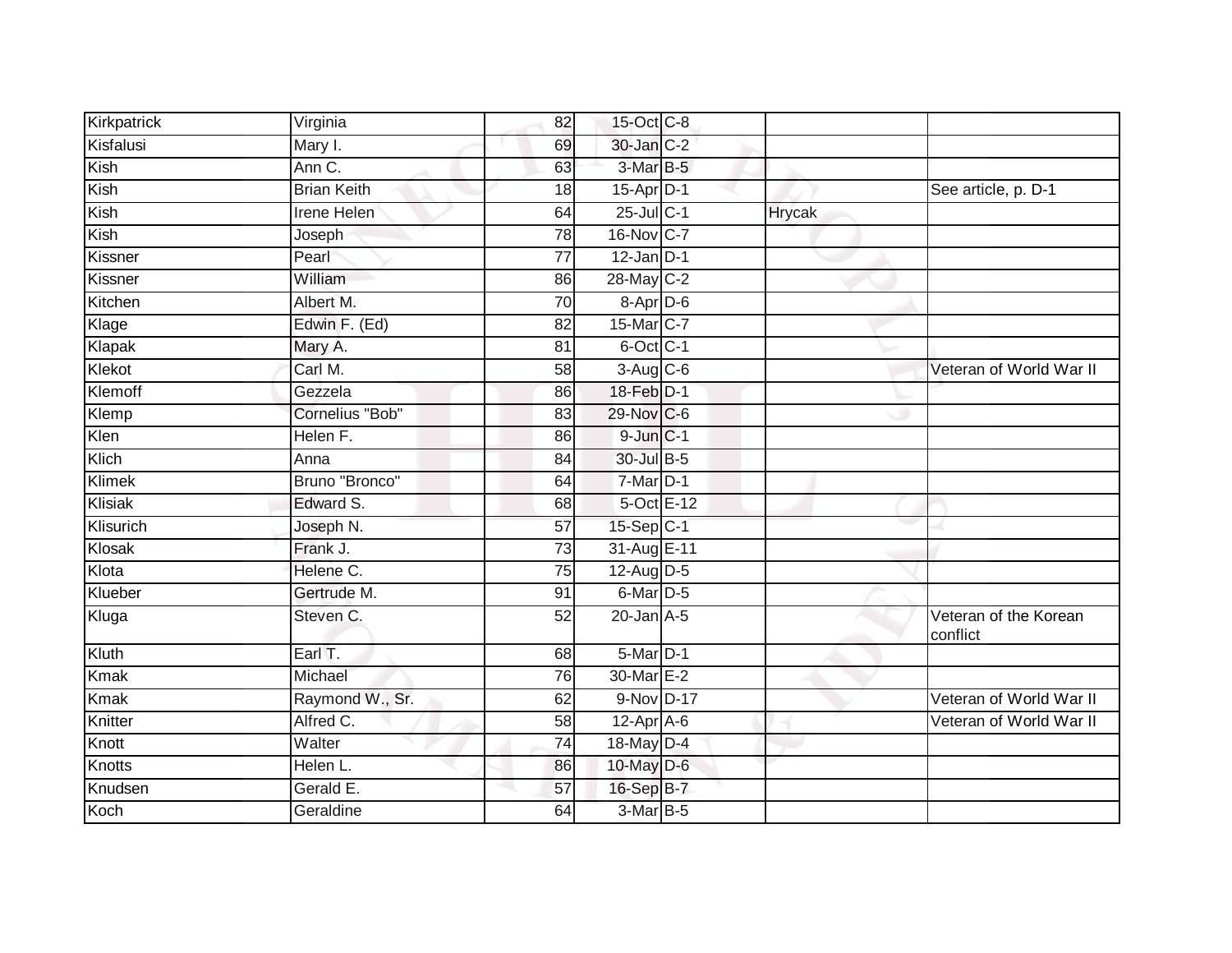| | | | | | | |
|---|---|---|---|---|---|---|
| Kirkpatrick | Virginia | 82 | 15-Oct | C-8 | | |
| Kisfalusi | Mary I. | 69 | 30-Jan | C-2 | | |
| Kish | Ann C. | 63 | 3-Mar | B-5 | | |
| Kish | Brian Keith | 18 | 15-Apr | D-1 | | See article, p. D-1 |
| Kish | Irene Helen | 64 | 25-Jul | C-1 | Hrycak | |
| Kish | Joseph | 78 | 16-Nov | C-7 | | |
| Kissner | Pearl | 77 | 12-Jan | D-1 | | |
| Kissner | William | 86 | 28-May | C-2 | | |
| Kitchen | Albert M. | 70 | 8-Apr | D-6 | | |
| Klage | Edwin F. (Ed) | 82 | 15-Mar | C-7 | | |
| Klapak | Mary A. | 81 | 6-Oct | C-1 | | |
| Klekot | Carl M. | 58 | 3-Aug | C-6 | | Veteran of World War II |
| Klemoff | Gezzela | 86 | 18-Feb | D-1 | | |
| Klemp | Cornelius "Bob" | 83 | 29-Nov | C-6 | | |
| Klen | Helen F. | 86 | 9-Jun | C-1 | | |
| Klich | Anna | 84 | 30-Jul | B-5 | | |
| Klimek | Bruno "Bronco" | 64 | 7-Mar | D-1 | | |
| Klisiak | Edward S. | 68 | 5-Oct | E-12 | | |
| Klisurich | Joseph N. | 57 | 15-Sep | C-1 | | |
| Klosak | Frank J. | 73 | 31-Aug | E-11 | | |
| Klota | Helene C. | 75 | 12-Aug | D-5 | | |
| Klueber | Gertrude M. | 91 | 6-Mar | D-5 | | |
| Kluga | Steven C. | 52 | 20-Jan | A-5 | | Veteran of the Korean conflict |
| Kluth | Earl T. | 68 | 5-Mar | D-1 | | |
| Kmak | Michael | 76 | 30-Mar | E-2 | | |
| Kmak | Raymond W., Sr. | 62 | 9-Nov | D-17 | | Veteran of World War II |
| Knitter | Alfred C. | 58 | 12-Apr | A-6 | | Veteran of World War II |
| Knott | Walter | 74 | 18-May | D-4 | | |
| Knotts | Helen L. | 86 | 10-May | D-6 | | |
| Knudsen | Gerald E. | 57 | 16-Sep | B-7 | | |
| Koch | Geraldine | 64 | 3-Mar | B-5 | | |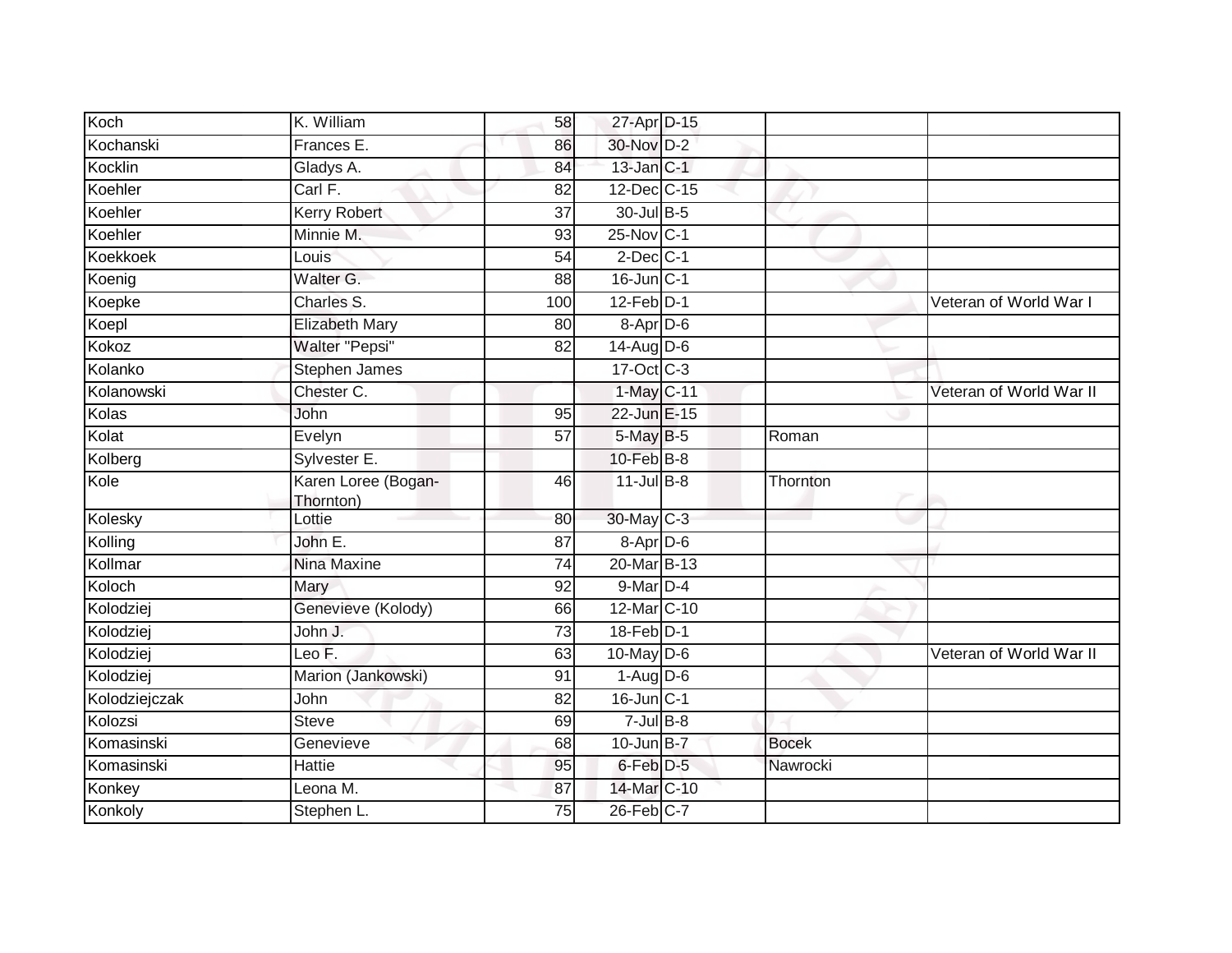| | | | | | | |
|---|---|---|---|---|---|---|
| Koch | K. William | 58 | 27-Apr | D-15 | | |
| Kochanski | Frances E. | 86 | 30-Nov | D-2 | | |
| Kocklin | Gladys A. | 84 | 13-Jan | C-1 | | |
| Koehler | Carl F. | 82 | 12-Dec | C-15 | | |
| Koehler | Kerry Robert | 37 | 30-Jul | B-5 | | |
| Koehler | Minnie M. | 93 | 25-Nov | C-1 | | |
| Koekkoek | Louis | 54 | 2-Dec | C-1 | | |
| Koenig | Walter G. | 88 | 16-Jun | C-1 | | |
| Koepke | Charles S. | 100 | 12-Feb | D-1 | | Veteran of World War I |
| Koepl | Elizabeth Mary | 80 | 8-Apr | D-6 | | |
| Kokoz | Walter "Pepsi" | 82 | 14-Aug | D-6 | | |
| Kolanko | Stephen James | | 17-Oct | C-3 | | |
| Kolanowski | Chester C. | | 1-May | C-11 | | Veteran of World War II |
| Kolas | John | 95 | 22-Jun | E-15 | | |
| Kolat | Evelyn | 57 | 5-May | B-5 | Roman | |
| Kolberg | Sylvester E. | | 10-Feb | B-8 | | |
| Kole | Karen Loree (Bogan-Thornton) | 46 | 11-Jul | B-8 | Thornton | |
| Kolesky | Lottie | 80 | 30-May | C-3 | | |
| Kolling | John E. | 87 | 8-Apr | D-6 | | |
| Kollmar | Nina Maxine | 74 | 20-Mar | B-13 | | |
| Koloch | Mary | 92 | 9-Mar | D-4 | | |
| Kolodziej | Genevieve (Kolody) | 66 | 12-Mar | C-10 | | |
| Kolodziej | John J. | 73 | 18-Feb | D-1 | | |
| Kolodziej | Leo F. | 63 | 10-May | D-6 | | Veteran of World War II |
| Kolodziej | Marion (Jankowski) | 91 | 1-Aug | D-6 | | |
| Kolodziejczak | John | 82 | 16-Jun | C-1 | | |
| Kolozsi | Steve | 69 | 7-Jul | B-8 | | |
| Komasinski | Genevieve | 68 | 10-Jun | B-7 | Bocek | |
| Komasinski | Hattie | 95 | 6-Feb | D-5 | Nawrocki | |
| Konkey | Leona M. | 87 | 14-Mar | C-10 | | |
| Konkoly | Stephen L. | 75 | 26-Feb | C-7 | | |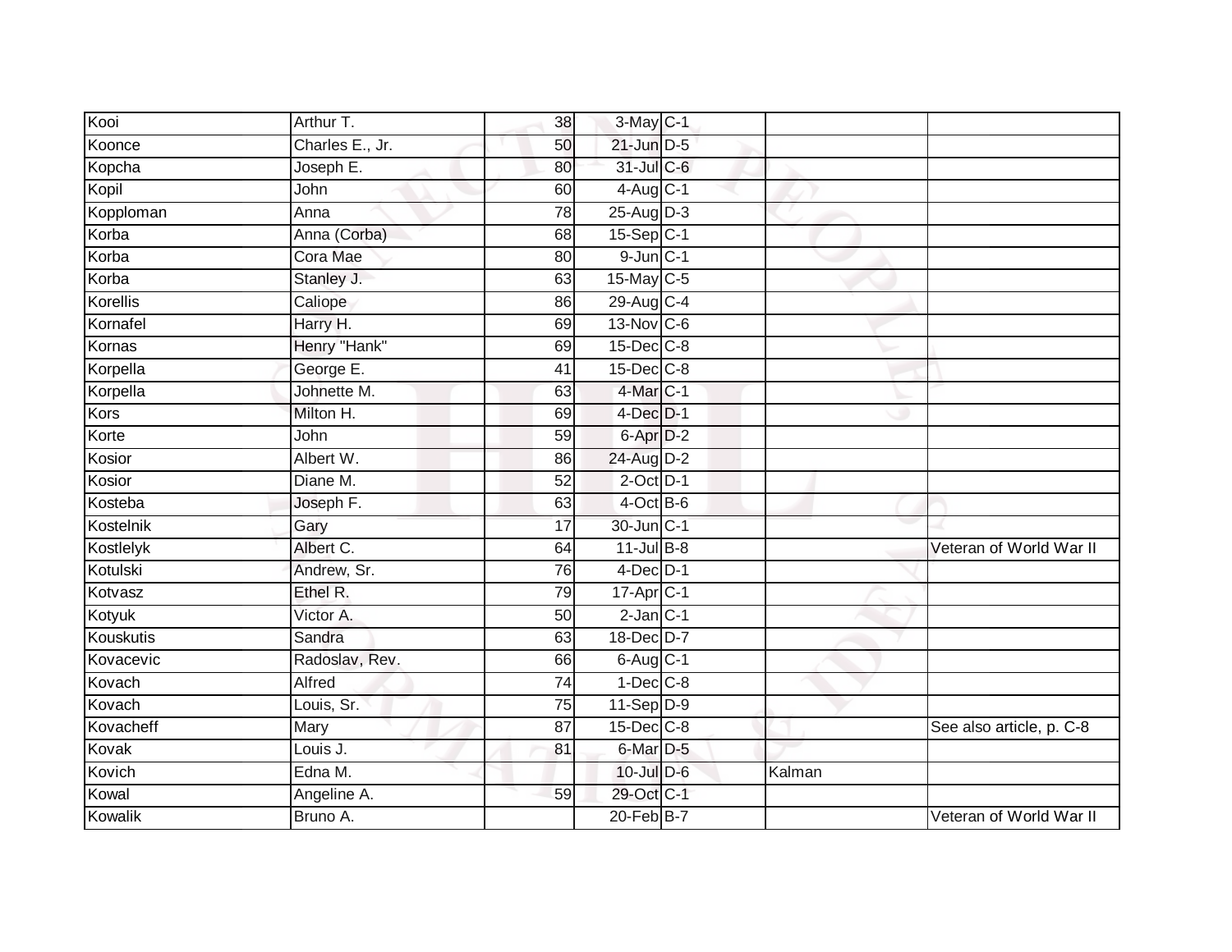| | | | | | | |
|---|---|---|---|---|---|---|
| Kooi | Arthur T. | 38 | 3-May | C-1 | | |
| Koonce | Charles E., Jr. | 50 | 21-Jun | D-5 | | |
| Kopcha | Joseph E. | 80 | 31-Jul | C-6 | | |
| Kopil | John | 60 | 4-Aug | C-1 | | |
| Copploman | Anna | 78 | 25-Aug | D-3 | | |
| Korba | Anna (Corba) | 68 | 15-Sep | C-1 | | |
| Korba | Cora Mae | 80 | 9-Jun | C-1 | | |
| Korba | Stanley J. | 63 | 15-May | C-5 | | |
| Korellis | Caliope | 86 | 29-Aug | C-4 | | |
| Kornafel | Harry H. | 69 | 13-Nov | C-6 | | |
| Kornas | Henry "Hank" | 69 | 15-Dec | C-8 | | |
| Korpella | George E. | 41 | 15-Dec | C-8 | | |
| Korpella | Johnette M. | 63 | 4-Mar | C-1 | | |
| Kors | Milton H. | 69 | 4-Dec | D-1 | | |
| Korte | John | 59 | 6-Apr | D-2 | | |
| Kosior | Albert W. | 86 | 24-Aug | D-2 | | |
| Kosior | Diane M. | 52 | 2-Oct | D-1 | | |
| Kosteba | Joseph F. | 63 | 4-Oct | B-6 | | |
| Kostelnik | Gary | 17 | 30-Jun | C-1 | | |
| Kostlelyk | Albert C. | 64 | 11-Jul | B-8 | | Veteran of World War II |
| Kotulski | Andrew, Sr. | 76 | 4-Dec | D-1 | | |
| Kotvasz | Ethel R. | 79 | 17-Apr | C-1 | | |
| Kotyuk | Victor A. | 50 | 2-Jan | C-1 | | |
| Kouskutis | Sandra | 63 | 18-Dec | D-7 | | |
| Kovacevic | Radoslav, Rev. | 66 | 6-Aug | C-1 | | |
| Kovach | Alfred | 74 | 1-Dec | C-8 | | |
| Kovach | Louis, Sr. | 75 | 11-Sep | D-9 | | |
| Kovacheff | Mary | 87 | 15-Dec | C-8 | | See also article, p. C-8 |
| Kovak | Louis J. | 81 | 6-Mar | D-5 | | |
| Kovich | Edna M. | | 10-Jul | D-6 | Kalman | |
| Kowal | Angeline A. | 59 | 29-Oct | C-1 | | |
| Kowalik | Bruno A. | | 20-Feb | B-7 | | Veteran of World War II |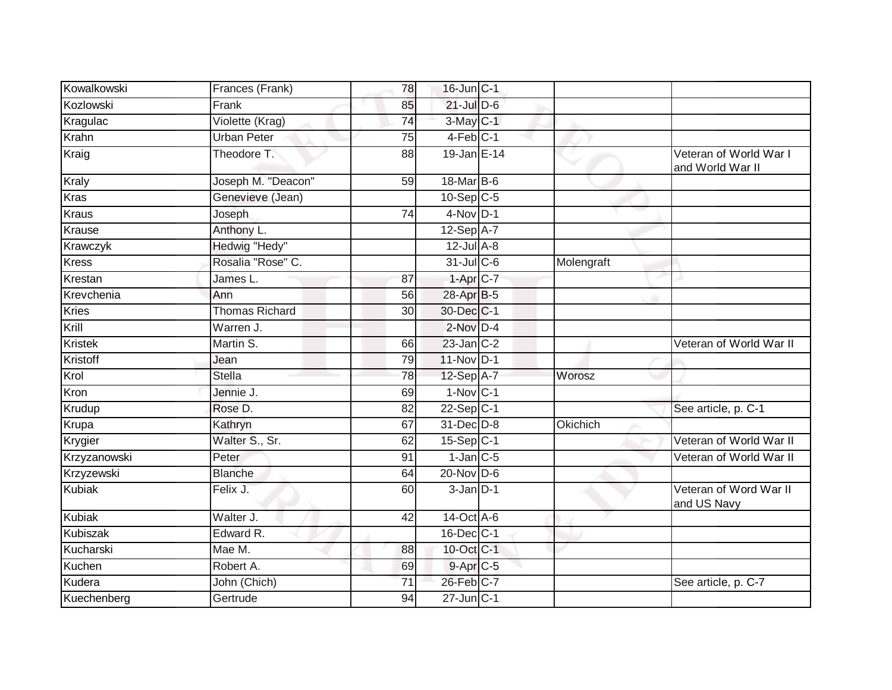| Kowalkowski | Frances (Frank) | 78 | 16-Jun | C-1 | | |
|---|---|---|---|---|---|---|
| Kozlowski | Frank | 85 | 21-Jul | D-6 | | |
| Kragulac | Violette (Krag) | 74 | 3-May | C-1 | | |
| Krahn | Urban Peter | 75 | 4-Feb | C-1 | | |
| Kraig | Theodore T. | 88 | 19-Jan | E-14 | | Veteran of World War I and World War II |
| Kraly | Joseph M. "Deacon" | 59 | 18-Mar | B-6 | | |
| Kras | Genevieve (Jean) | | 10-Sep | C-5 | | |
| Kraus | Joseph | 74 | 4-Nov | D-1 | | |
| Krause | Anthony L. | | 12-Sep | A-7 | | |
| Krawczyk | Hedwig "Hedy" | | 12-Jul | A-8 | | |
| Kress | Rosalia "Rose" C. | | 31-Jul | C-6 | Molengraft | |
| Krestan | James L. | 87 | 1-Apr | C-7 | | |
| Krevchenia | Ann | 56 | 28-Apr | B-5 | | |
| Kries | Thomas Richard | 30 | 30-Dec | C-1 | | |
| Krill | Warren J. | | 2-Nov | D-4 | | |
| Kristek | Martin S. | 66 | 23-Jan | C-2 | | Veteran of World War II |
| Kristoff | Jean | 79 | 11-Nov | D-1 | | |
| Krol | Stella | 78 | 12-Sep | A-7 | Worosz | |
| Kron | Jennie J. | 69 | 1-Nov | C-1 | | |
| Krudup | Rose D. | 82 | 22-Sep | C-1 | | See article, p. C-1 |
| Krupa | Kathryn | 67 | 31-Dec | D-8 | Okichich | |
| Krygier | Walter S., Sr. | 62 | 15-Sep | C-1 | | Veteran of World War II |
| Krzyzanowski | Peter | 91 | 1-Jan | C-5 | | Veteran of World War II |
| Krzyzewski | Blanche | 64 | 20-Nov | D-6 | | |
| Kubiak | Felix J. | 60 | 3-Jan | D-1 | | Veteran of Word War II and US Navy |
| Kubiak | Walter J. | 42 | 14-Oct | A-6 | | |
| Kubiszak | Edward R. | | 16-Dec | C-1 | | |
| Kucharski | Mae M. | 88 | 10-Oct | C-1 | | |
| Kuchen | Robert A. | 69 | 9-Apr | C-5 | | |
| Kudera | John (Chich) | 71 | 26-Feb | C-7 | | See article, p. C-7 |
| Kuechenberg | Gertrude | 94 | 27-Jun | C-1 | | |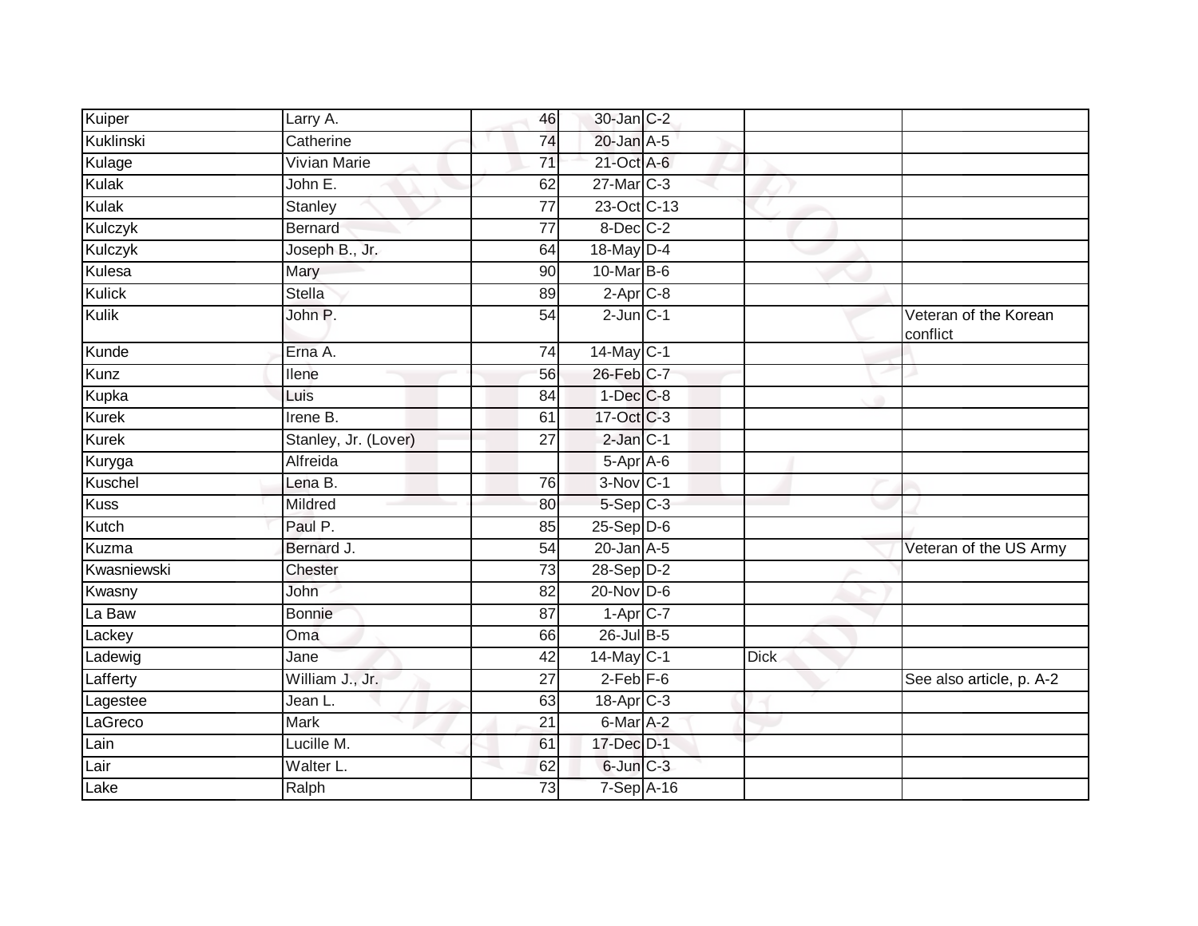| | | | | | | |
|---|---|---|---|---|---|---|
| Kuiper | Larry A. | 46 | 30-Jan | C-2 | | |
| Kuklinski | Catherine | 74 | 20-Jan | A-5 | | |
| Kulage | Vivian Marie | 71 | 21-Oct | A-6 | | |
| Kulak | John E. | 62 | 27-Mar | C-3 | | |
| Kulak | Stanley | 77 | 23-Oct | C-13 | | |
| Kulczyk | Bernard | 77 | 8-Dec | C-2 | | |
| Kulczyk | Joseph B., Jr. | 64 | 18-May | D-4 | | |
| Kulesa | Mary | 90 | 10-Mar | B-6 | | |
| Kulick | Stella | 89 | 2-Apr | C-8 | | |
| Kulik | John P. | 54 | 2-Jun | C-1 | | Veteran of the Korean conflict |
| Kunde | Erna A. | 74 | 14-May | C-1 | | |
| Kunz | Ilene | 56 | 26-Feb | C-7 | | |
| Kupka | Luis | 84 | 1-Dec | C-8 | | |
| Kurek | Irene B. | 61 | 17-Oct | C-3 | | |
| Kurek | Stanley, Jr. (Lover) | 27 | 2-Jan | C-1 | | |
| Kuryga | Alfreida | | 5-Apr | A-6 | | |
| Kuschel | Lena B. | 76 | 3-Nov | C-1 | | |
| Kuss | Mildred | 80 | 5-Sep | C-3 | | |
| Kutch | Paul P. | 85 | 25-Sep | D-6 | | |
| Kuzma | Bernard J. | 54 | 20-Jan | A-5 | | Veteran of the US Army |
| Kwasniewski | Chester | 73 | 28-Sep | D-2 | | |
| Kwasny | John | 82 | 20-Nov | D-6 | | |
| La Baw | Bonnie | 87 | 1-Apr | C-7 | | |
| Lackey | Oma | 66 | 26-Jul | B-5 | | |
| Ladewig | Jane | 42 | 14-May | C-1 | Dick | |
| Lafferty | William J., Jr. | 27 | 2-Feb | F-6 | | See also article, p. A-2 |
| Lagestee | Jean L. | 63 | 18-Apr | C-3 | | |
| LaGreco | Mark | 21 | 6-Mar | A-2 | | |
| Lain | Lucille M. | 61 | 17-Dec | D-1 | | |
| Lair | Walter L. | 62 | 6-Jun | C-3 | | |
| Lake | Ralph | 73 | 7-Sep | A-16 | | |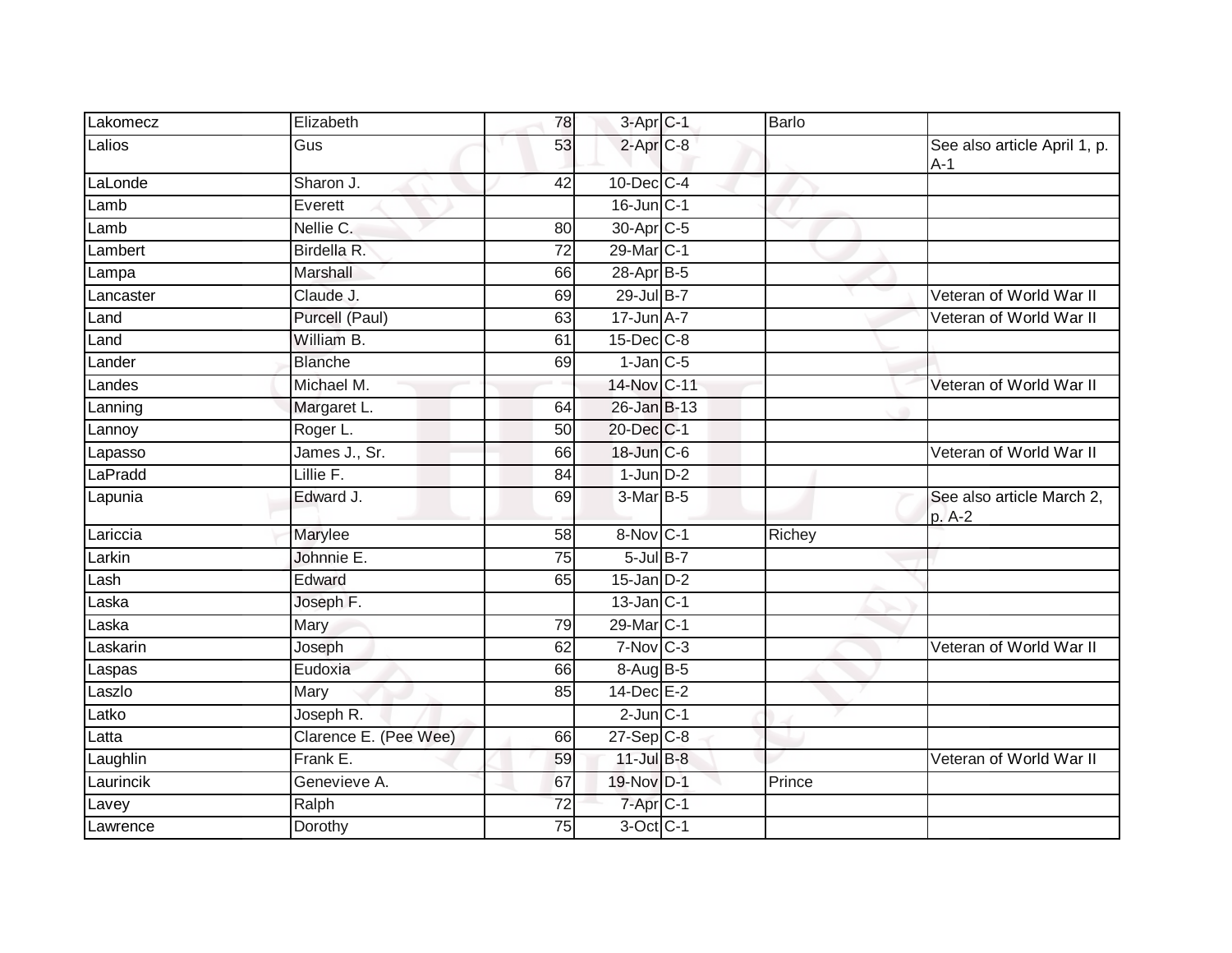| Lakomecz | Elizabeth | 78 | 3-Apr | C-1 | Barlo | |
|---|---|---|---|---|---|---|
| Lalios | Gus | 53 | 2-Apr | C-8 | | See also article April 1, p. A-1 |
| LaLonde | Sharon J. | 42 | 10-Dec | C-4 | | |
| Lamb | Everett | | 16-Jun | C-1 | | |
| Lamb | Nellie C. | 80 | 30-Apr | C-5 | | |
| Lambert | Birdella R. | 72 | 29-Mar | C-1 | | |
| Lampa | Marshall | 66 | 28-Apr | B-5 | | |
| Lancaster | Claude J. | 69 | 29-Jul | B-7 | | Veteran of World War II |
| Land | Purcell (Paul) | 63 | 17-Jun | A-7 | | Veteran of World War II |
| Land | William B. | 61 | 15-Dec | C-8 | | |
| Lander | Blanche | 69 | 1-Jan | C-5 | | |
| Landes | Michael M. | | 14-Nov | C-11 | | Veteran of World War II |
| Lanning | Margaret L. | 64 | 26-Jan | B-13 | | |
| Lannoy | Roger L. | 50 | 20-Dec | C-1 | | |
| Lapasso | James J., Sr. | 66 | 18-Jun | C-6 | | Veteran of World War II |
| LaPradd | Lillie F. | 84 | 1-Jun | D-2 | | |
| Lapunia | Edward J. | 69 | 3-Mar | B-5 | | See also article March 2, p. A-2 |
| Lariccia | Marylee | 58 | 8-Nov | C-1 | Richey | |
| Larkin | Johnnie E. | 75 | 5-Jul | B-7 | | |
| Lash | Edward | 65 | 15-Jan | D-2 | | |
| Laska | Joseph F. | | 13-Jan | C-1 | | |
| Laska | Mary | 79 | 29-Mar | C-1 | | |
| Laskarin | Joseph | 62 | 7-Nov | C-3 | | Veteran of World War II |
| Laspas | Eudoxia | 66 | 8-Aug | B-5 | | |
| Laszlo | Mary | 85 | 14-Dec | E-2 | | |
| Latko | Joseph R. | | 2-Jun | C-1 | | |
| Latta | Clarence E. (Pee Wee) | 66 | 27-Sep | C-8 | | |
| Laughlin | Frank E. | 59 | 11-Jul | B-8 | | Veteran of World War II |
| Laurincik | Genevieve A. | 67 | 19-Nov | D-1 | Prince | |
| Lavey | Ralph | 72 | 7-Apr | C-1 | | |
| Lawrence | Dorothy | 75 | 3-Oct | C-1 | | |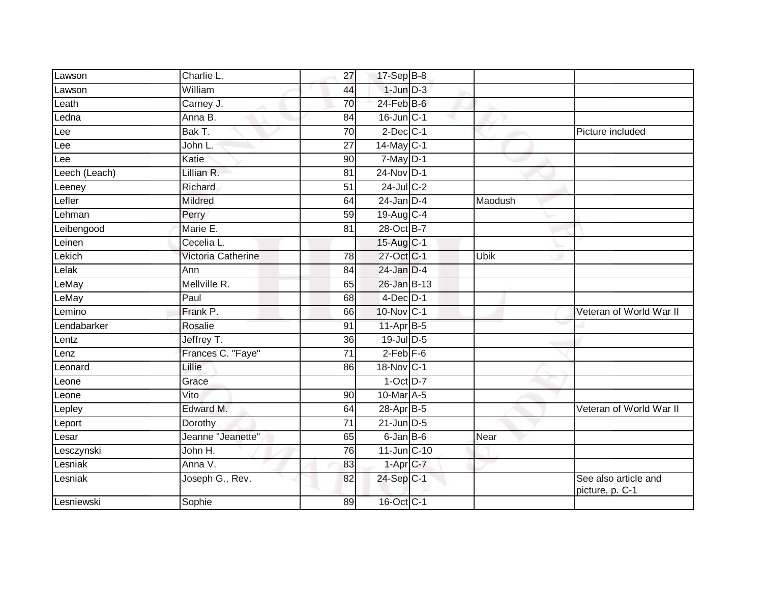| | | | | | | |
|---|---|---|---|---|---|---|
| Lawson | Charlie L. | 27 | 17-Sep | B-8 | | |
| Lawson | William | 44 | 1-Jun | D-3 | | |
| Leath | Carney J. | 70 | 24-Feb | B-6 | | |
| Ledna | Anna B. | 84 | 16-Jun | C-1 | | |
| Lee | Bak T. | 70 | 2-Dec | C-1 | | Picture included |
| Lee | John L. | 27 | 14-May | C-1 | | |
| Lee | Katie | 90 | 7-May | D-1 | | |
| Leech (Leach) | Lillian R. | 81 | 24-Nov | D-1 | | |
| Leeney | Richard | 51 | 24-Jul | C-2 | | |
| Lefler | Mildred | 64 | 24-Jan | D-4 | Maodush | |
| Lehman | Perry | 59 | 19-Aug | C-4 | | |
| Leibengood | Marie E. | 81 | 28-Oct | B-7 | | |
| Leinen | Cecelia L. | | 15-Aug | C-1 | | |
| Lekich | Victoria Catherine | 78 | 27-Oct | C-1 | Ubik | |
| Lelak | Ann | 84 | 24-Jan | D-4 | | |
| LeMay | Mellville R. | 65 | 26-Jan | B-13 | | |
| LeMay | Paul | 68 | 4-Dec | D-1 | | |
| Lemino | Frank P. | 66 | 10-Nov | C-1 | | Veteran of World War II |
| Lendabarker | Rosalie | 91 | 11-Apr | B-5 | | |
| Lentz | Jeffrey T. | 36 | 19-Jul | D-5 | | |
| Lenz | Frances C. "Faye" | 71 | 2-Feb | F-6 | | |
| Leonard | Lillie | 86 | 18-Nov | C-1 | | |
| Leone | Grace | | 1-Oct | D-7 | | |
| Leone | Vito | 90 | 10-Mar | A-5 | | |
| Lepley | Edward M. | 64 | 28-Apr | B-5 | | Veteran of World War II |
| Leport | Dorothy | 71 | 21-Jun | D-5 | | |
| Lesar | Jeanne "Jeanette" | 65 | 6-Jan | B-6 | Near | |
| Lesczynski | John H. | 76 | 11-Jun | C-10 | | |
| Lesniak | Anna V. | 83 | 1-Apr | C-7 | | |
| Lesniak | Joseph G., Rev. | 82 | 24-Sep | C-1 | | See also article and picture, p. C-1 |
| Lesniewski | Sophie | 89 | 16-Oct | C-1 | | |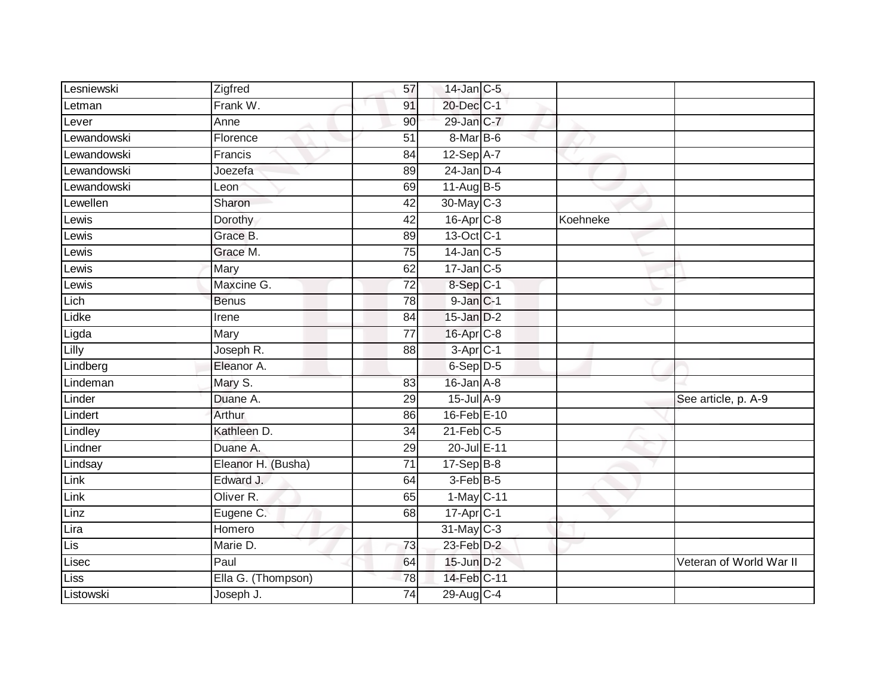| | | | | | | |
|---|---|---|---|---|---|---|
| Lesniewski | Zigfred | 57 | 14-Jan | C-5 | | |
| Letman | Frank W. | 91 | 20-Dec | C-1 | | |
| Lever | Anne | 90 | 29-Jan | C-7 | | |
| Lewandowski | Florence | 51 | 8-Mar | B-6 | | |
| Lewandowski | Francis | 84 | 12-Sep | A-7 | | |
| Lewandowski | Joezefa | 89 | 24-Jan | D-4 | | |
| Lewandowski | Leon | 69 | 11-Aug | B-5 | | |
| Lewellen | Sharon | 42 | 30-May | C-3 | | |
| Lewis | Dorothy | 42 | 16-Apr | C-8 | Koehneke | |
| Lewis | Grace B. | 89 | 13-Oct | C-1 | | |
| Lewis | Grace M. | 75 | 14-Jan | C-5 | | |
| Lewis | Mary | 62 | 17-Jan | C-5 | | |
| Lewis | Maxcine G. | 72 | 8-Sep | C-1 | | |
| Lich | Benus | 78 | 9-Jan | C-1 | | |
| Lidke | Irene | 84 | 15-Jan | D-2 | | |
| Ligda | Mary | 77 | 16-Apr | C-8 | | |
| Lilly | Joseph R. | 88 | 3-Apr | C-1 | | |
| Lindberg | Eleanor A. | | 6-Sep | D-5 | | |
| Lindeman | Mary S. | 83 | 16-Jan | A-8 | | |
| Linder | Duane A. | 29 | 15-Jul | A-9 | | See article, p. A-9 |
| Lindert | Arthur | 86 | 16-Feb | E-10 | | |
| Lindley | Kathleen D. | 34 | 21-Feb | C-5 | | |
| Lindner | Duane A. | 29 | 20-Jul | E-11 | | |
| Lindsay | Eleanor H. (Busha) | 71 | 17-Sep | B-8 | | |
| Link | Edward J. | 64 | 3-Feb | B-5 | | |
| Link | Oliver R. | 65 | 1-May | C-11 | | |
| Linz | Eugene C. | 68 | 17-Apr | C-1 | | |
| Lira | Homero | | 31-May | C-3 | | |
| Lis | Marie D. | 73 | 23-Feb | D-2 | | |
| Lisec | Paul | 64 | 15-Jun | D-2 | | Veteran of World War II |
| Liss | Ella G. (Thompson) | 78 | 14-Feb | C-11 | | |
| Listowski | Joseph J. | 74 | 29-Aug | C-4 | | |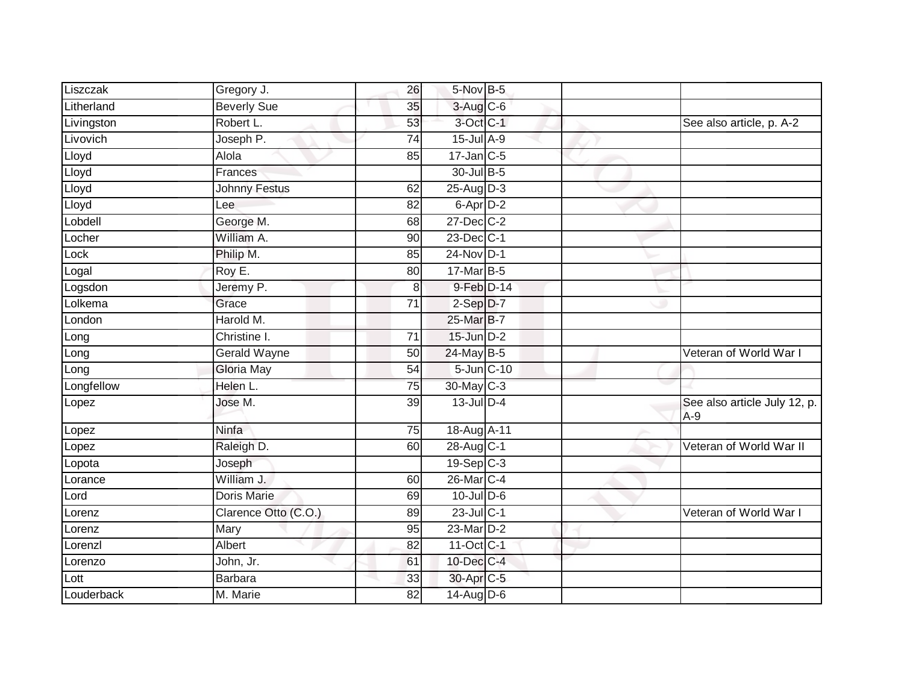| | | | | | | |
|---|---|---|---|---|---|---|
| Liszczak | Gregory J. | 26 | 5-Nov | B-5 | | |
| Litherland | Beverly Sue | 35 | 3-Aug | C-6 | | |
| Livingston | Robert L. | 53 | 3-Oct | C-1 | | See also article, p. A-2 |
| Livovich | Joseph P. | 74 | 15-Jul | A-9 | | |
| Lloyd | Alola | 85 | 17-Jan | C-5 | | |
| Lloyd | Frances | | 30-Jul | B-5 | | |
| Lloyd | Johnny Festus | 62 | 25-Aug | D-3 | | |
| Lloyd | Lee | 82 | 6-Apr | D-2 | | |
| Lobdell | George M. | 68 | 27-Dec | C-2 | | |
| Locher | William A. | 90 | 23-Dec | C-1 | | |
| Lock | Philip M. | 85 | 24-Nov | D-1 | | |
| Logal | Roy E. | 80 | 17-Mar | B-5 | | |
| Logsdon | Jeremy P. | 8 | 9-Feb | D-14 | | |
| Lolkema | Grace | 71 | 2-Sep | D-7 | | |
| London | Harold M. | | 25-Mar | B-7 | | |
| Long | Christine I. | 71 | 15-Jun | D-2 | | |
| Long | Gerald Wayne | 50 | 24-May | B-5 | | Veteran of World War I |
| Long | Gloria May | 54 | 5-Jun | C-10 | | |
| Longfellow | Helen L. | 75 | 30-May | C-3 | | |
| Lopez | Jose M. | 39 | 13-Jul | D-4 | | See also article July 12, p. A-9 |
| Lopez | Ninfa | 75 | 18-Aug | A-11 | | |
| Lopez | Raleigh D. | 60 | 28-Aug | C-1 | | Veteran of World War II |
| Lopota | Joseph | | 19-Sep | C-3 | | |
| Lorance | William J. | 60 | 26-Mar | C-4 | | |
| Lord | Doris Marie | 69 | 10-Jul | D-6 | | |
| Lorenz | Clarence Otto (C.O.) | 89 | 23-Jul | C-1 | | Veteran of World War I |
| Lorenz | Mary | 95 | 23-Mar | D-2 | | |
| Lorenzl | Albert | 82 | 11-Oct | C-1 | | |
| Lorenzo | John, Jr. | 61 | 10-Dec | C-4 | | |
| Lott | Barbara | 33 | 30-Apr | C-5 | | |
| Louderback | M. Marie | 82 | 14-Aug | D-6 | | |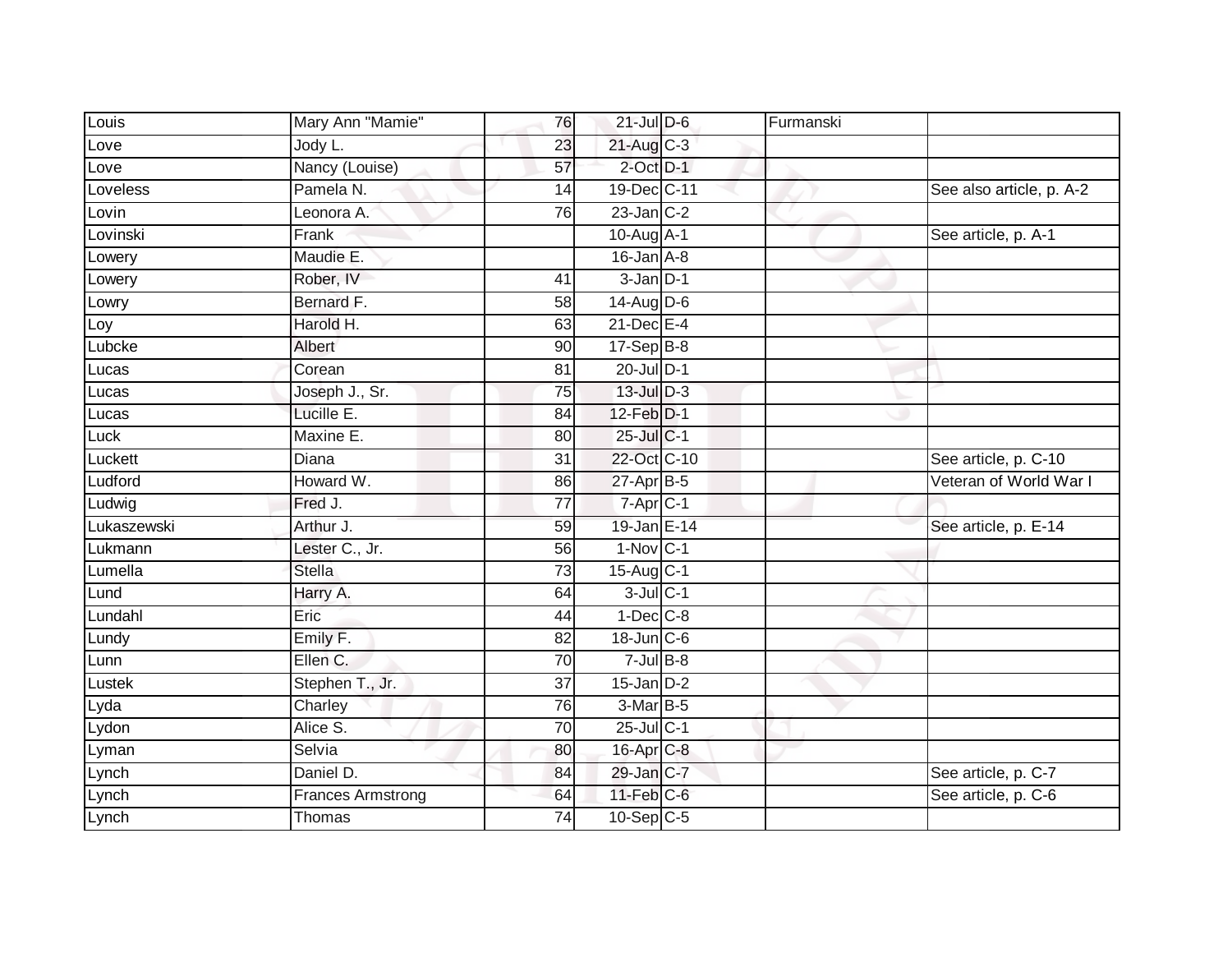| | | | | | | |
|---|---|---|---|---|---|---|
| Louis | Mary Ann "Mamie" | 76 | 21-Jul | D-6 | Furmanski | |
| Love | Jody L. | 23 | 21-Aug | C-3 | | |
| Love | Nancy (Louise) | 57 | 2-Oct | D-1 | | |
| Loveless | Pamela N. | 14 | 19-Dec | C-11 | | See also article, p. A-2 |
| Lovin | Leonora A. | 76 | 23-Jan | C-2 | | |
| Lovinski | Frank | | 10-Aug | A-1 | | See article, p. A-1 |
| Lowery | Maudie E. | | 16-Jan | A-8 | | |
| Lowery | Rober, IV | 41 | 3-Jan | D-1 | | |
| Lowry | Bernard F. | 58 | 14-Aug | D-6 | | |
| Loy | Harold H. | 63 | 21-Dec | E-4 | | |
| Lubcke | Albert | 90 | 17-Sep | B-8 | | |
| Lucas | Corean | 81 | 20-Jul | D-1 | | |
| Lucas | Joseph J., Sr. | 75 | 13-Jul | D-3 | | |
| Lucas | Lucille E. | 84 | 12-Feb | D-1 | | |
| Luck | Maxine E. | 80 | 25-Jul | C-1 | | |
| Luckett | Diana | 31 | 22-Oct | C-10 | | See article, p. C-10 |
| Ludford | Howard W. | 86 | 27-Apr | B-5 | | Veteran of World War I |
| Ludwig | Fred J. | 77 | 7-Apr | C-1 | | |
| Lukaszewski | Arthur J. | 59 | 19-Jan | E-14 | | See article, p. E-14 |
| Lukmann | Lester C., Jr. | 56 | 1-Nov | C-1 | | |
| Lumella | Stella | 73 | 15-Aug | C-1 | | |
| Lund | Harry A. | 64 | 3-Jul | C-1 | | |
| Lundahl | Eric | 44 | 1-Dec | C-8 | | |
| Lundy | Emily F. | 82 | 18-Jun | C-6 | | |
| Lunn | Ellen C. | 70 | 7-Jul | B-8 | | |
| Lustek | Stephen T., Jr. | 37 | 15-Jan | D-2 | | |
| Lyda | Charley | 76 | 3-Mar | B-5 | | |
| Lydon | Alice S. | 70 | 25-Jul | C-1 | | |
| Lyman | Selvia | 80 | 16-Apr | C-8 | | |
| Lynch | Daniel D. | 84 | 29-Jan | C-7 | | See article, p. C-7 |
| Lynch | Frances Armstrong | 64 | 11-Feb | C-6 | | See article, p. C-6 |
| Lynch | Thomas | 74 | 10-Sep | C-5 | | |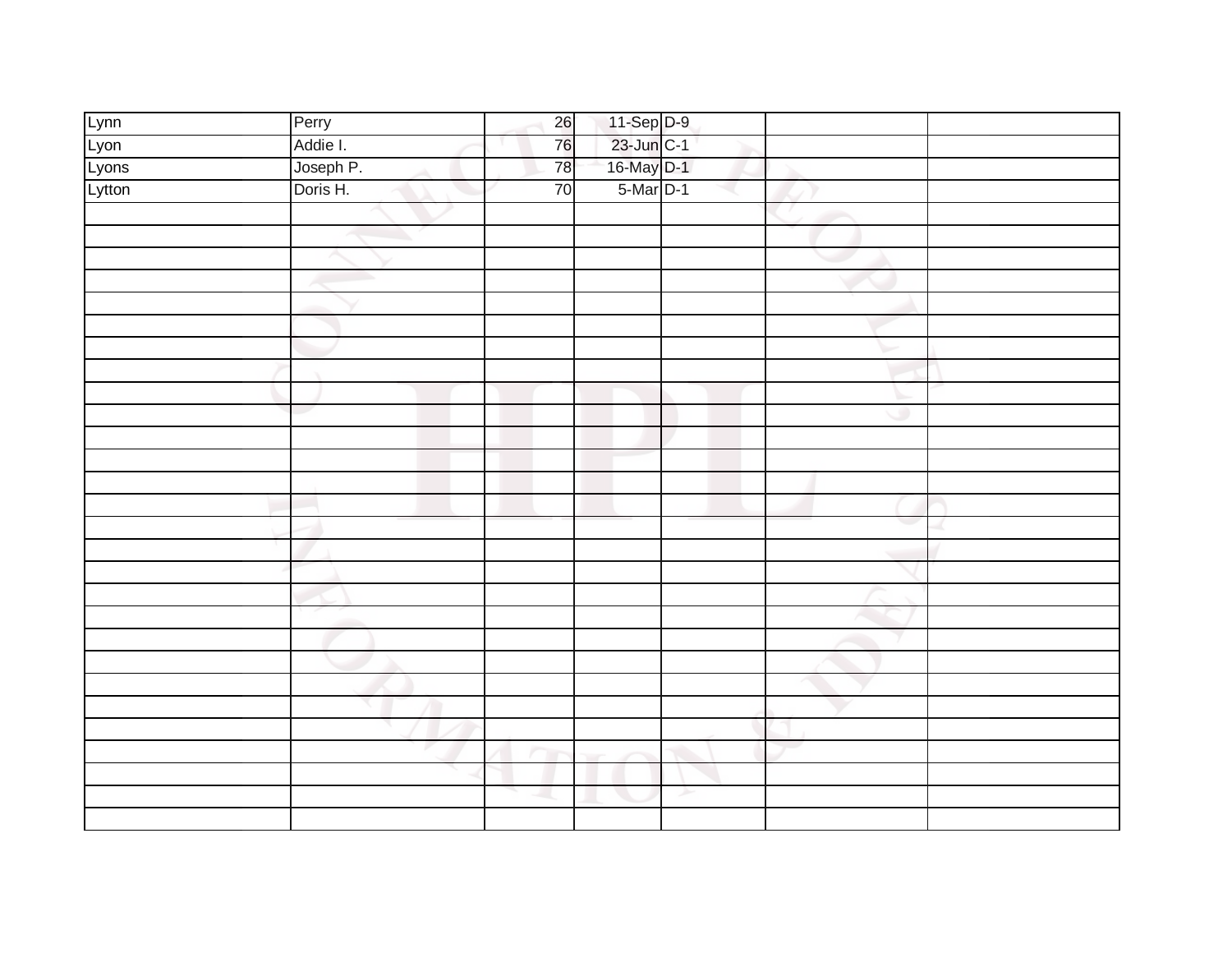| Lynn | Perry | 26 | 11-Sep | D-9 | | |
|---|---|---|---|---|---|---|
| Lyon | Addie I. | 76 | 23-Jun | C-1 | | |
| Lyons | Joseph P. | 78 | 16-May | D-1 | | |
| Lytton | Doris H. | 70 | 5-Mar | D-1 | | |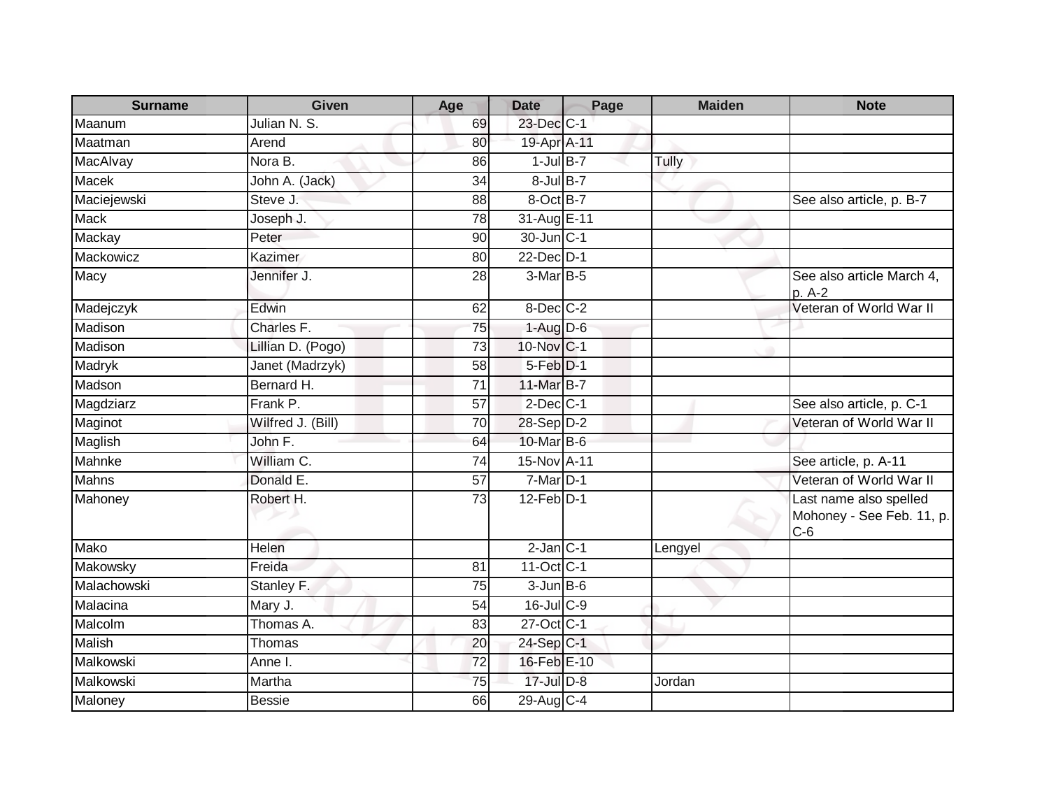| Surname | Given | Age | Date | Page | Maiden | Note |
| --- | --- | --- | --- | --- | --- | --- |
| Maanum | Julian N. S. | 69 | 23-Dec | C-1 | | |
| Maatman | Arend | 80 | 19-Apr | A-11 | | |
| MacAlvay | Nora B. | 86 | 1-Jul | B-7 | Tully | |
| Macek | John A. (Jack) | 34 | 8-Jul | B-7 | | |
| Maciejewski | Steve J. | 88 | 8-Oct | B-7 | | See also article, p. B-7 |
| Mack | Joseph J. | 78 | 31-Aug | E-11 | | |
| Mackay | Peter | 90 | 30-Jun | C-1 | | |
| Mackowicz | Kazimer | 80 | 22-Dec | D-1 | | |
| Macy | Jennifer J. | 28 | 3-Mar | B-5 | | See also article March 4, p. A-2 |
| Madejczyk | Edwin | 62 | 8-Dec | C-2 | | Veteran of World War II |
| Madison | Charles F. | 75 | 1-Aug | D-6 | | |
| Madison | Lillian D. (Pogo) | 73 | 10-Nov | C-1 | | |
| Madryk | Janet (Madrzyk) | 58 | 5-Feb | D-1 | | |
| Madson | Bernard H. | 71 | 11-Mar | B-7 | | |
| Magdziarz | Frank P. | 57 | 2-Dec | C-1 | | See also article, p. C-1 |
| Maginot | Wilfred J. (Bill) | 70 | 28-Sep | D-2 | | Veteran of World War II |
| Maglish | John F. | 64 | 10-Mar | B-6 | | |
| Mahnke | William C. | 74 | 15-Nov | A-11 | | See article, p. A-11 |
| Mahns | Donald E. | 57 | 7-Mar | D-1 | | Veteran of World War II |
| Mahoney | Robert H. | 73 | 12-Feb | D-1 | | Last name also spelled Mohoney - See Feb. 11, p. C-6 |
| Mako | Helen | | 2-Jan | C-1 | Lengyel | |
| Makowsky | Freida | 81 | 11-Oct | C-1 | | |
| Malachowski | Stanley F. | 75 | 3-Jun | B-6 | | |
| Malacina | Mary J. | 54 | 16-Jul | C-9 | | |
| Malcolm | Thomas A. | 83 | 27-Oct | C-1 | | |
| Malish | Thomas | 20 | 24-Sep | C-1 | | |
| Malkowski | Anne I. | 72 | 16-Feb | E-10 | | |
| Malkowski | Martha | 75 | 17-Jul | D-8 | Jordan | |
| Maloney | Bessie | 66 | 29-Aug | C-4 | | |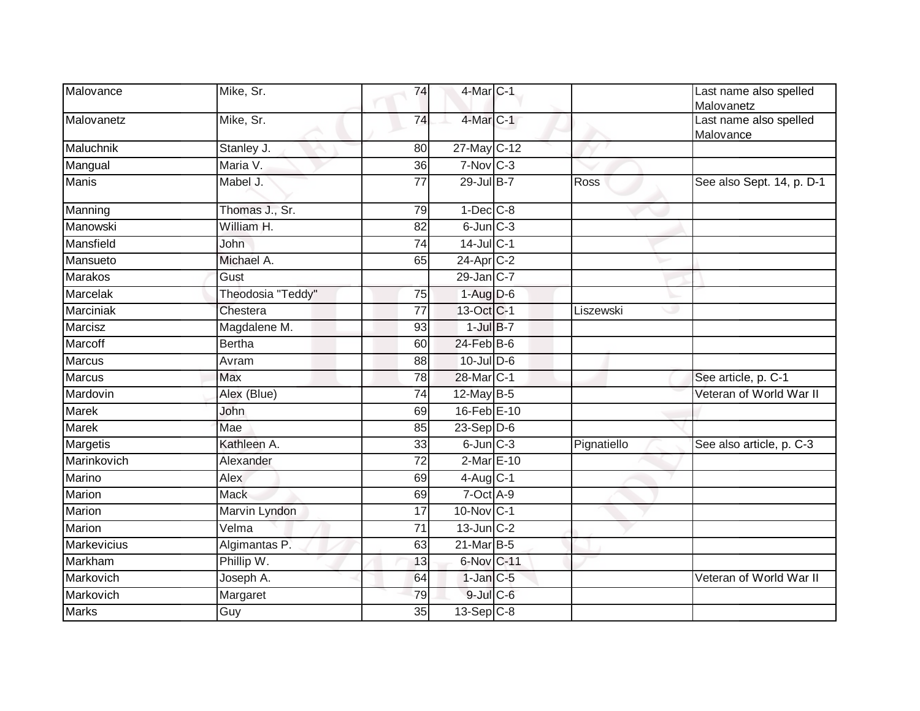| | | | | | | |
|---|---|---|---|---|---|---|
| Malovance | Mike, Sr. | 74 | 4-Mar | C-1 | | Last name also spelled Malovanetz |
| Malovanetz | Mike, Sr. | 74 | 4-Mar | C-1 | | Last name also spelled Malovance |
| Maluchnik | Stanley J. | 80 | 27-May | C-12 | | |
| Mangual | Maria V. | 36 | 7-Nov | C-3 | | |
| Manis | Mabel J. | 77 | 29-Jul | B-7 | Ross | See also Sept. 14, p. D-1 |
| Manning | Thomas J., Sr. | 79 | 1-Dec | C-8 | | |
| Manowski | William H. | 82 | 6-Jun | C-3 | | |
| Mansfield | John | 74 | 14-Jul | C-1 | | |
| Mansueto | Michael A. | 65 | 24-Apr | C-2 | | |
| Marakos | Gust | | 29-Jan | C-7 | | |
| Marcelak | Theodosia "Teddy" | 75 | 1-Aug | D-6 | | |
| Marciniak | Chestera | 77 | 13-Oct | C-1 | Liszewski | |
| Marcisz | Magdalene M. | 93 | 1-Jul | B-7 | | |
| Marcoff | Bertha | 60 | 24-Feb | B-6 | | |
| Marcus | Avram | 88 | 10-Jul | D-6 | | |
| Marcus | Max | 78 | 28-Mar | C-1 | | See article, p. C-1 |
| Mardovin | Alex (Blue) | 74 | 12-May | B-5 | | Veteran of World War II |
| Marek | John | 69 | 16-Feb | E-10 | | |
| Marek | Mae | 85 | 23-Sep | D-6 | | |
| Margetis | Kathleen A. | 33 | 6-Jun | C-3 | Pignatiello | See also article, p. C-3 |
| Marinkovich | Alexander | 72 | 2-Mar | E-10 | | |
| Marino | Alex | 69 | 4-Aug | C-1 | | |
| Marion | Mack | 69 | 7-Oct | A-9 | | |
| Marion | Marvin Lyndon | 17 | 10-Nov | C-1 | | |
| Marion | Velma | 71 | 13-Jun | C-2 | | |
| Markevicius | Algimantas P. | 63 | 21-Mar | B-5 | | |
| Markham | Phillip W. | 13 | 6-Nov | C-11 | | |
| Markovich | Joseph A. | 64 | 1-Jan | C-5 | | Veteran of World War II |
| Markovich | Margaret | 79 | 9-Jul | C-6 | | |
| Marks | Guy | 35 | 13-Sep | C-8 | | |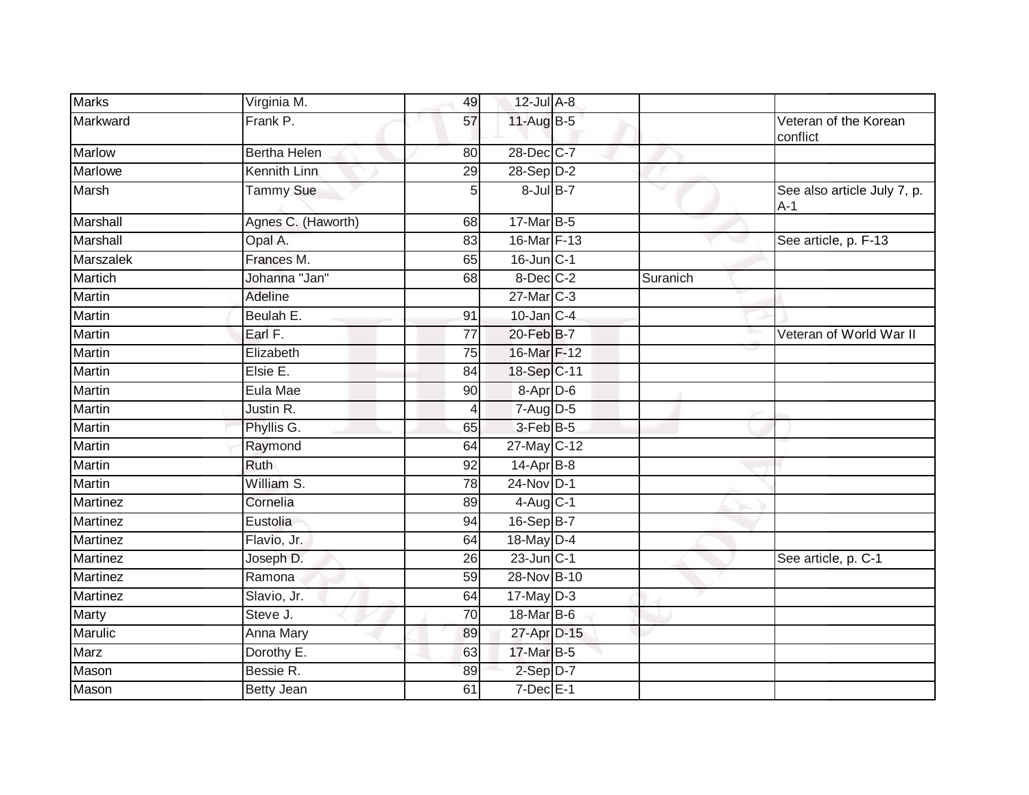| | | | | | | |
|---|---|---|---|---|---|---|
| Marks | Virginia M. | 49 | 12-Jul | A-8 | | |
| Markward | Frank P. | 57 | 11-Aug | B-5 | | Veteran of the Korean conflict |
| Marlow | Bertha Helen | 80 | 28-Dec | C-7 | | |
| Marlowe | Kennith Linn | 29 | 28-Sep | D-2 | | |
| Marsh | Tammy Sue | 5 | 8-Jul | B-7 | | See also article July 7, p. A-1 |
| Marshall | Agnes C. (Haworth) | 68 | 17-Mar | B-5 | | |
| Marshall | Opal A. | 83 | 16-Mar | F-13 | | See article, p. F-13 |
| Marszalek | Frances M. | 65 | 16-Jun | C-1 | | |
| Martich | Johanna "Jan" | 68 | 8-Dec | C-2 | Suranich | |
| Martin | Adeline | | 27-Mar | C-3 | | |
| Martin | Beulah E. | 91 | 10-Jan | C-4 | | |
| Martin | Earl F. | 77 | 20-Feb | B-7 | | Veteran of World War II |
| Martin | Elizabeth | 75 | 16-Mar | F-12 | | |
| Martin | Elsie E. | 84 | 18-Sep | C-11 | | |
| Martin | Eula Mae | 90 | 8-Apr | D-6 | | |
| Martin | Justin R. | 4 | 7-Aug | D-5 | | |
| Martin | Phyllis G. | 65 | 3-Feb | B-5 | | |
| Martin | Raymond | 64 | 27-May | C-12 | | |
| Martin | Ruth | 92 | 14-Apr | B-8 | | |
| Martin | William S. | 78 | 24-Nov | D-1 | | |
| Martinez | Cornelia | 89 | 4-Aug | C-1 | | |
| Martinez | Eustolia | 94 | 16-Sep | B-7 | | |
| Martinez | Flavio, Jr. | 64 | 18-May | D-4 | | |
| Martinez | Joseph D. | 26 | 23-Jun | C-1 | | See article, p. C-1 |
| Martinez | Ramona | 59 | 28-Nov | B-10 | | |
| Martinez | Slavio, Jr. | 64 | 17-May | D-3 | | |
| Marty | Steve J. | 70 | 18-Mar | B-6 | | |
| Marulic | Anna Mary | 89 | 27-Apr | D-15 | | |
| Marz | Dorothy E. | 63 | 17-Mar | B-5 | | |
| Mason | Bessie R. | 89 | 2-Sep | D-7 | | |
| Mason | Betty Jean | 61 | 7-Dec | E-1 | | |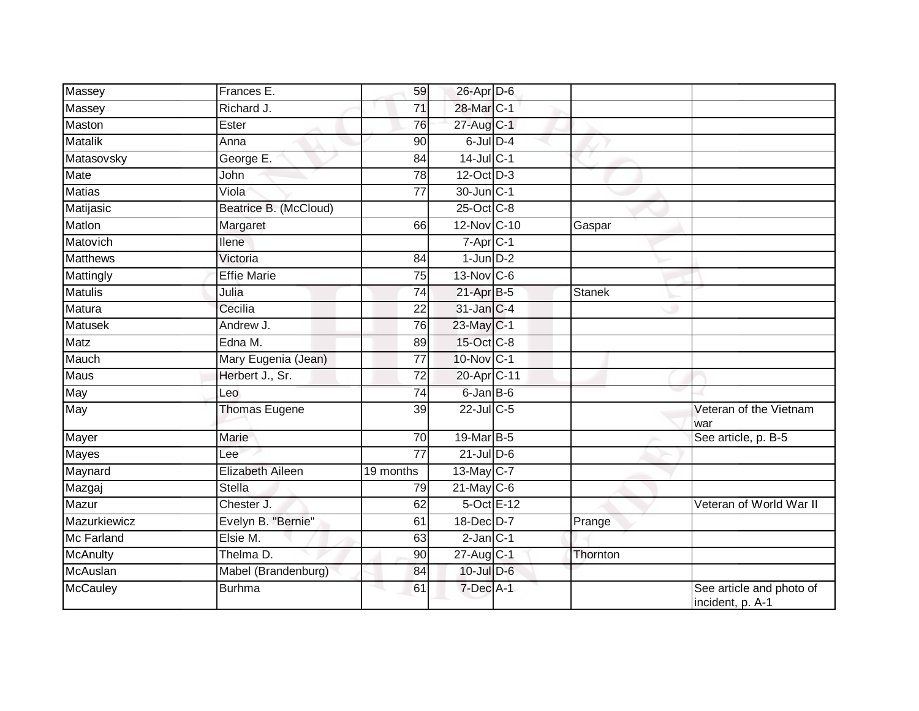| | | | | | | |
|---|---|---|---|---|---|---|
| Massey | Frances E. | 59 | 26-Apr | D-6 | | |
| Massey | Richard J. | 71 | 28-Mar | C-1 | | |
| Maston | Ester | 76 | 27-Aug | C-1 | | |
| Matalik | Anna | 90 | 6-Jul | D-4 | | |
| Matasovsky | George E. | 84 | 14-Jul | C-1 | | |
| Mate | John | 78 | 12-Oct | D-3 | | |
| Matias | Viola | 77 | 30-Jun | C-1 | | |
| Matijasic | Beatrice B. (McCloud) | | 25-Oct | C-8 | | |
| Matlon | Margaret | 66 | 12-Nov | C-10 | Gaspar | |
| Matovich | Ilene | | 7-Apr | C-1 | | |
| Matthews | Victoria | 84 | 1-Jun | D-2 | | |
| Mattingly | Effie Marie | 75 | 13-Nov | C-6 | | |
| Matulis | Julia | 74 | 21-Apr | B-5 | Stanek | |
| Matura | Cecilia | 22 | 31-Jan | C-4 | | |
| Matusek | Andrew J. | 76 | 23-May | C-1 | | |
| Matz | Edna M. | 89 | 15-Oct | C-8 | | |
| Mauch | Mary Eugenia (Jean) | 77 | 10-Nov | C-1 | | |
| Maus | Herbert J., Sr. | 72 | 20-Apr | C-11 | | |
| May | Leo | 74 | 6-Jan | B-6 | | |
| May | Thomas Eugene | 39 | 22-Jul | C-5 | | Veteran of the Vietnam war |
| Mayer | Marie | 70 | 19-Mar | B-5 | | See article, p. B-5 |
| Mayes | Lee | 77 | 21-Jul | D-6 | | |
| Maynard | Elizabeth Aileen | 19 months | 13-May | C-7 | | |
| Mazgaj | Stella | 79 | 21-May | C-6 | | |
| Mazur | Chester J. | 62 | 5-Oct | E-12 | | Veteran of World War II |
| Mazurkiewicz | Evelyn B. "Bernie" | 61 | 18-Dec | D-7 | Prange | |
| Mc Farland | Elsie M. | 63 | 2-Jan | C-1 | | |
| McAnulty | Thelma D. | 90 | 27-Aug | C-1 | Thornton | |
| McAuslan | Mabel (Brandenburg) | 84 | 10-Jul | D-6 | | |
| McCauley | Burhma | 61 | 7-Dec | A-1 | | See article and photo of incident, p. A-1 |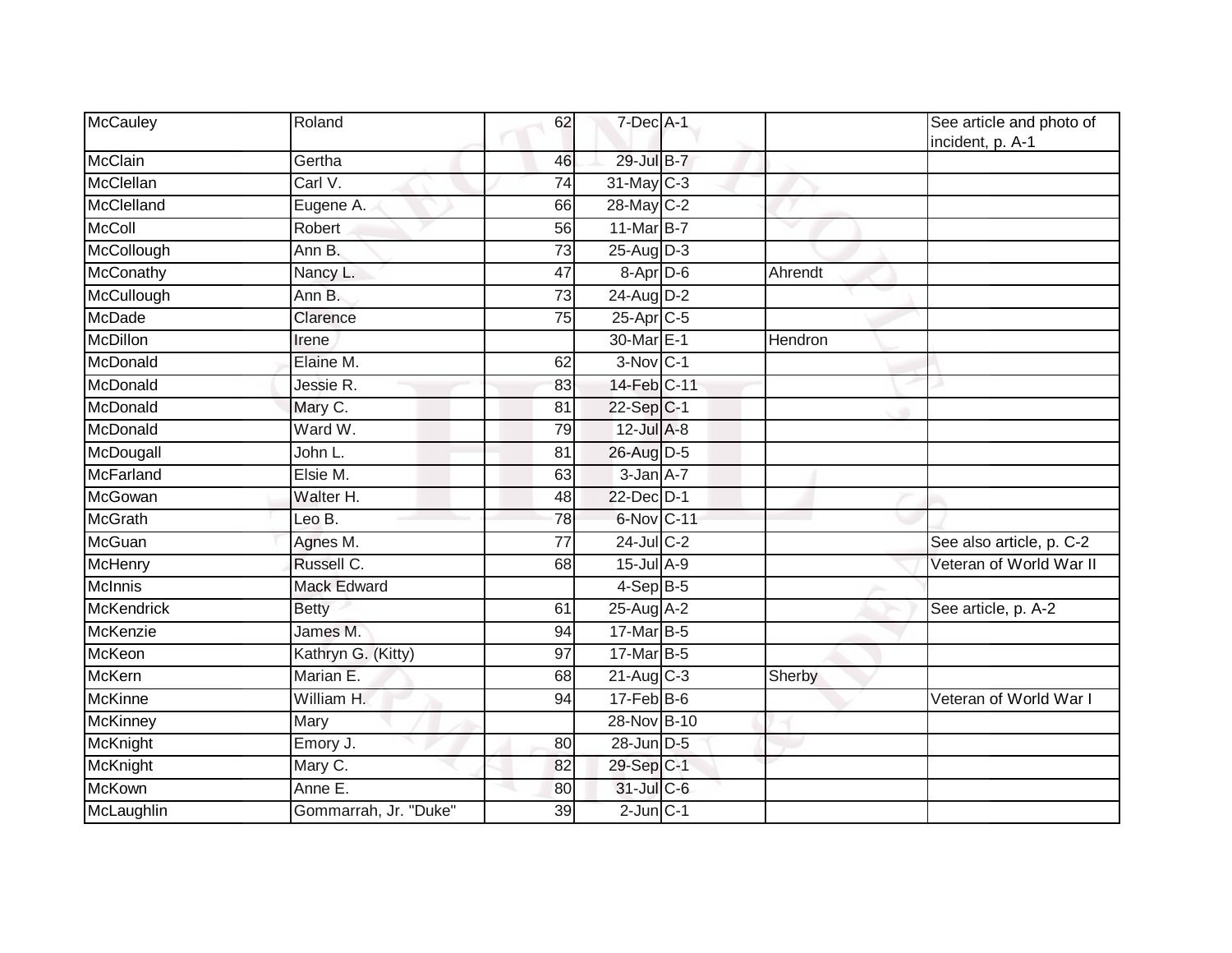| | | | | | | |
|---|---|---|---|---|---|---|
| McCauley | Roland | 62 | 7-Dec | A-1 | | See article and photo of incident, p. A-1 |
| McClain | Gertha | 46 | 29-Jul | B-7 | | |
| McClellan | Carl V. | 74 | 31-May | C-3 | | |
| McClelland | Eugene A. | 66 | 28-May | C-2 | | |
| McColl | Robert | 56 | 11-Mar | B-7 | | |
| McCollough | Ann B. | 73 | 25-Aug | D-3 | | |
| McConathy | Nancy L. | 47 | 8-Apr | D-6 | Ahrendt | |
| McCullough | Ann B. | 73 | 24-Aug | D-2 | | |
| McDade | Clarence | 75 | 25-Apr | C-5 | | |
| McDillon | Irene | | 30-Mar | E-1 | Hendron | |
| McDonald | Elaine M. | 62 | 3-Nov | C-1 | | |
| McDonald | Jessie R. | 83 | 14-Feb | C-11 | | |
| McDonald | Mary C. | 81 | 22-Sep | C-1 | | |
| McDonald | Ward W. | 79 | 12-Jul | A-8 | | |
| McDougall | John L. | 81 | 26-Aug | D-5 | | |
| McFarland | Elsie M. | 63 | 3-Jan | A-7 | | |
| McGowan | Walter H. | 48 | 22-Dec | D-1 | | |
| McGrath | Leo B. | 78 | 6-Nov | C-11 | | |
| McGuan | Agnes M. | 77 | 24-Jul | C-2 | | See also article, p. C-2 |
| McHenry | Russell C. | 68 | 15-Jul | A-9 | | Veteran of World War II |
| McInnis | Mack Edward | | 4-Sep | B-5 | | |
| McKendrick | Betty | 61 | 25-Aug | A-2 | | See article, p. A-2 |
| McKenzie | James M. | 94 | 17-Mar | B-5 | | |
| McKeon | Kathryn G. (Kitty) | 97 | 17-Mar | B-5 | | |
| McKern | Marian E. | 68 | 21-Aug | C-3 | Sherby | |
| McKinne | William H. | 94 | 17-Feb | B-6 | | Veteran of World War I |
| McKinney | Mary | | 28-Nov | B-10 | | |
| McKnight | Emory J. | 80 | 28-Jun | D-5 | | |
| McKnight | Mary C. | 82 | 29-Sep | C-1 | | |
| McKown | Anne E. | 80 | 31-Jul | C-6 | | |
| McLaughlin | Gommarrah, Jr. "Duke" | 39 | 2-Jun | C-1 | | |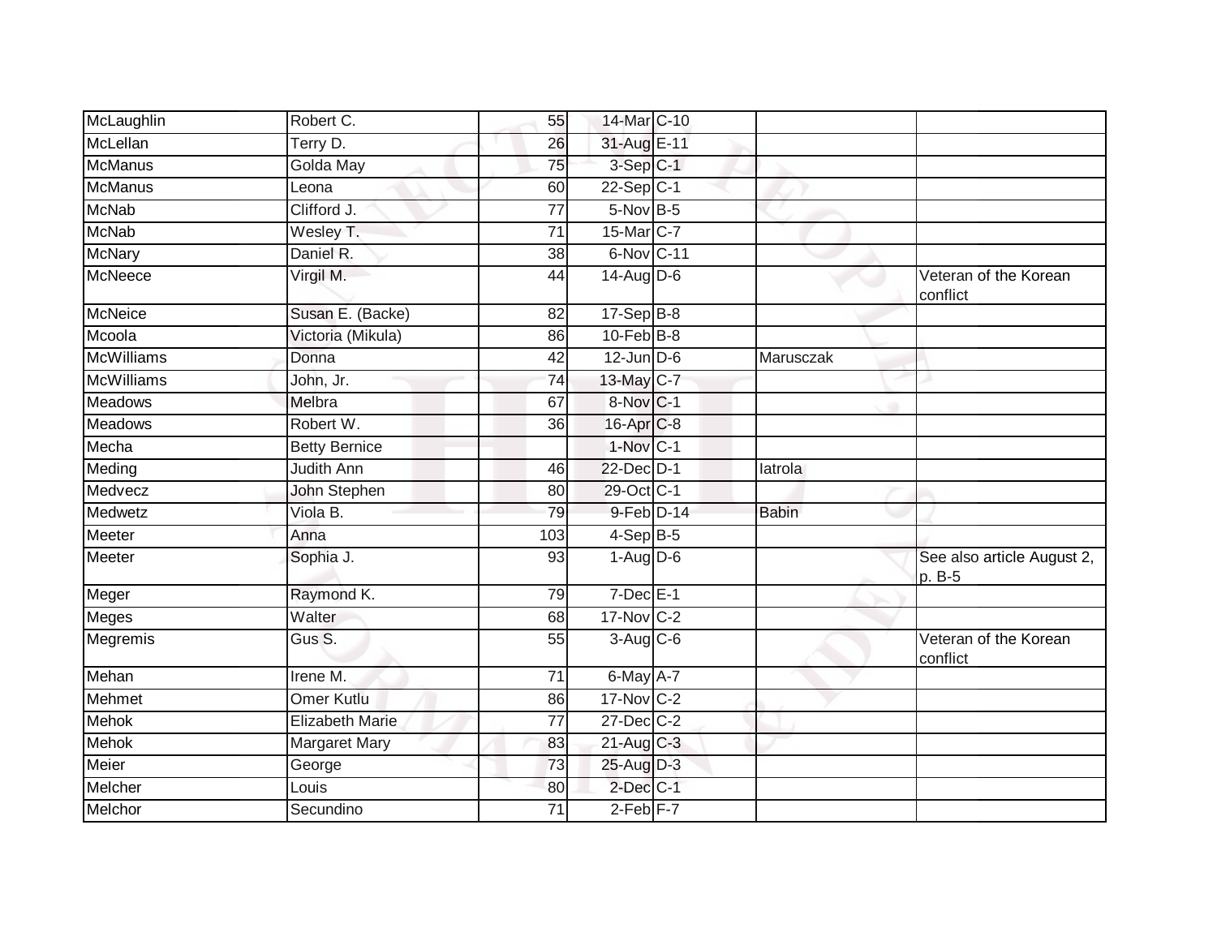| | | | | | | |
|---|---|---|---|---|---|---|
| McLaughlin | Robert C. | 55 | 14-Mar | C-10 | | |
| McLellan | Terry D. | 26 | 31-Aug | E-11 | | |
| McManus | Golda May | 75 | 3-Sep | C-1 | | |
| McManus | Leona | 60 | 22-Sep | C-1 | | |
| McNab | Clifford J. | 77 | 5-Nov | B-5 | | |
| McNab | Wesley T. | 71 | 15-Mar | C-7 | | |
| McNary | Daniel R. | 38 | 6-Nov | C-11 | | |
| McNeece | Virgil M. | 44 | 14-Aug | D-6 | | Veteran of the Korean conflict |
| McNeice | Susan E. (Backe) | 82 | 17-Sep | B-8 | | |
| Mcoola | Victoria (Mikula) | 86 | 10-Feb | B-8 | | |
| McWilliams | Donna | 42 | 12-Jun | D-6 | Marusczak | |
| McWilliams | John, Jr. | 74 | 13-May | C-7 | | |
| Meadows | Melbra | 67 | 8-Nov | C-1 | | |
| Meadows | Robert W. | 36 | 16-Apr | C-8 | | |
| Mecha | Betty Bernice | | 1-Nov | C-1 | | |
| Meding | Judith Ann | 46 | 22-Dec | D-1 | Iatrola | |
| Medvecz | John Stephen | 80 | 29-Oct | C-1 | | |
| Medwetz | Viola B. | 79 | 9-Feb | D-14 | Babin | |
| Meeter | Anna | 103 | 4-Sep | B-5 | | |
| Meeter | Sophia J. | 93 | 1-Aug | D-6 | | See also article August 2, p. B-5 |
| Meger | Raymond K. | 79 | 7-Dec | E-1 | | |
| Meges | Walter | 68 | 17-Nov | C-2 | | |
| Megremis | Gus S. | 55 | 3-Aug | C-6 | | Veteran of the Korean conflict |
| Mehan | Irene M. | 71 | 6-May | A-7 | | |
| Mehmet | Omer Kutlu | 86 | 17-Nov | C-2 | | |
| Mehok | Elizabeth Marie | 77 | 27-Dec | C-2 | | |
| Mehok | Margaret Mary | 83 | 21-Aug | C-3 | | |
| Meier | George | 73 | 25-Aug | D-3 | | |
| Melcher | Louis | 80 | 2-Dec | C-1 | | |
| Melchor | Secundino | 71 | 2-Feb | F-7 | | |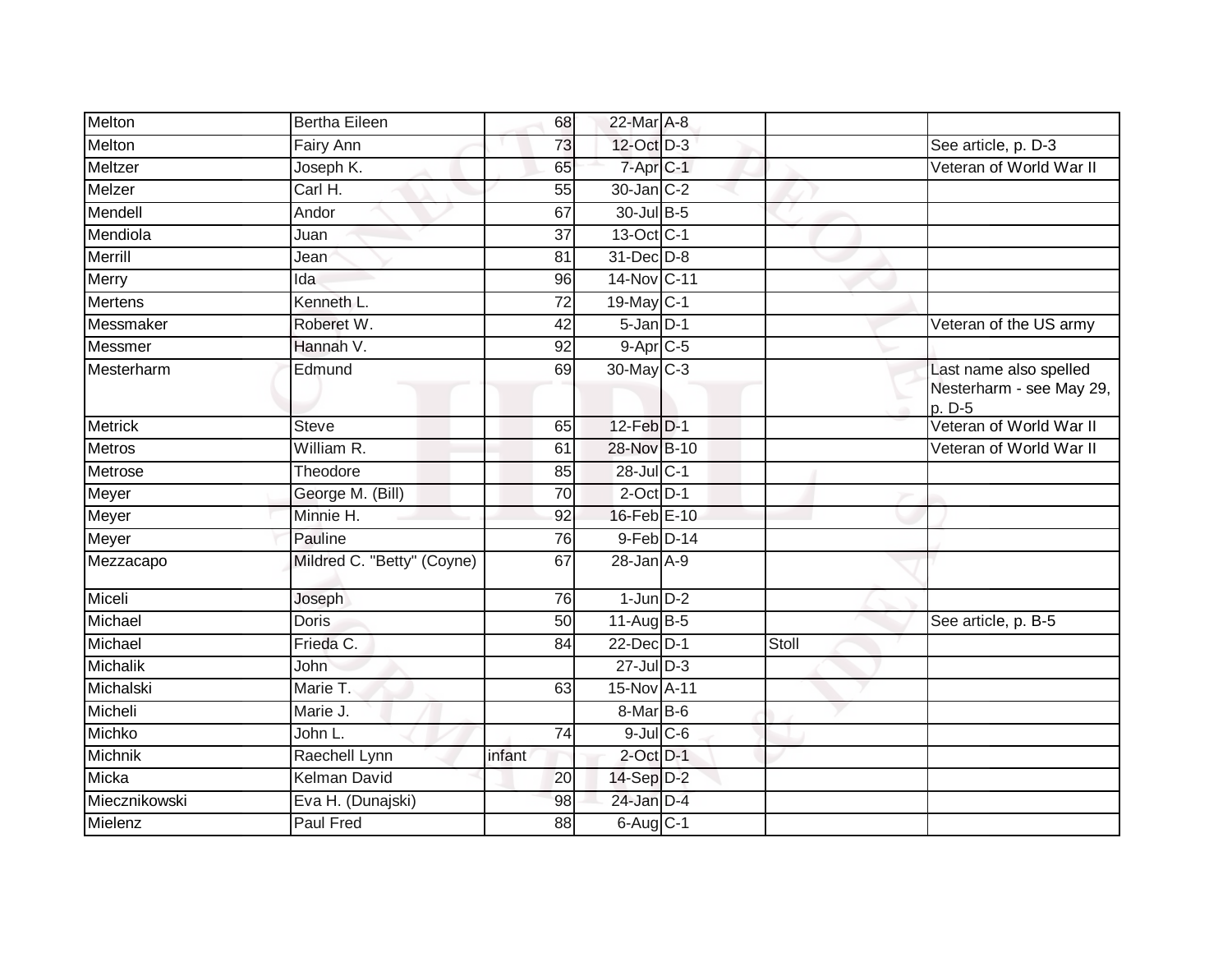| | | | | | | |
|---|---|---|---|---|---|---|
| Melton | Bertha Eileen | 68 | 22-Mar | A-8 | | |
| Melton | Fairy Ann | 73 | 12-Oct | D-3 | | See article, p. D-3 |
| Meltzer | Joseph K. | 65 | 7-Apr | C-1 | | Veteran of World War II |
| Melzer | Carl H. | 55 | 30-Jan | C-2 | | |
| Mendell | Andor | 67 | 30-Jul | B-5 | | |
| Mendiola | Juan | 37 | 13-Oct | C-1 | | |
| Merrill | Jean | 81 | 31-Dec | D-8 | | |
| Merry | Ida | 96 | 14-Nov | C-11 | | |
| Mertens | Kenneth L. | 72 | 19-May | C-1 | | |
| Messmaker | Roberet W. | 42 | 5-Jan | D-1 | | Veteran of the US army |
| Messmer | Hannah V. | 92 | 9-Apr | C-5 | | |
| Mesterharm | Edmund | 69 | 30-May | C-3 | | Last name also spelled Nesterharm - see May 29, p. D-5 |
| Metrick | Steve | 65 | 12-Feb | D-1 | | Veteran of World War II |
| Metros | William R. | 61 | 28-Nov | B-10 | | Veteran of World War II |
| Metrose | Theodore | 85 | 28-Jul | C-1 | | |
| Meyer | George M. (Bill) | 70 | 2-Oct | D-1 | | |
| Meyer | Minnie H. | 92 | 16-Feb | E-10 | | |
| Meyer | Pauline | 76 | 9-Feb | D-14 | | |
| Mezzacapo | Mildred C. "Betty" (Coyne) | 67 | 28-Jan | A-9 | | |
| Miceli | Joseph | 76 | 1-Jun | D-2 | | |
| Michael | Doris | 50 | 11-Aug | B-5 | | See article, p. B-5 |
| Michael | Frieda C. | 84 | 22-Dec | D-1 | Stoll | |
| Michalik | John | | 27-Jul | D-3 | | |
| Michalski | Marie T. | 63 | 15-Nov | A-11 | | |
| Micheli | Marie J. | | 8-Mar | B-6 | | |
| Michko | John L. | 74 | 9-Jul | C-6 | | |
| Michnik | Raechell Lynn | infant | 2-Oct | D-1 | | |
| Micka | Kelman David | 20 | 14-Sep | D-2 | | |
| Miecznikowski | Eva H. (Dunajski) | 98 | 24-Jan | D-4 | | |
| Mielenz | Paul Fred | 88 | 6-Aug | C-1 | | |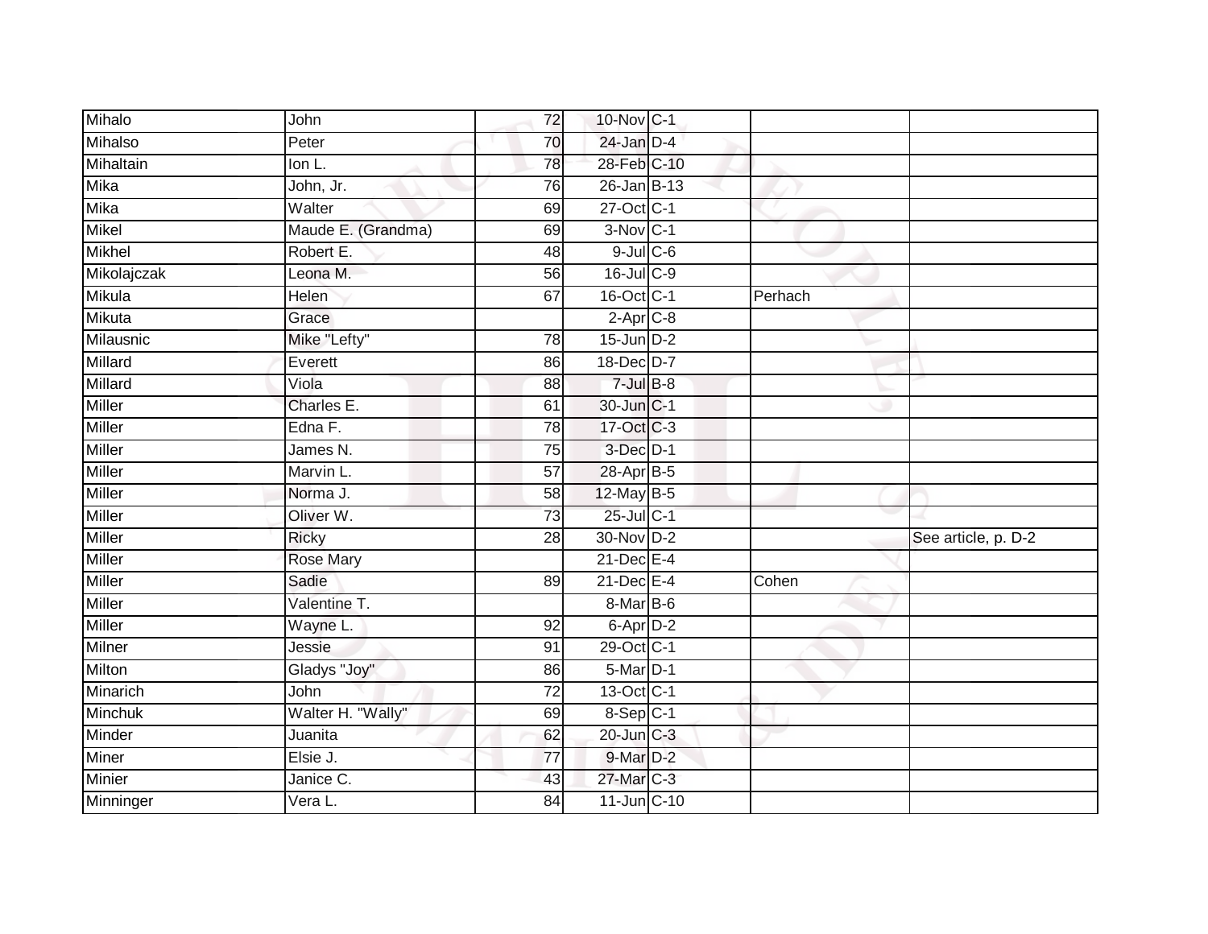| | | | | | | |
|---|---|---|---|---|---|---|
| Mihalo | John | 72 | 10-Nov | C-1 | | |
| Mihalso | Peter | 70 | 24-Jan | D-4 | | |
| Mihaltain | Ion L. | 78 | 28-Feb | C-10 | | |
| Mika | John, Jr. | 76 | 26-Jan | B-13 | | |
| Mika | Walter | 69 | 27-Oct | C-1 | | |
| Mikel | Maude E. (Grandma) | 69 | 3-Nov | C-1 | | |
| Mikhel | Robert E. | 48 | 9-Jul | C-6 | | |
| Mikolajczak | Leona M. | 56 | 16-Jul | C-9 | | |
| Mikula | Helen | 67 | 16-Oct | C-1 | Perhach | |
| Mikuta | Grace | | 2-Apr | C-8 | | |
| Milausnic | Mike "Lefty" | 78 | 15-Jun | D-2 | | |
| Millard | Everett | 86 | 18-Dec | D-7 | | |
| Millard | Viola | 88 | 7-Jul | B-8 | | |
| Miller | Charles E. | 61 | 30-Jun | C-1 | | |
| Miller | Edna F. | 78 | 17-Oct | C-3 | | |
| Miller | James N. | 75 | 3-Dec | D-1 | | |
| Miller | Marvin L. | 57 | 28-Apr | B-5 | | |
| Miller | Norma J. | 58 | 12-May | B-5 | | |
| Miller | Oliver W. | 73 | 25-Jul | C-1 | | |
| Miller | Ricky | 28 | 30-Nov | D-2 | | See article, p. D-2 |
| Miller | Rose Mary | | 21-Dec | E-4 | | |
| Miller | Sadie | 89 | 21-Dec | E-4 | Cohen | |
| Miller | Valentine T. | | 8-Mar | B-6 | | |
| Miller | Wayne L. | 92 | 6-Apr | D-2 | | |
| Milner | Jessie | 91 | 29-Oct | C-1 | | |
| Milton | Gladys "Joy" | 86 | 5-Mar | D-1 | | |
| Minarich | John | 72 | 13-Oct | C-1 | | |
| Minchuk | Walter H. "Wally" | 69 | 8-Sep | C-1 | | |
| Minder | Juanita | 62 | 20-Jun | C-3 | | |
| Miner | Elsie J. | 77 | 9-Mar | D-2 | | |
| Minier | Janice C. | 43 | 27-Mar | C-3 | | |
| Minninger | Vera L. | 84 | 11-Jun | C-10 | | |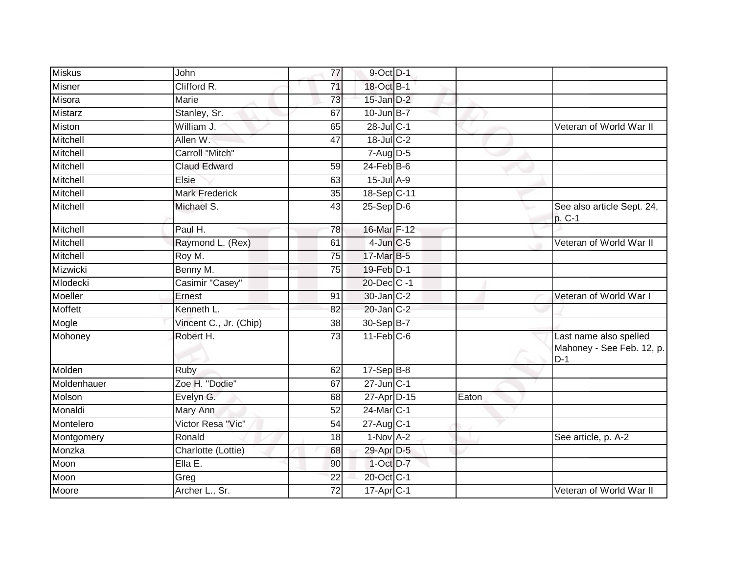| | | | | | | |
|---|---|---|---|---|---|---|
| Miskus | John | 77 | 9-Oct | D-1 | | |
| Misner | Clifford R. | 71 | 18-Oct | B-1 | | |
| Misora | Marie | 73 | 15-Jan | D-2 | | |
| Mistarz | Stanley, Sr. | 67 | 10-Jun | B-7 | | |
| Miston | William J. | 65 | 28-Jul | C-1 | | Veteran of World War II |
| Mitchell | Allen W. | 47 | 18-Jul | C-2 | | |
| Mitchell | Carroll "Mitch" | | 7-Aug | D-5 | | |
| Mitchell | Claud Edward | 59 | 24-Feb | B-6 | | |
| Mitchell | Elsie | 63 | 15-Jul | A-9 | | |
| Mitchell | Mark Frederick | 35 | 18-Sep | C-11 | | |
| Mitchell | Michael S. | 43 | 25-Sep | D-6 | | See also article Sept. 24, p. C-1 |
| Mitchell | Paul H. | 78 | 16-Mar | F-12 | | |
| Mitchell | Raymond L. (Rex) | 61 | 4-Jun | C-5 | | Veteran of World War II |
| Mitchell | Roy M. | 75 | 17-Mar | B-5 | | |
| Mizwicki | Benny M. | 75 | 19-Feb | D-1 | | |
| Mlodecki | Casimir "Casey" | | 20-Dec | C -1 | | |
| Moeller | Ernest | 91 | 30-Jan | C-2 | | Veteran of World War I |
| Moffett | Kenneth L. | 82 | 20-Jan | C-2 | | |
| Mogle | Vincent C., Jr. (Chip) | 38 | 30-Sep | B-7 | | |
| Mohoney | Robert H. | 73 | 11-Feb | C-6 | | Last name also spelled Mahoney - See Feb. 12, p. D-1 |
| Molden | Ruby | 62 | 17-Sep | B-8 | | |
| Moldenhauer | Zoe H. "Dodie" | 67 | 27-Jun | C-1 | | |
| Molson | Evelyn G. | 68 | 27-Apr | D-15 | Eaton | |
| Monaldi | Mary Ann | 52 | 24-Mar | C-1 | | |
| Montelero | Victor Resa "Vic" | 54 | 27-Aug | C-1 | | |
| Montgomery | Ronald | 18 | 1-Nov | A-2 | | See article, p. A-2 |
| Monzka | Charlotte (Lottie) | 68 | 29-Apr | D-5 | | |
| Moon | Ella E. | 90 | 1-Oct | D-7 | | |
| Moon | Greg | 22 | 20-Oct | C-1 | | |
| Moore | Archer L., Sr. | 72 | 17-Apr | C-1 | | Veteran of World War II |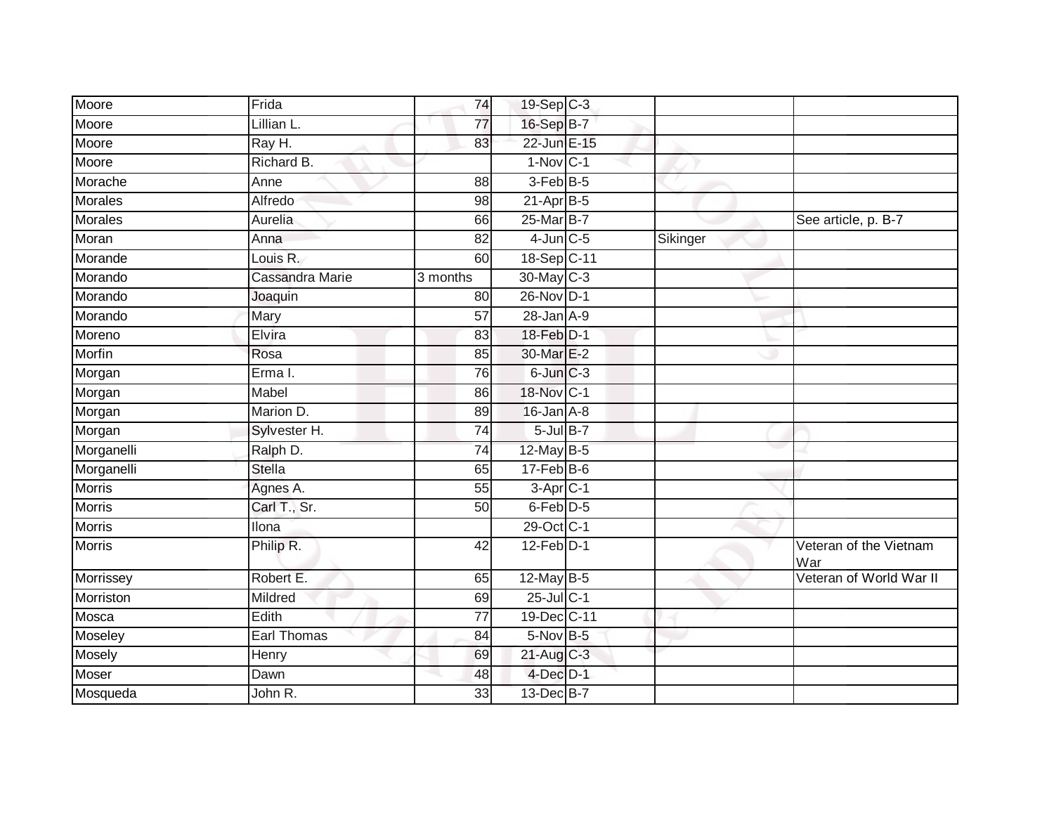| | | | | | | |
|---|---|---|---|---|---|---|
| Moore | Frida | 74 | 19-Sep | C-3 | | |
| Moore | Lillian L. | 77 | 16-Sep | B-7 | | |
| Moore | Ray H. | 83 | 22-Jun | E-15 | | |
| Moore | Richard B. | | 1-Nov | C-1 | | |
| Morache | Anne | 88 | 3-Feb | B-5 | | |
| Morales | Alfredo | 98 | 21-Apr | B-5 | | |
| Morales | Aurelia | 66 | 25-Mar | B-7 | | See article, p. B-7 |
| Moran | Anna | 82 | 4-Jun | C-5 | Sikinger | |
| Morande | Louis R. | 60 | 18-Sep | C-11 | | |
| Morando | Cassandra Marie | 3 months | 30-May | C-3 | | |
| Morando | Joaquin | 80 | 26-Nov | D-1 | | |
| Morando | Mary | 57 | 28-Jan | A-9 | | |
| Moreno | Elvira | 83 | 18-Feb | D-1 | | |
| Morfin | Rosa | 85 | 30-Mar | E-2 | | |
| Morgan | Erma I. | 76 | 6-Jun | C-3 | | |
| Morgan | Mabel | 86 | 18-Nov | C-1 | | |
| Morgan | Marion D. | 89 | 16-Jan | A-8 | | |
| Morgan | Sylvester H. | 74 | 5-Jul | B-7 | | |
| Morganelli | Ralph D. | 74 | 12-May | B-5 | | |
| Morganelli | Stella | 65 | 17-Feb | B-6 | | |
| Morris | Agnes A. | 55 | 3-Apr | C-1 | | |
| Morris | Carl T., Sr. | 50 | 6-Feb | D-5 | | |
| Morris | Ilona | | 29-Oct | C-1 | | |
| Morris | Philip R. | 42 | 12-Feb | D-1 | | Veteran of the Vietnam War |
| Morrissey | Robert E. | 65 | 12-May | B-5 | | Veteran of World War II |
| Morriston | Mildred | 69 | 25-Jul | C-1 | | |
| Mosca | Edith | 77 | 19-Dec | C-11 | | |
| Moseley | Earl Thomas | 84 | 5-Nov | B-5 | | |
| Mosely | Henry | 69 | 21-Aug | C-3 | | |
| Moser | Dawn | 48 | 4-Dec | D-1 | | |
| Mosqueda | John R. | 33 | 13-Dec | B-7 | | |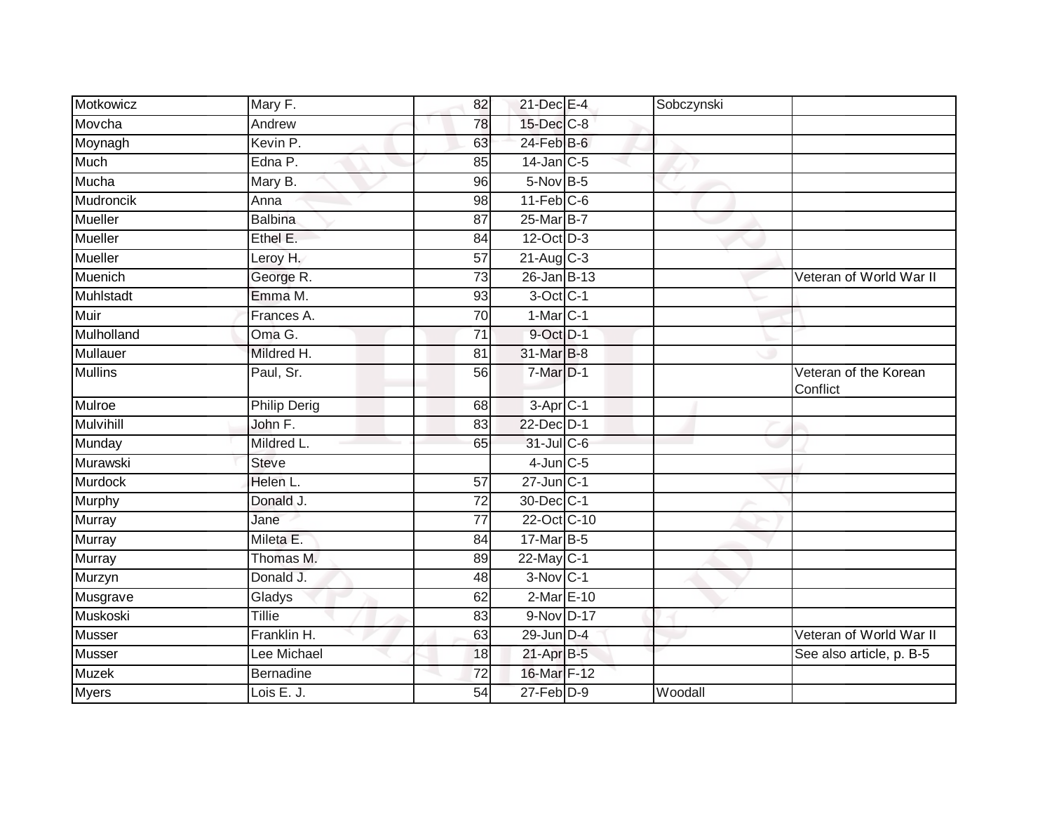| | | | | | | |
|---|---|---|---|---|---|---|
| Motkowicz | Mary F. | 82 | 21-Dec | E-4 | Sobczynski | |
| Movcha | Andrew | 78 | 15-Dec | C-8 | | |
| Moynagh | Kevin P. | 63 | 24-Feb | B-6 | | |
| Much | Edna P. | 85 | 14-Jan | C-5 | | |
| Mucha | Mary B. | 96 | 5-Nov | B-5 | | |
| Mudroncik | Anna | 98 | 11-Feb | C-6 | | |
| Mueller | Balbina | 87 | 25-Mar | B-7 | | |
| Mueller | Ethel E. | 84 | 12-Oct | D-3 | | |
| Mueller | Leroy H. | 57 | 21-Aug | C-3 | | |
| Muenich | George R. | 73 | 26-Jan | B-13 | | Veteran of World War II |
| Muhlstadt | Emma M. | 93 | 3-Oct | C-1 | | |
| Muir | Frances A. | 70 | 1-Mar | C-1 | | |
| Mulholland | Oma G. | 71 | 9-Oct | D-1 | | |
| Mullauer | Mildred H. | 81 | 31-Mar | B-8 | | |
| Mullins | Paul, Sr. | 56 | 7-Mar | D-1 | | Veteran of the Korean Conflict |
| Mulroe | Philip Derig | 68 | 3-Apr | C-1 | | |
| Mulvihill | John F. | 83 | 22-Dec | D-1 | | |
| Munday | Mildred L. | 65 | 31-Jul | C-6 | | |
| Murawski | Steve | | 4-Jun | C-5 | | |
| Murdock | Helen L. | 57 | 27-Jun | C-1 | | |
| Murphy | Donald J. | 72 | 30-Dec | C-1 | | |
| Murray | Jane | 77 | 22-Oct | C-10 | | |
| Murray | Mileta E. | 84 | 17-Mar | B-5 | | |
| Murray | Thomas M. | 89 | 22-May | C-1 | | |
| Murzyn | Donald J. | 48 | 3-Nov | C-1 | | |
| Musgrave | Gladys | 62 | 2-Mar | E-10 | | |
| Muskoski | Tillie | 83 | 9-Nov | D-17 | | |
| Musser | Franklin H. | 63 | 29-Jun | D-4 | | Veteran of World War II |
| Musser | Lee Michael | 18 | 21-Apr | B-5 | | See also article, p. B-5 |
| Muzek | Bernadine | 72 | 16-Mar | F-12 | | |
| Myers | Lois E. J. | 54 | 27-Feb | D-9 | Woodall | |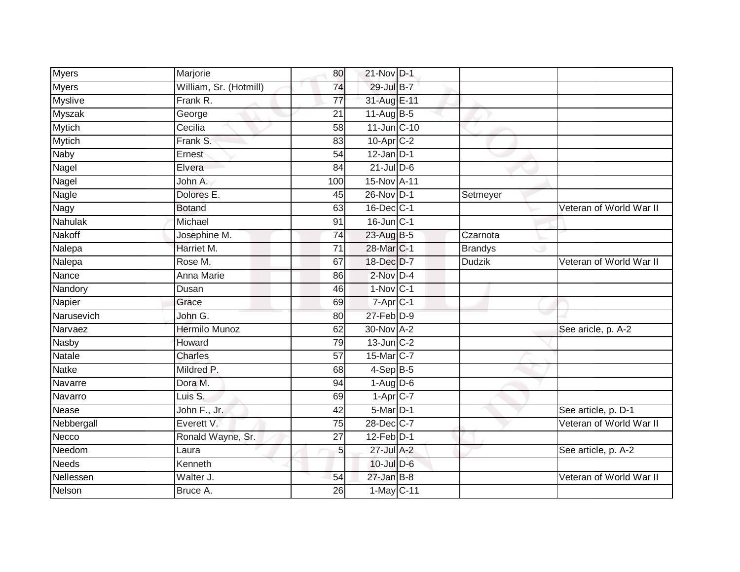| | | | | | | |
|---|---|---|---|---|---|---|
| Myers | Marjorie | 80 | 21-Nov | D-1 | | |
| Myers | William, Sr. (Hotmill) | 74 | 29-Jul | B-7 | | |
| Myslive | Frank R. | 77 | 31-Aug | E-11 | | |
| Myszak | George | 21 | 11-Aug | B-5 | | |
| Mytich | Cecilia | 58 | 11-Jun | C-10 | | |
| Mytich | Frank S. | 83 | 10-Apr | C-2 | | |
| Naby | Ernest | 54 | 12-Jan | D-1 | | |
| Nagel | Elvera | 84 | 21-Jul | D-6 | | |
| Nagel | John A. | 100 | 15-Nov | A-11 | | |
| Nagle | Dolores E. | 45 | 26-Nov | D-1 | Setmeyer | |
| Nagy | Botand | 63 | 16-Dec | C-1 | | Veteran of World War II |
| Nahulak | Michael | 91 | 16-Jun | C-1 | | |
| Nakoff | Josephine M. | 74 | 23-Aug | B-5 | Czarnota | |
| Nalepa | Harriet M. | 71 | 28-Mar | C-1 | Brandys | |
| Nalepa | Rose M. | 67 | 18-Dec | D-7 | Dudzik | Veteran of World War II |
| Nance | Anna Marie | 86 | 2-Nov | D-4 | | |
| Nandory | Dusan | 46 | 1-Nov | C-1 | | |
| Napier | Grace | 69 | 7-Apr | C-1 | | |
| Narusevich | John G. | 80 | 27-Feb | D-9 | | |
| Narvaez | Hermilo Munoz | 62 | 30-Nov | A-2 | | See aricle, p. A-2 |
| Nasby | Howard | 79 | 13-Jun | C-2 | | |
| Natale | Charles | 57 | 15-Mar | C-7 | | |
| Natke | Mildred P. | 68 | 4-Sep | B-5 | | |
| Navarre | Dora M. | 94 | 1-Aug | D-6 | | |
| Navarro | Luis S. | 69 | 1-Apr | C-7 | | |
| Nease | John F., Jr. | 42 | 5-Mar | D-1 | | See article, p. D-1 |
| Nebbergall | Everett V. | 75 | 28-Dec | C-7 | | Veteran of World War II |
| Necco | Ronald Wayne, Sr. | 27 | 12-Feb | D-1 | | |
| Needom | Laura | 5 | 27-Jul | A-2 | | See article, p. A-2 |
| Needs | Kenneth | | 10-Jul | D-6 | | |
| Nellessen | Walter J. | 54 | 27-Jan | B-8 | | Veteran of World War II |
| Nelson | Bruce A. | 26 | 1-May | C-11 | | |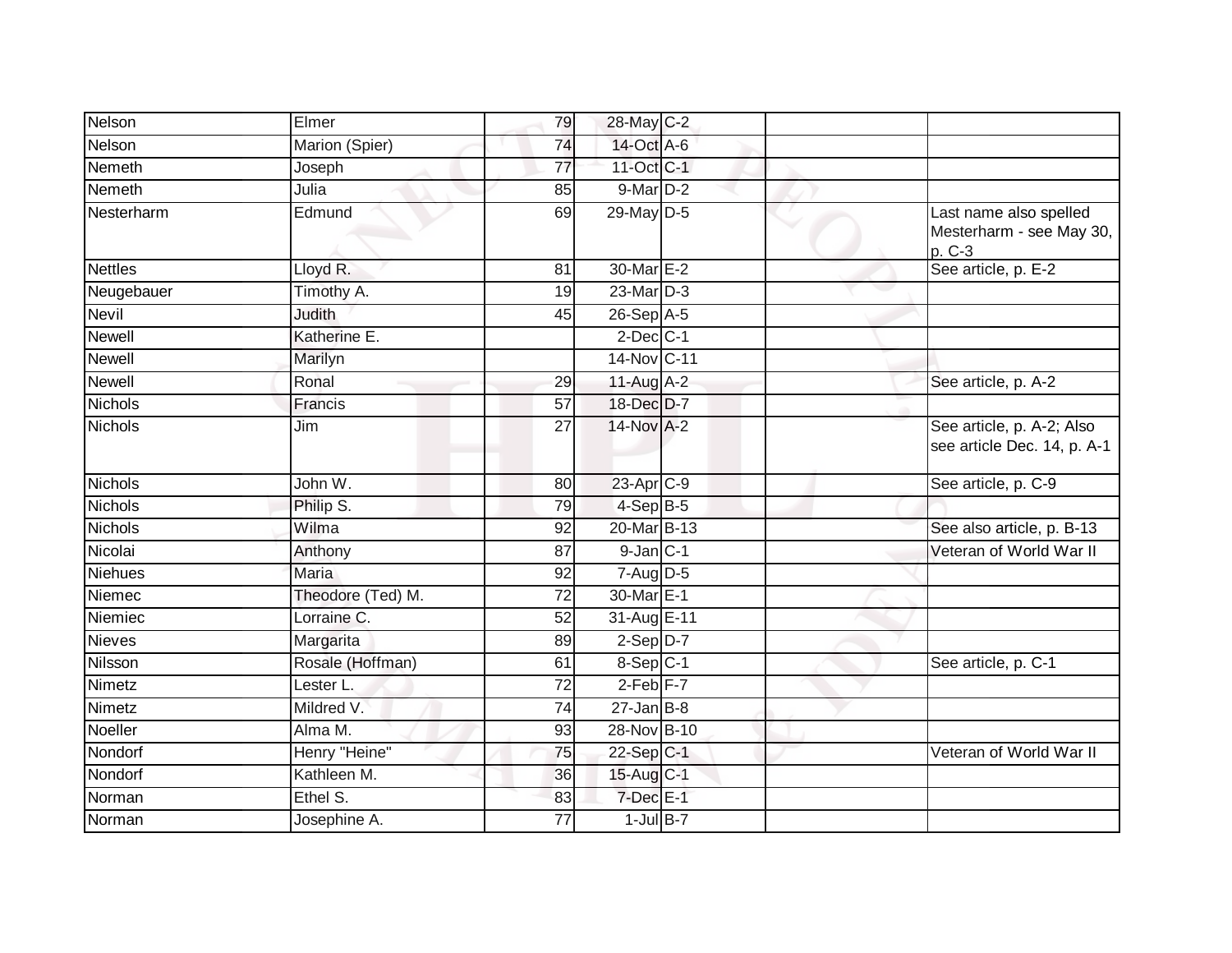| Nelson | Elmer | 79 | 28-May | C-2 | | |
|---|---|---|---|---|---|---|
| Nelson | Marion (Spier) | 74 | 14-Oct | A-6 | | |
| Nemeth | Joseph | 77 | 11-Oct | C-1 | | |
| Nemeth | Julia | 85 | 9-Mar | D-2 | | |
| Nesterharm | Edmund | 69 | 29-May | D-5 | | Last name also spelled Mesterharm - see May 30, p. C-3 |
| Nettles | Lloyd R. | 81 | 30-Mar | E-2 | | See article, p. E-2 |
| Neugebauer | Timothy A. | 19 | 23-Mar | D-3 | | |
| Nevil | Judith | 45 | 26-Sep | A-5 | | |
| Newell | Katherine E. | | 2-Dec | C-1 | | |
| Newell | Marilyn | | 14-Nov | C-11 | | |
| Newell | Ronal | 29 | 11-Aug | A-2 | | See article, p. A-2 |
| Nichols | Francis | 57 | 18-Dec | D-7 | | |
| Nichols | Jim | 27 | 14-Nov | A-2 | | See article, p. A-2; Also see article Dec. 14, p. A-1 |
| Nichols | John W. | 80 | 23-Apr | C-9 | | See article, p. C-9 |
| Nichols | Philip S. | 79 | 4-Sep | B-5 | | |
| Nichols | Wilma | 92 | 20-Mar | B-13 | | See also article, p. B-13 |
| Nicolai | Anthony | 87 | 9-Jan | C-1 | | Veteran of World War II |
| Niehues | Maria | 92 | 7-Aug | D-5 | | |
| Niemec | Theodore (Ted) M. | 72 | 30-Mar | E-1 | | |
| Niemiec | Lorraine C. | 52 | 31-Aug | E-11 | | |
| Nieves | Margarita | 89 | 2-Sep | D-7 | | |
| Nilsson | Rosale (Hoffman) | 61 | 8-Sep | C-1 | | See article, p. C-1 |
| Nimetz | Lester L. | 72 | 2-Feb | F-7 | | |
| Nimetz | Mildred V. | 74 | 27-Jan | B-8 | | |
| Noeller | Alma M. | 93 | 28-Nov | B-10 | | |
| Nondorf | Henry "Heine" | 75 | 22-Sep | C-1 | | Veteran of World War II |
| Nondorf | Kathleen M. | 36 | 15-Aug | C-1 | | |
| Norman | Ethel S. | 83 | 7-Dec | E-1 | | |
| Norman | Josephine A. | 77 | 1-Jul | B-7 | | |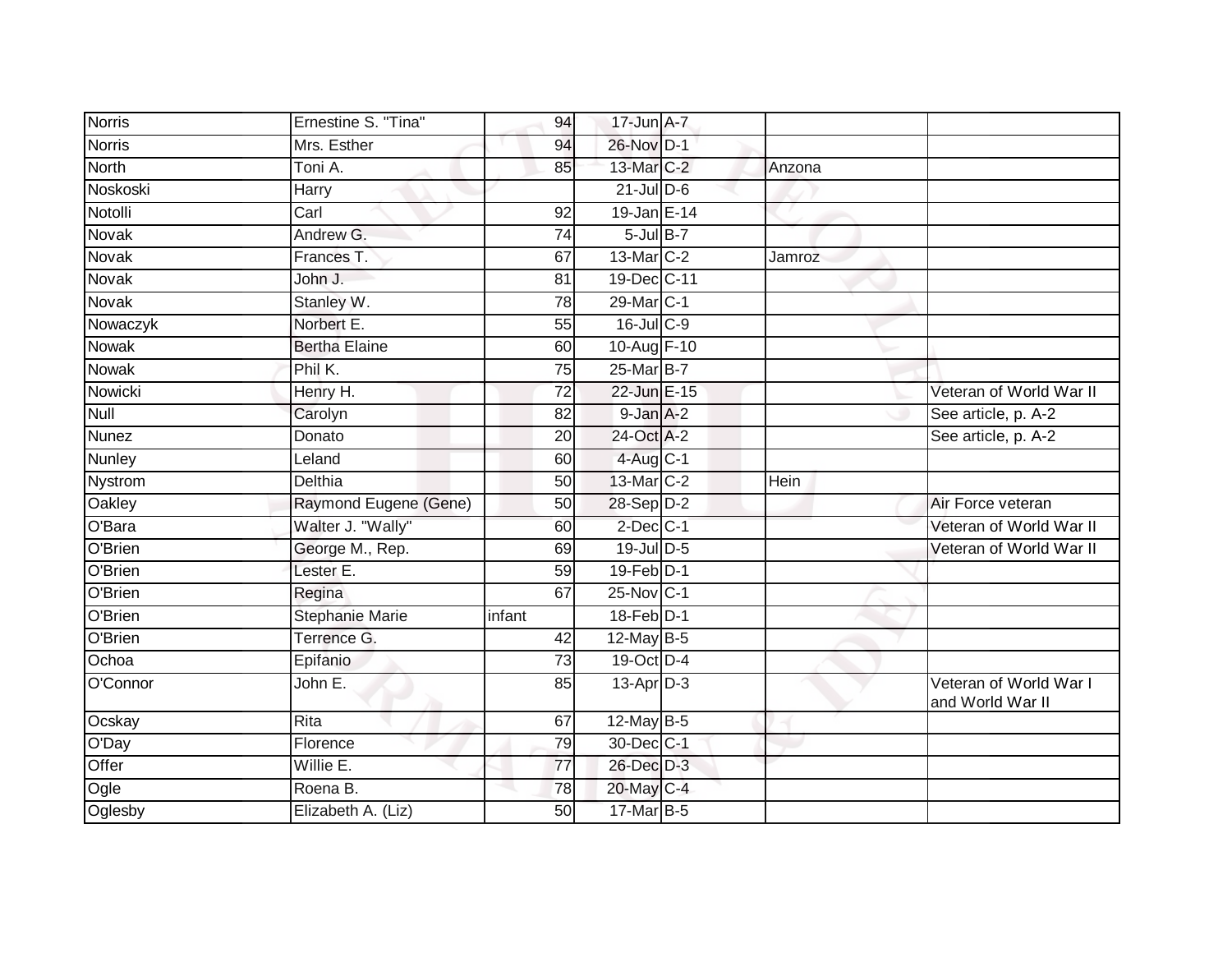| | | | | | | |
|---|---|---|---|---|---|---|
| Norris | Ernestine S. "Tina" | 94 | 17-Jun | A-7 | | |
| Norris | Mrs. Esther | 94 | 26-Nov | D-1 | | |
| North | Toni A. | 85 | 13-Mar | C-2 | Anzona | |
| Noskoski | Harry | | 21-Jul | D-6 | | |
| Notolli | Carl | 92 | 19-Jan | E-14 | | |
| Novak | Andrew G. | 74 | 5-Jul | B-7 | | |
| Novak | Frances T. | 67 | 13-Mar | C-2 | Jamroz | |
| Novak | John J. | 81 | 19-Dec | C-11 | | |
| Novak | Stanley W. | 78 | 29-Mar | C-1 | | |
| Nowaczyk | Norbert E. | 55 | 16-Jul | C-9 | | |
| Nowak | Bertha Elaine | 60 | 10-Aug | F-10 | | |
| Nowak | Phil K. | 75 | 25-Mar | B-7 | | |
| Nowicki | Henry H. | 72 | 22-Jun | E-15 | | Veteran of World War II |
| Null | Carolyn | 82 | 9-Jan | A-2 | | See article, p. A-2 |
| Nunez | Donato | 20 | 24-Oct | A-2 | | See article, p. A-2 |
| Nunley | Leland | 60 | 4-Aug | C-1 | | |
| Nystrom | Delthia | 50 | 13-Mar | C-2 | Hein | |
| Oakley | Raymond Eugene (Gene) | 50 | 28-Sep | D-2 | | Air Force veteran |
| O'Bara | Walter J. "Wally" | 60 | 2-Dec | C-1 | | Veteran of World War II |
| O'Brien | George M., Rep. | 69 | 19-Jul | D-5 | | Veteran of World War II |
| O'Brien | Lester E. | 59 | 19-Feb | D-1 | | |
| O'Brien | Regina | 67 | 25-Nov | C-1 | | |
| O'Brien | Stephanie Marie | infant | 18-Feb | D-1 | | |
| O'Brien | Terrence G. | 42 | 12-May | B-5 | | |
| Ochoa | Epifanio | 73 | 19-Oct | D-4 | | |
| O'Connor | John E. | 85 | 13-Apr | D-3 | | Veteran of World War I and World War II |
| Ocskay | Rita | 67 | 12-May | B-5 | | |
| O'Day | Florence | 79 | 30-Dec | C-1 | | |
| Offer | Willie E. | 77 | 26-Dec | D-3 | | |
| Ogle | Roena B. | 78 | 20-May | C-4 | | |
| Oglesby | Elizabeth A. (Liz) | 50 | 17-Mar | B-5 | | |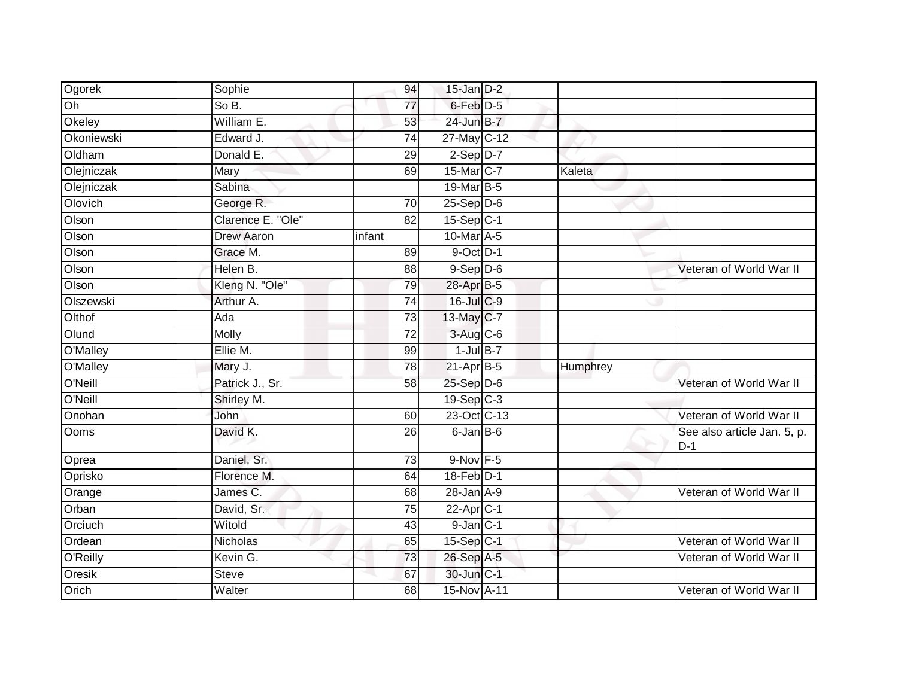| | | | | | | |
|---|---|---|---|---|---|---|
| Ogorek | Sophie | 94 | 15-Jan | D-2 | | |
| Oh | So B. | 77 | 6-Feb | D-5 | | |
| Okeley | William E. | 53 | 24-Jun | B-7 | | |
| Okoniewski | Edward J. | 74 | 27-May | C-12 | | |
| Oldham | Donald E. | 29 | 2-Sep | D-7 | | |
| Olejniczak | Mary | 69 | 15-Mar | C-7 | Kaleta | |
| Olejniczak | Sabina | | 19-Mar | B-5 | | |
| Olovich | George R. | 70 | 25-Sep | D-6 | | |
| Olson | Clarence E. "Ole" | 82 | 15-Sep | C-1 | | |
| Olson | Drew Aaron | infant | 10-Mar | A-5 | | |
| Olson | Grace M. | 89 | 9-Oct | D-1 | | |
| Olson | Helen B. | 88 | 9-Sep | D-6 | | Veteran of World War II |
| Olson | Kleng N. "Ole" | 79 | 28-Apr | B-5 | | |
| Olszewski | Arthur A. | 74 | 16-Jul | C-9 | | |
| Olthof | Ada | 73 | 13-May | C-7 | | |
| Olund | Molly | 72 | 3-Aug | C-6 | | |
| O'Malley | Ellie M. | 99 | 1-Jul | B-7 | | |
| O'Malley | Mary J. | 78 | 21-Apr | B-5 | Humphrey | |
| O'Neill | Patrick J., Sr. | 58 | 25-Sep | D-6 | | Veteran of World War II |
| O'Neill | Shirley M. | | 19-Sep | C-3 | | |
| Onohan | John | 60 | 23-Oct | C-13 | | Veteran of World War II |
| Ooms | David K. | 26 | 6-Jan | B-6 | | See also article Jan. 5, p. D-1 |
| Oprea | Daniel, Sr. | 73 | 9-Nov | F-5 | | |
| Oprisko | Florence M. | 64 | 18-Feb | D-1 | | |
| Orange | James C. | 68 | 28-Jan | A-9 | | Veteran of World War II |
| Orban | David, Sr. | 75 | 22-Apr | C-1 | | |
| Orciuch | Witold | 43 | 9-Jan | C-1 | | |
| Ordean | Nicholas | 65 | 15-Sep | C-1 | | Veteran of World War II |
| O'Reilly | Kevin G. | 73 | 26-Sep | A-5 | | Veteran of World War II |
| Oresik | Steve | 67 | 30-Jun | C-1 | | |
| Orich | Walter | 68 | 15-Nov | A-11 | | Veteran of World War II |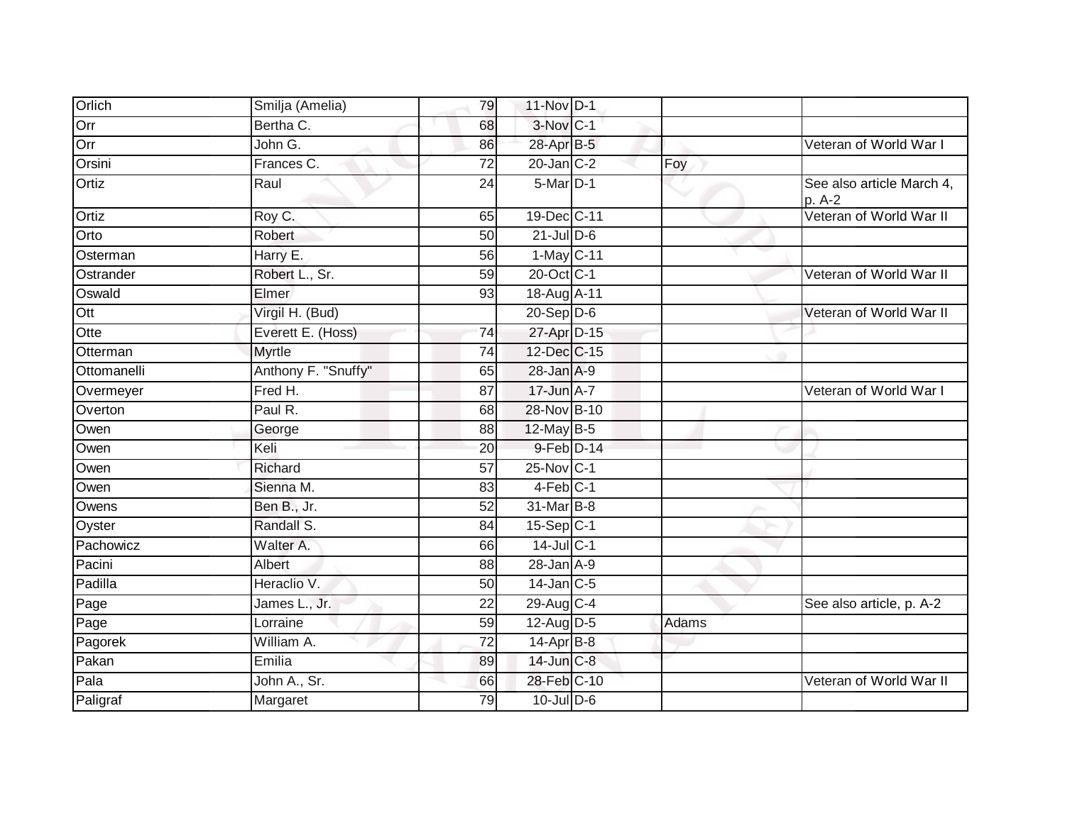| | | | | | | |
|---|---|---|---|---|---|---|
| Orlich | Smilja (Amelia) | 79 | 11-Nov | D-1 | | |
| Orr | Bertha C. | 68 | 3-Nov | C-1 | | |
| Orr | John G. | 86 | 28-Apr | B-5 | | Veteran of World War I |
| Orsini | Frances C. | 72 | 20-Jan | C-2 | Foy | |
| Ortiz | Raul | 24 | 5-Mar | D-1 | | See also article March 4, p. A-2 |
| Ortiz | Roy C. | 65 | 19-Dec | C-11 | | Veteran of World War II |
| Orto | Robert | 50 | 21-Jul | D-6 | | |
| Osterman | Harry E. | 56 | 1-May | C-11 | | |
| Ostrander | Robert L., Sr. | 59 | 20-Oct | C-1 | | Veteran of World War II |
| Oswald | Elmer | 93 | 18-Aug | A-11 | | |
| Ott | Virgil H. (Bud) | | 20-Sep | D-6 | | Veteran of World War II |
| Otte | Everett E. (Hoss) | 74 | 27-Apr | D-15 | | |
| Otterman | Myrtle | 74 | 12-Dec | C-15 | | |
| Ottomanelli | Anthony F. "Snuffy" | 65 | 28-Jan | A-9 | | |
| Overmeyer | Fred H. | 87 | 17-Jun | A-7 | | Veteran of World War I |
| Overton | Paul R. | 68 | 28-Nov | B-10 | | |
| Owen | George | 88 | 12-May | B-5 | | |
| Owen | Keli | 20 | 9-Feb | D-14 | | |
| Owen | Richard | 57 | 25-Nov | C-1 | | |
| Owen | Sienna M. | 83 | 4-Feb | C-1 | | |
| Owens | Ben B., Jr. | 52 | 31-Mar | B-8 | | |
| Oyster | Randall S. | 84 | 15-Sep | C-1 | | |
| Pachowicz | Walter A. | 66 | 14-Jul | C-1 | | |
| Pacini | Albert | 88 | 28-Jan | A-9 | | |
| Padilla | Heraclio V. | 50 | 14-Jan | C-5 | | |
| Page | James L., Jr. | 22 | 29-Aug | C-4 | | See also article, p. A-2 |
| Page | Lorraine | 59 | 12-Aug | D-5 | Adams | |
| Pagorek | William A. | 72 | 14-Apr | B-8 | | |
| Pakan | Emilia | 89 | 14-Jun | C-8 | | |
| Pala | John A., Sr. | 66 | 28-Feb | C-10 | | Veteran of World War II |
| Paligraf | Margaret | 79 | 10-Jul | D-6 | | |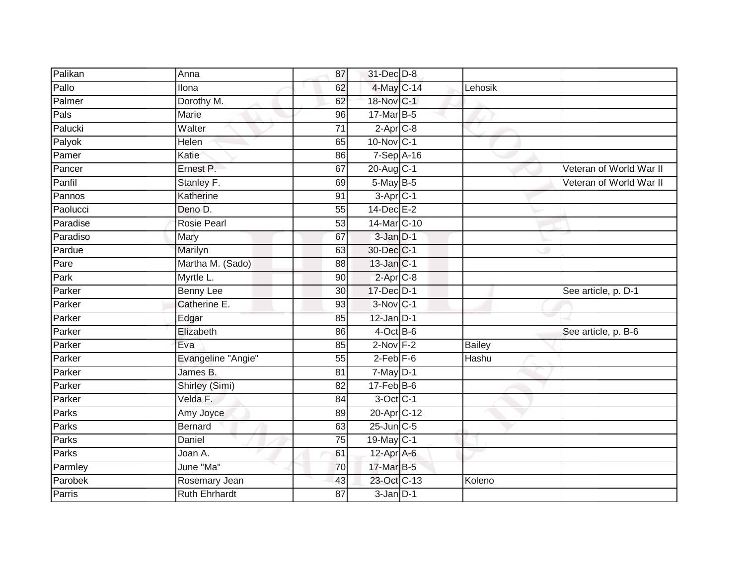| | | | | | | |
|---|---|---|---|---|---|---|
| Palikan | Anna | 87 | 31-Dec | D-8 | | |
| Pallo | Ilona | 62 | 4-May | C-14 | Lehosik | |
| Palmer | Dorothy M. | 62 | 18-Nov | C-1 | | |
| Pals | Marie | 96 | 17-Mar | B-5 | | |
| Palucki | Walter | 71 | 2-Apr | C-8 | | |
| Palyok | Helen | 65 | 10-Nov | C-1 | | |
| Pamer | Katie | 86 | 7-Sep | A-16 | | |
| Pancer | Ernest P. | 67 | 20-Aug | C-1 | | Veteran of World War II |
| Panfil | Stanley F. | 69 | 5-May | B-5 | | Veteran of World War II |
| Pannos | Katherine | 91 | 3-Apr | C-1 | | |
| Paolucci | Deno D. | 55 | 14-Dec | E-2 | | |
| Paradise | Rosie Pearl | 53 | 14-Mar | C-10 | | |
| Paradiso | Mary | 67 | 3-Jan | D-1 | | |
| Pardue | Marilyn | 63 | 30-Dec | C-1 | | |
| Pare | Martha M. (Sado) | 88 | 13-Jan | C-1 | | |
| Park | Myrtle L. | 90 | 2-Apr | C-8 | | |
| Parker | Benny Lee | 30 | 17-Dec | D-1 | | See article, p. D-1 |
| Parker | Catherine E. | 93 | 3-Nov | C-1 | | |
| Parker | Edgar | 85 | 12-Jan | D-1 | | |
| Parker | Elizabeth | 86 | 4-Oct | B-6 | | See article, p. B-6 |
| Parker | Eva | 85 | 2-Nov | F-2 | Bailey | |
| Parker | Evangeline "Angie" | 55 | 2-Feb | F-6 | Hashu | |
| Parker | James B. | 81 | 7-May | D-1 | | |
| Parker | Shirley (Simi) | 82 | 17-Feb | B-6 | | |
| Parker | Velda F. | 84 | 3-Oct | C-1 | | |
| Parks | Amy Joyce | 89 | 20-Apr | C-12 | | |
| Parks | Bernard | 63 | 25-Jun | C-5 | | |
| Parks | Daniel | 75 | 19-May | C-1 | | |
| Parks | Joan A. | 61 | 12-Apr | A-6 | | |
| Parmley | June "Ma" | 70 | 17-Mar | B-5 | | |
| Parobek | Rosemary Jean | 43 | 23-Oct | C-13 | Koleno | |
| Parris | Ruth Ehrhardt | 87 | 3-Jan | D-1 | | |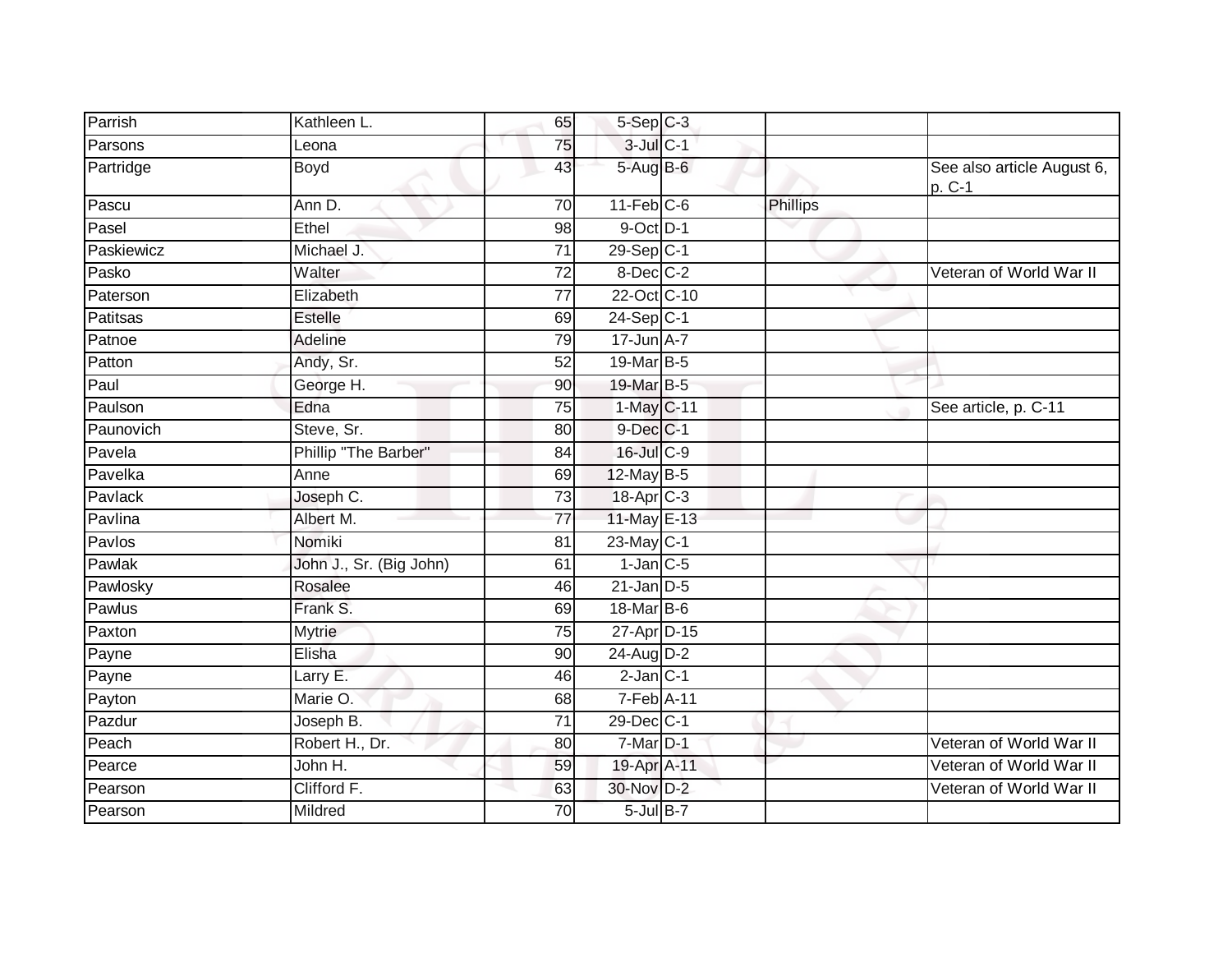| | | | | | | |
|---|---|---|---|---|---|---|
| Parrish | Kathleen L. | 65 | 5-Sep | C-3 | | |
| Parsons | Leona | 75 | 3-Jul | C-1 | | |
| Partridge | Boyd | 43 | 5-Aug | B-6 | | See also article August 6, p. C-1 |
| Pascu | Ann D. | 70 | 11-Feb | C-6 | Phillips | |
| Pasel | Ethel | 98 | 9-Oct | D-1 | | |
| Paskiewicz | Michael J. | 71 | 29-Sep | C-1 | | |
| Pasko | Walter | 72 | 8-Dec | C-2 | | Veteran of World War II |
| Paterson | Elizabeth | 77 | 22-Oct | C-10 | | |
| Patitsas | Estelle | 69 | 24-Sep | C-1 | | |
| Patnoe | Adeline | 79 | 17-Jun | A-7 | | |
| Patton | Andy, Sr. | 52 | 19-Mar | B-5 | | |
| Paul | George H. | 90 | 19-Mar | B-5 | | |
| Paulson | Edna | 75 | 1-May | C-11 | | See article, p. C-11 |
| Paunovich | Steve, Sr. | 80 | 9-Dec | C-1 | | |
| Pavela | Phillip "The Barber" | 84 | 16-Jul | C-9 | | |
| Pavelka | Anne | 69 | 12-May | B-5 | | |
| Pavlack | Joseph C. | 73 | 18-Apr | C-3 | | |
| Pavlina | Albert M. | 77 | 11-May | E-13 | | |
| Pavlos | Nomiki | 81 | 23-May | C-1 | | |
| Pawlak | John J., Sr. (Big John) | 61 | 1-Jan | C-5 | | |
| Pawlosky | Rosalee | 46 | 21-Jan | D-5 | | |
| Pawlus | Frank S. | 69 | 18-Mar | B-6 | | |
| Paxton | Mytrie | 75 | 27-Apr | D-15 | | |
| Payne | Elisha | 90 | 24-Aug | D-2 | | |
| Payne | Larry E. | 46 | 2-Jan | C-1 | | |
| Payton | Marie O. | 68 | 7-Feb | A-11 | | |
| Pazdur | Joseph B. | 71 | 29-Dec | C-1 | | |
| Peach | Robert H., Dr. | 80 | 7-Mar | D-1 | | Veteran of World War II |
| Pearce | John H. | 59 | 19-Apr | A-11 | | Veteran of World War II |
| Pearson | Clifford F. | 63 | 30-Nov | D-2 | | Veteran of World War II |
| Pearson | Mildred | 70 | 5-Jul | B-7 | | |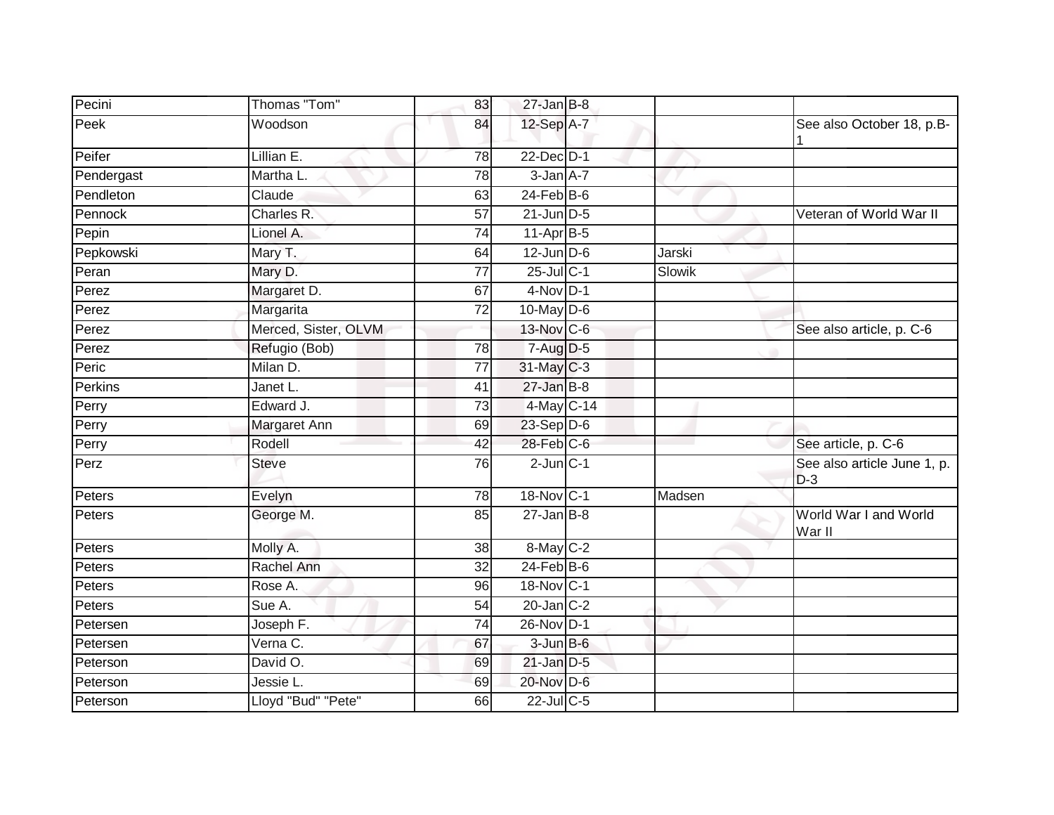| | | | | | | |
|---|---|---|---|---|---|---|
| Pecini | Thomas "Tom" | 83 | 27-Jan | B-8 | | |
| Peek | Woodson | 84 | 12-Sep | A-7 | | See also October 18, p.B-1 |
| Peifer | Lillian E. | 78 | 22-Dec | D-1 | | |
| Pendergast | Martha L. | 78 | 3-Jan | A-7 | | |
| Pendleton | Claude | 63 | 24-Feb | B-6 | | |
| Pennock | Charles R. | 57 | 21-Jun | D-5 | | Veteran of World War II |
| Pepin | Lionel A. | 74 | 11-Apr | B-5 | | |
| Pepkowski | Mary T. | 64 | 12-Jun | D-6 | Jarski | |
| Peran | Mary D. | 77 | 25-Jul | C-1 | Slowik | |
| Perez | Margaret D. | 67 | 4-Nov | D-1 | | |
| Perez | Margarita | 72 | 10-May | D-6 | | |
| Perez | Merced, Sister, OLVM | | 13-Nov | C-6 | | See also article, p. C-6 |
| Perez | Refugio (Bob) | 78 | 7-Aug | D-5 | | |
| Peric | Milan D. | 77 | 31-May | C-3 | | |
| Perkins | Janet L. | 41 | 27-Jan | B-8 | | |
| Perry | Edward J. | 73 | 4-May | C-14 | | |
| Perry | Margaret Ann | 69 | 23-Sep | D-6 | | |
| Perry | Rodell | 42 | 28-Feb | C-6 | | See article, p. C-6 |
| Perz | Steve | 76 | 2-Jun | C-1 | | See also article June 1, p. D-3 |
| Peters | Evelyn | 78 | 18-Nov | C-1 | Madsen | |
| Peters | George M. | 85 | 27-Jan | B-8 | | World War I and World War II |
| Peters | Molly A. | 38 | 8-May | C-2 | | |
| Peters | Rachel Ann | 32 | 24-Feb | B-6 | | |
| Peters | Rose A. | 96 | 18-Nov | C-1 | | |
| Peters | Sue A. | 54 | 20-Jan | C-2 | | |
| Petersen | Joseph F. | 74 | 26-Nov | D-1 | | |
| Petersen | Verna C. | 67 | 3-Jun | B-6 | | |
| Peterson | David O. | 69 | 21-Jan | D-5 | | |
| Peterson | Jessie L. | 69 | 20-Nov | D-6 | | |
| Peterson | Lloyd "Bud" "Pete" | 66 | 22-Jul | C-5 | | |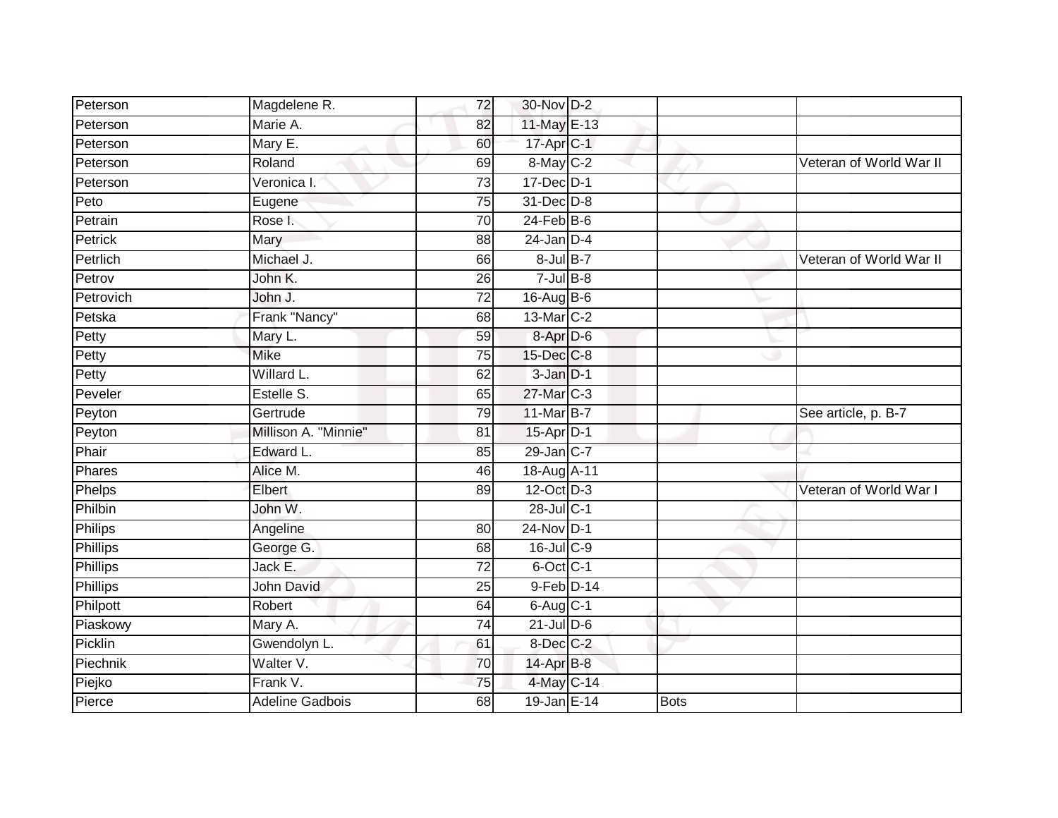| | | | | | | |
|---|---|---|---|---|---|---|
| Peterson | Magdelene R. | 72 | 30-Nov | D-2 | | |
| Peterson | Marie A. | 82 | 11-May | E-13 | | |
| Peterson | Mary E. | 60 | 17-Apr | C-1 | | |
| Peterson | Roland | 69 | 8-May | C-2 | | Veteran of World War II |
| Peterson | Veronica I. | 73 | 17-Dec | D-1 | | |
| Peto | Eugene | 75 | 31-Dec | D-8 | | |
| Petrain | Rose I. | 70 | 24-Feb | B-6 | | |
| Petrick | Mary | 88 | 24-Jan | D-4 | | |
| Petrlich | Michael J. | 66 | 8-Jul | B-7 | | Veteran of World War II |
| Petrov | John K. | 26 | 7-Jul | B-8 | | |
| Petrovich | John J. | 72 | 16-Aug | B-6 | | |
| Petska | Frank "Nancy" | 68 | 13-Mar | C-2 | | |
| Petty | Mary L. | 59 | 8-Apr | D-6 | | |
| Petty | Mike | 75 | 15-Dec | C-8 | | |
| Petty | Willard L. | 62 | 3-Jan | D-1 | | |
| Peveler | Estelle S. | 65 | 27-Mar | C-3 | | |
| Peyton | Gertrude | 79 | 11-Mar | B-7 | | See article, p. B-7 |
| Peyton | Millison A. "Minnie" | 81 | 15-Apr | D-1 | | |
| Phair | Edward L. | 85 | 29-Jan | C-7 | | |
| Phares | Alice M. | 46 | 18-Aug | A-11 | | |
| Phelps | Elbert | 89 | 12-Oct | D-3 | | Veteran of World War I |
| Philbin | John W. | | 28-Jul | C-1 | | |
| Philips | Angeline | 80 | 24-Nov | D-1 | | |
| Phillips | George G. | 68 | 16-Jul | C-9 | | |
| Phillips | Jack E. | 72 | 6-Oct | C-1 | | |
| Phillips | John David | 25 | 9-Feb | D-14 | | |
| Philpott | Robert | 64 | 6-Aug | C-1 | | |
| Piaskowy | Mary A. | 74 | 21-Jul | D-6 | | |
| Picklin | Gwendolyn L. | 61 | 8-Dec | C-2 | | |
| Piechnik | Walter V. | 70 | 14-Apr | B-8 | | |
| Piejko | Frank V. | 75 | 4-May | C-14 | | |
| Pierce | Adeline Gadbois | 68 | 19-Jan | E-14 | Bots | |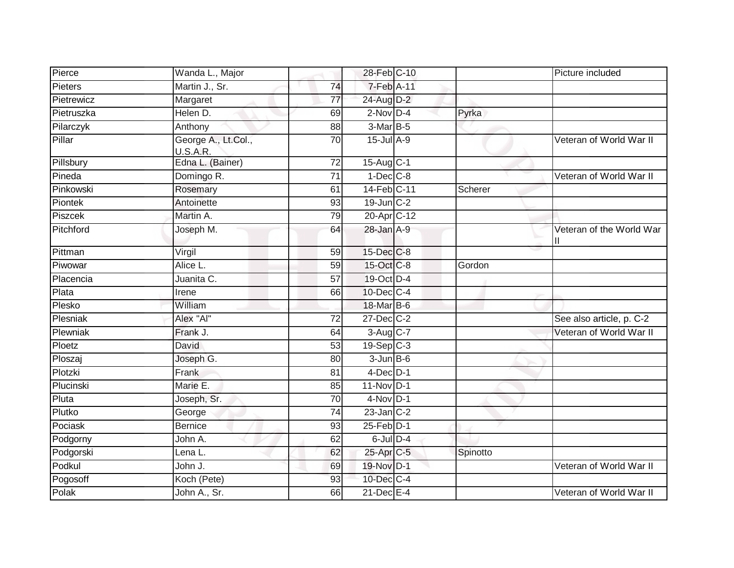| | | | | | | |
|---|---|---|---|---|---|---|
| Pierce | Wanda L., Major | | 28-Feb | C-10 | | Picture included |
| Pieters | Martin J., Sr. | 74 | 7-Feb | A-11 | | |
| Pietrewicz | Margaret | 77 | 24-Aug | D-2 | | |
| Pietruszka | Helen D. | 69 | 2-Nov | D-4 | Pyrka | |
| Pilarczyk | Anthony | 88 | 3-Mar | B-5 | | |
| Pillar | George A., Lt.Col., U.S.A.R. | 70 | 15-Jul | A-9 | | Veteran of World War II |
| Pillsbury | Edna L. (Bainer) | 72 | 15-Aug | C-1 | | |
| Pineda | Domingo R. | 71 | 1-Dec | C-8 | | Veteran of World War II |
| Pinkowski | Rosemary | 61 | 14-Feb | C-11 | Scherer | |
| Piontek | Antoinette | 93 | 19-Jun | C-2 | | |
| Piszcek | Martin A. | 79 | 20-Apr | C-12 | | |
| Pitchford | Joseph M. | 64 | 28-Jan | A-9 | | Veteran of the World War II |
| Pittman | Virgil | 59 | 15-Dec | C-8 | | |
| Piwowar | Alice L. | 59 | 15-Oct | C-8 | Gordon | |
| Placencia | Juanita C. | 57 | 19-Oct | D-4 | | |
| Plata | Irene | 66 | 10-Dec | C-4 | | |
| Plesko | William | | 18-Mar | B-6 | | |
| Plesniak | Alex "Al" | 72 | 27-Dec | C-2 | | See also article, p. C-2 |
| Plewniak | Frank J. | 64 | 3-Aug | C-7 | | Veteran of World War II |
| Ploetz | David | 53 | 19-Sep | C-3 | | |
| Ploszaj | Joseph G. | 80 | 3-Jun | B-6 | | |
| Plotzki | Frank | 81 | 4-Dec | D-1 | | |
| Plucinski | Marie E. | 85 | 11-Nov | D-1 | | |
| Pluta | Joseph, Sr. | 70 | 4-Nov | D-1 | | |
| Plutko | George | 74 | 23-Jan | C-2 | | |
| Pociask | Bernice | 93 | 25-Feb | D-1 | | |
| Podgorny | John A. | 62 | 6-Jul | D-4 | | |
| Podgorski | Lena L. | 62 | 25-Apr | C-5 | Spinotto | |
| Podkul | John J. | 69 | 19-Nov | D-1 | | Veteran of World War II |
| Pogosoff | Koch (Pete) | 93 | 10-Dec | C-4 | | |
| Polak | John A., Sr. | 66 | 21-Dec | E-4 | | Veteran of World War II |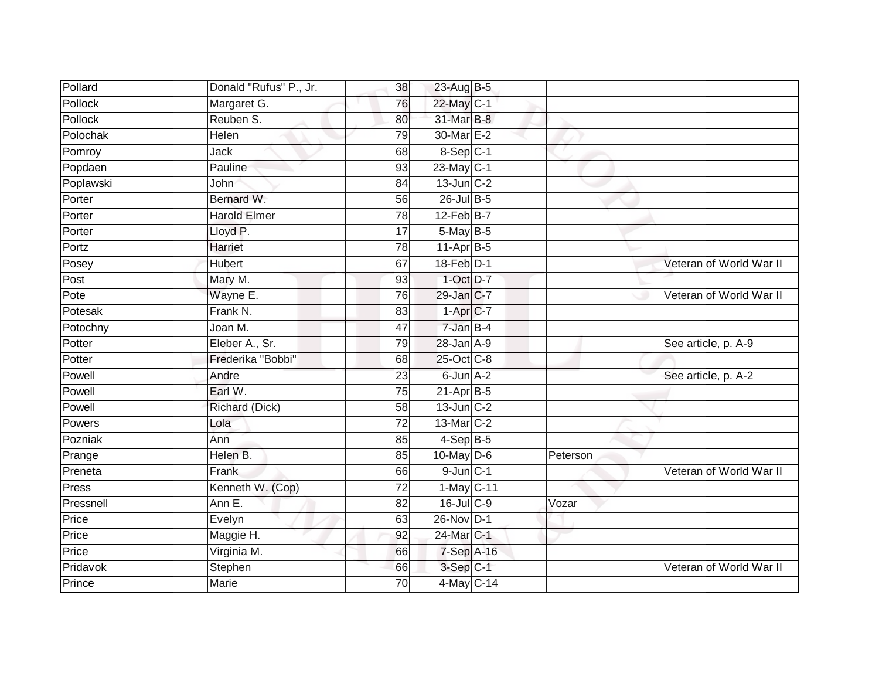| | | | | | | |
|---|---|---|---|---|---|---|
| Pollard | Donald "Rufus" P., Jr. | 38 | 23-Aug | B-5 | | |
| Pollock | Margaret G. | 76 | 22-May | C-1 | | |
| Pollock | Reuben S. | 80 | 31-Mar | B-8 | | |
| Polochak | Helen | 79 | 30-Mar | E-2 | | |
| Pomroy | Jack | 68 | 8-Sep | C-1 | | |
| Popdaen | Pauline | 93 | 23-May | C-1 | | |
| Poplawski | John | 84 | 13-Jun | C-2 | | |
| Porter | Bernard W. | 56 | 26-Jul | B-5 | | |
| Porter | Harold Elmer | 78 | 12-Feb | B-7 | | |
| Porter | Lloyd P. | 17 | 5-May | B-5 | | |
| Portz | Harriet | 78 | 11-Apr | B-5 | | |
| Posey | Hubert | 67 | 18-Feb | D-1 | | Veteran of World War II |
| Post | Mary M. | 93 | 1-Oct | D-7 | | |
| Pote | Wayne E. | 76 | 29-Jan | C-7 | | Veteran of World War II |
| Potesak | Frank N. | 83 | 1-Apr | C-7 | | |
| Potochny | Joan M. | 47 | 7-Jan | B-4 | | |
| Potter | Eleber A., Sr. | 79 | 28-Jan | A-9 | | See article, p. A-9 |
| Potter | Frederika "Bobbi" | 68 | 25-Oct | C-8 | | |
| Powell | Andre | 23 | 6-Jun | A-2 | | See article, p. A-2 |
| Powell | Earl W. | 75 | 21-Apr | B-5 | | |
| Powell | Richard (Dick) | 58 | 13-Jun | C-2 | | |
| Powers | Lola | 72 | 13-Mar | C-2 | | |
| Pozniak | Ann | 85 | 4-Sep | B-5 | | |
| Prange | Helen B. | 85 | 10-May | D-6 | Peterson | |
| Preneta | Frank | 66 | 9-Jun | C-1 | | Veteran of World War II |
| Press | Kenneth W. (Cop) | 72 | 1-May | C-11 | | |
| Pressnell | Ann E. | 82 | 16-Jul | C-9 | Vozar | |
| Price | Evelyn | 63 | 26-Nov | D-1 | | |
| Price | Maggie H. | 92 | 24-Mar | C-1 | | |
| Price | Virginia M. | 66 | 7-Sep | A-16 | | |
| Pridavok | Stephen | 66 | 3-Sep | C-1 | | Veteran of World War II |
| Prince | Marie | 70 | 4-May | C-14 | | |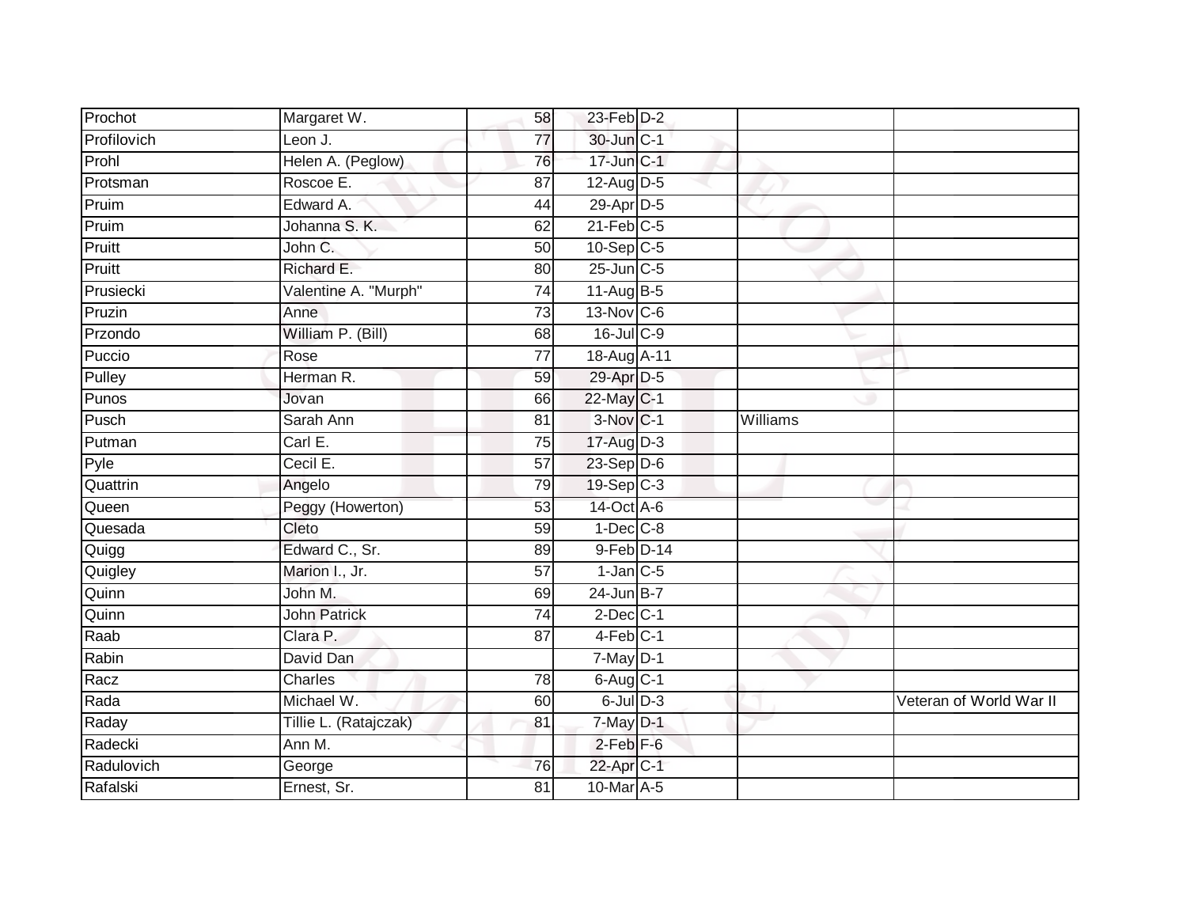| | | | | | | |
|---|---|---|---|---|---|---|
| Prochot | Margaret W. | 58 | 23-Feb | D-2 | | |
| Profilovich | Leon J. | 77 | 30-Jun | C-1 | | |
| Prohl | Helen A. (Peglow) | 76 | 17-Jun | C-1 | | |
| Protsman | Roscoe E. | 87 | 12-Aug | D-5 | | |
| Pruim | Edward A. | 44 | 29-Apr | D-5 | | |
| Pruim | Johanna S. K. | 62 | 21-Feb | C-5 | | |
| Pruitt | John C. | 50 | 10-Sep | C-5 | | |
| Pruitt | Richard E. | 80 | 25-Jun | C-5 | | |
| Prusiecki | Valentine A. "Murph" | 74 | 11-Aug | B-5 | | |
| Pruzin | Anne | 73 | 13-Nov | C-6 | | |
| Przondo | William P. (Bill) | 68 | 16-Jul | C-9 | | |
| Puccio | Rose | 77 | 18-Aug | A-11 | | |
| Pulley | Herman R. | 59 | 29-Apr | D-5 | | |
| Punos | Jovan | 66 | 22-May | C-1 | | |
| Pusch | Sarah Ann | 81 | 3-Nov | C-1 | Williams | |
| Putman | Carl E. | 75 | 17-Aug | D-3 | | |
| Pyle | Cecil E. | 57 | 23-Sep | D-6 | | |
| Quattrin | Angelo | 79 | 19-Sep | C-3 | | |
| Queen | Peggy (Howerton) | 53 | 14-Oct | A-6 | | |
| Quesada | Cleto | 59 | 1-Dec | C-8 | | |
| Quigg | Edward C., Sr. | 89 | 9-Feb | D-14 | | |
| Quigley | Marion I., Jr. | 57 | 1-Jan | C-5 | | |
| Quinn | John M. | 69 | 24-Jun | B-7 | | |
| Quinn | John Patrick | 74 | 2-Dec | C-1 | | |
| Raab | Clara P. | 87 | 4-Feb | C-1 | | |
| Rabin | David Dan | | 7-May | D-1 | | |
| Racz | Charles | 78 | 6-Aug | C-1 | | |
| Rada | Michael W. | 60 | 6-Jul | D-3 | | Veteran of World War II |
| Raday | Tillie L. (Ratajczak) | 81 | 7-May | D-1 | | |
| Radecki | Ann M. | | 2-Feb | F-6 | | |
| Radulovich | George | 76 | 22-Apr | C-1 | | |
| Rafalski | Ernest, Sr. | 81 | 10-Mar | A-5 | | |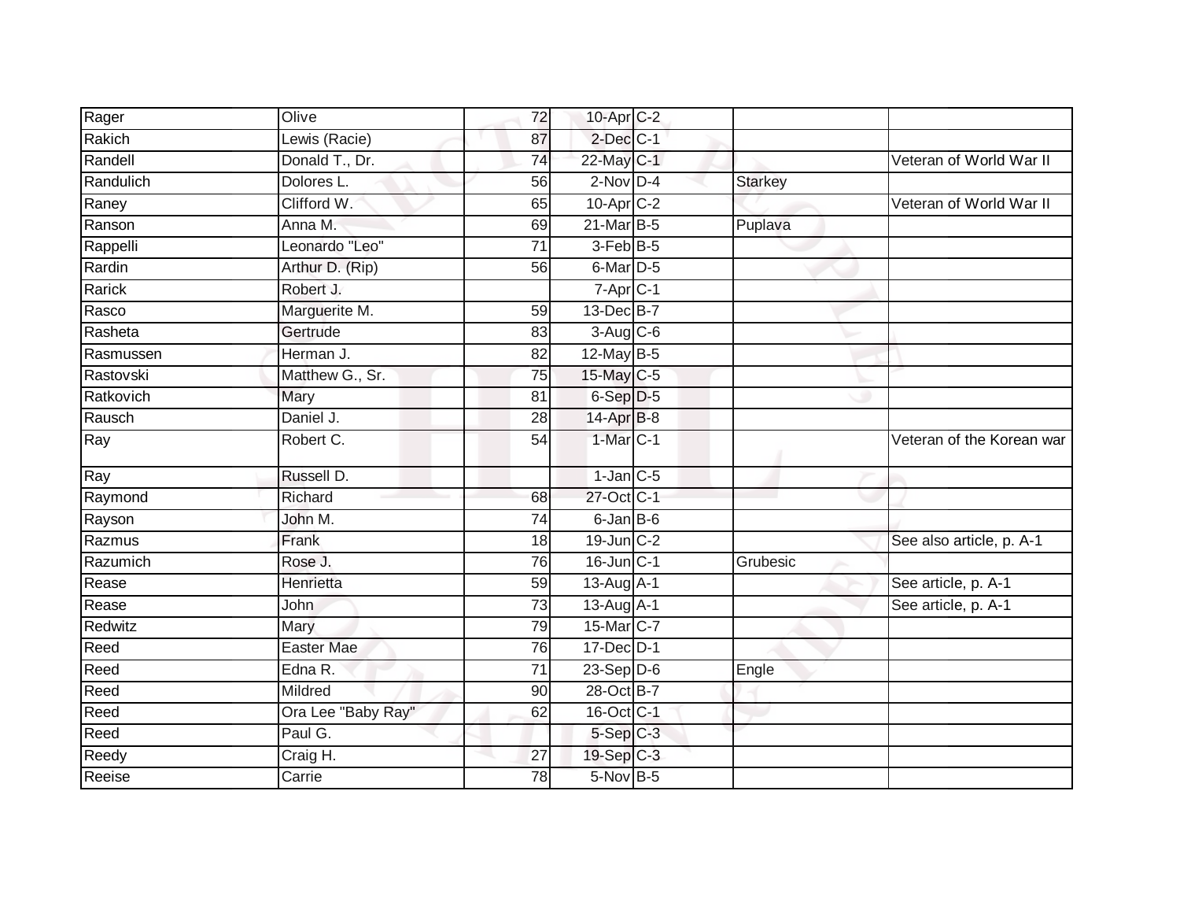| | | | | | | |
|---|---|---|---|---|---|---|
| Rager | Olive | 72 | 10-Apr | C-2 | | |
| Rakich | Lewis (Racie) | 87 | 2-Dec | C-1 | | |
| Randell | Donald T., Dr. | 74 | 22-May | C-1 | | Veteran of World War II |
| Randulich | Dolores L. | 56 | 2-Nov | D-4 | Starkey | |
| Raney | Clifford W. | 65 | 10-Apr | C-2 | | Veteran of World War II |
| Ranson | Anna M. | 69 | 21-Mar | B-5 | Puplava | |
| Rappelli | Leonardo "Leo" | 71 | 3-Feb | B-5 | | |
| Rardin | Arthur D. (Rip) | 56 | 6-Mar | D-5 | | |
| Rarick | Robert J. | | 7-Apr | C-1 | | |
| Rasco | Marguerite M. | 59 | 13-Dec | B-7 | | |
| Rasheta | Gertrude | 83 | 3-Aug | C-6 | | |
| Rasmussen | Herman J. | 82 | 12-May | B-5 | | |
| Rastovski | Matthew G., Sr. | 75 | 15-May | C-5 | | |
| Ratkovich | Mary | 81 | 6-Sep | D-5 | | |
| Rausch | Daniel J. | 28 | 14-Apr | B-8 | | |
| Ray | Robert C. | 54 | 1-Mar | C-1 | | Veteran of the Korean war |
| Ray | Russell D. | | 1-Jan | C-5 | | |
| Raymond | Richard | 68 | 27-Oct | C-1 | | |
| Rayson | John M. | 74 | 6-Jan | B-6 | | |
| Razmus | Frank | 18 | 19-Jun | C-2 | | See also article, p. A-1 |
| Razumich | Rose J. | 76 | 16-Jun | C-1 | Grubesic | |
| Rease | Henrietta | 59 | 13-Aug | A-1 | | See article, p. A-1 |
| Rease | John | 73 | 13-Aug | A-1 | | See article, p. A-1 |
| Redwitz | Mary | 79 | 15-Mar | C-7 | | |
| Reed | Easter Mae | 76 | 17-Dec | D-1 | | |
| Reed | Edna R. | 71 | 23-Sep | D-6 | Engle | |
| Reed | Mildred | 90 | 28-Oct | B-7 | | |
| Reed | Ora Lee "Baby Ray" | 62 | 16-Oct | C-1 | | |
| Reed | Paul G. | | 5-Sep | C-3 | | |
| Reedy | Craig H. | 27 | 19-Sep | C-3 | | |
| Reeise | Carrie | 78 | 5-Nov | B-5 | | |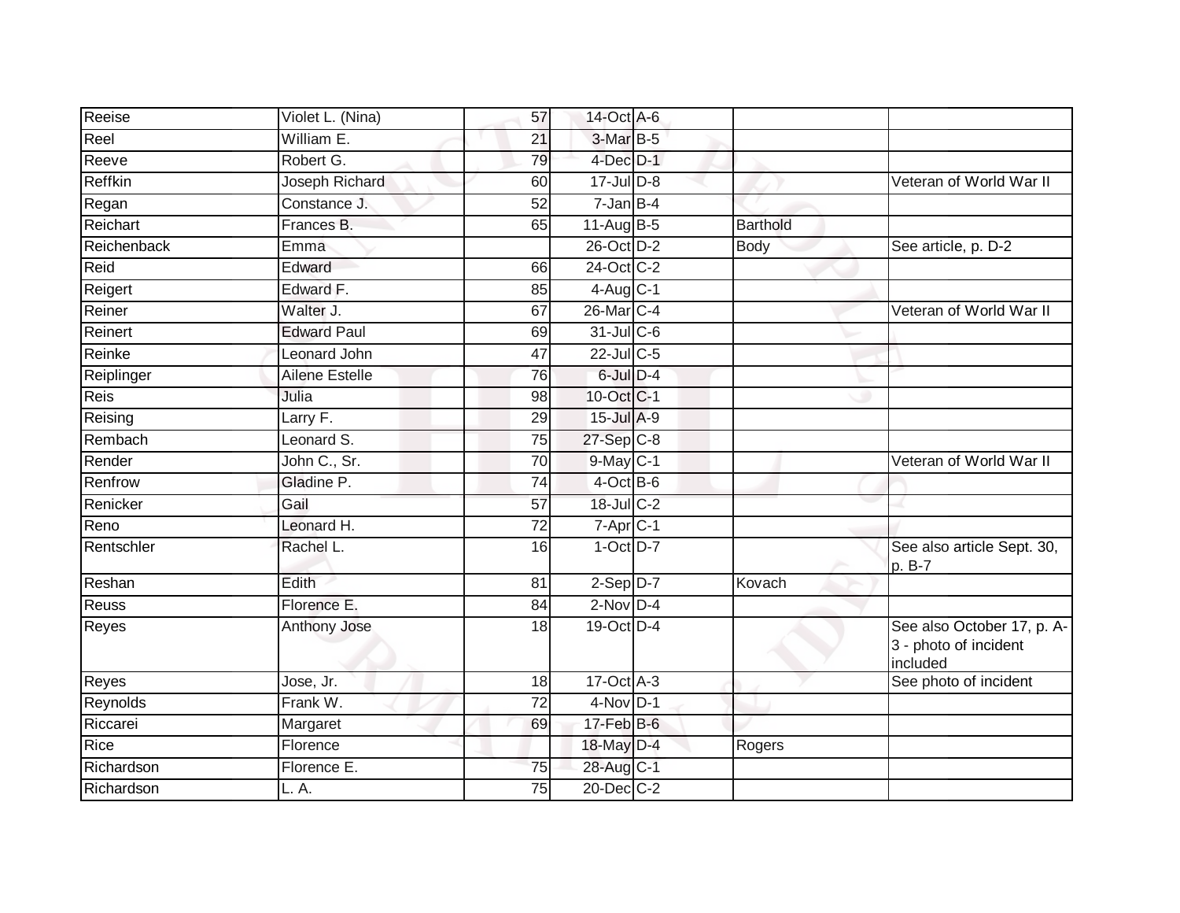| | | | | | | |
|---|---|---|---|---|---|---|
| Reeise | Violet L. (Nina) | 57 | 14-Oct | A-6 | | |
| Reel | William E. | 21 | 3-Mar | B-5 | | |
| Reeve | Robert G. | 79 | 4-Dec | D-1 | | |
| Reffkin | Joseph Richard | 60 | 17-Jul | D-8 | | Veteran of World War II |
| Regan | Constance J. | 52 | 7-Jan | B-4 | | |
| Reichart | Frances B. | 65 | 11-Aug | B-5 | Barthold | |
| Reichenback | Emma | | 26-Oct | D-2 | Body | See article, p. D-2 |
| Reid | Edward | 66 | 24-Oct | C-2 | | |
| Reigert | Edward F. | 85 | 4-Aug | C-1 | | |
| Reiner | Walter J. | 67 | 26-Mar | C-4 | | Veteran of World War II |
| Reinert | Edward Paul | 69 | 31-Jul | C-6 | | |
| Reinke | Leonard John | 47 | 22-Jul | C-5 | | |
| Reiplinger | Ailene Estelle | 76 | 6-Jul | D-4 | | |
| Reis | Julia | 98 | 10-Oct | C-1 | | |
| Reising | Larry F. | 29 | 15-Jul | A-9 | | |
| Rembach | Leonard S. | 75 | 27-Sep | C-8 | | |
| Render | John C., Sr. | 70 | 9-May | C-1 | | Veteran of World War II |
| Renfrow | Gladine P. | 74 | 4-Oct | B-6 | | |
| Renicker | Gail | 57 | 18-Jul | C-2 | | |
| Reno | Leonard H. | 72 | 7-Apr | C-1 | | |
| Rentschler | Rachel L. | 16 | 1-Oct | D-7 | | See also article Sept. 30, p. B-7 |
| Reshan | Edith | 81 | 2-Sep | D-7 | Kovach | |
| Reuss | Florence E. | 84 | 2-Nov | D-4 | | |
| Reyes | Anthony Jose | 18 | 19-Oct | D-4 | | See also October 17, p. A-3 - photo of incident included |
| Reyes | Jose, Jr. | 18 | 17-Oct | A-3 | | See photo of incident |
| Reynolds | Frank W. | 72 | 4-Nov | D-1 | | |
| Riccarei | Margaret | 69 | 17-Feb | B-6 | | |
| Rice | Florence | | 18-May | D-4 | Rogers | |
| Richardson | Florence E. | 75 | 28-Aug | C-1 | | |
| Richardson | L. A. | 75 | 20-Dec | C-2 | | |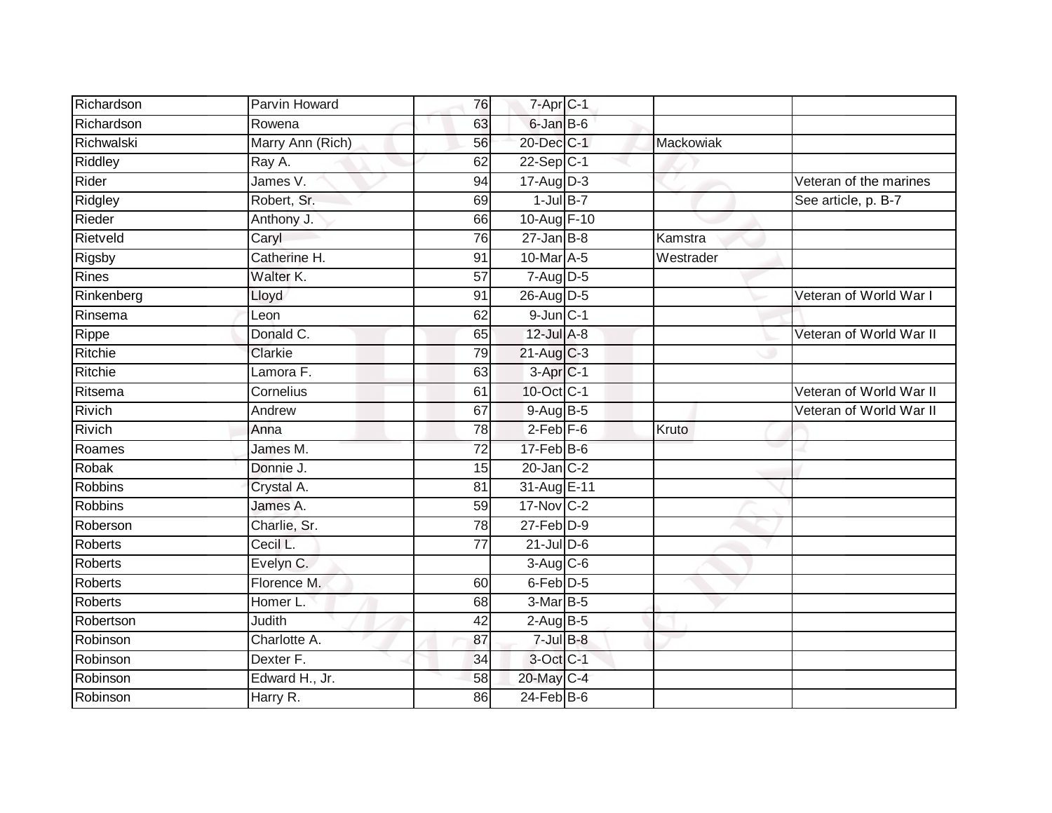| | | | | | | |
|---|---|---|---|---|---|---|
| Richardson | Parvin Howard | 76 | 7-Apr | C-1 | | |
| Richardson | Rowena | 63 | 6-Jan | B-6 | | |
| Richwalski | Marry Ann (Rich) | 56 | 20-Dec | C-1 | Mackowiak | |
| Riddley | Ray A. | 62 | 22-Sep | C-1 | | |
| Rider | James V. | 94 | 17-Aug | D-3 | | Veteran of the marines |
| Ridgley | Robert, Sr. | 69 | 1-Jul | B-7 | | See article, p. B-7 |
| Rieder | Anthony J. | 66 | 10-Aug | F-10 | | |
| Rietveld | Caryl | 76 | 27-Jan | B-8 | Kamstra | |
| Rigsby | Catherine H. | 91 | 10-Mar | A-5 | Westrader | |
| Rines | Walter K. | 57 | 7-Aug | D-5 | | |
| Rinkenberg | Lloyd | 91 | 26-Aug | D-5 | | Veteran of World War I |
| Rinsema | Leon | 62 | 9-Jun | C-1 | | |
| Rippe | Donald C. | 65 | 12-Jul | A-8 | | Veteran of World War II |
| Ritchie | Clarkie | 79 | 21-Aug | C-3 | | |
| Ritchie | Lamora F. | 63 | 3-Apr | C-1 | | |
| Ritsema | Cornelius | 61 | 10-Oct | C-1 | | Veteran of World War II |
| Rivich | Andrew | 67 | 9-Aug | B-5 | | Veteran of World War II |
| Rivich | Anna | 78 | 2-Feb | F-6 | Kruto | |
| Roames | James M. | 72 | 17-Feb | B-6 | | |
| Robak | Donnie J. | 15 | 20-Jan | C-2 | | |
| Robbins | Crystal A. | 81 | 31-Aug | E-11 | | |
| Robbins | James A. | 59 | 17-Nov | C-2 | | |
| Roberson | Charlie, Sr. | 78 | 27-Feb | D-9 | | |
| Roberts | Cecil L. | 77 | 21-Jul | D-6 | | |
| Roberts | Evelyn C. | | 3-Aug | C-6 | | |
| Roberts | Florence M. | 60 | 6-Feb | D-5 | | |
| Roberts | Homer L. | 68 | 3-Mar | B-5 | | |
| Robertson | Judith | 42 | 2-Aug | B-5 | | |
| Robinson | Charlotte A. | 87 | 7-Jul | B-8 | | |
| Robinson | Dexter F. | 34 | 3-Oct | C-1 | | |
| Robinson | Edward H., Jr. | 58 | 20-May | C-4 | | |
| Robinson | Harry R. | 86 | 24-Feb | B-6 | | |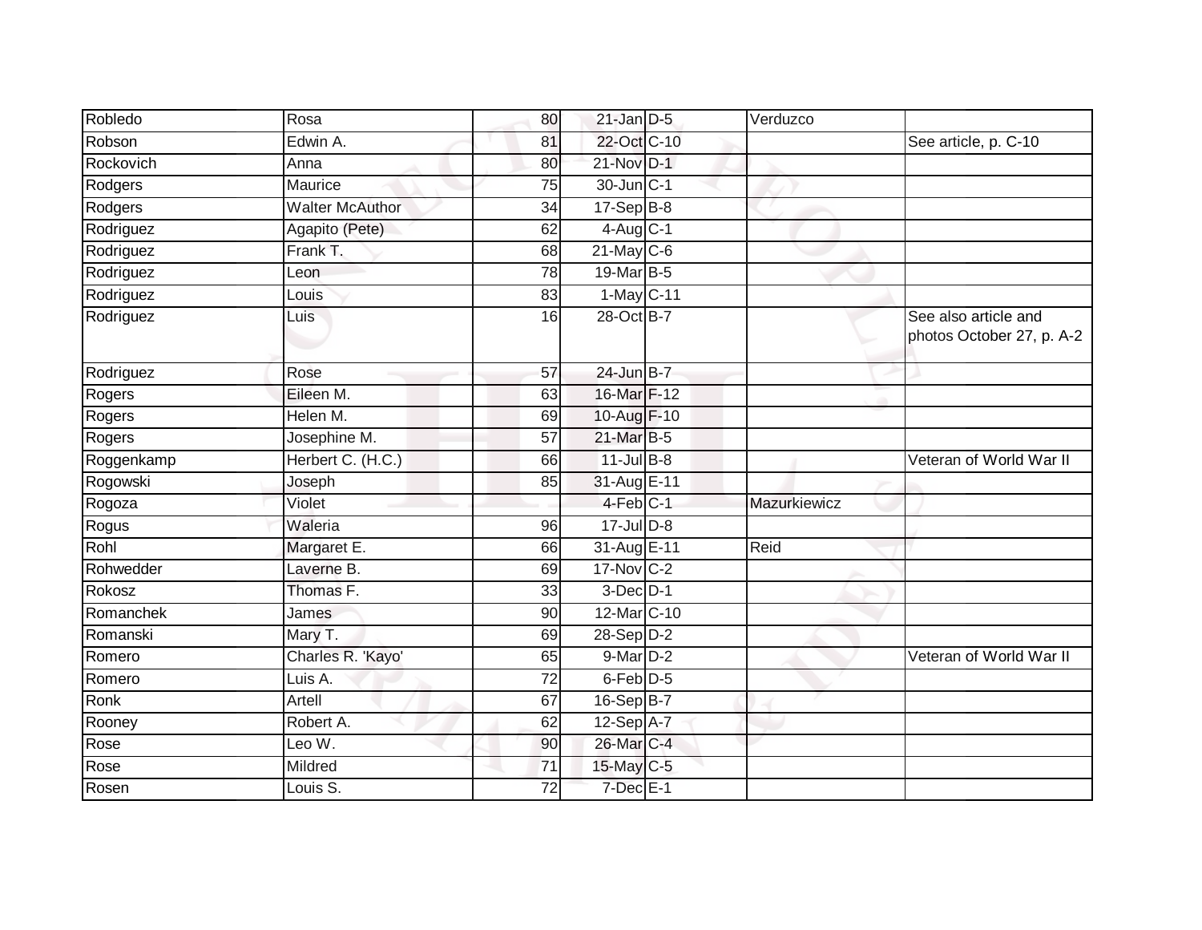| | | | | | | |
|---|---|---|---|---|---|---|
| Robledo | Rosa | 80 | 21-Jan | D-5 | Verduzco | |
| Robson | Edwin A. | 81 | 22-Oct | C-10 | | See article, p. C-10 |
| Rockovich | Anna | 80 | 21-Nov | D-1 | | |
| Rodgers | Maurice | 75 | 30-Jun | C-1 | | |
| Rodgers | Walter McAuthor | 34 | 17-Sep | B-8 | | |
| Rodriguez | Agapito (Pete) | 62 | 4-Aug | C-1 | | |
| Rodriguez | Frank T. | 68 | 21-May | C-6 | | |
| Rodriguez | Leon | 78 | 19-Mar | B-5 | | |
| Rodriguez | Louis | 83 | 1-May | C-11 | | |
| Rodriguez | Luis | 16 | 28-Oct | B-7 | | See also article and photos October 27, p. A-2 |
| Rodriguez | Rose | 57 | 24-Jun | B-7 | | |
| Rogers | Eileen M. | 63 | 16-Mar | F-12 | | |
| Rogers | Helen M. | 69 | 10-Aug | F-10 | | |
| Rogers | Josephine M. | 57 | 21-Mar | B-5 | | |
| Roggenkamp | Herbert C. (H.C.) | 66 | 11-Jul | B-8 | | Veteran of World War II |
| Rogowski | Joseph | 85 | 31-Aug | E-11 | | |
| Rogoza | Violet | | 4-Feb | C-1 | Mazurkiewicz | |
| Rogus | Waleria | 96 | 17-Jul | D-8 | | |
| Rohl | Margaret E. | 66 | 31-Aug | E-11 | Reid | |
| Rohwedder | Laverne B. | 69 | 17-Nov | C-2 | | |
| Rokosz | Thomas F. | 33 | 3-Dec | D-1 | | |
| Romanchek | James | 90 | 12-Mar | C-10 | | |
| Romanski | Mary T. | 69 | 28-Sep | D-2 | | |
| Romero | Charles R. 'Kayo' | 65 | 9-Mar | D-2 | | Veteran of World War II |
| Romero | Luis A. | 72 | 6-Feb | D-5 | | |
| Ronk | Artell | 67 | 16-Sep | B-7 | | |
| Rooney | Robert A. | 62 | 12-Sep | A-7 | | |
| Rose | Leo W. | 90 | 26-Mar | C-4 | | |
| Rose | Mildred | 71 | 15-May | C-5 | | |
| Rosen | Louis S. | 72 | 7-Dec | E-1 | | |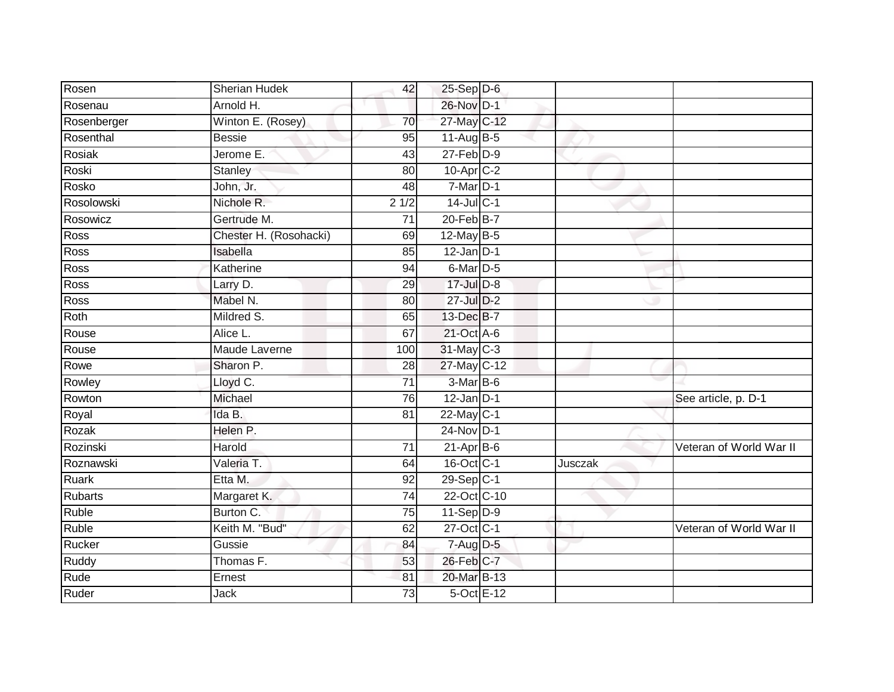| | | | | | | |
|---|---|---|---|---|---|---|
| Rosen | Sherian Hudek | 42 | 25-Sep | D-6 | | |
| Rosenau | Arnold H. | | 26-Nov | D-1 | | |
| Rosenberger | Winton E. (Rosey) | 70 | 27-May | C-12 | | |
| Rosenthal | Bessie | 95 | 11-Aug | B-5 | | |
| Rosiak | Jerome E. | 43 | 27-Feb | D-9 | | |
| Roski | Stanley | 80 | 10-Apr | C-2 | | |
| Rosko | John, Jr. | 48 | 7-Mar | D-1 | | |
| Rosolowski | Nichole R. | 2 1/2 | 14-Jul | C-1 | | |
| Rosowicz | Gertrude M. | 71 | 20-Feb | B-7 | | |
| Ross | Chester H. (Rosohacki) | 69 | 12-May | B-5 | | |
| Ross | Isabella | 85 | 12-Jan | D-1 | | |
| Ross | Katherine | 94 | 6-Mar | D-5 | | |
| Ross | Larry D. | 29 | 17-Jul | D-8 | | |
| Ross | Mabel N. | 80 | 27-Jul | D-2 | | |
| Roth | Mildred S. | 65 | 13-Dec | B-7 | | |
| Rouse | Alice L. | 67 | 21-Oct | A-6 | | |
| Rouse | Maude Laverne | 100 | 31-May | C-3 | | |
| Rowe | Sharon P. | 28 | 27-May | C-12 | | |
| Rowley | Lloyd C. | 71 | 3-Mar | B-6 | | |
| Rowton | Michael | 76 | 12-Jan | D-1 | | See article, p. D-1 |
| Royal | Ida B. | 81 | 22-May | C-1 | | |
| Rozak | Helen P. | | 24-Nov | D-1 | | |
| Rozinski | Harold | 71 | 21-Apr | B-6 | | Veteran of World War II |
| Roznawski | Valeria T. | 64 | 16-Oct | C-1 | Jusczak | |
| Ruark | Etta M. | 92 | 29-Sep | C-1 | | |
| Rubarts | Margaret K. | 74 | 22-Oct | C-10 | | |
| Ruble | Burton C. | 75 | 11-Sep | D-9 | | |
| Ruble | Keith M. "Bud" | 62 | 27-Oct | C-1 | | Veteran of World War II |
| Rucker | Gussie | 84 | 7-Aug | D-5 | | |
| Ruddy | Thomas F. | 53 | 26-Feb | C-7 | | |
| Rude | Ernest | 81 | 20-Mar | B-13 | | |
| Ruder | Jack | 73 | 5-Oct | E-12 | | |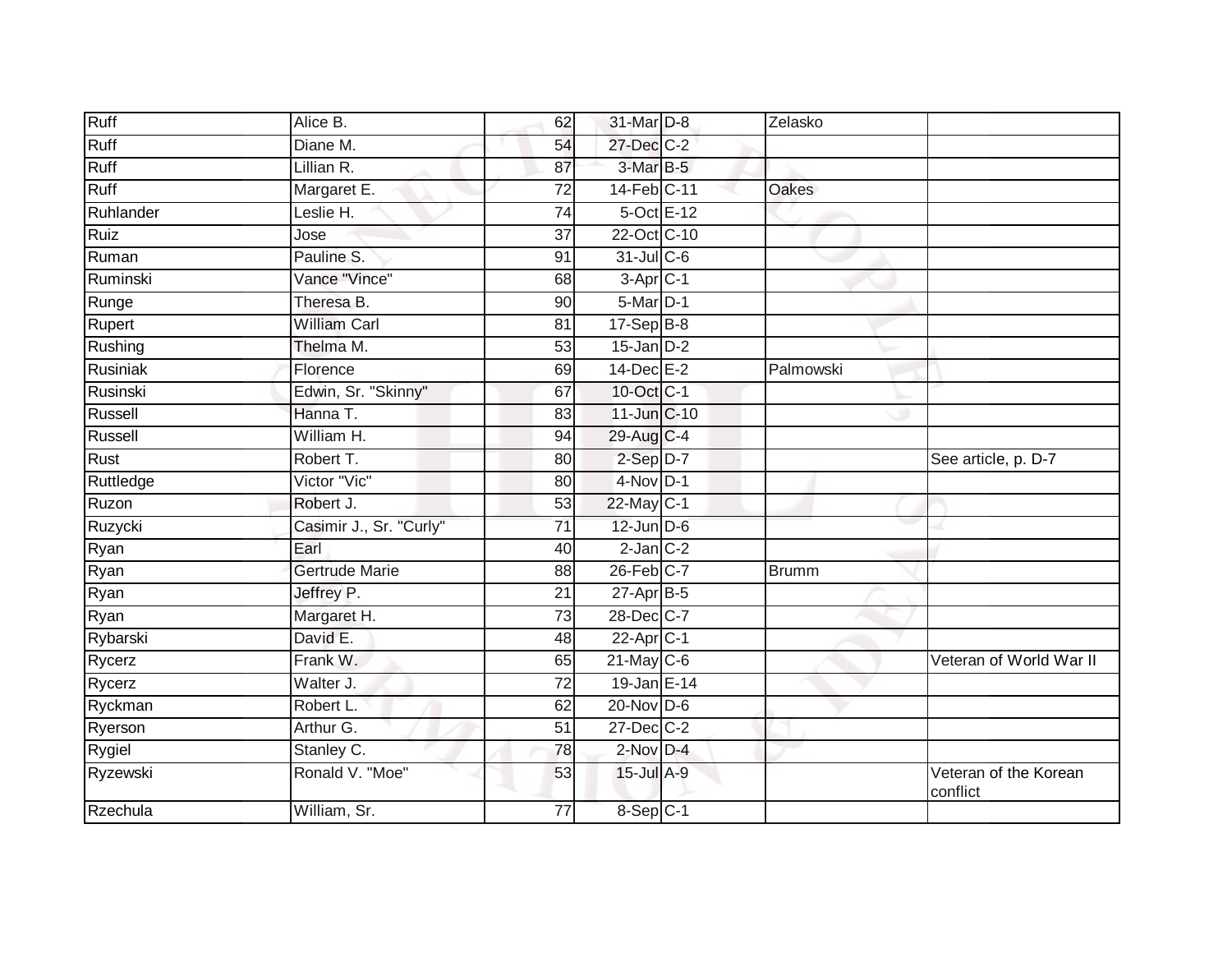| | | | | | | |
|---|---|---|---|---|---|---|
| Ruff | Alice B. | 62 | 31-Mar | D-8 | Zelasko | |
| Ruff | Diane M. | 54 | 27-Dec | C-2 | | |
| Ruff | Lillian R. | 87 | 3-Mar | B-5 | | |
| Ruff | Margaret E. | 72 | 14-Feb | C-11 | Oakes | |
| Ruhlander | Leslie H. | 74 | 5-Oct | E-12 | | |
| Ruiz | Jose | 37 | 22-Oct | C-10 | | |
| Ruman | Pauline S. | 91 | 31-Jul | C-6 | | |
| Ruminski | Vance "Vince" | 68 | 3-Apr | C-1 | | |
| Runge | Theresa B. | 90 | 5-Mar | D-1 | | |
| Rupert | William Carl | 81 | 17-Sep | B-8 | | |
| Rushing | Thelma M. | 53 | 15-Jan | D-2 | | |
| Rusiniak | Florence | 69 | 14-Dec | E-2 | Palmowski | |
| Rusinski | Edwin, Sr. "Skinny" | 67 | 10-Oct | C-1 | | |
| Russell | Hanna T. | 83 | 11-Jun | C-10 | | |
| Russell | William H. | 94 | 29-Aug | C-4 | | |
| Rust | Robert T. | 80 | 2-Sep | D-7 | | See article, p. D-7 |
| Ruttledge | Victor "Vic" | 80 | 4-Nov | D-1 | | |
| Ruzon | Robert J. | 53 | 22-May | C-1 | | |
| Ruzycki | Casimir J., Sr. "Curly" | 71 | 12-Jun | D-6 | | |
| Ryan | Earl | 40 | 2-Jan | C-2 | | |
| Ryan | Gertrude Marie | 88 | 26-Feb | C-7 | Brumm | |
| Ryan | Jeffrey P. | 21 | 27-Apr | B-5 | | |
| Ryan | Margaret H. | 73 | 28-Dec | C-7 | | |
| Rybarski | David E. | 48 | 22-Apr | C-1 | | |
| Rycerz | Frank W. | 65 | 21-May | C-6 | | Veteran of World War II |
| Rycerz | Walter J. | 72 | 19-Jan | E-14 | | |
| Ryckman | Robert L. | 62 | 20-Nov | D-6 | | |
| Ryerson | Arthur G. | 51 | 27-Dec | C-2 | | |
| Rygiel | Stanley C. | 78 | 2-Nov | D-4 | | |
| Ryzewski | Ronald V. "Moe" | 53 | 15-Jul | A-9 | | Veteran of the Korean conflict |
| Rzechula | William, Sr. | 77 | 8-Sep | C-1 | | |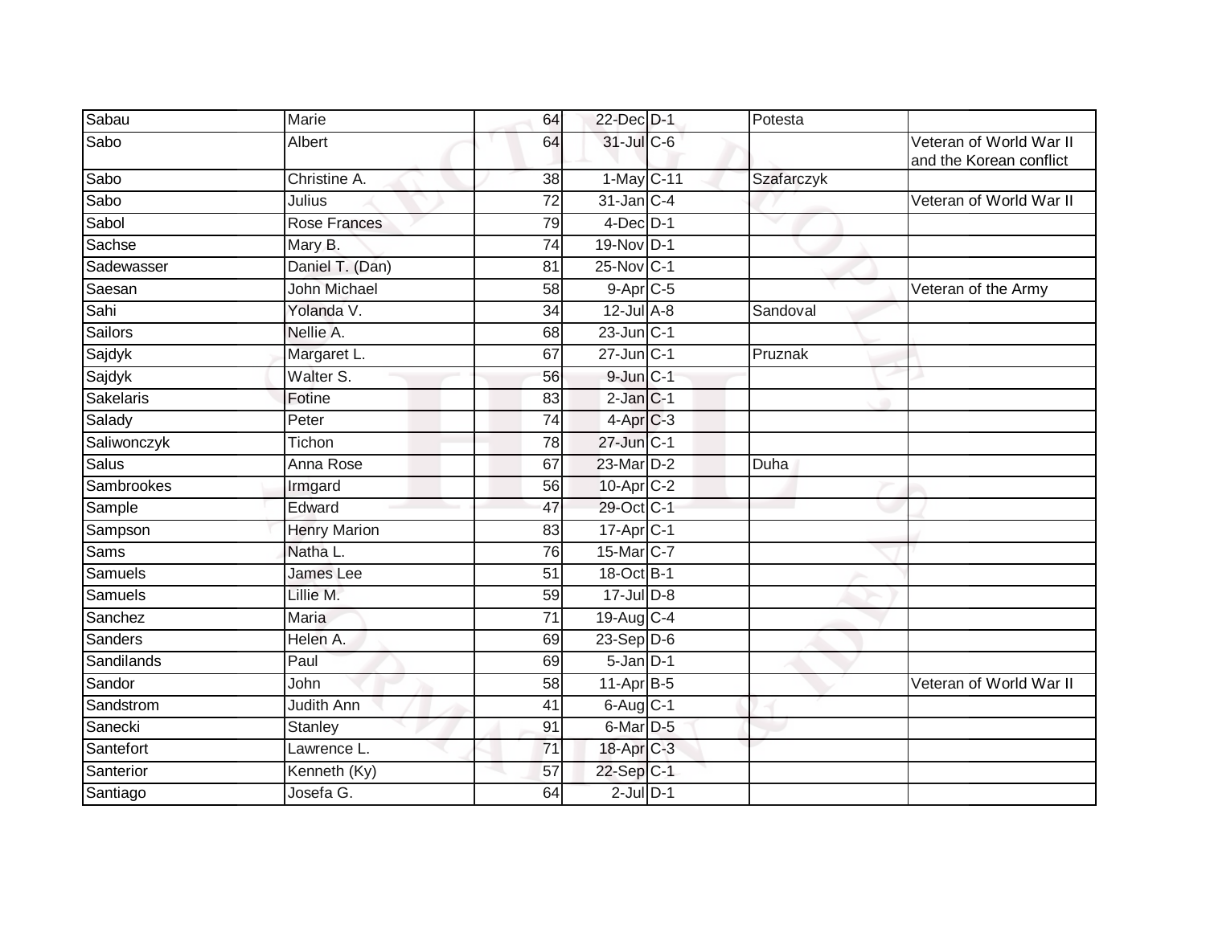| | | | | | | |
|---|---|---|---|---|---|---|
| Sabau | Marie | 64 | 22-Dec | D-1 | Potesta | |
| Sabo | Albert | 64 | 31-Jul | C-6 | | Veteran of World War II and the Korean conflict |
| Sabo | Christine A. | 38 | 1-May | C-11 | Szafarczyk | |
| Sabo | Julius | 72 | 31-Jan | C-4 | | Veteran of World War II |
| Sabol | Rose Frances | 79 | 4-Dec | D-1 | | |
| Sachse | Mary B. | 74 | 19-Nov | D-1 | | |
| Sadewasser | Daniel T. (Dan) | 81 | 25-Nov | C-1 | | |
| Saesan | John Michael | 58 | 9-Apr | C-5 | | Veteran of the Army |
| Sahi | Yolanda V. | 34 | 12-Jul | A-8 | Sandoval | |
| Sailors | Nellie A. | 68 | 23-Jun | C-1 | | |
| Sajdyk | Margaret L. | 67 | 27-Jun | C-1 | Pruznak | |
| Sajdyk | Walter S. | 56 | 9-Jun | C-1 | | |
| Sakelaris | Fotine | 83 | 2-Jan | C-1 | | |
| Salady | Peter | 74 | 4-Apr | C-3 | | |
| Saliwonczyk | Tichon | 78 | 27-Jun | C-1 | | |
| Salus | Anna Rose | 67 | 23-Mar | D-2 | Duha | |
| Sambrookes | Irmgard | 56 | 10-Apr | C-2 | | |
| Sample | Edward | 47 | 29-Oct | C-1 | | |
| Sampson | Henry Marion | 83 | 17-Apr | C-1 | | |
| Sams | Natha L. | 76 | 15-Mar | C-7 | | |
| Samuels | James Lee | 51 | 18-Oct | B-1 | | |
| Samuels | Lillie M. | 59 | 17-Jul | D-8 | | |
| Sanchez | Maria | 71 | 19-Aug | C-4 | | |
| Sanders | Helen A. | 69 | 23-Sep | D-6 | | |
| Sandilands | Paul | 69 | 5-Jan | D-1 | | |
| Sandor | John | 58 | 11-Apr | B-5 | | Veteran of World War II |
| Sandstrom | Judith Ann | 41 | 6-Aug | C-1 | | |
| Sanecki | Stanley | 91 | 6-Mar | D-5 | | |
| Santefort | Lawrence L. | 71 | 18-Apr | C-3 | | |
| Santerior | Kenneth (Ky) | 57 | 22-Sep | C-1 | | |
| Santiago | Josefa G. | 64 | 2-Jul | D-1 | | |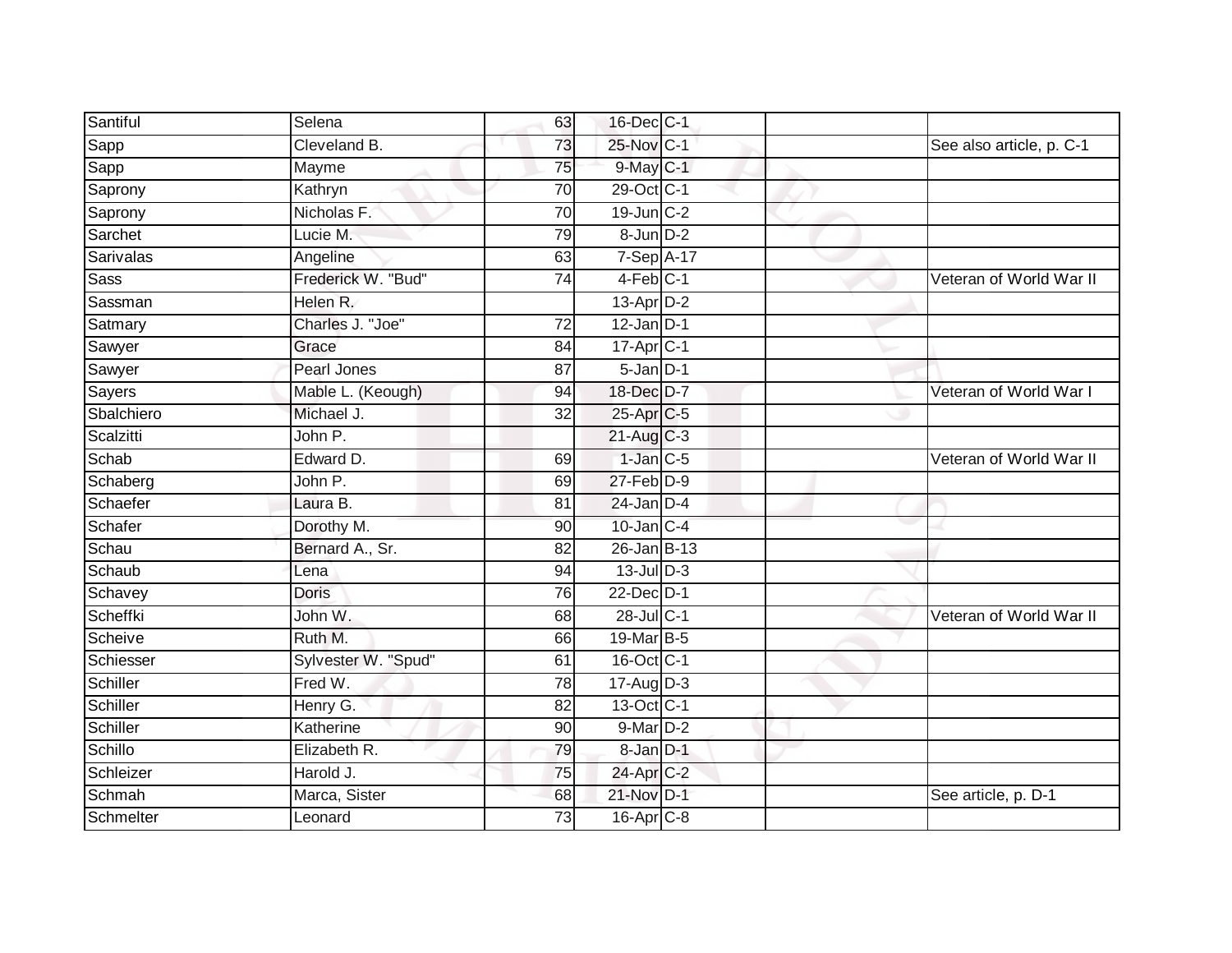| Santiful | Selena | 63 | 16-Dec | C-1 | | |
|---|---|---|---|---|---|---|
| Sapp | Cleveland B. | 73 | 25-Nov | C-1 | | See also article, p. C-1 |
| Sapp | Mayme | 75 | 9-May | C-1 | | |
| Saprony | Kathryn | 70 | 29-Oct | C-1 | | |
| Saprony | Nicholas F. | 70 | 19-Jun | C-2 | | |
| Sarchet | Lucie M. | 79 | 8-Jun | D-2 | | |
| Sarivalas | Angeline | 63 | 7-Sep | A-17 | | |
| Sass | Frederick W. "Bud" | 74 | 4-Feb | C-1 | | Veteran of World War II |
| Sassman | Helen R. | | 13-Apr | D-2 | | |
| Satmary | Charles J. "Joe" | 72 | 12-Jan | D-1 | | |
| Sawyer | Grace | 84 | 17-Apr | C-1 | | |
| Sawyer | Pearl Jones | 87 | 5-Jan | D-1 | | |
| Sayers | Mable L. (Keough) | 94 | 18-Dec | D-7 | | Veteran of World War I |
| Sbalchiero | Michael J. | 32 | 25-Apr | C-5 | | |
| Scalzitti | John P. | | 21-Aug | C-3 | | |
| Schab | Edward D. | 69 | 1-Jan | C-5 | | Veteran of World War II |
| Schaberg | John P. | 69 | 27-Feb | D-9 | | |
| Schaefer | Laura B. | 81 | 24-Jan | D-4 | | |
| Schafer | Dorothy M. | 90 | 10-Jan | C-4 | | |
| Schau | Bernard A., Sr. | 82 | 26-Jan | B-13 | | |
| Schaub | Lena | 94 | 13-Jul | D-3 | | |
| Schavey | Doris | 76 | 22-Dec | D-1 | | |
| Scheffki | John W. | 68 | 28-Jul | C-1 | | Veteran of World War II |
| Scheive | Ruth M. | 66 | 19-Mar | B-5 | | |
| Schiesser | Sylvester W. "Spud" | 61 | 16-Oct | C-1 | | |
| Schiller | Fred W. | 78 | 17-Aug | D-3 | | |
| Schiller | Henry G. | 82 | 13-Oct | C-1 | | |
| Schiller | Katherine | 90 | 9-Mar | D-2 | | |
| Schillo | Elizabeth R. | 79 | 8-Jan | D-1 | | |
| Schleizer | Harold J. | 75 | 24-Apr | C-2 | | |
| Schmah | Marca, Sister | 68 | 21-Nov | D-1 | | See article, p. D-1 |
| Schmelter | Leonard | 73 | 16-Apr | C-8 | | |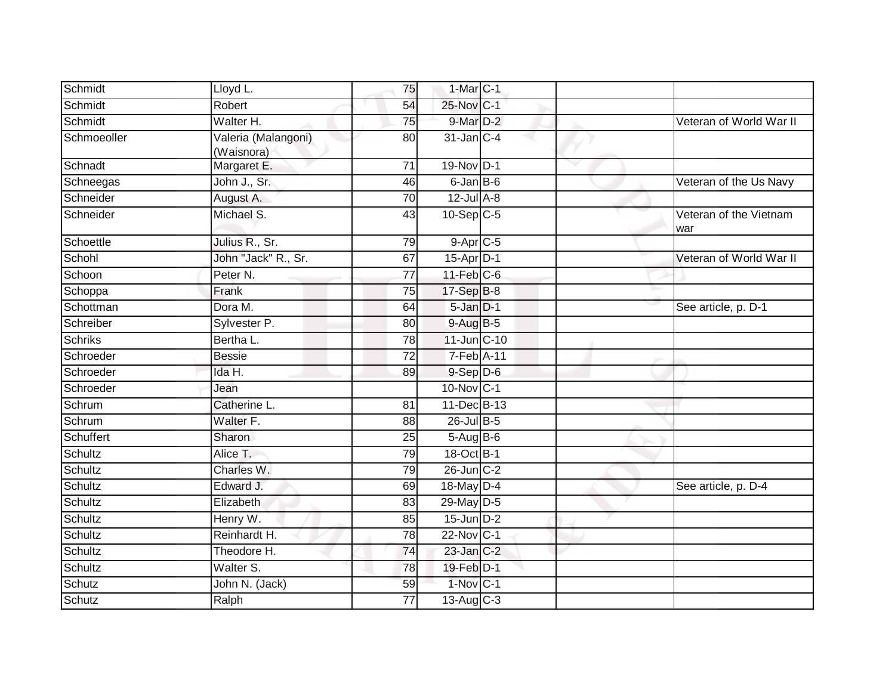| | | | | | | |
|---|---|---|---|---|---|---|
| Schmidt | Lloyd L. | 75 | 1-Mar | C-1 | | |
| Schmidt | Robert | 54 | 25-Nov | C-1 | | |
| Schmidt | Walter H. | 75 | 9-Mar | D-2 | | Veteran of World War II |
| Schmoeoller | Valeria (Malangoni) (Waisnora) | 80 | 31-Jan | C-4 | | |
| Schnadt | Margaret E. | 71 | 19-Nov | D-1 | | |
| Schneegas | John J., Sr. | 46 | 6-Jan | B-6 | | Veteran of the Us Navy |
| Schneider | August A. | 70 | 12-Jul | A-8 | | |
| Schneider | Michael S. | 43 | 10-Sep | C-5 | | Veteran of the Vietnam war |
| Schoettle | Julius R., Sr. | 79 | 9-Apr | C-5 | | |
| Schohl | John "Jack" R., Sr. | 67 | 15-Apr | D-1 | | Veteran of World War II |
| Schoon | Peter N. | 77 | 11-Feb | C-6 | | |
| Schoppa | Frank | 75 | 17-Sep | B-8 | | |
| Schottman | Dora M. | 64 | 5-Jan | D-1 | | See article, p. D-1 |
| Schreiber | Sylvester P. | 80 | 9-Aug | B-5 | | |
| Schriks | Bertha L. | 78 | 11-Jun | C-10 | | |
| Schroeder | Bessie | 72 | 7-Feb | A-11 | | |
| Schroeder | Ida H. | 89 | 9-Sep | D-6 | | |
| Schroeder | Jean | | 10-Nov | C-1 | | |
| Schrum | Catherine L. | 81 | 11-Dec | B-13 | | |
| Schrum | Walter F. | 88 | 26-Jul | B-5 | | |
| Schuffert | Sharon | 25 | 5-Aug | B-6 | | |
| Schultz | Alice T. | 79 | 18-Oct | B-1 | | |
| Schultz | Charles W. | 79 | 26-Jun | C-2 | | |
| Schultz | Edward J. | 69 | 18-May | D-4 | | See article, p. D-4 |
| Schultz | Elizabeth | 83 | 29-May | D-5 | | |
| Schultz | Henry W. | 85 | 15-Jun | D-2 | | |
| Schultz | Reinhardt H. | 78 | 22-Nov | C-1 | | |
| Schultz | Theodore H. | 74 | 23-Jan | C-2 | | |
| Schultz | Walter S. | 78 | 19-Feb | D-1 | | |
| Schutz | John N. (Jack) | 59 | 1-Nov | C-1 | | |
| Schutz | Ralph | 77 | 13-Aug | C-3 | | |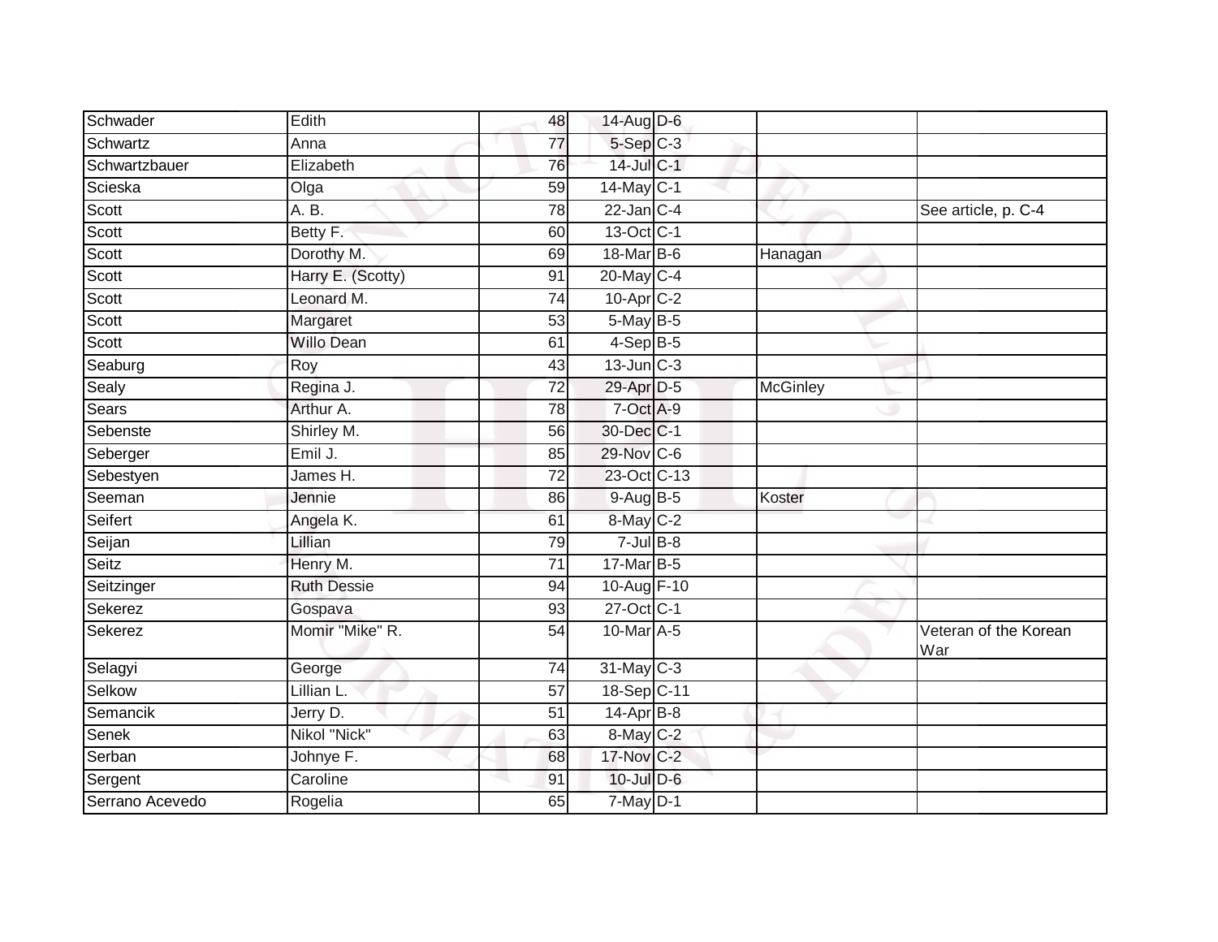| | | | | | | |
|---|---|---|---|---|---|---|
| Schwader | Edith | 48 | 14-Aug | D-6 | | |
| Schwartz | Anna | 77 | 5-Sep | C-3 | | |
| Schwartzbauer | Elizabeth | 76 | 14-Jul | C-1 | | |
| Scieska | Olga | 59 | 14-May | C-1 | | |
| Scott | A. B. | 78 | 22-Jan | C-4 | | See article, p. C-4 |
| Scott | Betty F. | 60 | 13-Oct | C-1 | | |
| Scott | Dorothy M. | 69 | 18-Mar | B-6 | Hanagan | |
| Scott | Harry E. (Scotty) | 91 | 20-May | C-4 | | |
| Scott | Leonard M. | 74 | 10-Apr | C-2 | | |
| Scott | Margaret | 53 | 5-May | B-5 | | |
| Scott | Willo Dean | 61 | 4-Sep | B-5 | | |
| Seaburg | Roy | 43 | 13-Jun | C-3 | | |
| Sealy | Regina J. | 72 | 29-Apr | D-5 | McGinley | |
| Sears | Arthur A. | 78 | 7-Oct | A-9 | | |
| Sebenste | Shirley M. | 56 | 30-Dec | C-1 | | |
| Seberger | Emil J. | 85 | 29-Nov | C-6 | | |
| Sebestyen | James H. | 72 | 23-Oct | C-13 | | |
| Seeman | Jennie | 86 | 9-Aug | B-5 | Koster | |
| Seifert | Angela K. | 61 | 8-May | C-2 | | |
| Seijan | Lillian | 79 | 7-Jul | B-8 | | |
| Seitz | Henry M. | 71 | 17-Mar | B-5 | | |
| Seitzinger | Ruth Dessie | 94 | 10-Aug | F-10 | | |
| Sekerez | Gospava | 93 | 27-Oct | C-1 | | |
| Sekerez | Momir "Mike" R. | 54 | 10-Mar | A-5 | | Veteran of the Korean War |
| Selagyi | George | 74 | 31-May | C-3 | | |
| Selkow | Lillian L. | 57 | 18-Sep | C-11 | | |
| Semancik | Jerry D. | 51 | 14-Apr | B-8 | | |
| Senek | Nikol "Nick" | 63 | 8-May | C-2 | | |
| Serban | Johnye F. | 68 | 17-Nov | C-2 | | |
| Sergent | Caroline | 91 | 10-Jul | D-6 | | |
| Serrano Acevedo | Rogelia | 65 | 7-May | D-1 | | |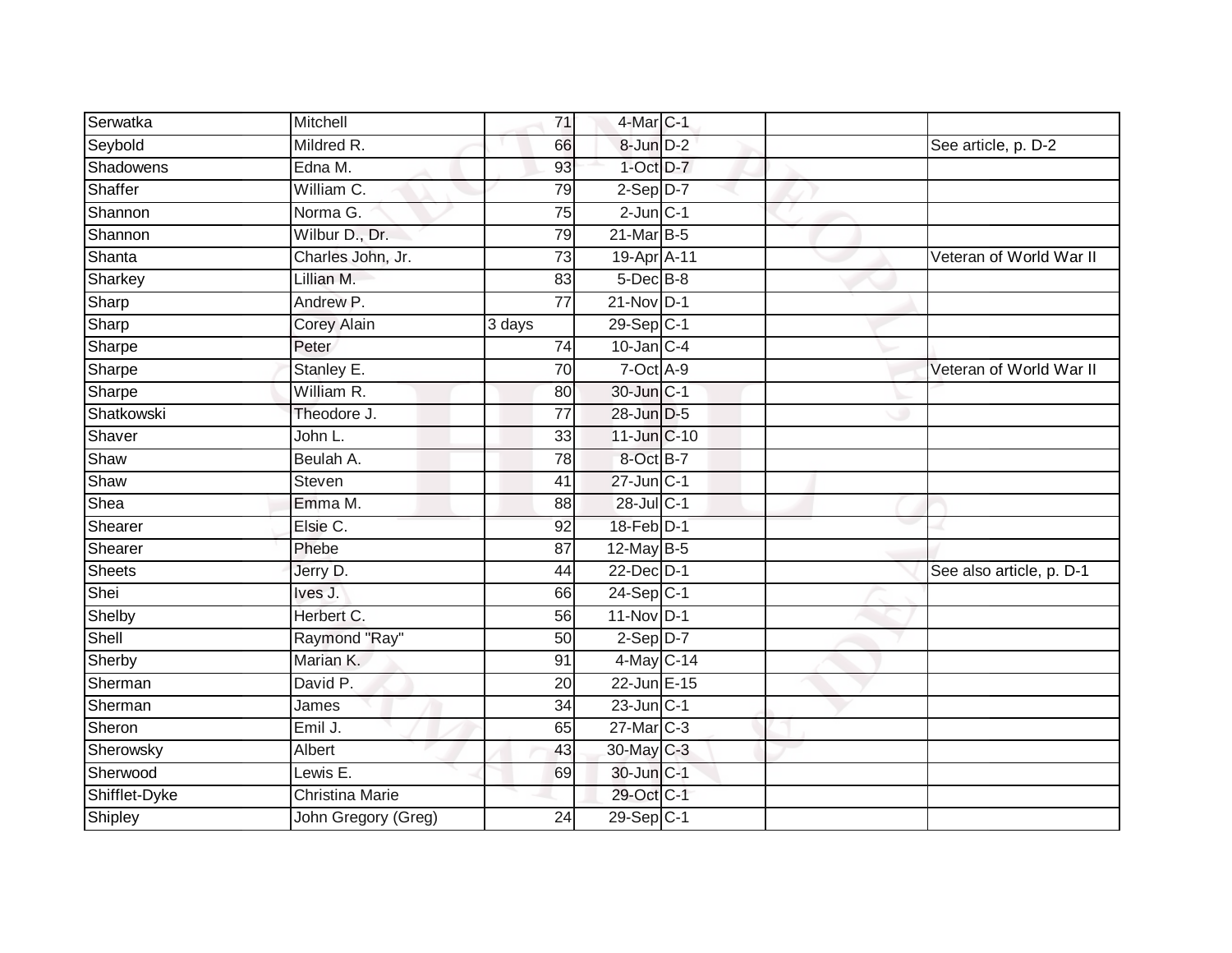| | | | | | | |
|---|---|---|---|---|---|---|
| Serwatka | Mitchell | 71 | 4-Mar | C-1 | | |
| Seybold | Mildred R. | 66 | 8-Jun | D-2 | | See article, p. D-2 |
| Shadowens | Edna M. | 93 | 1-Oct | D-7 | | |
| Shaffer | William C. | 79 | 2-Sep | D-7 | | |
| Shannon | Norma G. | 75 | 2-Jun | C-1 | | |
| Shannon | Wilbur D., Dr. | 79 | 21-Mar | B-5 | | |
| Shanta | Charles John, Jr. | 73 | 19-Apr | A-11 | | Veteran of World War II |
| Sharkey | Lillian M. | 83 | 5-Dec | B-8 | | |
| Sharp | Andrew P. | 77 | 21-Nov | D-1 | | |
| Sharp | Corey Alain | 3 days | 29-Sep | C-1 | | |
| Sharpe | Peter | 74 | 10-Jan | C-4 | | |
| Sharpe | Stanley E. | 70 | 7-Oct | A-9 | | Veteran of World War II |
| Sharpe | William R. | 80 | 30-Jun | C-1 | | |
| Shatkowski | Theodore J. | 77 | 28-Jun | D-5 | | |
| Shaver | John L. | 33 | 11-Jun | C-10 | | |
| Shaw | Beulah A. | 78 | 8-Oct | B-7 | | |
| Shaw | Steven | 41 | 27-Jun | C-1 | | |
| Shea | Emma M. | 88 | 28-Jul | C-1 | | |
| Shearer | Elsie C. | 92 | 18-Feb | D-1 | | |
| Shearer | Phebe | 87 | 12-May | B-5 | | |
| Sheets | Jerry D. | 44 | 22-Dec | D-1 | | See also article, p. D-1 |
| Shei | Ives J. | 66 | 24-Sep | C-1 | | |
| Shelby | Herbert C. | 56 | 11-Nov | D-1 | | |
| Shell | Raymond "Ray" | 50 | 2-Sep | D-7 | | |
| Sherby | Marian K. | 91 | 4-May | C-14 | | |
| Sherman | David P. | 20 | 22-Jun | E-15 | | |
| Sherman | James | 34 | 23-Jun | C-1 | | |
| Sheron | Emil J. | 65 | 27-Mar | C-3 | | |
| Sherowsky | Albert | 43 | 30-May | C-3 | | |
| Sherwood | Lewis E. | 69 | 30-Jun | C-1 | | |
| Shifflet-Dyke | Christina Marie | | 29-Oct | C-1 | | |
| Shipley | John Gregory (Greg) | 24 | 29-Sep | C-1 | | |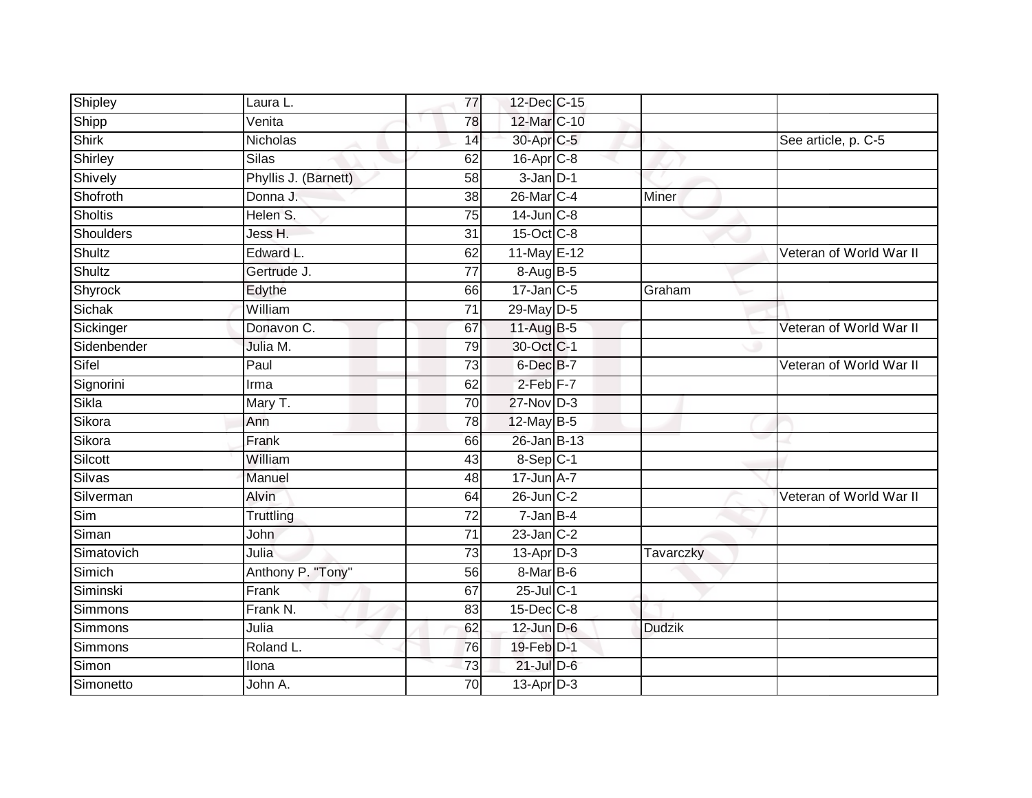| | | | | | | |
|---|---|---|---|---|---|---|
| Shipley | Laura L. | 77 | 12-Dec | C-15 | | |
| Shipp | Venita | 78 | 12-Mar | C-10 | | |
| Shirk | Nicholas | 14 | 30-Apr | C-5 | | See article, p. C-5 |
| Shirley | Silas | 62 | 16-Apr | C-8 | | |
| Shively | Phyllis J. (Barnett) | 58 | 3-Jan | D-1 | | |
| Shofroth | Donna J. | 38 | 26-Mar | C-4 | Miner | |
| Sholtis | Helen S. | 75 | 14-Jun | C-8 | | |
| Shoulders | Jess H. | 31 | 15-Oct | C-8 | | |
| Shultz | Edward L. | 62 | 11-May | E-12 | | Veteran of World War II |
| Shultz | Gertrude J. | 77 | 8-Aug | B-5 | | |
| Shyrock | Edythe | 66 | 17-Jan | C-5 | Graham | |
| Sichak | William | 71 | 29-May | D-5 | | |
| Sickinger | Donavon C. | 67 | 11-Aug | B-5 | | Veteran of World War II |
| Sidenbender | Julia M. | 79 | 30-Oct | C-1 | | |
| Sifel | Paul | 73 | 6-Dec | B-7 | | Veteran of World War II |
| Signorini | Irma | 62 | 2-Feb | F-7 | | |
| Sikla | Mary T. | 70 | 27-Nov | D-3 | | |
| Sikora | Ann | 78 | 12-May | B-5 | | |
| Sikora | Frank | 66 | 26-Jan | B-13 | | |
| Silcott | William | 43 | 8-Sep | C-1 | | |
| Silvas | Manuel | 48 | 17-Jun | A-7 | | |
| Silverman | Alvin | 64 | 26-Jun | C-2 | | Veteran of World War II |
| Sim | Truttling | 72 | 7-Jan | B-4 | | |
| Siman | John | 71 | 23-Jan | C-2 | | |
| Simatovich | Julia | 73 | 13-Apr | D-3 | Tavarczky | |
| Simich | Anthony P. "Tony" | 56 | 8-Mar | B-6 | | |
| Siminski | Frank | 67 | 25-Jul | C-1 | | |
| Simmons | Frank N. | 83 | 15-Dec | C-8 | | |
| Simmons | Julia | 62 | 12-Jun | D-6 | Dudzik | |
| Simmons | Roland L. | 76 | 19-Feb | D-1 | | |
| Simon | Ilona | 73 | 21-Jul | D-6 | | |
| Simonetto | John A. | 70 | 13-Apr | D-3 | | |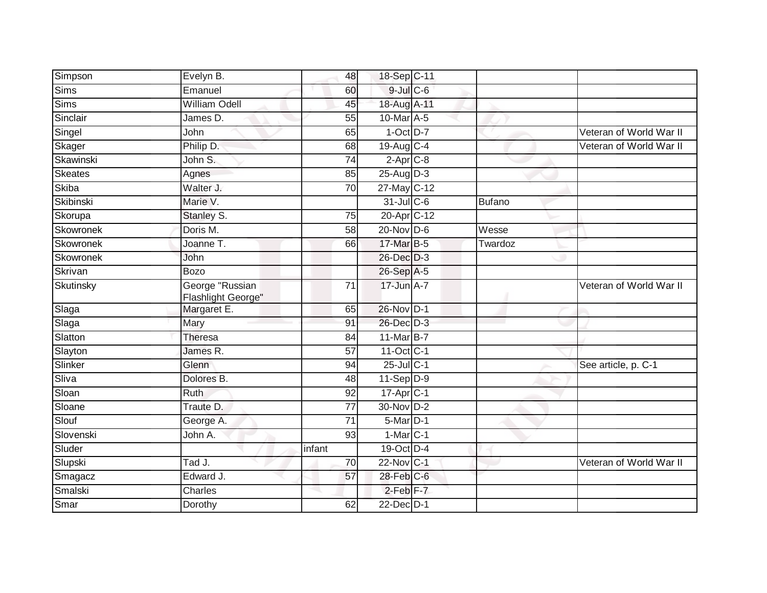| | | | | | | |
|---|---|---|---|---|---|---|
| Simpson | Evelyn B. | 48 | 18-Sep | C-11 | | |
| Sims | Emanuel | 60 | 9-Jul | C-6 | | |
| Sims | William Odell | 45 | 18-Aug | A-11 | | |
| Sinclair | James D. | 55 | 10-Mar | A-5 | | |
| Singel | John | 65 | 1-Oct | D-7 | | Veteran of World War II |
| Skager | Philip D. | 68 | 19-Aug | C-4 | | Veteran of World War II |
| Skawinski | John S. | 74 | 2-Apr | C-8 | | |
| Skeates | Agnes | 85 | 25-Aug | D-3 | | |
| Skiba | Walter J. | 70 | 27-May | C-12 | | |
| Skibinski | Marie V. | | 31-Jul | C-6 | Bufano | |
| Skorupa | Stanley S. | 75 | 20-Apr | C-12 | | |
| Skowronek | Doris M. | 58 | 20-Nov | D-6 | Wesse | |
| Skowronek | Joanne T. | 66 | 17-Mar | B-5 | Twardoz | |
| Skowronek | John | | 26-Dec | D-3 | | |
| Skrivan | Bozo | | 26-Sep | A-5 | | |
| Skutinsky | George "Russian Flashlight George" | 71 | 17-Jun | A-7 | | Veteran of World War II |
| Slaga | Margaret E. | 65 | 26-Nov | D-1 | | |
| Slaga | Mary | 91 | 26-Dec | D-3 | | |
| Slatton | Theresa | 84 | 11-Mar | B-7 | | |
| Slayton | James R. | 57 | 11-Oct | C-1 | | |
| Slinker | Glenn | 94 | 25-Jul | C-1 | | See article, p. C-1 |
| Sliva | Dolores B. | 48 | 11-Sep | D-9 | | |
| Sloan | Ruth | 92 | 17-Apr | C-1 | | |
| Sloane | Traute D. | 77 | 30-Nov | D-2 | | |
| Slouf | George A. | 71 | 5-Mar | D-1 | | |
| Slovenski | John A. | 93 | 1-Mar | C-1 | | |
| Sluder | | infant | 19-Oct | D-4 | | |
| Slupski | Tad J. | 70 | 22-Nov | C-1 | | Veteran of World War II |
| Smagacz | Edward J. | 57 | 28-Feb | C-6 | | |
| Smalski | Charles | | 2-Feb | F-7 | | |
| Smar | Dorothy | 62 | 22-Dec | D-1 | | |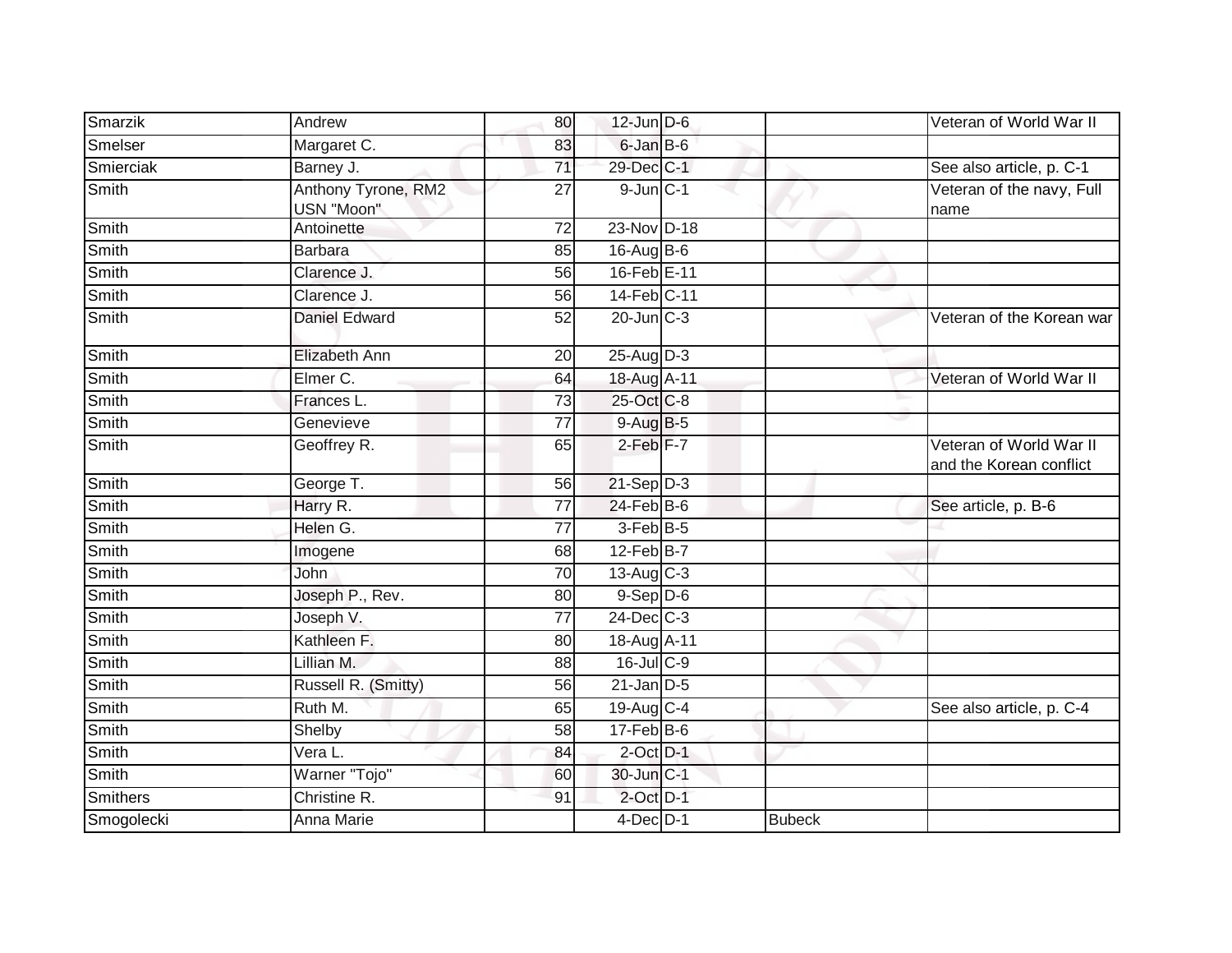| | | | | | | |
|---|---|---|---|---|---|---|
| Smarzik | Andrew | 80 | 12-Jun | D-6 | | Veteran of World War II |
| Smelser | Margaret C. | 83 | 6-Jan | B-6 | | |
| Smierciak | Barney J. | 71 | 29-Dec | C-1 | | See also article, p. C-1 |
| Smith | Anthony Tyrone, RM2 USN "Moon" | 27 | 9-Jun | C-1 | | Veteran of the navy, Full name |
| Smith | Antoinette | 72 | 23-Nov | D-18 | | |
| Smith | Barbara | 85 | 16-Aug | B-6 | | |
| Smith | Clarence J. | 56 | 16-Feb | E-11 | | |
| Smith | Clarence J. | 56 | 14-Feb | C-11 | | |
| Smith | Daniel Edward | 52 | 20-Jun | C-3 | | Veteran of the Korean war |
| Smith | Elizabeth Ann | 20 | 25-Aug | D-3 | | |
| Smith | Elmer C. | 64 | 18-Aug | A-11 | | Veteran of World War II |
| Smith | Frances L. | 73 | 25-Oct | C-8 | | |
| Smith | Genevieve | 77 | 9-Aug | B-5 | | |
| Smith | Geoffrey R. | 65 | 2-Feb | F-7 | | Veteran of World War II and the Korean conflict |
| Smith | George T. | 56 | 21-Sep | D-3 | | |
| Smith | Harry R. | 77 | 24-Feb | B-6 | | See article, p. B-6 |
| Smith | Helen G. | 77 | 3-Feb | B-5 | | |
| Smith | Imogene | 68 | 12-Feb | B-7 | | |
| Smith | John | 70 | 13-Aug | C-3 | | |
| Smith | Joseph P., Rev. | 80 | 9-Sep | D-6 | | |
| Smith | Joseph V. | 77 | 24-Dec | C-3 | | |
| Smith | Kathleen F. | 80 | 18-Aug | A-11 | | |
| Smith | Lillian M. | 88 | 16-Jul | C-9 | | |
| Smith | Russell R. (Smitty) | 56 | 21-Jan | D-5 | | |
| Smith | Ruth M. | 65 | 19-Aug | C-4 | | See also article, p. C-4 |
| Smith | Shelby | 58 | 17-Feb | B-6 | | |
| Smith | Vera L. | 84 | 2-Oct | D-1 | | |
| Smith | Warner "Tojo" | 60 | 30-Jun | C-1 | | |
| Smithers | Christine R. | 91 | 2-Oct | D-1 | | |
| Smogolecki | Anna Marie | | 4-Dec | D-1 | Bubeck | |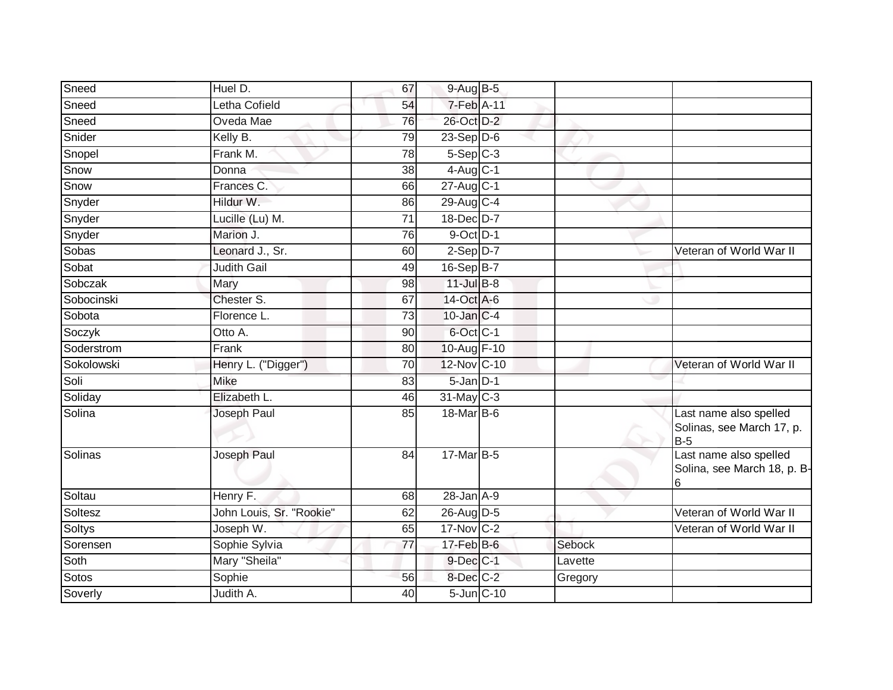| | | | | | | |
|---|---|---|---|---|---|---|
| Sneed | Huel D. | 67 | 9-Aug | B-5 | | |
| Sneed | Letha Cofield | 54 | 7-Feb | A-11 | | |
| Sneed | Oveda Mae | 76 | 26-Oct | D-2 | | |
| Snider | Kelly B. | 79 | 23-Sep | D-6 | | |
| Snopel | Frank M. | 78 | 5-Sep | C-3 | | |
| Snow | Donna | 38 | 4-Aug | C-1 | | |
| Snow | Frances C. | 66 | 27-Aug | C-1 | | |
| Snyder | Hildur W. | 86 | 29-Aug | C-4 | | |
| Snyder | Lucille (Lu) M. | 71 | 18-Dec | D-7 | | |
| Snyder | Marion J. | 76 | 9-Oct | D-1 | | |
| Sobas | Leonard J., Sr. | 60 | 2-Sep | D-7 | | Veteran of World War II |
| Sobat | Judith Gail | 49 | 16-Sep | B-7 | | |
| Sobczak | Mary | 98 | 11-Jul | B-8 | | |
| Sobocinski | Chester S. | 67 | 14-Oct | A-6 | | |
| Sobota | Florence L. | 73 | 10-Jan | C-4 | | |
| Soczyk | Otto A. | 90 | 6-Oct | C-1 | | |
| Soderstrom | Frank | 80 | 10-Aug | F-10 | | |
| Sokolowski | Henry L. ("Digger") | 70 | 12-Nov | C-10 | | Veteran of World War II |
| Soli | Mike | 83 | 5-Jan | D-1 | | |
| Soliday | Elizabeth L. | 46 | 31-May | C-3 | | |
| Solina | Joseph Paul | 85 | 18-Mar | B-6 | | Last name also spelled Solinas, see March 17, p. B-5 |
| Solinas | Joseph Paul | 84 | 17-Mar | B-5 | | Last name also spelled Solina, see March 18, p. B-6 |
| Soltau | Henry F. | 68 | 28-Jan | A-9 | | |
| Soltesz | John Louis, Sr. "Rookie" | 62 | 26-Aug | D-5 | | Veteran of World War II |
| Soltys | Joseph W. | 65 | 17-Nov | C-2 | | Veteran of World War II |
| Sorensen | Sophie Sylvia | 77 | 17-Feb | B-6 | Sebock | |
| Soth | Mary "Sheila" | | 9-Dec | C-1 | Lavette | |
| Sotos | Sophie | 56 | 8-Dec | C-2 | Gregory | |
| Soverly | Judith A. | 40 | 5-Jun | C-10 | | |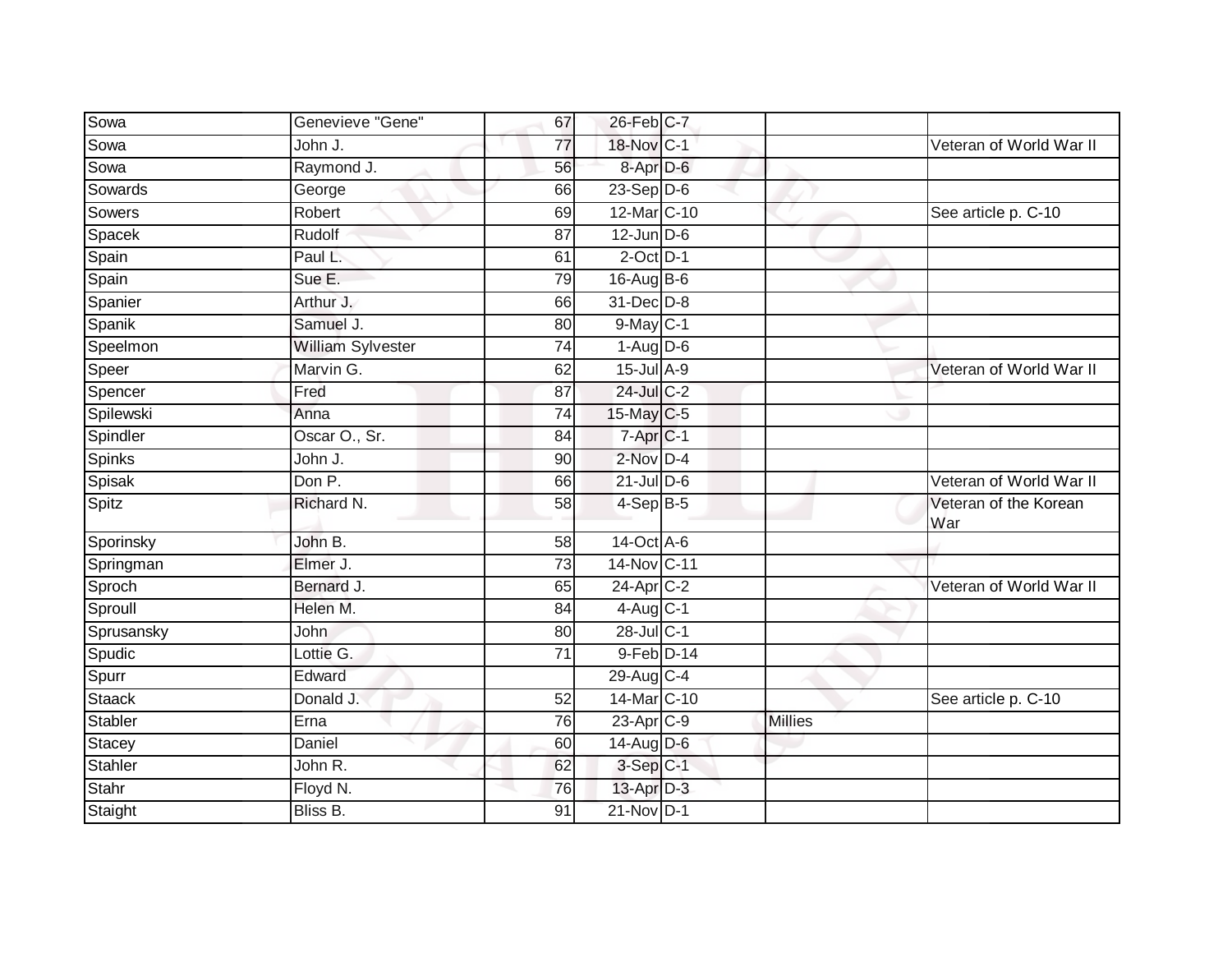| | | | | | | |
|---|---|---|---|---|---|---|
| Sowa | Genevieve "Gene" | 67 | 26-Feb | C-7 | | |
| Sowa | John J. | 77 | 18-Nov | C-1 | | Veteran of World War II |
| Sowa | Raymond J. | 56 | 8-Apr | D-6 | | |
| Sowards | George | 66 | 23-Sep | D-6 | | |
| Sowers | Robert | 69 | 12-Mar | C-10 | | See article p. C-10 |
| Spacek | Rudolf | 87 | 12-Jun | D-6 | | |
| Spain | Paul L. | 61 | 2-Oct | D-1 | | |
| Spain | Sue E. | 79 | 16-Aug | B-6 | | |
| Spanier | Arthur J. | 66 | 31-Dec | D-8 | | |
| Spanik | Samuel J. | 80 | 9-May | C-1 | | |
| Speelmon | William Sylvester | 74 | 1-Aug | D-6 | | |
| Speer | Marvin G. | 62 | 15-Jul | A-9 | | Veteran of World War II |
| Spencer | Fred | 87 | 24-Jul | C-2 | | |
| Spilewski | Anna | 74 | 15-May | C-5 | | |
| Spindler | Oscar O., Sr. | 84 | 7-Apr | C-1 | | |
| Spinks | John J. | 90 | 2-Nov | D-4 | | |
| Spisak | Don P. | 66 | 21-Jul | D-6 | | Veteran of World War II |
| Spitz | Richard N. | 58 | 4-Sep | B-5 | | Veteran of the Korean War |
| Sporinsky | John B. | 58 | 14-Oct | A-6 | | |
| Springman | Elmer J. | 73 | 14-Nov | C-11 | | |
| Sproch | Bernard J. | 65 | 24-Apr | C-2 | | Veteran of World War II |
| Sproull | Helen M. | 84 | 4-Aug | C-1 | | |
| Sprusansky | John | 80 | 28-Jul | C-1 | | |
| Spudic | Lottie G. | 71 | 9-Feb | D-14 | | |
| Spurr | Edward | | 29-Aug | C-4 | | |
| Staack | Donald J. | 52 | 14-Mar | C-10 | | See article p. C-10 |
| Stabler | Erna | 76 | 23-Apr | C-9 | Millies | |
| Stacey | Daniel | 60 | 14-Aug | D-6 | | |
| Stahler | John R. | 62 | 3-Sep | C-1 | | |
| Stahr | Floyd N. | 76 | 13-Apr | D-3 | | |
| Staight | Bliss B. | 91 | 21-Nov | D-1 | | |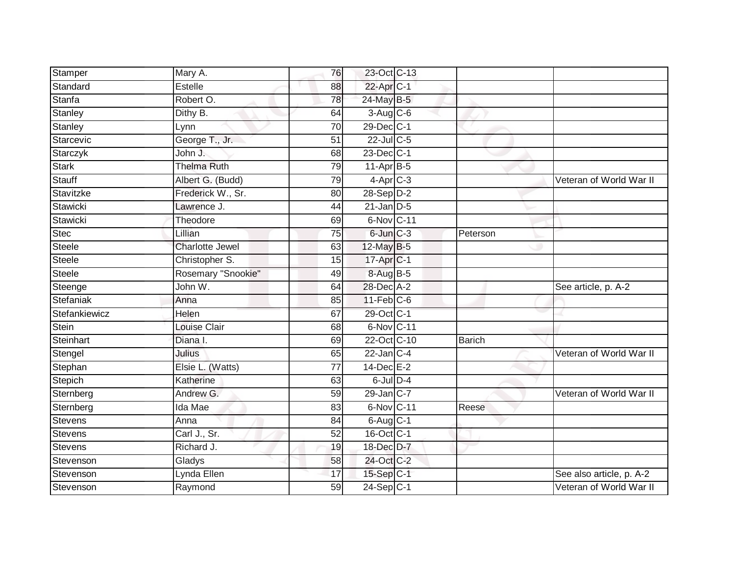| | | | | | | |
|---|---|---|---|---|---|---|
| Stamper | Mary A. | 76 | 23-Oct | C-13 | | |
| Standard | Estelle | 88 | 22-Apr | C-1 | | |
| Stanfa | Robert O. | 78 | 24-May | B-5 | | |
| Stanley | Dithy B. | 64 | 3-Aug | C-6 | | |
| Stanley | Lynn | 70 | 29-Dec | C-1 | | |
| Starcevic | George T., Jr. | 51 | 22-Jul | C-5 | | |
| Starczyk | John J. | 68 | 23-Dec | C-1 | | |
| Stark | Thelma Ruth | 79 | 11-Apr | B-5 | | |
| Stauff | Albert G. (Budd) | 79 | 4-Apr | C-3 | | Veteran of World War II |
| Stavitzke | Frederick W., Sr. | 80 | 28-Sep | D-2 | | |
| Stawicki | Lawrence J. | 44 | 21-Jan | D-5 | | |
| Stawicki | Theodore | 69 | 6-Nov | C-11 | | |
| Stec | Lillian | 75 | 6-Jun | C-3 | Peterson | |
| Steele | Charlotte Jewel | 63 | 12-May | B-5 | | |
| Steele | Christopher S. | 15 | 17-Apr | C-1 | | |
| Steele | Rosemary "Snookie" | 49 | 8-Aug | B-5 | | |
| Steenge | John W. | 64 | 28-Dec | A-2 | | See article, p. A-2 |
| Stefaniak | Anna | 85 | 11-Feb | C-6 | | |
| Stefankiewicz | Helen | 67 | 29-Oct | C-1 | | |
| Stein | Louise Clair | 68 | 6-Nov | C-11 | | |
| Steinhart | Diana I. | 69 | 22-Oct | C-10 | Barich | |
| Stengel | Julius | 65 | 22-Jan | C-4 | | Veteran of World War II |
| Stephan | Elsie L. (Watts) | 77 | 14-Dec | E-2 | | |
| Stepich | Katherine | 63 | 6-Jul | D-4 | | |
| Sternberg | Andrew G. | 59 | 29-Jan | C-7 | | Veteran of World War II |
| Sternberg | Ida Mae | 83 | 6-Nov | C-11 | Reese | |
| Stevens | Anna | 84 | 6-Aug | C-1 | | |
| Stevens | Carl J., Sr. | 52 | 16-Oct | C-1 | | |
| Stevens | Richard J. | 19 | 18-Dec | D-7 | | |
| Stevenson | Gladys | 58 | 24-Oct | C-2 | | |
| Stevenson | Lynda Ellen | 17 | 15-Sep | C-1 | | See also article, p. A-2 |
| Stevenson | Raymond | 59 | 24-Sep | C-1 | | Veteran of World War II |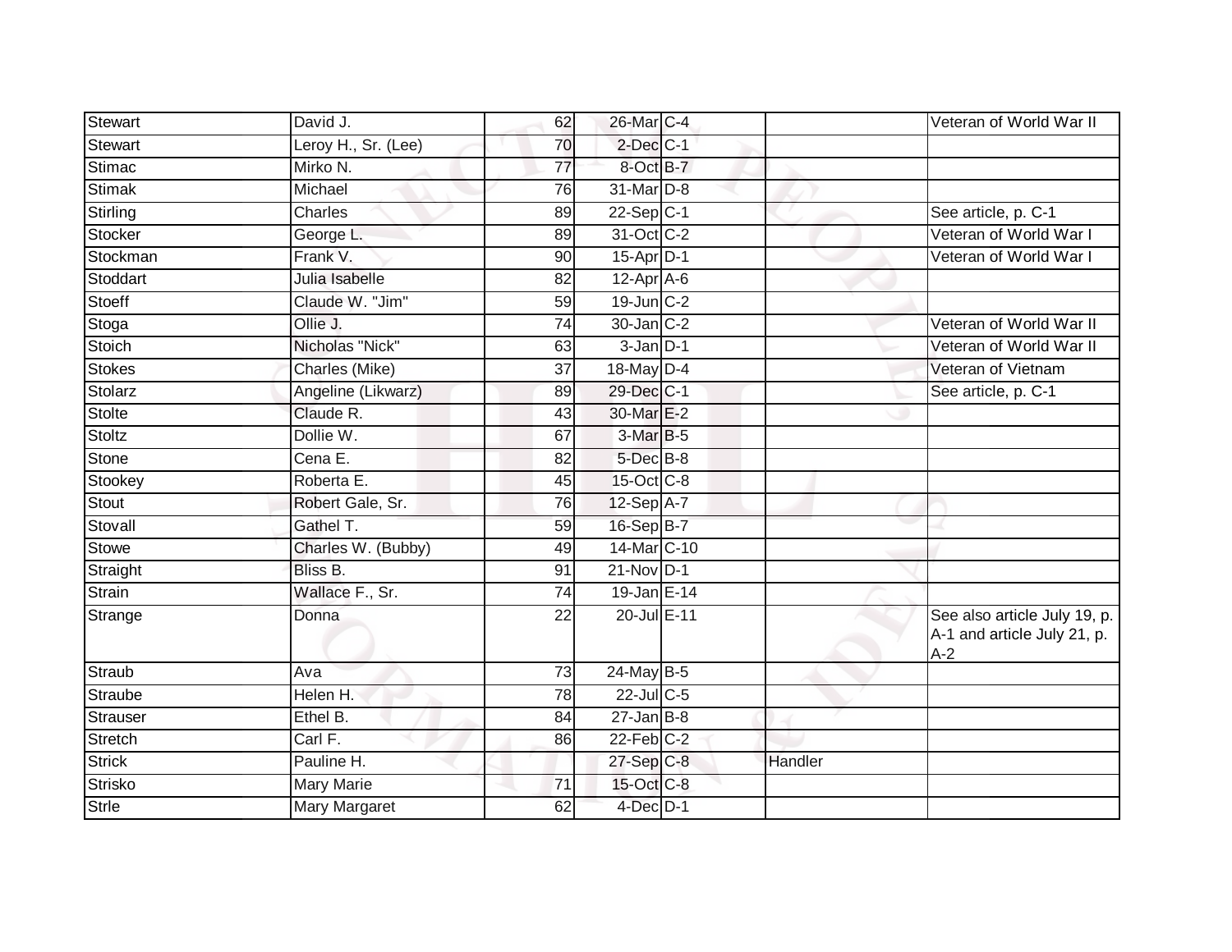| | | | | | | |
|---|---|---|---|---|---|---|
| Stewart | David J. | 62 | 26-Mar | C-4 | | Veteran of World War II |
| Stewart | Leroy H., Sr. (Lee) | 70 | 2-Dec | C-1 | | |
| Stimac | Mirko N. | 77 | 8-Oct | B-7 | | |
| Stimak | Michael | 76 | 31-Mar | D-8 | | |
| Stirling | Charles | 89 | 22-Sep | C-1 | | See article, p. C-1 |
| Stocker | George L. | 89 | 31-Oct | C-2 | | Veteran of World War I |
| Stockman | Frank V. | 90 | 15-Apr | D-1 | | Veteran of World War I |
| Stoddart | Julia Isabelle | 82 | 12-Apr | A-6 | | |
| Stoeff | Claude W. "Jim" | 59 | 19-Jun | C-2 | | |
| Stoga | Ollie J. | 74 | 30-Jan | C-2 | | Veteran of World War II |
| Stoich | Nicholas "Nick" | 63 | 3-Jan | D-1 | | Veteran of World War II |
| Stokes | Charles (Mike) | 37 | 18-May | D-4 | | Veteran of Vietnam |
| Stolarz | Angeline (Likwarz) | 89 | 29-Dec | C-1 | | See article, p. C-1 |
| Stolte | Claude R. | 43 | 30-Mar | E-2 | | |
| Stoltz | Dollie W. | 67 | 3-Mar | B-5 | | |
| Stone | Cena E. | 82 | 5-Dec | B-8 | | |
| Stookey | Roberta E. | 45 | 15-Oct | C-8 | | |
| Stout | Robert Gale, Sr. | 76 | 12-Sep | A-7 | | |
| Stovall | Gathel T. | 59 | 16-Sep | B-7 | | |
| Stowe | Charles W. (Bubby) | 49 | 14-Mar | C-10 | | |
| Straight | Bliss B. | 91 | 21-Nov | D-1 | | |
| Strain | Wallace F., Sr. | 74 | 19-Jan | E-14 | | |
| Strange | Donna | 22 | 20-Jul | E-11 | | See also article July 19, p. A-1 and article July 21, p. A-2 |
| Straub | Ava | 73 | 24-May | B-5 | | |
| Straube | Helen H. | 78 | 22-Jul | C-5 | | |
| Strauser | Ethel B. | 84 | 27-Jan | B-8 | | |
| Stretch | Carl F. | 86 | 22-Feb | C-2 | | |
| Strick | Pauline H. | | 27-Sep | C-8 | Handler | |
| Strisko | Mary Marie | 71 | 15-Oct | C-8 | | |
| Strle | Mary Margaret | 62 | 4-Dec | D-1 | | |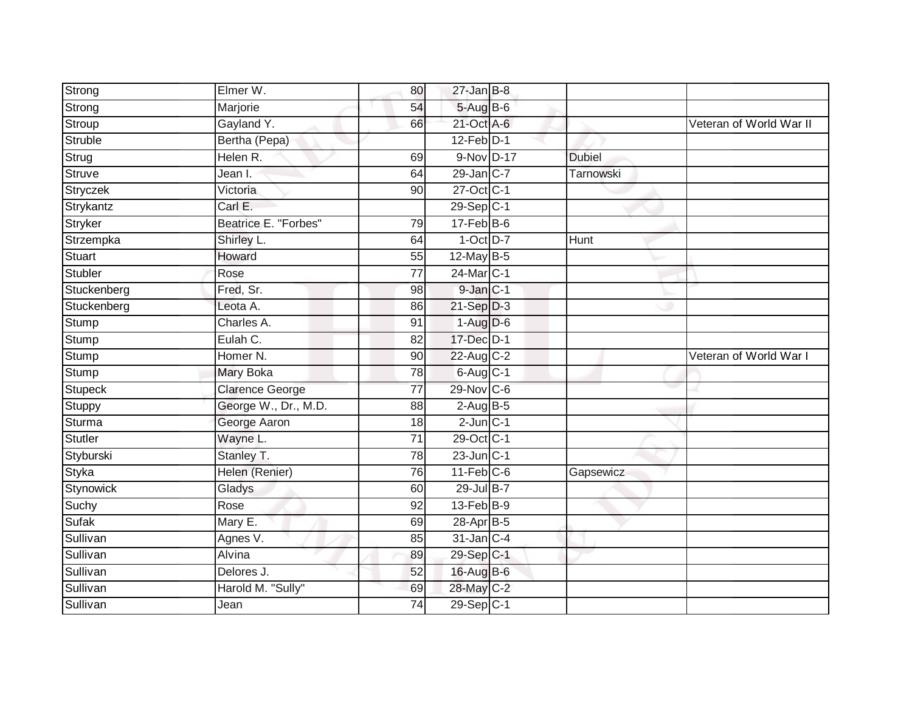| Strong | Elmer W. | 80 | 27-Jan | B-8 | | |
|---|---|---|---|---|---|---|
| Strong | Marjorie | 54 | 5-Aug | B-6 | | |
| Stroup | Gayland Y. | 66 | 21-Oct | A-6 | | Veteran of World War II |
| Struble | Bertha (Pepa) | | 12-Feb | D-1 | | |
| Strug | Helen R. | 69 | 9-Nov | D-17 | Dubiel | |
| Struve | Jean I. | 64 | 29-Jan | C-7 | Tarnowski | |
| Stryczek | Victoria | 90 | 27-Oct | C-1 | | |
| Strykantz | Carl E. | | 29-Sep | C-1 | | |
| Stryker | Beatrice E. "Forbes" | 79 | 17-Feb | B-6 | | |
| Strzempka | Shirley L. | 64 | 1-Oct | D-7 | Hunt | |
| Stuart | Howard | 55 | 12-May | B-5 | | |
| Stubler | Rose | 77 | 24-Mar | C-1 | | |
| Stuckenberg | Fred, Sr. | 98 | 9-Jan | C-1 | | |
| Stuckenberg | Leota A. | 86 | 21-Sep | D-3 | | |
| Stump | Charles A. | 91 | 1-Aug | D-6 | | |
| Stump | Eulah C. | 82 | 17-Dec | D-1 | | |
| Stump | Homer N. | 90 | 22-Aug | C-2 | | Veteran of World War I |
| Stump | Mary Boka | 78 | 6-Aug | C-1 | | |
| Stupeck | Clarence George | 77 | 29-Nov | C-6 | | |
| Stuppy | George W., Dr., M.D. | 88 | 2-Aug | B-5 | | |
| Sturma | George Aaron | 18 | 2-Jun | C-1 | | |
| Stutler | Wayne L. | 71 | 29-Oct | C-1 | | |
| Styburski | Stanley T. | 78 | 23-Jun | C-1 | | |
| Styka | Helen (Renier) | 76 | 11-Feb | C-6 | Gapsewicz | |
| Stynowick | Gladys | 60 | 29-Jul | B-7 | | |
| Suchy | Rose | 92 | 13-Feb | B-9 | | |
| Sufak | Mary E. | 69 | 28-Apr | B-5 | | |
| Sullivan | Agnes V. | 85 | 31-Jan | C-4 | | |
| Sullivan | Alvina | 89 | 29-Sep | C-1 | | |
| Sullivan | Delores J. | 52 | 16-Aug | B-6 | | |
| Sullivan | Harold M. "Sully" | 69 | 28-May | C-2 | | |
| Sullivan | Jean | 74 | 29-Sep | C-1 | | |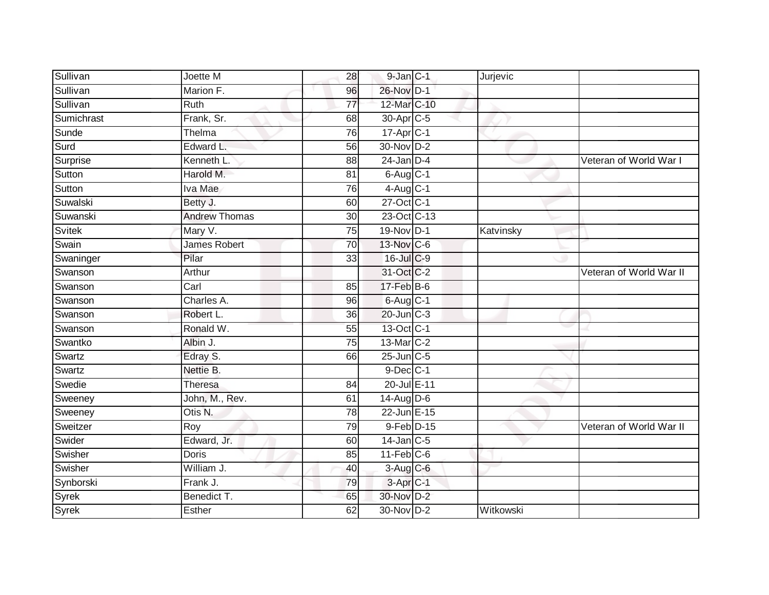| Sullivan | Joette M | 28 | 9-Jan | C-1 | Jurjevic | |
|---|---|---|---|---|---|---|
| Sullivan | Marion F. | 96 | 26-Nov | D-1 | | |
| Sullivan | Ruth | 77 | 12-Mar | C-10 | | |
| Sumichrast | Frank, Sr. | 68 | 30-Apr | C-5 | | |
| Sunde | Thelma | 76 | 17-Apr | C-1 | | |
| Surd | Edward L. | 56 | 30-Nov | D-2 | | |
| Surprise | Kenneth L. | 88 | 24-Jan | D-4 | | Veteran of World War I |
| Sutton | Harold M. | 81 | 6-Aug | C-1 | | |
| Sutton | Iva Mae | 76 | 4-Aug | C-1 | | |
| Suwalski | Betty J. | 60 | 27-Oct | C-1 | | |
| Suwanski | Andrew Thomas | 30 | 23-Oct | C-13 | | |
| Svitek | Mary V. | 75 | 19-Nov | D-1 | Katvinsky | |
| Swain | James Robert | 70 | 13-Nov | C-6 | | |
| Swaninger | Pilar | 33 | 16-Jul | C-9 | | |
| Swanson | Arthur | | 31-Oct | C-2 | | Veteran of World War II |
| Swanson | Carl | 85 | 17-Feb | B-6 | | |
| Swanson | Charles A. | 96 | 6-Aug | C-1 | | |
| Swanson | Robert L. | 36 | 20-Jun | C-3 | | |
| Swanson | Ronald W. | 55 | 13-Oct | C-1 | | |
| Swantko | Albin J. | 75 | 13-Mar | C-2 | | |
| Swartz | Edray S. | 66 | 25-Jun | C-5 | | |
| Swartz | Nettie B. | | 9-Dec | C-1 | | |
| Swedie | Theresa | 84 | 20-Jul | E-11 | | |
| Sweeney | John, M., Rev. | 61 | 14-Aug | D-6 | | |
| Sweeney | Otis N. | 78 | 22-Jun | E-15 | | |
| Sweitzer | Roy | 79 | 9-Feb | D-15 | | Veteran of World War II |
| Swider | Edward, Jr. | 60 | 14-Jan | C-5 | | |
| Swisher | Doris | 85 | 11-Feb | C-6 | | |
| Swisher | William J. | 40 | 3-Aug | C-6 | | |
| Synborski | Frank J. | 79 | 3-Apr | C-1 | | |
| Syrek | Benedict T. | 65 | 30-Nov | D-2 | | |
| Syrek | Esther | 62 | 30-Nov | D-2 | Witkowski | |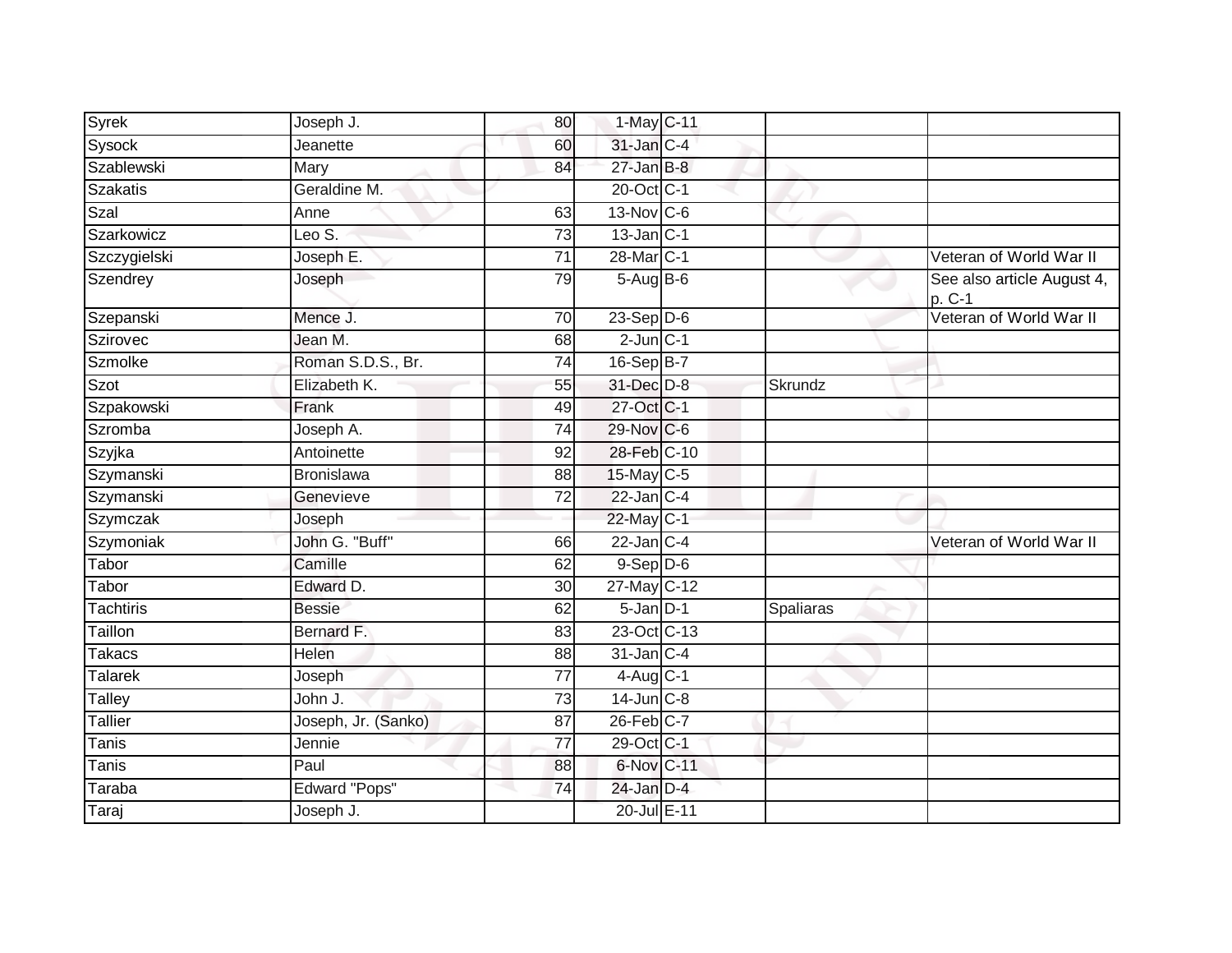| Syrek | Joseph J. | 80 | 1-May | C-11 | | |
|---|---|---|---|---|---|---|
| Sysock | Jeanette | 60 | 31-Jan | C-4 | | |
| Szablewski | Mary | 84 | 27-Jan | B-8 | | |
| Szakatis | Geraldine M. | | 20-Oct | C-1 | | |
| Szal | Anne | 63 | 13-Nov | C-6 | | |
| Szarkowicz | Leo S. | 73 | 13-Jan | C-1 | | |
| Szczygielski | Joseph E. | 71 | 28-Mar | C-1 | | Veteran of World War II |
| Szendrey | Joseph | 79 | 5-Aug | B-6 | | See also article August 4, p. C-1 |
| Szepanski | Mence J. | 70 | 23-Sep | D-6 | | Veteran of World War II |
| Szirovec | Jean M. | 68 | 2-Jun | C-1 | | |
| Szmolke | Roman S.D.S., Br. | 74 | 16-Sep | B-7 | | |
| Szot | Elizabeth K. | 55 | 31-Dec | D-8 | Skrundz | |
| Szpakowski | Frank | 49 | 27-Oct | C-1 | | |
| Szromba | Joseph A. | 74 | 29-Nov | C-6 | | |
| Szyjka | Antoinette | 92 | 28-Feb | C-10 | | |
| Szymanski | Bronislawa | 88 | 15-May | C-5 | | |
| Szymanski | Genevieve | 72 | 22-Jan | C-4 | | |
| Szymczak | Joseph | | 22-May | C-1 | | |
| Szymoniak | John G. "Buff" | 66 | 22-Jan | C-4 | | Veteran of World War II |
| Tabor | Camille | 62 | 9-Sep | D-6 | | |
| Tabor | Edward D. | 30 | 27-May | C-12 | | |
| Tachtiris | Bessie | 62 | 5-Jan | D-1 | Spaliaras | |
| Taillon | Bernard F. | 83 | 23-Oct | C-13 | | |
| Takacs | Helen | 88 | 31-Jan | C-4 | | |
| Talarek | Joseph | 77 | 4-Aug | C-1 | | |
| Talley | John J. | 73 | 14-Jun | C-8 | | |
| Tallier | Joseph, Jr. (Sanko) | 87 | 26-Feb | C-7 | | |
| Tanis | Jennie | 77 | 29-Oct | C-1 | | |
| Tanis | Paul | 88 | 6-Nov | C-11 | | |
| Taraba | Edward "Pops" | 74 | 24-Jan | D-4 | | |
| Taraj | Joseph J. | | 20-Jul | E-11 | | |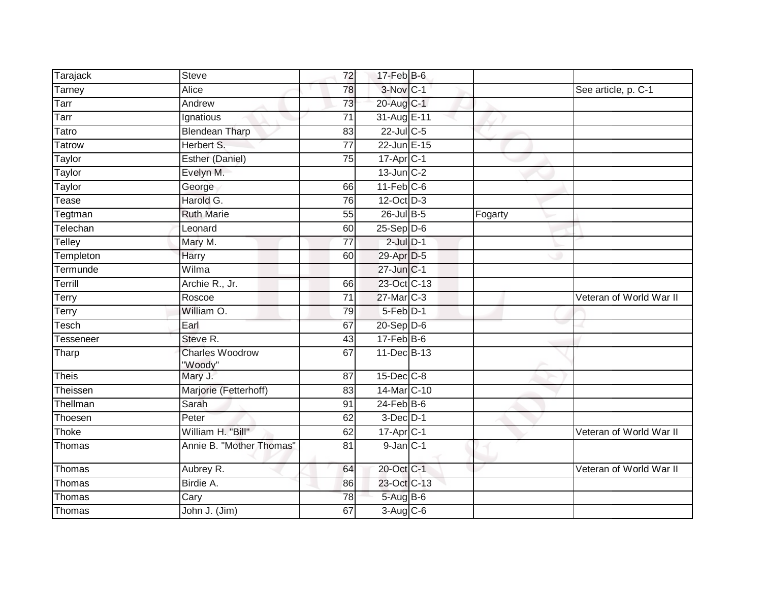| Tarajack | Steve | 72 | 17-Feb | B-6 | | |
|---|---|---|---|---|---|---|
| Tarney | Alice | 78 | 3-Nov | C-1 | | See article, p. C-1 |
| Tarr | Andrew | 73 | 20-Aug | C-1 | | |
| Tarr | Ignatious | 71 | 31-Aug | E-11 | | |
| Tatro | Blendean Tharp | 83 | 22-Jul | C-5 | | |
| Tatrow | Herbert S. | 77 | 22-Jun | E-15 | | |
| Taylor | Esther (Daniel) | 75 | 17-Apr | C-1 | | |
| Taylor | Evelyn M. | | 13-Jun | C-2 | | |
| Taylor | George | 66 | 11-Feb | C-6 | | |
| Tease | Harold G. | 76 | 12-Oct | D-3 | | |
| Tegtman | Ruth Marie | 55 | 26-Jul | B-5 | Fogarty | |
| Telechan | Leonard | 60 | 25-Sep | D-6 | | |
| Telley | Mary M. | 77 | 2-Jul | D-1 | | |
| Templeton | Harry | 60 | 29-Apr | D-5 | | |
| Termunde | Wilma | | 27-Jun | C-1 | | |
| Terrill | Archie R., Jr. | 66 | 23-Oct | C-13 | | |
| Terry | Roscoe | 71 | 27-Mar | C-3 | | Veteran of World War II |
| Terry | William O. | 79 | 5-Feb | D-1 | | |
| Tesch | Earl | 67 | 20-Sep | D-6 | | |
| Tesseneer | Steve R. | 43 | 17-Feb | B-6 | | |
| Tharp | Charles Woodrow "Woody" | 67 | 11-Dec | B-13 | | |
| Theis | Mary J. | 87 | 15-Dec | C-8 | | |
| Theissen | Marjorie (Fetterhoff) | 83 | 14-Mar | C-10 | | |
| Thellman | Sarah | 91 | 24-Feb | B-6 | | |
| Thoesen | Peter | 62 | 3-Dec | D-1 | | |
| Thoke | William H. "Bill" | 62 | 17-Apr | C-1 | | Veteran of World War II |
| Thomas | Annie B. "Mother Thomas" | 81 | 9-Jan | C-1 | | |
| Thomas | Aubrey R. | 64 | 20-Oct | C-1 | | Veteran of World War II |
| Thomas | Birdie A. | 86 | 23-Oct | C-13 | | |
| Thomas | Cary | 78 | 5-Aug | B-6 | | |
| Thomas | John J. (Jim) | 67 | 3-Aug | C-6 | | |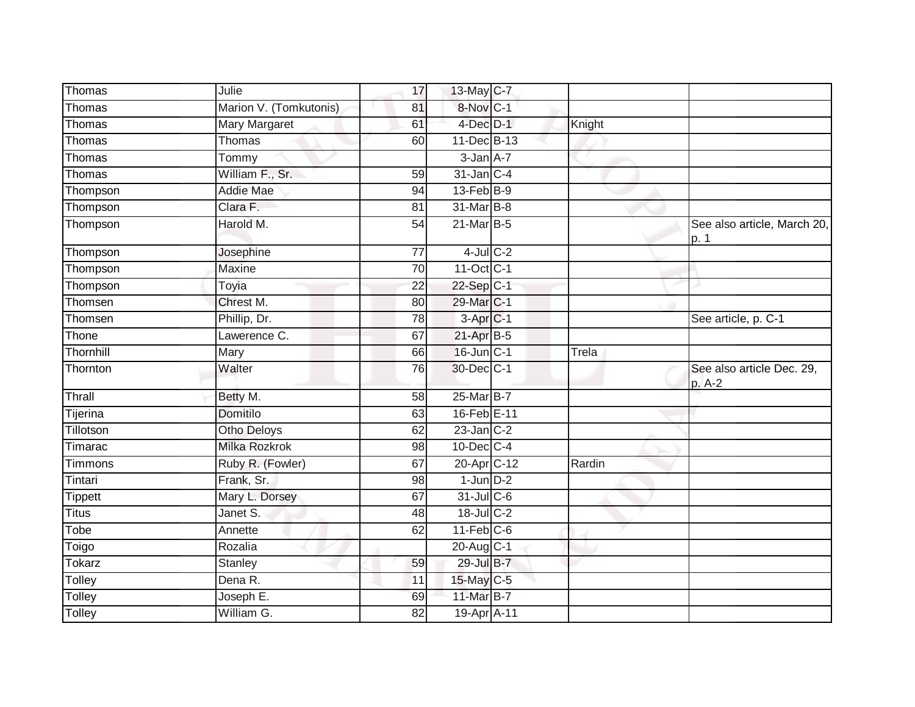| | | | | | | |
|---|---|---|---|---|---|---|
| Thomas | Julie | 17 | 13-May | C-7 | | |
| Thomas | Marion V. (Tomkutonis) | 81 | 8-Nov | C-1 | | |
| Thomas | Mary Margaret | 61 | 4-Dec | D-1 | Knight | |
| Thomas | Thomas | 60 | 11-Dec | B-13 | | |
| Thomas | Tommy | | 3-Jan | A-7 | | |
| Thomas | William F., Sr. | 59 | 31-Jan | C-4 | | |
| Thompson | Addie Mae | 94 | 13-Feb | B-9 | | |
| Thompson | Clara F. | 81 | 31-Mar | B-8 | | |
| Thompson | Harold M. | 54 | 21-Mar | B-5 | | See also article, March 20, p. 1 |
| Thompson | Josephine | 77 | 4-Jul | C-2 | | |
| Thompson | Maxine | 70 | 11-Oct | C-1 | | |
| Thompson | Toyia | 22 | 22-Sep | C-1 | | |
| Thomsen | Chrest M. | 80 | 29-Mar | C-1 | | |
| Thomsen | Phillip, Dr. | 78 | 3-Apr | C-1 | | See article, p. C-1 |
| Thone | Lawerence C. | 67 | 21-Apr | B-5 | | |
| Thornhill | Mary | 66 | 16-Jun | C-1 | Trela | |
| Thornton | Walter | 76 | 30-Dec | C-1 | | See also article Dec. 29, p. A-2 |
| Thrall | Betty M. | 58 | 25-Mar | B-7 | | |
| Tijerina | Domitilo | 63 | 16-Feb | E-11 | | |
| Tillotson | Otho Deloys | 62 | 23-Jan | C-2 | | |
| Timarac | Milka Rozkrok | 98 | 10-Dec | C-4 | | |
| Timmons | Ruby R. (Fowler) | 67 | 20-Apr | C-12 | Rardin | |
| Tintari | Frank, Sr. | 98 | 1-Jun | D-2 | | |
| Tippett | Mary L. Dorsey | 67 | 31-Jul | C-6 | | |
| Titus | Janet S. | 48 | 18-Jul | C-2 | | |
| Tobe | Annette | 62 | 11-Feb | C-6 | | |
| Toigo | Rozalia | | 20-Aug | C-1 | | |
| Tokarz | Stanley | 59 | 29-Jul | B-7 | | |
| Tolley | Dena R. | 11 | 15-May | C-5 | | |
| Tolley | Joseph E. | 69 | 11-Mar | B-7 | | |
| Tolley | William G. | 82 | 19-Apr | A-11 | | |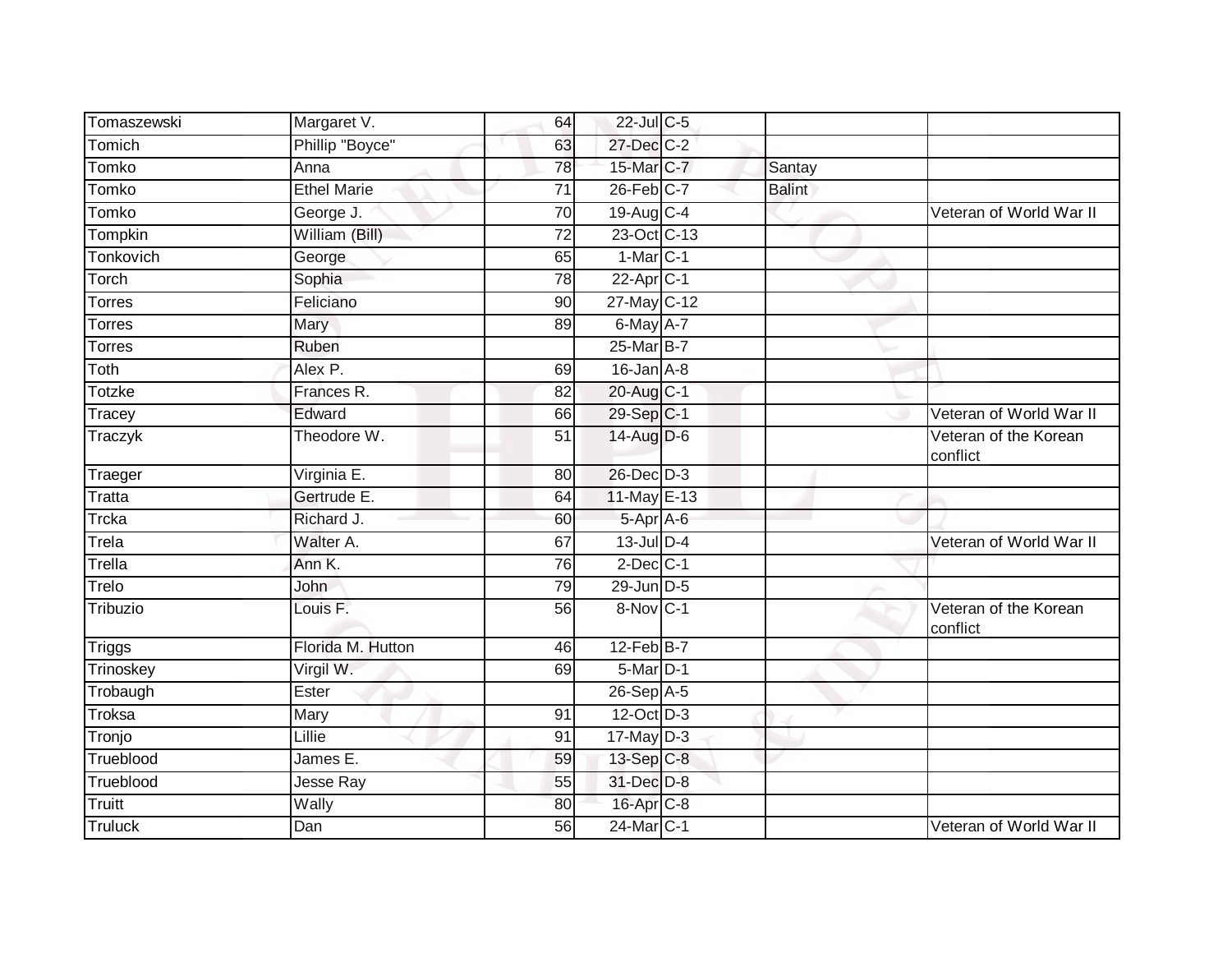| Tomaszewski | Margaret V. | 64 | 22-Jul | C-5 | | |
|---|---|---|---|---|---|---|
| Tomich | Phillip "Boyce" | 63 | 27-Dec | C-2 | | |
| Tomko | Anna | 78 | 15-Mar | C-7 | Santay | |
| Tomko | Ethel Marie | 71 | 26-Feb | C-7 | Balint | |
| Tomko | George J. | 70 | 19-Aug | C-4 | | Veteran of World War II |
| Tompkin | William (Bill) | 72 | 23-Oct | C-13 | | |
| Tonkovich | George | 65 | 1-Mar | C-1 | | |
| Torch | Sophia | 78 | 22-Apr | C-1 | | |
| Torres | Feliciano | 90 | 27-May | C-12 | | |
| Torres | Mary | 89 | 6-May | A-7 | | |
| Torres | Ruben | | 25-Mar | B-7 | | |
| Toth | Alex P. | 69 | 16-Jan | A-8 | | |
| Totzke | Frances R. | 82 | 20-Aug | C-1 | | |
| Tracey | Edward | 66 | 29-Sep | C-1 | | Veteran of World War II |
| Traczyk | Theodore W. | 51 | 14-Aug | D-6 | | Veteran of the Korean conflict |
| Traeger | Virginia E. | 80 | 26-Dec | D-3 | | |
| Tratta | Gertrude E. | 64 | 11-May | E-13 | | |
| Trcka | Richard J. | 60 | 5-Apr | A-6 | | |
| Trela | Walter A. | 67 | 13-Jul | D-4 | | Veteran of World War II |
| Trella | Ann K. | 76 | 2-Dec | C-1 | | |
| Trelo | John | 79 | 29-Jun | D-5 | | |
| Tribuzio | Louis F. | 56 | 8-Nov | C-1 | | Veteran of the Korean conflict |
| Triggs | Florida M. Hutton | 46 | 12-Feb | B-7 | | |
| Trinoskey | Virgil W. | 69 | 5-Mar | D-1 | | |
| Trobaugh | Ester | | 26-Sep | A-5 | | |
| Troksa | Mary | 91 | 12-Oct | D-3 | | |
| Tronjo | Lillie | 91 | 17-May | D-3 | | |
| Trueblood | James E. | 59 | 13-Sep | C-8 | | |
| Trueblood | Jesse Ray | 55 | 31-Dec | D-8 | | |
| Truitt | Wally | 80 | 16-Apr | C-8 | | |
| Truluck | Dan | 56 | 24-Mar | C-1 | | Veteran of World War II |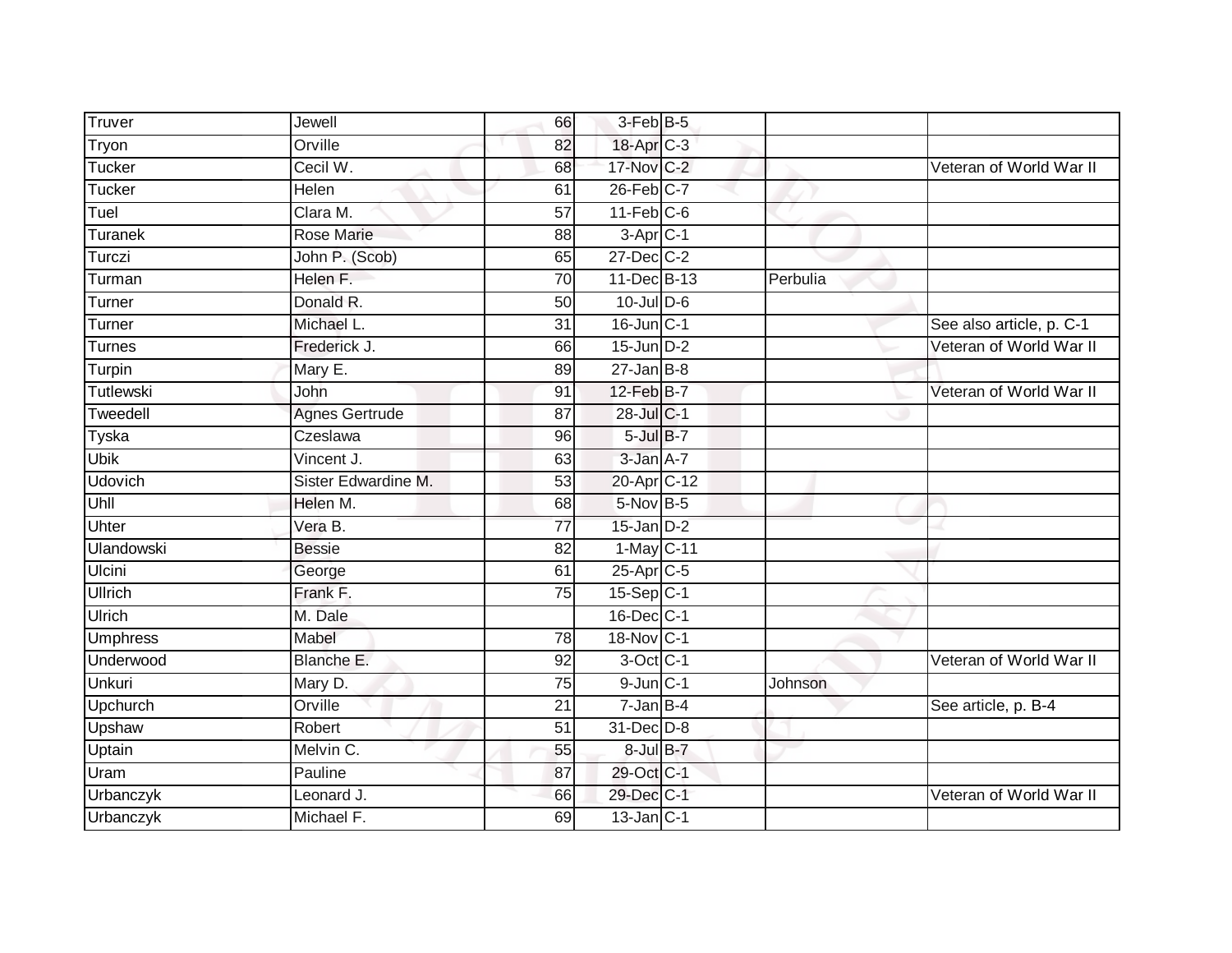| Truver | Jewell | 66 | 3-Feb | B-5 | | |
|---|---|---|---|---|---|---|
| Tryon | Orville | 82 | 18-Apr | C-3 | | |
| Tucker | Cecil W. | 68 | 17-Nov | C-2 | | Veteran of World War II |
| Tucker | Helen | 61 | 26-Feb | C-7 | | |
| Tuel | Clara M. | 57 | 11-Feb | C-6 | | |
| Turanek | Rose Marie | 88 | 3-Apr | C-1 | | |
| Turczi | John P. (Scob) | 65 | 27-Dec | C-2 | | |
| Turman | Helen F. | 70 | 11-Dec | B-13 | Perbulia | |
| Turner | Donald R. | 50 | 10-Jul | D-6 | | |
| Turner | Michael L. | 31 | 16-Jun | C-1 | | See also article, p. C-1 |
| Turnes | Frederick J. | 66 | 15-Jun | D-2 | | Veteran of World War II |
| Turpin | Mary E. | 89 | 27-Jan | B-8 | | |
| Tutlewski | John | 91 | 12-Feb | B-7 | | Veteran of World War II |
| Tweedell | Agnes Gertrude | 87 | 28-Jul | C-1 | | |
| Tyska | Czeslawa | 96 | 5-Jul | B-7 | | |
| Ubik | Vincent J. | 63 | 3-Jan | A-7 | | |
| Udovich | Sister Edwardine M. | 53 | 20-Apr | C-12 | | |
| Uhll | Helen M. | 68 | 5-Nov | B-5 | | |
| Uhter | Vera B. | 77 | 15-Jan | D-2 | | |
| Ulandowski | Bessie | 82 | 1-May | C-11 | | |
| Ulcini | George | 61 | 25-Apr | C-5 | | |
| Ullrich | Frank F. | 75 | 15-Sep | C-1 | | |
| Ulrich | M. Dale | | 16-Dec | C-1 | | |
| Umphress | Mabel | 78 | 18-Nov | C-1 | | |
| Underwood | Blanche E. | 92 | 3-Oct | C-1 | | Veteran of World War II |
| Unkuri | Mary D. | 75 | 9-Jun | C-1 | Johnson | |
| Upchurch | Orville | 21 | 7-Jan | B-4 | | See article, p. B-4 |
| Upshaw | Robert | 51 | 31-Dec | D-8 | | |
| Uptain | Melvin C. | 55 | 8-Jul | B-7 | | |
| Uram | Pauline | 87 | 29-Oct | C-1 | | |
| Urbanczyk | Leonard J. | 66 | 29-Dec | C-1 | | Veteran of World War II |
| Urbanczyk | Michael F. | 69 | 13-Jan | C-1 | | |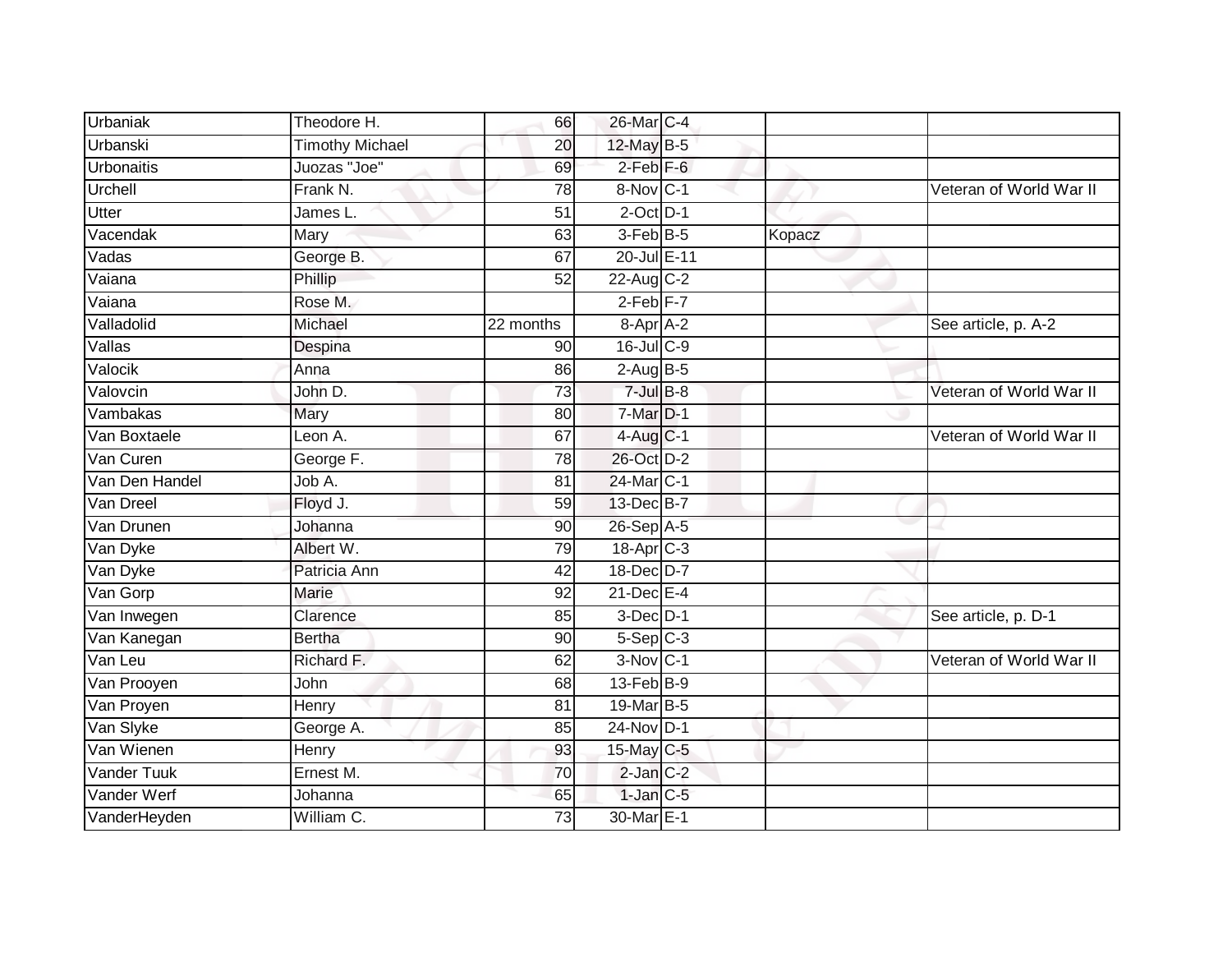| | | | | | | |
|---|---|---|---|---|---|---|
| Urbaniak | Theodore H. | 66 | 26-Mar | C-4 | | |
| Urbanski | Timothy Michael | 20 | 12-May | B-5 | | |
| Urbonaitis | Juozas "Joe" | 69 | 2-Feb | F-6 | | |
| Urchell | Frank N. | 78 | 8-Nov | C-1 | | Veteran of World War II |
| Utter | James L. | 51 | 2-Oct | D-1 | | |
| Vacendak | Mary | 63 | 3-Feb | B-5 | Kopacz | |
| Vadas | George B. | 67 | 20-Jul | E-11 | | |
| Vaiana | Phillip | 52 | 22-Aug | C-2 | | |
| Vaiana | Rose M. | | 2-Feb | F-7 | | |
| Valladolid | Michael | 22 months | 8-Apr | A-2 | | See article, p. A-2 |
| Vallas | Despina | 90 | 16-Jul | C-9 | | |
| Valocik | Anna | 86 | 2-Aug | B-5 | | |
| Valovcin | John D. | 73 | 7-Jul | B-8 | | Veteran of World War II |
| Vambakas | Mary | 80 | 7-Mar | D-1 | | |
| Van Boxtaele | Leon A. | 67 | 4-Aug | C-1 | | Veteran of World War II |
| Van Curen | George F. | 78 | 26-Oct | D-2 | | |
| Van Den Handel | Job A. | 81 | 24-Mar | C-1 | | |
| Van Dreel | Floyd J. | 59 | 13-Dec | B-7 | | |
| Van Drunen | Johanna | 90 | 26-Sep | A-5 | | |
| Van Dyke | Albert W. | 79 | 18-Apr | C-3 | | |
| Van Dyke | Patricia Ann | 42 | 18-Dec | D-7 | | |
| Van Gorp | Marie | 92 | 21-Dec | E-4 | | |
| Van Inwegen | Clarence | 85 | 3-Dec | D-1 | | See article, p. D-1 |
| Van Kanegan | Bertha | 90 | 5-Sep | C-3 | | |
| Van Leu | Richard F. | 62 | 3-Nov | C-1 | | Veteran of World War II |
| Van Prooyen | John | 68 | 13-Feb | B-9 | | |
| Van Proyen | Henry | 81 | 19-Mar | B-5 | | |
| Van Slyke | George A. | 85 | 24-Nov | D-1 | | |
| Van Wienen | Henry | 93 | 15-May | C-5 | | |
| Vander Tuuk | Ernest M. | 70 | 2-Jan | C-2 | | |
| Vander Werf | Johanna | 65 | 1-Jan | C-5 | | |
| VanderHeyden | William C. | 73 | 30-Mar | E-1 | | |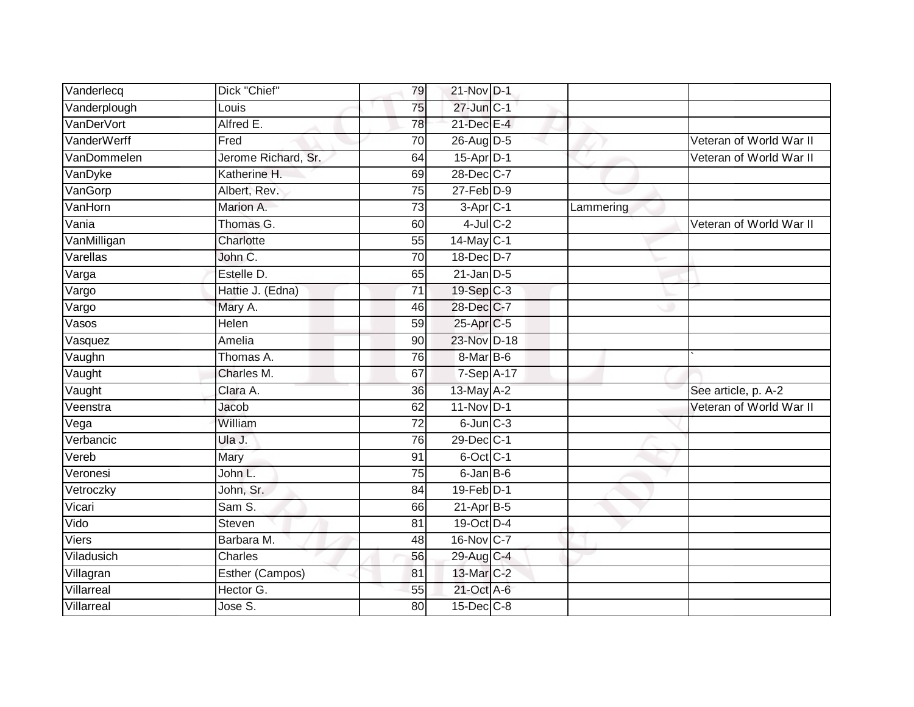| | | | | | | |
|---|---|---|---|---|---|---|
| Vanderlecq | Dick "Chief" | 79 | 21-Nov | D-1 | | |
| Vanderplough | Louis | 75 | 27-Jun | C-1 | | |
| VanDerVort | Alfred E. | 78 | 21-Dec | E-4 | | |
| VanderWerff | Fred | 70 | 26-Aug | D-5 | | Veteran of World War II |
| VanDommelen | Jerome Richard, Sr. | 64 | 15-Apr | D-1 | | Veteran of World War II |
| VanDyke | Katherine H. | 69 | 28-Dec | C-7 | | |
| VanGorp | Albert, Rev. | 75 | 27-Feb | D-9 | | |
| VanHorn | Marion A. | 73 | 3-Apr | C-1 | Lammering | |
| Vania | Thomas G. | 60 | 4-Jul | C-2 | | Veteran of World War II |
| VanMilligan | Charlotte | 55 | 14-May | C-1 | | |
| Varellas | John C. | 70 | 18-Dec | D-7 | | |
| Varga | Estelle D. | 65 | 21-Jan | D-5 | | |
| Vargo | Hattie J. (Edna) | 71 | 19-Sep | C-3 | | |
| Vargo | Mary A. | 46 | 28-Dec | C-7 | | |
| Vasos | Helen | 59 | 25-Apr | C-5 | | |
| Vasquez | Amelia | 90 | 23-Nov | D-18 | | |
| Vaughn | Thomas A. | 76 | 8-Mar | B-6 | | ` |
| Vaught | Charles M. | 67 | 7-Sep | A-17 | | |
| Vaught | Clara A. | 36 | 13-May | A-2 | | See article, p. A-2 |
| Veenstra | Jacob | 62 | 11-Nov | D-1 | | Veteran of World War II |
| Vega | William | 72 | 6-Jun | C-3 | | |
| Verbancic | Ula J. | 76 | 29-Dec | C-1 | | |
| Vereb | Mary | 91 | 6-Oct | C-1 | | |
| Veronesi | John L. | 75 | 6-Jan | B-6 | | |
| Vetroczky | John, Sr. | 84 | 19-Feb | D-1 | | |
| Vicari | Sam S. | 66 | 21-Apr | B-5 | | |
| Vido | Steven | 81 | 19-Oct | D-4 | | |
| Viers | Barbara M. | 48 | 16-Nov | C-7 | | |
| Viladusich | Charles | 56 | 29-Aug | C-4 | | |
| Villagran | Esther (Campos) | 81 | 13-Mar | C-2 | | |
| Villarreal | Hector G. | 55 | 21-Oct | A-6 | | |
| Villarreal | Jose S. | 80 | 15-Dec | C-8 | | |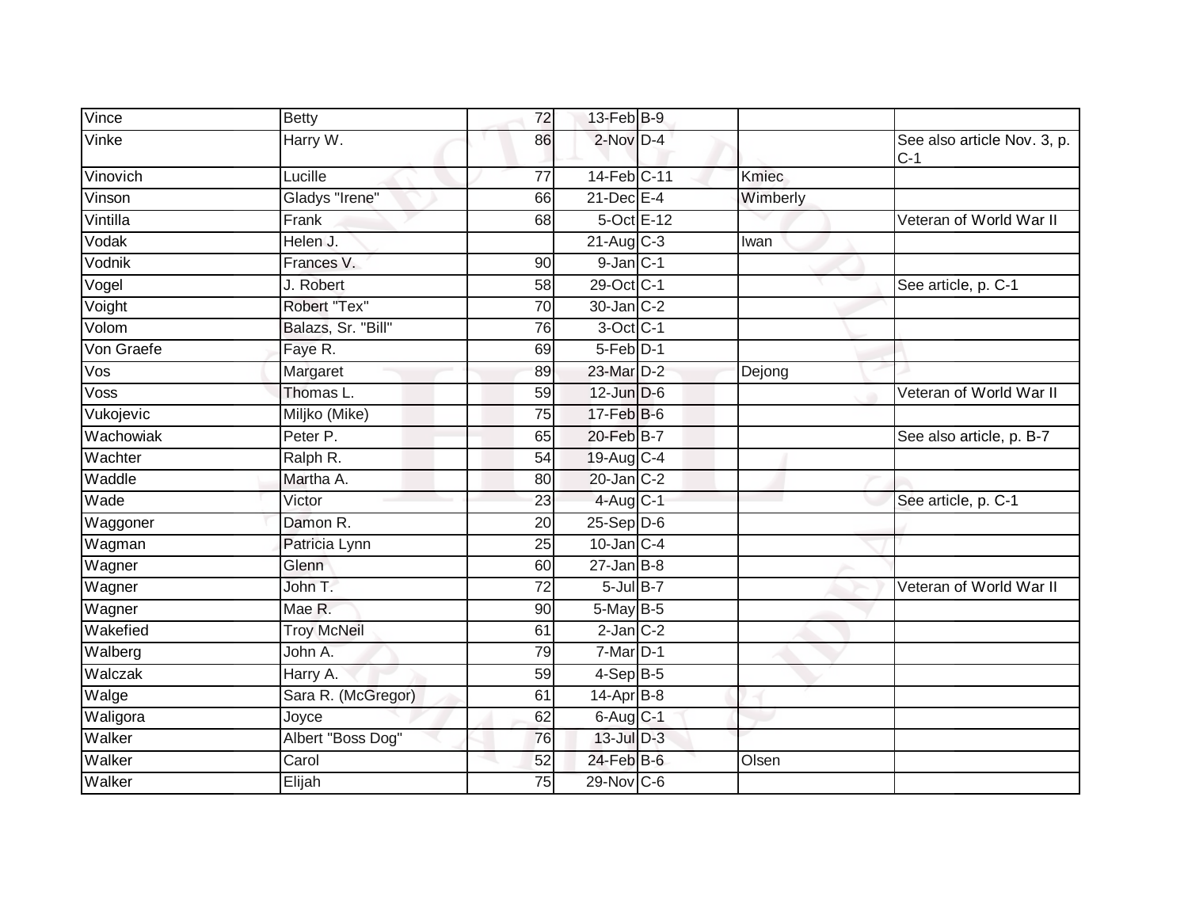| | | | | | | |
|---|---|---|---|---|---|---|
| Vince | Betty | 72 | 13-Feb | B-9 | | |
| Vinke | Harry W. | 86 | 2-Nov | D-4 | | See also article Nov. 3, p. C-1 |
| Vinovich | Lucille | 77 | 14-Feb | C-11 | Kmiec | |
| Vinson | Gladys "Irene" | 66 | 21-Dec | E-4 | Wimberly | |
| Vintilla | Frank | 68 | 5-Oct | E-12 | | Veteran of World War II |
| Vodak | Helen J. | | 21-Aug | C-3 | Iwan | |
| Vodnik | Frances V. | 90 | 9-Jan | C-1 | | |
| Vogel | J. Robert | 58 | 29-Oct | C-1 | | See article, p. C-1 |
| Voight | Robert "Tex" | 70 | 30-Jan | C-2 | | |
| Volom | Balazs, Sr. "Bill" | 76 | 3-Oct | C-1 | | |
| Von Graefe | Faye R. | 69 | 5-Feb | D-1 | | |
| Vos | Margaret | 89 | 23-Mar | D-2 | Dejong | |
| Voss | Thomas L. | 59 | 12-Jun | D-6 | | Veteran of World War II |
| Vukojevic | Miljko (Mike) | 75 | 17-Feb | B-6 | | |
| Wachowiak | Peter P. | 65 | 20-Feb | B-7 | | See also article, p. B-7 |
| Wachter | Ralph R. | 54 | 19-Aug | C-4 | | |
| Waddle | Martha A. | 80 | 20-Jan | C-2 | | |
| Wade | Victor | 23 | 4-Aug | C-1 | | See article, p. C-1 |
| Waggoner | Damon R. | 20 | 25-Sep | D-6 | | |
| Wagman | Patricia Lynn | 25 | 10-Jan | C-4 | | |
| Wagner | Glenn | 60 | 27-Jan | B-8 | | |
| Wagner | John T. | 72 | 5-Jul | B-7 | | Veteran of World War II |
| Wagner | Mae R. | 90 | 5-May | B-5 | | |
| Wakefied | Troy McNeil | 61 | 2-Jan | C-2 | | |
| Walberg | John A. | 79 | 7-Mar | D-1 | | |
| Walczak | Harry A. | 59 | 4-Sep | B-5 | | |
| Walge | Sara R. (McGregor) | 61 | 14-Apr | B-8 | | |
| Waligora | Joyce | 62 | 6-Aug | C-1 | | |
| Walker | Albert "Boss Dog" | 76 | 13-Jul | D-3 | | |
| Walker | Carol | 52 | 24-Feb | B-6 | Olsen | |
| Walker | Elijah | 75 | 29-Nov | C-6 | | |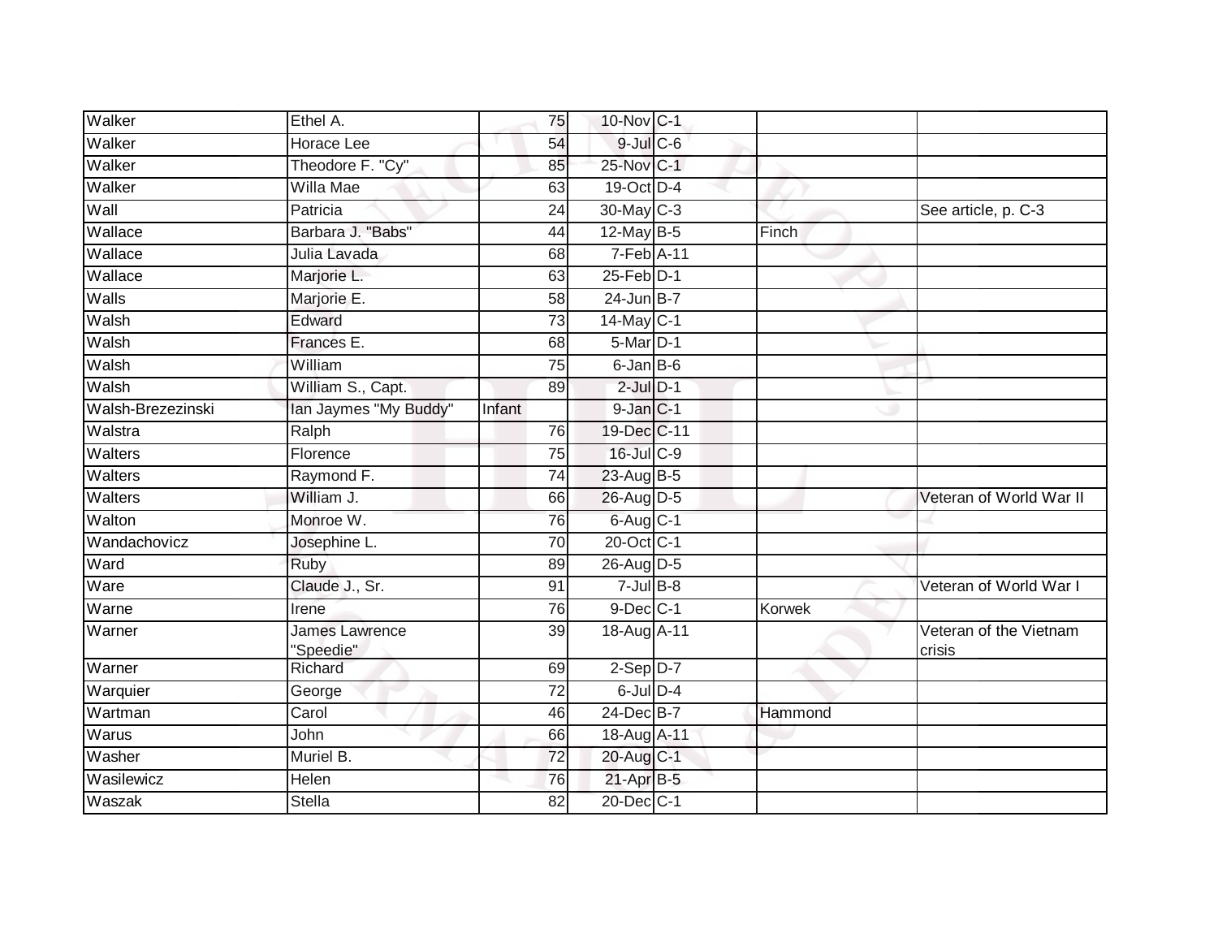| | | | | | | |
|---|---|---|---|---|---|---|
| Walker | Ethel A. | 75 | 10-Nov | C-1 | | |
| Walker | Horace Lee | 54 | 9-Jul | C-6 | | |
| Walker | Theodore F. "Cy" | 85 | 25-Nov | C-1 | | |
| Walker | Willa Mae | 63 | 19-Oct | D-4 | | |
| Wall | Patricia | 24 | 30-May | C-3 | | See article, p. C-3 |
| Wallace | Barbara J. "Babs" | 44 | 12-May | B-5 | Finch | |
| Wallace | Julia Lavada | 68 | 7-Feb | A-11 | | |
| Wallace | Marjorie L. | 63 | 25-Feb | D-1 | | |
| Walls | Marjorie E. | 58 | 24-Jun | B-7 | | |
| Walsh | Edward | 73 | 14-May | C-1 | | |
| Walsh | Frances E. | 68 | 5-Mar | D-1 | | |
| Walsh | William | 75 | 6-Jan | B-6 | | |
| Walsh | William S., Capt. | 89 | 2-Jul | D-1 | | |
| Walsh-Brezezinski | Ian Jaymes "My Buddy" | Infant | 9-Jan | C-1 | | |
| Walstra | Ralph | 76 | 19-Dec | C-11 | | |
| Walters | Florence | 75 | 16-Jul | C-9 | | |
| Walters | Raymond F. | 74 | 23-Aug | B-5 | | |
| Walters | William J. | 66 | 26-Aug | D-5 | | Veteran of World War II |
| Walton | Monroe W. | 76 | 6-Aug | C-1 | | |
| Wandachovicz | Josephine L. | 70 | 20-Oct | C-1 | | |
| Ward | Ruby | 89 | 26-Aug | D-5 | | |
| Ware | Claude J., Sr. | 91 | 7-Jul | B-8 | | Veteran of World War I |
| Warne | Irene | 76 | 9-Dec | C-1 | Korwek | |
| Warner | James Lawrence "Speedie" | 39 | 18-Aug | A-11 | | Veteran of the Vietnam crisis |
| Warner | Richard | 69 | 2-Sep | D-7 | | |
| Warquier | George | 72 | 6-Jul | D-4 | | |
| Wartman | Carol | 46 | 24-Dec | B-7 | Hammond | |
| Warus | John | 66 | 18-Aug | A-11 | | |
| Washer | Muriel B. | 72 | 20-Aug | C-1 | | |
| Wasilewicz | Helen | 76 | 21-Apr | B-5 | | |
| Waszak | Stella | 82 | 20-Dec | C-1 | | |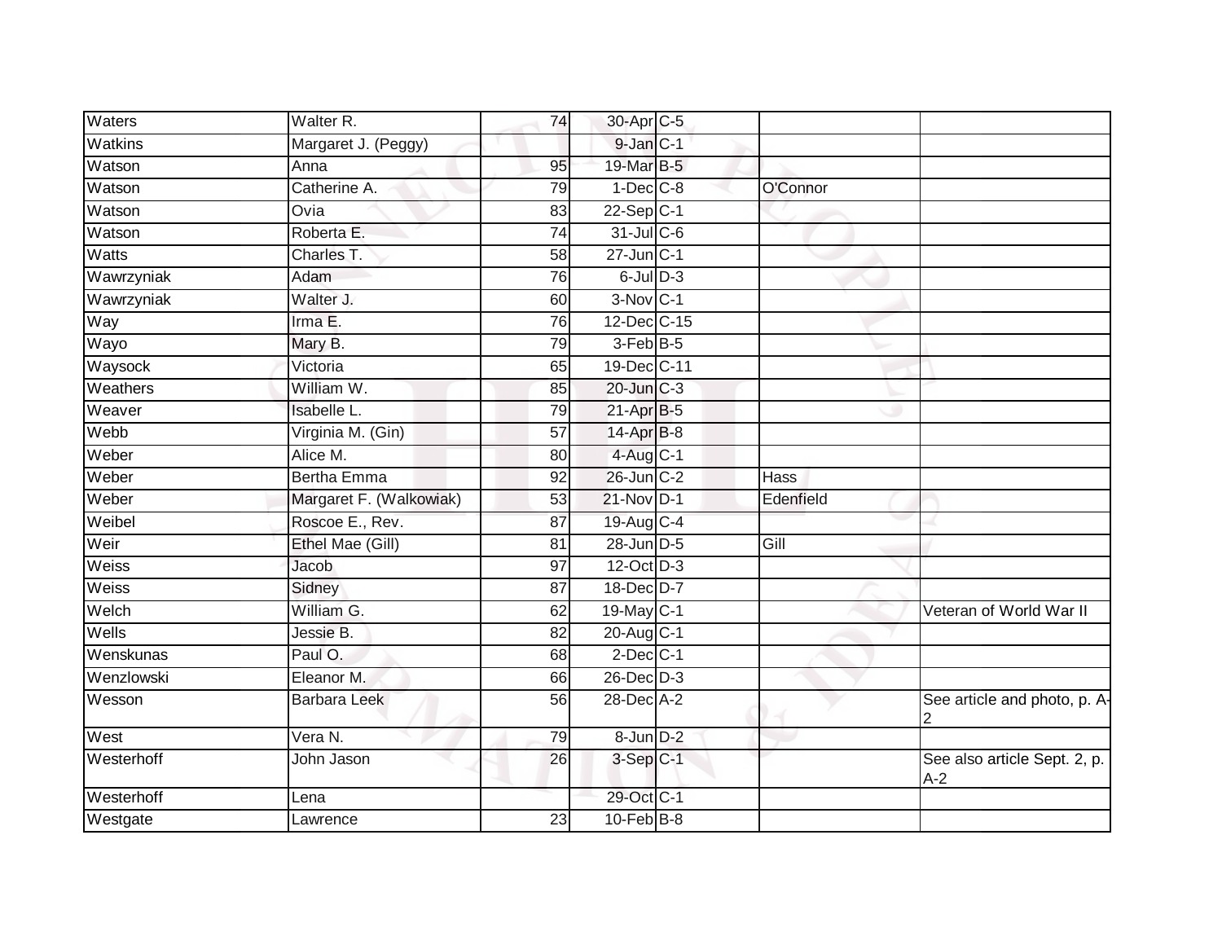| Waters | Walter R. | 74 | 30-Apr | C-5 | | |
|---|---|---|---|---|---|---|
| Watkins | Margaret J. (Peggy) | | 9-Jan | C-1 | | |
| Watson | Anna | 95 | 19-Mar | B-5 | | |
| Watson | Catherine A. | 79 | 1-Dec | C-8 | O'Connor | |
| Watson | Ovia | 83 | 22-Sep | C-1 | | |
| Watson | Roberta E. | 74 | 31-Jul | C-6 | | |
| Watts | Charles T. | 58 | 27-Jun | C-1 | | |
| Wawrzyniak | Adam | 76 | 6-Jul | D-3 | | |
| Wawrzyniak | Walter J. | 60 | 3-Nov | C-1 | | |
| Way | Irma E. | 76 | 12-Dec | C-15 | | |
| Wayo | Mary B. | 79 | 3-Feb | B-5 | | |
| Waysock | Victoria | 65 | 19-Dec | C-11 | | |
| Weathers | William W. | 85 | 20-Jun | C-3 | | |
| Weaver | Isabelle L. | 79 | 21-Apr | B-5 | | |
| Webb | Virginia M. (Gin) | 57 | 14-Apr | B-8 | | |
| Weber | Alice M. | 80 | 4-Aug | C-1 | | |
| Weber | Bertha Emma | 92 | 26-Jun | C-2 | Hass | |
| Weber | Margaret F. (Walkowiak) | 53 | 21-Nov | D-1 | Edenfield | |
| Weibel | Roscoe E., Rev. | 87 | 19-Aug | C-4 | | |
| Weir | Ethel Mae (Gill) | 81 | 28-Jun | D-5 | Gill | |
| Weiss | Jacob | 97 | 12-Oct | D-3 | | |
| Weiss | Sidney | 87 | 18-Dec | D-7 | | |
| Welch | William G. | 62 | 19-May | C-1 | | Veteran of World War II |
| Wells | Jessie B. | 82 | 20-Aug | C-1 | | |
| Wenskunas | Paul O. | 68 | 2-Dec | C-1 | | |
| Wenzlowski | Eleanor M. | 66 | 26-Dec | D-3 | | |
| Wesson | Barbara Leek | 56 | 28-Dec | A-2 | | See article and photo, p. A-2 |
| West | Vera N. | 79 | 8-Jun | D-2 | | |
| Westerhoff | John Jason | 26 | 3-Sep | C-1 | | See also article Sept. 2, p. A-2 |
| Westerhoff | Lena | | 29-Oct | C-1 | | |
| Westgate | Lawrence | 23 | 10-Feb | B-8 | | |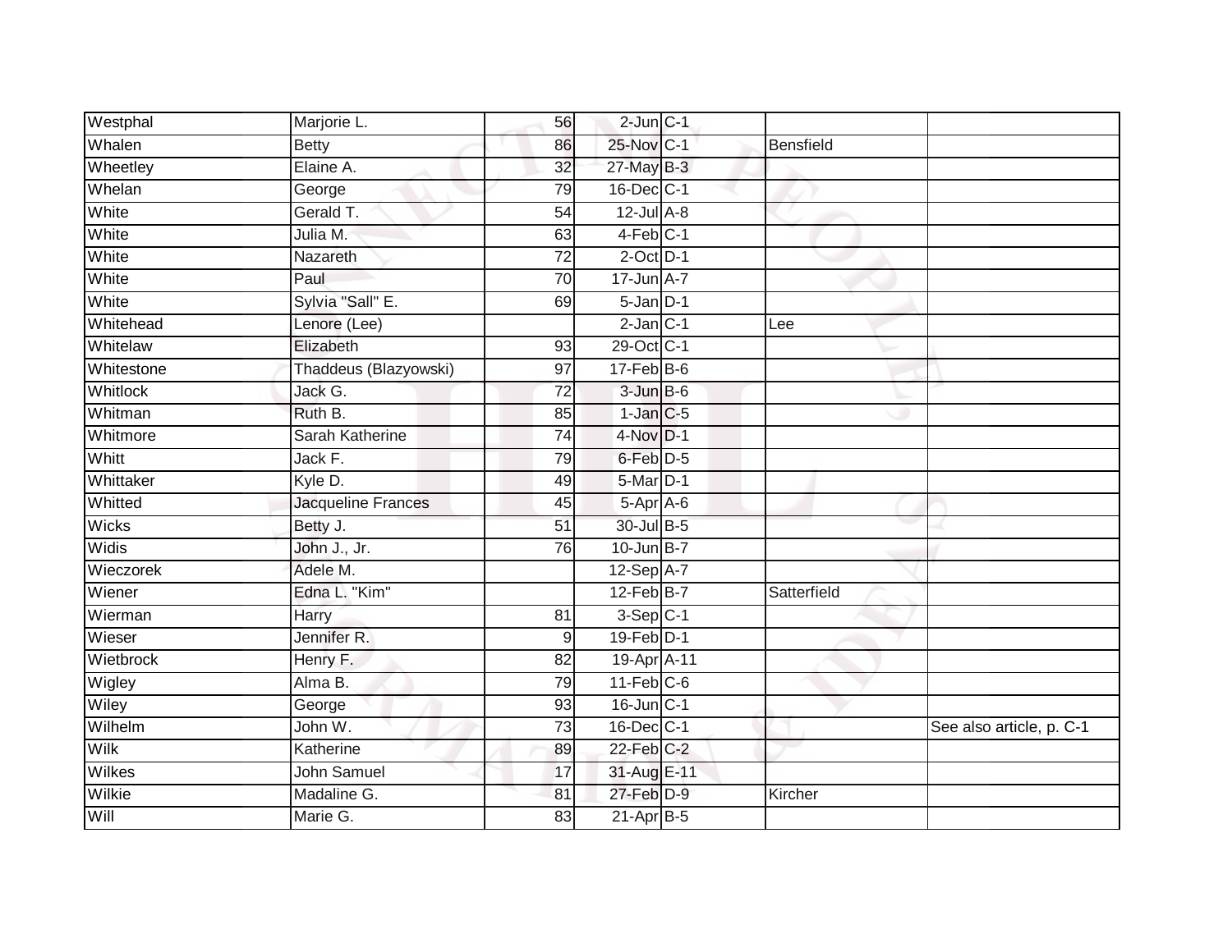| | | | | | | |
|---|---|---|---|---|---|---|
| Westphal | Marjorie L. | 56 | 2-Jun | C-1 | | |
| Whalen | Betty | 86 | 25-Nov | C-1 | Bensfield | |
| Wheetley | Elaine A. | 32 | 27-May | B-3 | | |
| Whelan | George | 79 | 16-Dec | C-1 | | |
| White | Gerald T. | 54 | 12-Jul | A-8 | | |
| White | Julia M. | 63 | 4-Feb | C-1 | | |
| White | Nazareth | 72 | 2-Oct | D-1 | | |
| White | Paul | 70 | 17-Jun | A-7 | | |
| White | Sylvia "Sall" E. | 69 | 5-Jan | D-1 | | |
| Whitehead | Lenore (Lee) | | 2-Jan | C-1 | Lee | |
| Whitelaw | Elizabeth | 93 | 29-Oct | C-1 | | |
| Whitestone | Thaddeus (Blazyowski) | 97 | 17-Feb | B-6 | | |
| Whitlock | Jack G. | 72 | 3-Jun | B-6 | | |
| Whitman | Ruth B. | 85 | 1-Jan | C-5 | | |
| Whitmore | Sarah Katherine | 74 | 4-Nov | D-1 | | |
| Whitt | Jack F. | 79 | 6-Feb | D-5 | | |
| Whittaker | Kyle D. | 49 | 5-Mar | D-1 | | |
| Whitted | Jacqueline Frances | 45 | 5-Apr | A-6 | | |
| Wicks | Betty J. | 51 | 30-Jul | B-5 | | |
| Widis | John J., Jr. | 76 | 10-Jun | B-7 | | |
| Wieczorek | Adele M. | | 12-Sep | A-7 | | |
| Wiener | Edna L. "Kim" | | 12-Feb | B-7 | Satterfield | |
| Wierman | Harry | 81 | 3-Sep | C-1 | | |
| Wieser | Jennifer R. | 9 | 19-Feb | D-1 | | |
| Wietbrock | Henry F. | 82 | 19-Apr | A-11 | | |
| Wigley | Alma B. | 79 | 11-Feb | C-6 | | |
| Wiley | George | 93 | 16-Jun | C-1 | | |
| Wilhelm | John W. | 73 | 16-Dec | C-1 | | See also article, p. C-1 |
| Wilk | Katherine | 89 | 22-Feb | C-2 | | |
| Wilkes | John Samuel | 17 | 31-Aug | E-11 | | |
| Wilkie | Madaline G. | 81 | 27-Feb | D-9 | Kircher | |
| Will | Marie G. | 83 | 21-Apr | B-5 | | |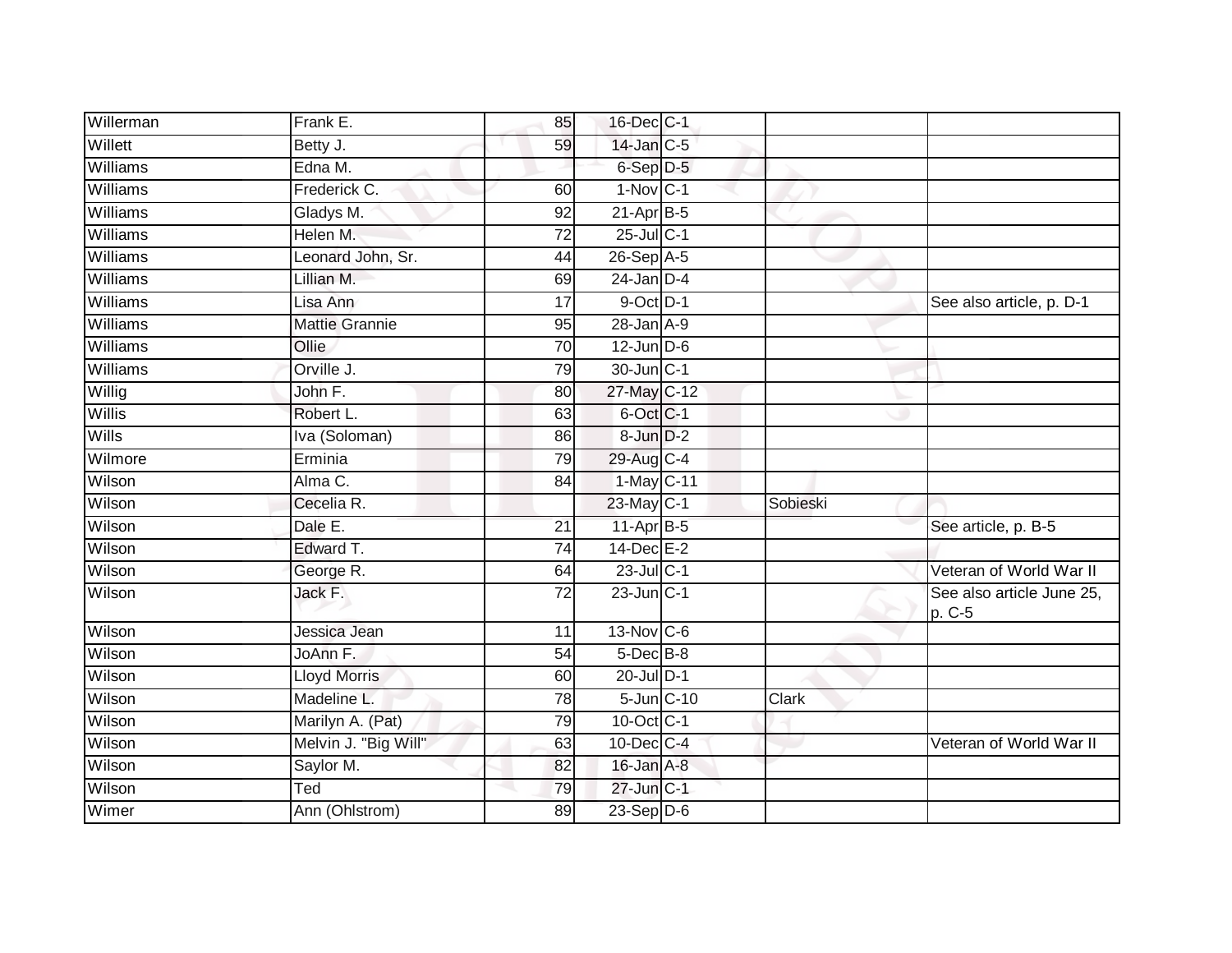| | | | | | | |
|---|---|---|---|---|---|---|
| Willerman | Frank E. | 85 | 16-Dec | C-1 | | |
| Willett | Betty J. | 59 | 14-Jan | C-5 | | |
| Williams | Edna M. | | 6-Sep | D-5 | | |
| Williams | Frederick C. | 60 | 1-Nov | C-1 | | |
| Williams | Gladys M. | 92 | 21-Apr | B-5 | | |
| Williams | Helen M. | 72 | 25-Jul | C-1 | | |
| Williams | Leonard John, Sr. | 44 | 26-Sep | A-5 | | |
| Williams | Lillian M. | 69 | 24-Jan | D-4 | | |
| Williams | Lisa Ann | 17 | 9-Oct | D-1 | | See also article, p. D-1 |
| Williams | Mattie Grannie | 95 | 28-Jan | A-9 | | |
| Williams | Ollie | 70 | 12-Jun | D-6 | | |
| Williams | Orville J. | 79 | 30-Jun | C-1 | | |
| Willig | John F. | 80 | 27-May | C-12 | | |
| Willis | Robert L. | 63 | 6-Oct | C-1 | | |
| Wills | Iva (Soloman) | 86 | 8-Jun | D-2 | | |
| Wilmore | Erminia | 79 | 29-Aug | C-4 | | |
| Wilson | Alma C. | 84 | 1-May | C-11 | | |
| Wilson | Cecelia R. | | 23-May | C-1 | Sobieski | |
| Wilson | Dale E. | 21 | 11-Apr | B-5 | | See article, p. B-5 |
| Wilson | Edward T. | 74 | 14-Dec | E-2 | | |
| Wilson | George R. | 64 | 23-Jul | C-1 | | Veteran of World War II |
| Wilson | Jack F. | 72 | 23-Jun | C-1 | | See also article June 25, p. C-5 |
| Wilson | Jessica Jean | 11 | 13-Nov | C-6 | | |
| Wilson | JoAnn F. | 54 | 5-Dec | B-8 | | |
| Wilson | Lloyd Morris | 60 | 20-Jul | D-1 | | |
| Wilson | Madeline L. | 78 | 5-Jun | C-10 | Clark | |
| Wilson | Marilyn A. (Pat) | 79 | 10-Oct | C-1 | | |
| Wilson | Melvin J. "Big Will" | 63 | 10-Dec | C-4 | | Veteran of World War II |
| Wilson | Saylor M. | 82 | 16-Jan | A-8 | | |
| Wilson | Ted | 79 | 27-Jun | C-1 | | |
| Wimer | Ann (Ohlstrom) | 89 | 23-Sep | D-6 | | |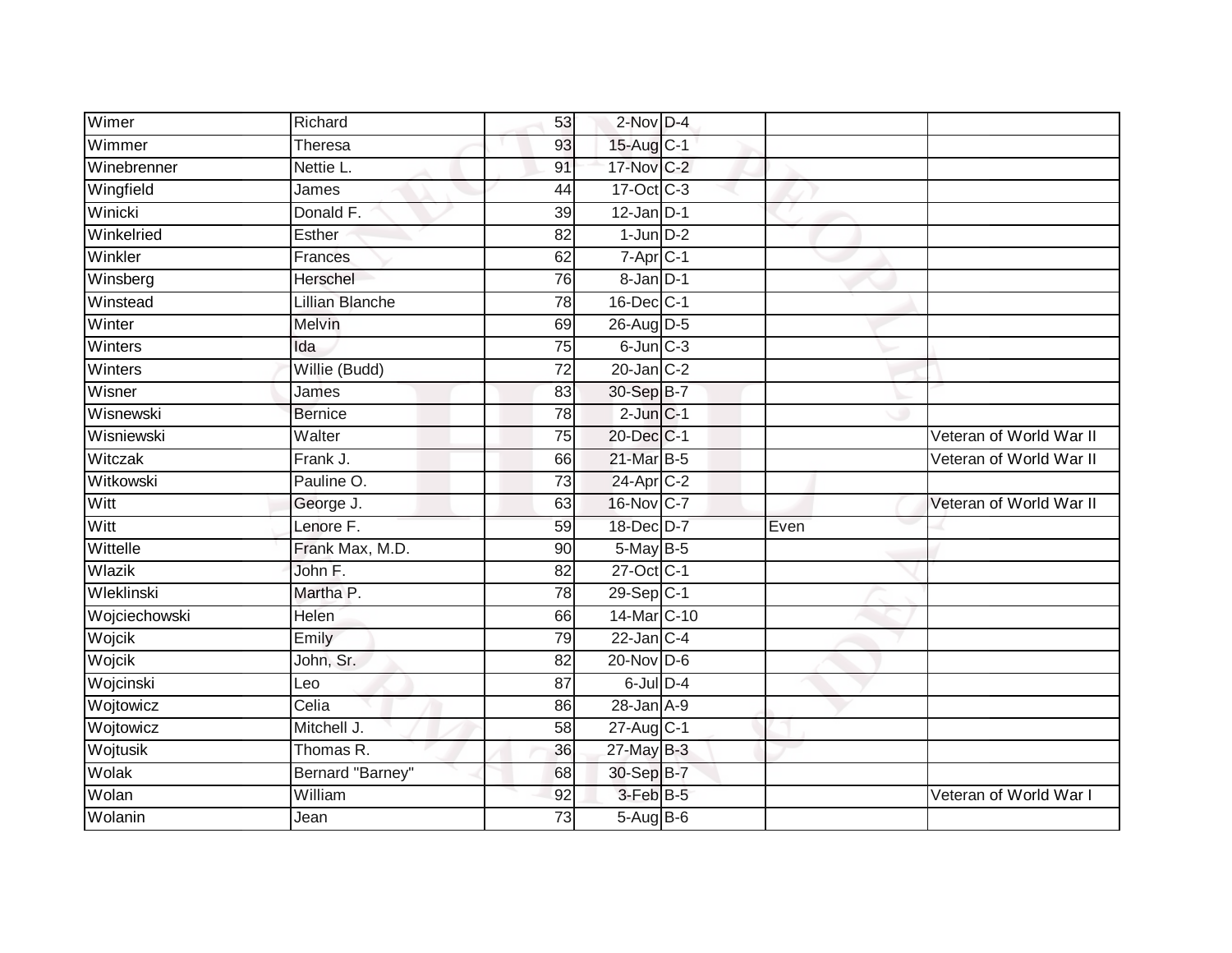| | | | | | | |
|---|---|---|---|---|---|---|
| Wimer | Richard | 53 | 2-Nov | D-4 | | |
| Wimmer | Theresa | 93 | 15-Aug | C-1 | | |
| Winebrenner | Nettie L. | 91 | 17-Nov | C-2 | | |
| Wingfield | James | 44 | 17-Oct | C-3 | | |
| Winicki | Donald F. | 39 | 12-Jan | D-1 | | |
| Winkelried | Esther | 82 | 1-Jun | D-2 | | |
| Winkler | Frances | 62 | 7-Apr | C-1 | | |
| Winsberg | Herschel | 76 | 8-Jan | D-1 | | |
| Winstead | Lillian Blanche | 78 | 16-Dec | C-1 | | |
| Winter | Melvin | 69 | 26-Aug | D-5 | | |
| Winters | Ida | 75 | 6-Jun | C-3 | | |
| Winters | Willie (Budd) | 72 | 20-Jan | C-2 | | |
| Wisner | James | 83 | 30-Sep | B-7 | | |
| Wisnewski | Bernice | 78 | 2-Jun | C-1 | | |
| Wisniewski | Walter | 75 | 20-Dec | C-1 | | Veteran of World War II |
| Witczak | Frank J. | 66 | 21-Mar | B-5 | | Veteran of World War II |
| Witkowski | Pauline O. | 73 | 24-Apr | C-2 | | |
| Witt | George J. | 63 | 16-Nov | C-7 | | Veteran of World War II |
| Witt | Lenore F. | 59 | 18-Dec | D-7 | Even | |
| Wittelle | Frank Max, M.D. | 90 | 5-May | B-5 | | |
| Wlazik | John F. | 82 | 27-Oct | C-1 | | |
| Wleklinski | Martha P. | 78 | 29-Sep | C-1 | | |
| Wojciechowski | Helen | 66 | 14-Mar | C-10 | | |
| Wojcik | Emily | 79 | 22-Jan | C-4 | | |
| Wojcik | John, Sr. | 82 | 20-Nov | D-6 | | |
| Wojcinski | Leo | 87 | 6-Jul | D-4 | | |
| Wojtowicz | Celia | 86 | 28-Jan | A-9 | | |
| Wojtowicz | Mitchell J. | 58 | 27-Aug | C-1 | | |
| Wojtusik | Thomas R. | 36 | 27-May | B-3 | | |
| Wolak | Bernard "Barney" | 68 | 30-Sep | B-7 | | |
| Wolan | William | 92 | 3-Feb | B-5 | | Veteran of World War I |
| Wolanin | Jean | 73 | 5-Aug | B-6 | | |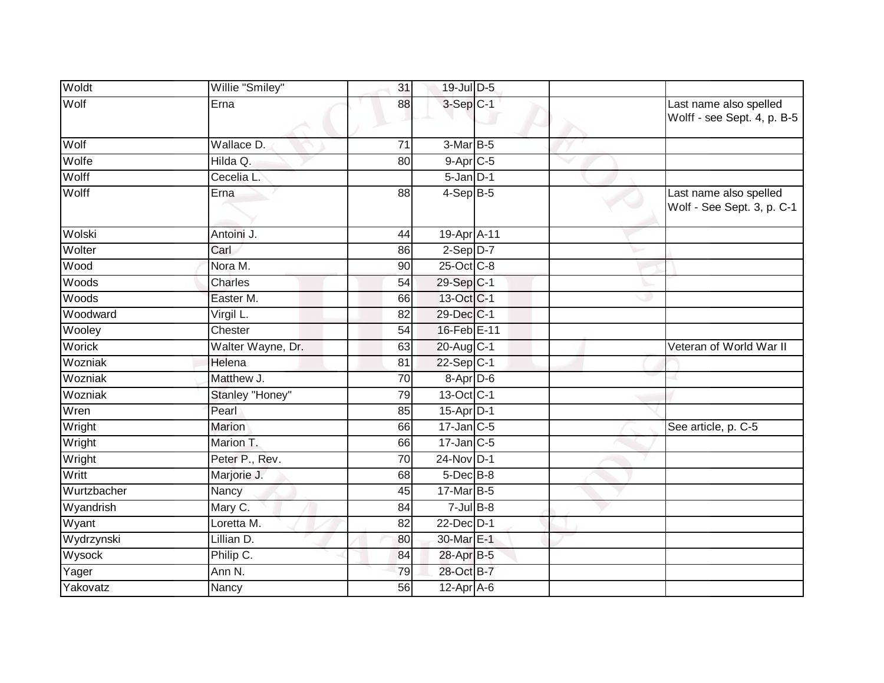| Woldt | Willie "Smiley" | 31 | 19-Jul | D-5 | | |
|---|---|---|---|---|---|---|
| Wolf | Erna | 88 | 3-Sep | C-1 | | Last name also spelled Wolff - see Sept. 4, p. B-5 |
| Wolf | Wallace D. | 71 | 3-Mar | B-5 | | |
| Wolfe | Hilda Q. | 80 | 9-Apr | C-5 | | |
| Wolff | Cecelia L. | | 5-Jan | D-1 | | |
| Wolff | Erna | 88 | 4-Sep | B-5 | | Last name also spelled Wolf - See Sept. 3, p. C-1 |
| Wolski | Antoini J. | 44 | 19-Apr | A-11 | | |
| Wolter | Carl | 86 | 2-Sep | D-7 | | |
| Wood | Nora M. | 90 | 25-Oct | C-8 | | |
| Woods | Charles | 54 | 29-Sep | C-1 | | |
| Woods | Easter M. | 66 | 13-Oct | C-1 | | |
| Woodward | Virgil L. | 82 | 29-Dec | C-1 | | |
| Wooley | Chester | 54 | 16-Feb | E-11 | | |
| Worick | Walter Wayne, Dr. | 63 | 20-Aug | C-1 | | Veteran of World War II |
| Wozniak | Helena | 81 | 22-Sep | C-1 | | |
| Wozniak | Matthew J. | 70 | 8-Apr | D-6 | | |
| Wozniak | Stanley "Honey" | 79 | 13-Oct | C-1 | | |
| Wren | Pearl | 85 | 15-Apr | D-1 | | |
| Wright | Marion | 66 | 17-Jan | C-5 | | See article, p. C-5 |
| Wright | Marion T. | 66 | 17-Jan | C-5 | | |
| Wright | Peter P., Rev. | 70 | 24-Nov | D-1 | | |
| Writt | Marjorie J. | 68 | 5-Dec | B-8 | | |
| Wurtzbacher | Nancy | 45 | 17-Mar | B-5 | | |
| Wyandrish | Mary C. | 84 | 7-Jul | B-8 | | |
| Wyant | Loretta M. | 82 | 22-Dec | D-1 | | |
| Wydrzynski | Lillian D. | 80 | 30-Mar | E-1 | | |
| Wysock | Philip C. | 84 | 28-Apr | B-5 | | |
| Yager | Ann N. | 79 | 28-Oct | B-7 | | |
| Yakovatz | Nancy | 56 | 12-Apr | A-6 | | |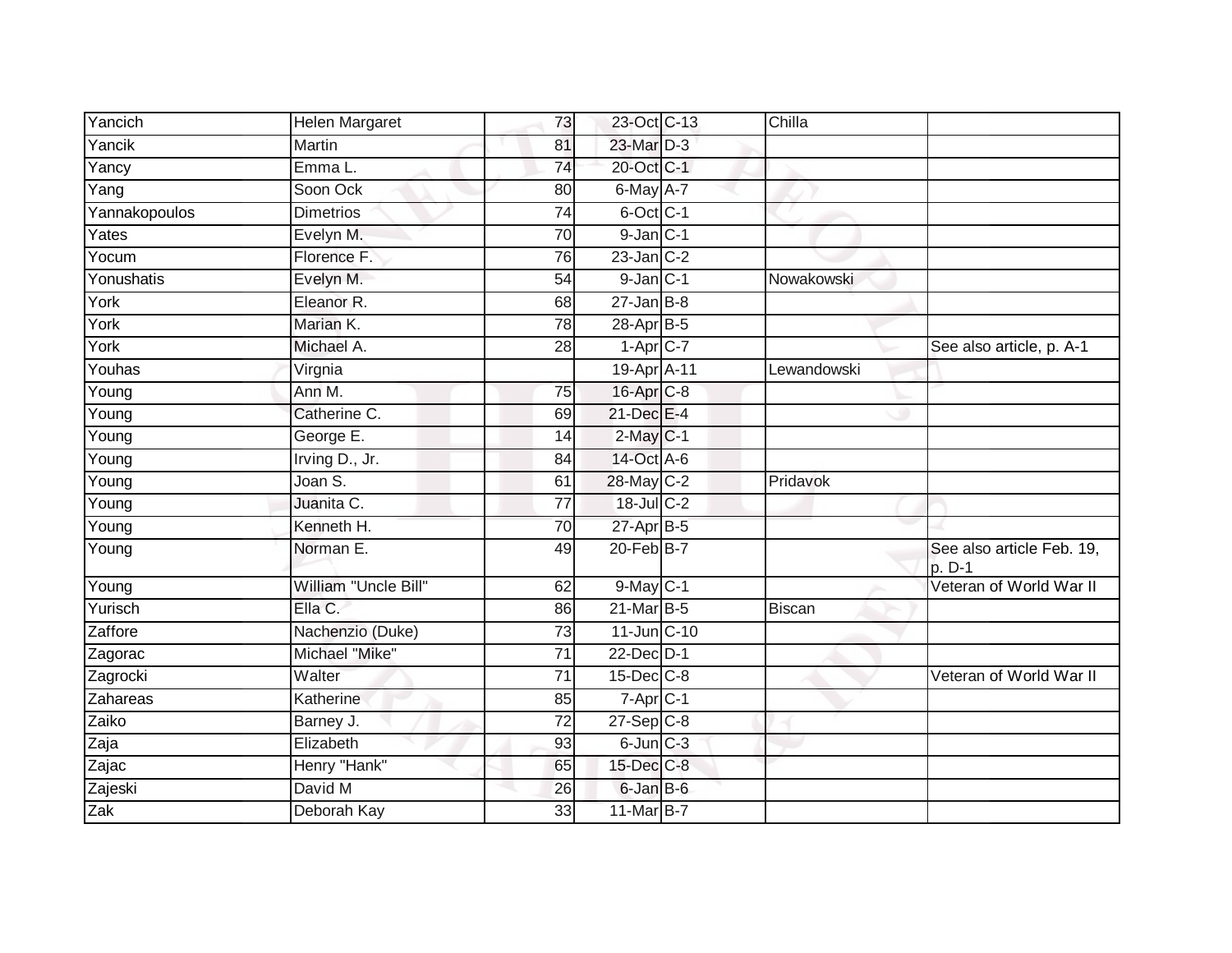| Yancich | Helen Margaret | 73 | 23-Oct | C-13 | Chilla | |
|---|---|---|---|---|---|---|
| Yancik | Martin | 81 | 23-Mar | D-3 | | |
| Yancy | Emma L. | 74 | 20-Oct | C-1 | | |
| Yang | Soon Ock | 80 | 6-May | A-7 | | |
| Yannakopoulos | Dimetrios | 74 | 6-Oct | C-1 | | |
| Yates | Evelyn M. | 70 | 9-Jan | C-1 | | |
| Yocum | Florence F. | 76 | 23-Jan | C-2 | | |
| Yonushatis | Evelyn M. | 54 | 9-Jan | C-1 | Nowakowski | |
| York | Eleanor R. | 68 | 27-Jan | B-8 | | |
| York | Marian K. | 78 | 28-Apr | B-5 | | |
| York | Michael A. | 28 | 1-Apr | C-7 | | See also article, p. A-1 |
| Youhas | Virgnia | | 19-Apr | A-11 | Lewandowski | |
| Young | Ann M. | 75 | 16-Apr | C-8 | | |
| Young | Catherine C. | 69 | 21-Dec | E-4 | | |
| Young | George E. | 14 | 2-May | C-1 | | |
| Young | Irving D., Jr. | 84 | 14-Oct | A-6 | | |
| Young | Joan S. | 61 | 28-May | C-2 | Pridavok | |
| Young | Juanita C. | 77 | 18-Jul | C-2 | | |
| Young | Kenneth H. | 70 | 27-Apr | B-5 | | |
| Young | Norman E. | 49 | 20-Feb | B-7 | | See also article Feb. 19, p. D-1 |
| Young | William "Uncle Bill" | 62 | 9-May | C-1 | | Veteran of World War II |
| Yurisch | Ella C. | 86 | 21-Mar | B-5 | Biscan | |
| Zaffore | Nachenzio (Duke) | 73 | 11-Jun | C-10 | | |
| Zagorac | Michael "Mike" | 71 | 22-Dec | D-1 | | |
| Zagrocki | Walter | 71 | 15-Dec | C-8 | | Veteran of World War II |
| Zahareas | Katherine | 85 | 7-Apr | C-1 | | |
| Zaiko | Barney J. | 72 | 27-Sep | C-8 | | |
| Zaja | Elizabeth | 93 | 6-Jun | C-3 | | |
| Zajac | Henry "Hank" | 65 | 15-Dec | C-8 | | |
| Zajeski | David M | 26 | 6-Jan | B-6 | | |
| Zak | Deborah Kay | 33 | 11-Mar | B-7 | | |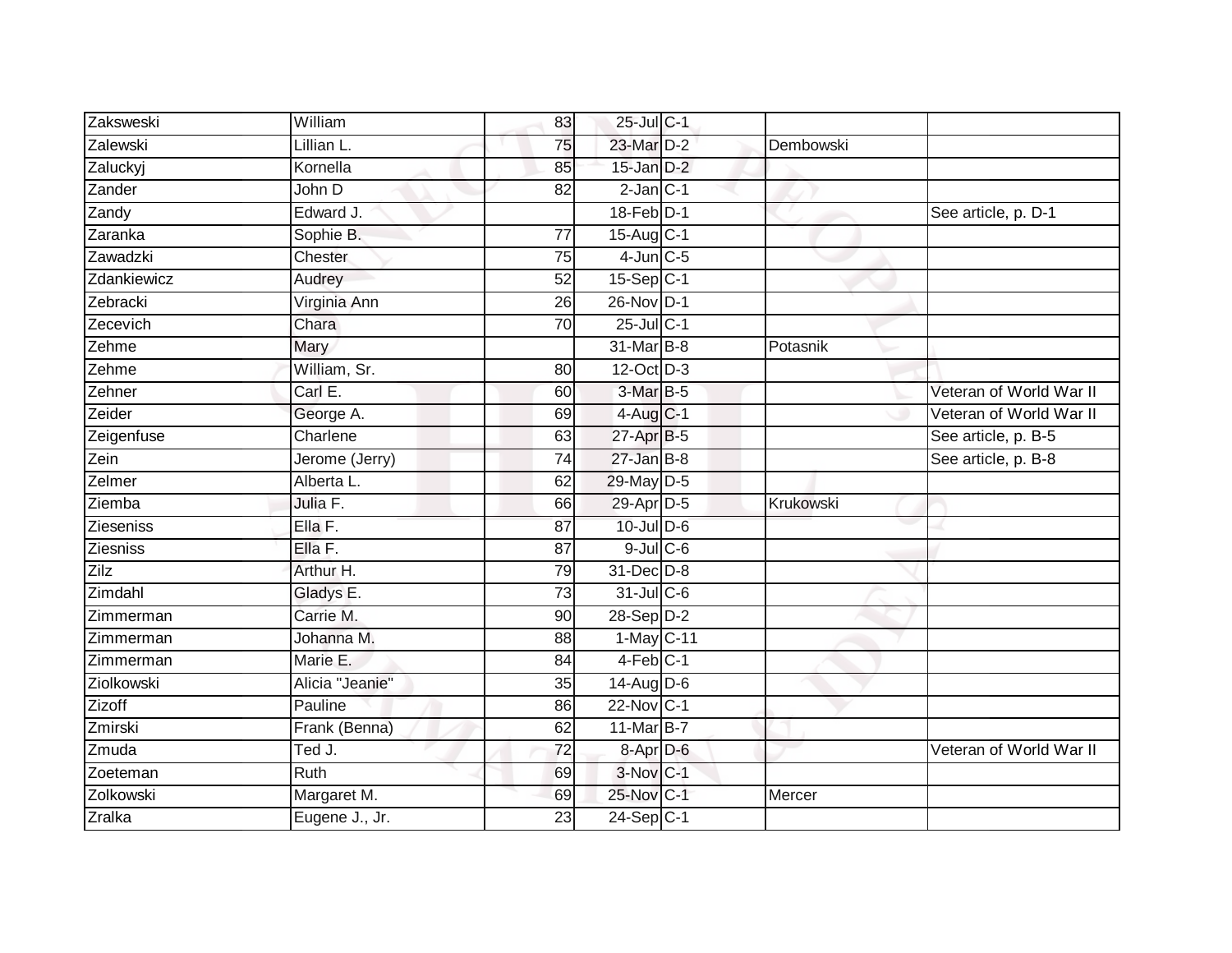| | | | | | | |
|---|---|---|---|---|---|---|
| Zaksweski | William | 83 | 25-Jul | C-1 | | |
| Zalewski | Lillian L. | 75 | 23-Mar | D-2 | Dembowski | |
| Zaluckyj | Kornella | 85 | 15-Jan | D-2 | | |
| Zander | John D | 82 | 2-Jan | C-1 | | |
| Zandy | Edward J. | | 18-Feb | D-1 | | See article, p. D-1 |
| Zaranka | Sophie B. | 77 | 15-Aug | C-1 | | |
| Zawadzki | Chester | 75 | 4-Jun | C-5 | | |
| Zdankiewicz | Audrey | 52 | 15-Sep | C-1 | | |
| Zebracki | Virginia Ann | 26 | 26-Nov | D-1 | | |
| Zecevich | Chara | 70 | 25-Jul | C-1 | | |
| Zehme | Mary | | 31-Mar | B-8 | Potasnik | |
| Zehme | William, Sr. | 80 | 12-Oct | D-3 | | |
| Zehner | Carl E. | 60 | 3-Mar | B-5 | | Veteran of World War II |
| Zeider | George A. | 69 | 4-Aug | C-1 | | Veteran of World War II |
| Zeigenfuse | Charlene | 63 | 27-Apr | B-5 | | See article, p. B-5 |
| Zein | Jerome (Jerry) | 74 | 27-Jan | B-8 | | See article, p. B-8 |
| Zelmer | Alberta L. | 62 | 29-May | D-5 | | |
| Ziemba | Julia F. | 66 | 29-Apr | D-5 | Krukowski | |
| Zieseniss | Ella F. | 87 | 10-Jul | D-6 | | |
| Ziesniss | Ella F. | 87 | 9-Jul | C-6 | | |
| Zilz | Arthur H. | 79 | 31-Dec | D-8 | | |
| Zimdahl | Gladys E. | 73 | 31-Jul | C-6 | | |
| Zimmerman | Carrie M. | 90 | 28-Sep | D-2 | | |
| Zimmerman | Johanna M. | 88 | 1-May | C-11 | | |
| Zimmerman | Marie E. | 84 | 4-Feb | C-1 | | |
| Ziolkowski | Alicia "Jeanie" | 35 | 14-Aug | D-6 | | |
| Zizoff | Pauline | 86 | 22-Nov | C-1 | | |
| Zmirski | Frank (Benna) | 62 | 11-Mar | B-7 | | |
| Zmuda | Ted J. | 72 | 8-Apr | D-6 | | Veteran of World War II |
| Zoeteman | Ruth | 69 | 3-Nov | C-1 | | |
| Zolkowski | Margaret M. | 69 | 25-Nov | C-1 | Mercer | |
| Zralka | Eugene J., Jr. | 23 | 24-Sep | C-1 | | |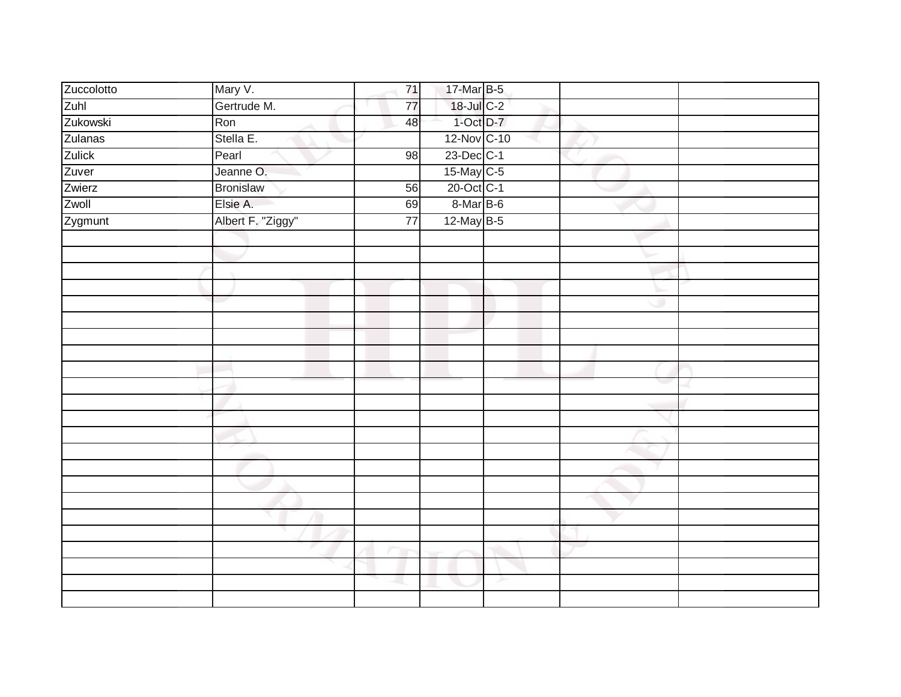| | | | | | | |
|---|---|---|---|---|---|---|
| Zuccolotto | Mary V. | 71 | 17-Mar | B-5 | | |
| Zuhl | Gertrude M. | 77 | 18-Jul | C-2 | | |
| Zukowski | Ron | 48 | 1-Oct | D-7 | | |
| Zulanas | Stella E. | | 12-Nov | C-10 | | |
| Zulick | Pearl | 98 | 23-Dec | C-1 | | |
| Zuver | Jeanne O. | | 15-May | C-5 | | |
| Zwierz | Bronislaw | 56 | 20-Oct | C-1 | | |
| Zwoll | Elsie A. | 69 | 8-Mar | B-6 | | |
| Zygmunt | Albert F. "Ziggy" | 77 | 12-May | B-5 | | |